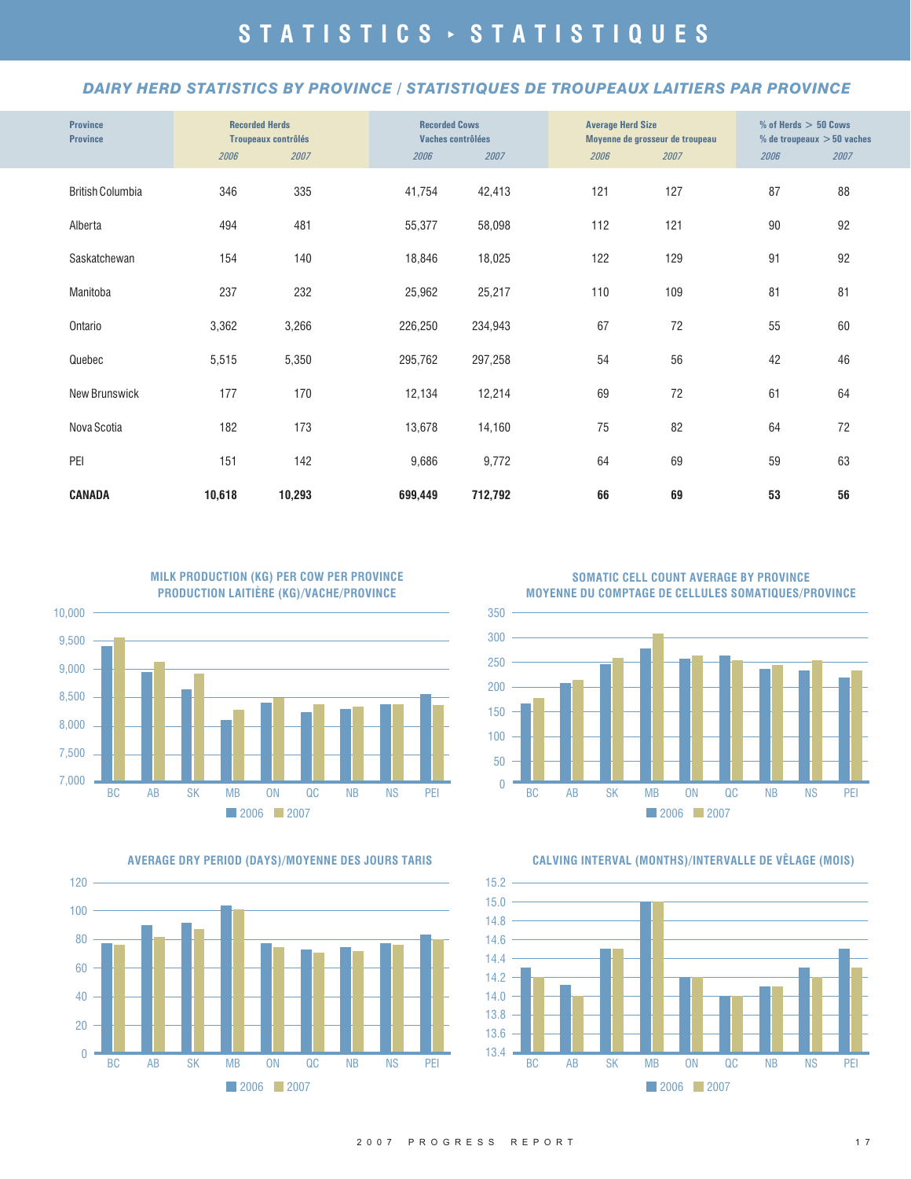# STATISTICS ▸ STATISTIQUES

## *DAIRY HERD STATISTICS BY PROVINCE / STATISTIQUES DE TROUPEAUX LAITIERS PAR PROVINCE*

| Province / Province | Recorded Herds / Troupeaux contrôlés | | Recorded Cows / Vaches contrôlées | | Average Herd Size / Moyenne de grosseur de troupeau | | % of Herds > 50 Cows / % de troupeaux > 50 vaches | |
|---|---|---|---|---|---|---|---|---|
| | *2006* | *2007* | *2006* | *2007* | *2006* | *2007* | *2006* | *2007* |
| British Columbia | 346 | 335 | 41,754 | 42,413 | 121 | 127 | 87 | 88 |
| Alberta | 494 | 481 | 55,377 | 58,098 | 112 | 121 | 90 | 92 |
| Saskatchewan | 154 | 140 | 18,846 | 18,025 | 122 | 129 | 91 | 92 |
| Manitoba | 237 | 232 | 25,962 | 25,217 | 110 | 109 | 81 | 81 |
| Ontario | 3,362 | 3,266 | 226,250 | 234,943 | 67 | 72 | 55 | 60 |
| Quebec | 5,515 | 5,350 | 295,762 | 297,258 | 54 | 56 | 42 | 46 |
| New Brunswick | 177 | 170 | 12,134 | 12,214 | 69 | 72 | 61 | 64 |
| Nova Scotia | 182 | 173 | 13,678 | 14,160 | 75 | 82 | 64 | 72 |
| PEI | 151 | 142 | 9,686 | 9,772 | 64 | 69 | 59 | 63 |
| **CANADA** | **10,618** | **10,293** | **699,449** | **712,792** | **66** | **69** | **53** | **56** |

**MILK PRODUCTION (KG) PER COW PER PROVINCE**
**PRODUCTION LAITIÈRE (KG)/VACHE/PROVINCE**

**SOMATIC CELL COUNT AVERAGE BY PROVINCE**
**MOYENNE DU COMPTAGE DE CELLULES SOMATIQUES/PROVINCE**

**AVERAGE DRY PERIOD (DAYS)/MOYENNE DES JOURS TARIS**

**CALVING INTERVAL (MONTHS)/INTERVALLE DE VÊLAGE (MOIS)**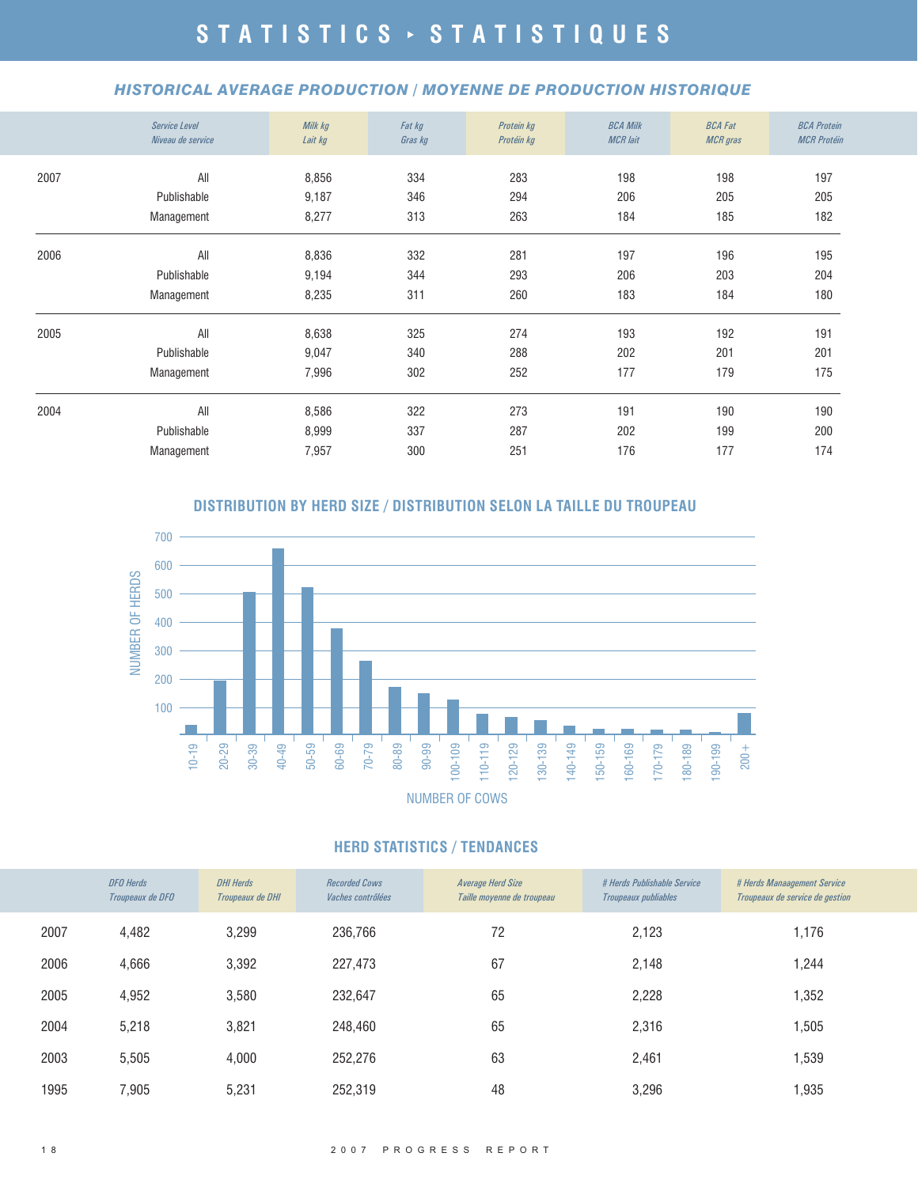# STATISTICS ‣ STATISTIQUES

## HISTORICAL AVERAGE PRODUCTION / MOYENNE DE PRODUCTION HISTORIQUE

| | Service Level<br>Niveau de service | Milk kg<br>Lait kg | Fat kg<br>Gras kg | Protein kg<br>Protéin kg | BCA Milk<br>MCR lait | BCA Fat<br>MCR gras | BCA Protein<br>MCR Protéin |
|---|---|---|---|---|---|---|---|
| 2007 | All | 8,856 | 334 | 283 | 198 | 198 | 197 |
| | Publishable | 9,187 | 346 | 294 | 206 | 205 | 205 |
| | Management | 8,277 | 313 | 263 | 184 | 185 | 182 |
| 2006 | All | 8,836 | 332 | 281 | 197 | 196 | 195 |
| | Publishable | 9,194 | 344 | 293 | 206 | 203 | 204 |
| | Management | 8,235 | 311 | 260 | 183 | 184 | 180 |
| 2005 | All | 8,638 | 325 | 274 | 193 | 192 | 191 |
| | Publishable | 9,047 | 340 | 288 | 202 | 201 | 201 |
| | Management | 7,996 | 302 | 252 | 177 | 179 | 175 |
| 2004 | All | 8,586 | 322 | 273 | 191 | 190 | 190 |
| | Publishable | 8,999 | 337 | 287 | 202 | 199 | 200 |
| | Management | 7,957 | 300 | 251 | 176 | 177 | 174 |

## DISTRIBUTION BY HERD SIZE / DISTRIBUTION SELON LA TAILLE DU TROUPEAU

NUMBER OF HERDS

NUMBER OF COWS

## HERD STATISTICS / TENDANCES

| | DFO Herds<br>Troupeaux de DFO | DHI Herds<br>Troupeaux de DHI | Recorded Cows<br>Vaches contrôlées | Average Herd Size<br>Taille moyenne de troupeau | # Herds Publishable Service<br>Troupeaux publiables | # Herds Manaagement Service<br>Troupeaux de service de gestion |
|---|---|---|---|---|---|---|
| 2007 | 4,482 | 3,299 | 236,766 | 72 | 2,123 | 1,176 |
| 2006 | 4,666 | 3,392 | 227,473 | 67 | 2,148 | 1,244 |
| 2005 | 4,952 | 3,580 | 232,647 | 65 | 2,228 | 1,352 |
| 2004 | 5,218 | 3,821 | 248,460 | 65 | 2,316 | 1,505 |
| 2003 | 5,505 | 4,000 | 252,276 | 63 | 2,461 | 1,539 |
| 1995 | 7,905 | 5,231 | 252,319 | 48 | 3,296 | 1,935 |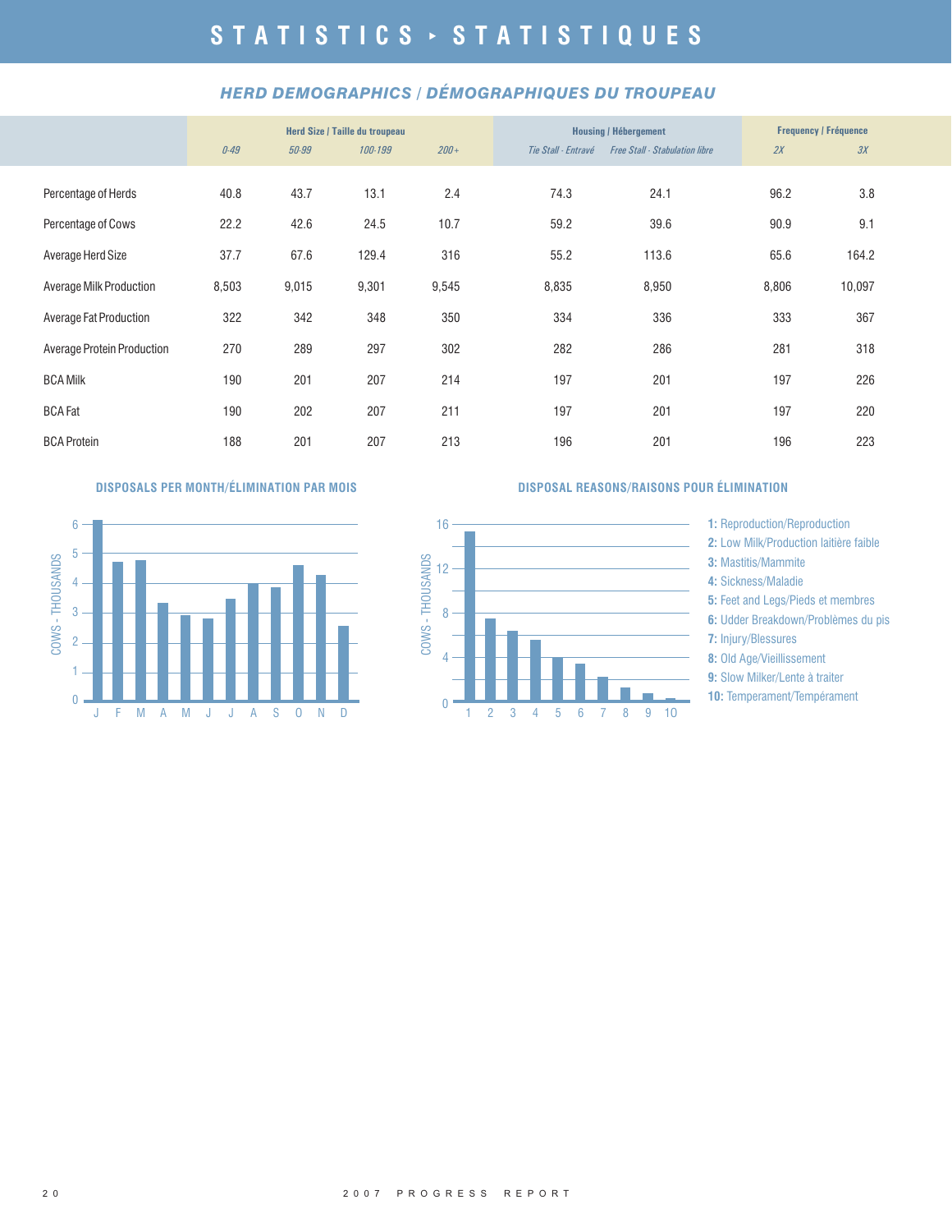# STATISTICS ‣ STATISTIQUES

## *HERD DEMOGRAPHICS / DÉMOGRAPHIQUES DU TROUPEAU*

| | Herd Size / Taille du troupeau | | | | Housing / Hébergement | | Frequency / Fréquence | |
|---|---|---|---|---|---|---|---|---|
| | *0-49* | *50-99* | *100-199* | *200+* | *Tie Stall - Entravé* | *Free Stall - Stabulation libre* | *2X* | *3X* |
| Percentage of Herds | 40.8 | 43.7 | 13.1 | 2.4 | 74.3 | 24.1 | 96.2 | 3.8 |
| Percentage of Cows | 22.2 | 42.6 | 24.5 | 10.7 | 59.2 | 39.6 | 90.9 | 9.1 |
| Average Herd Size | 37.7 | 67.6 | 129.4 | 316 | 55.2 | 113.6 | 65.6 | 164.2 |
| Average Milk Production | 8,503 | 9,015 | 9,301 | 9,545 | 8,835 | 8,950 | 8,806 | 10,097 |
| Average Fat Production | 322 | 342 | 348 | 350 | 334 | 336 | 333 | 367 |
| Average Protein Production | 270 | 289 | 297 | 302 | 282 | 286 | 281 | 318 |
| BCA Milk | 190 | 201 | 207 | 214 | 197 | 201 | 197 | 226 |
| BCA Fat | 190 | 202 | 207 | 211 | 197 | 201 | 197 | 220 |
| BCA Protein | 188 | 201 | 207 | 213 | 196 | 201 | 196 | 223 |

### DISPOSALS PER MONTH/ÉLIMINATION PAR MOIS

COWS - THOUSANDS

J F M A M J J A S O N D

### DISPOSAL REASONS/RAISONS POUR ÉLIMINATION

COWS - THOUSANDS

**1:** Reproduction/Reproduction
**2:** Low Milk/Production laitière faible
**3:** Mastitis/Mammite
**4:** Sickness/Maladie
**5:** Feet and Legs/Pieds et membres
**6:** Udder Breakdown/Problèmes du pis
**7:** Injury/Blessures
**8:** Old Age/Vieillissement
**9:** Slow Milker/Lente à traiter
**10:** Temperament/Tempérament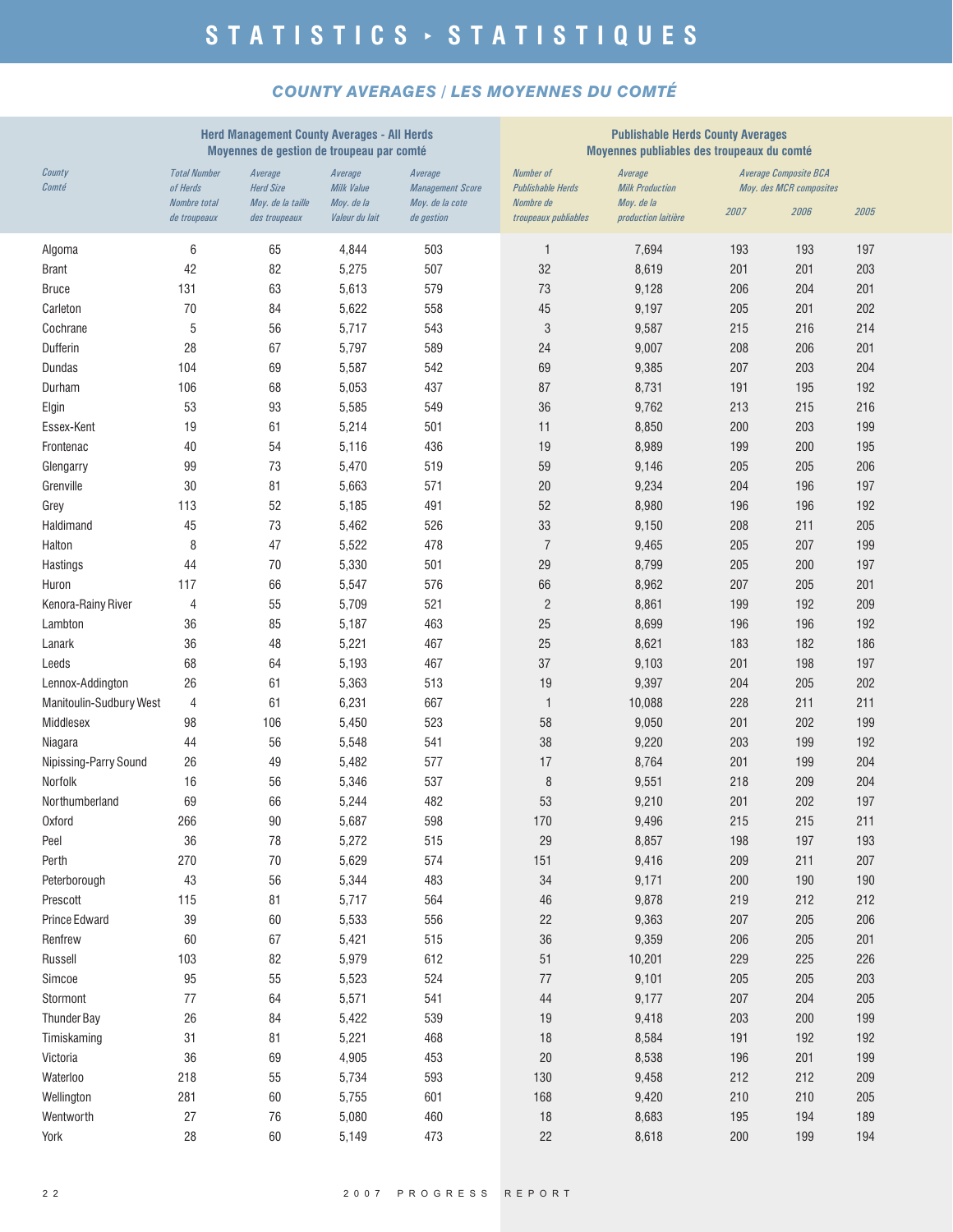# STATISTICS ▸ STATISTIQUES

## *COUNTY AVERAGES / LES MOYENNES DU COMTÉ*

| | **Herd Management County Averages - All Herds / Moyennes de gestion de troupeau par comté** | | | | **Publishable Herds County Averages / Moyennes publiables des troupeaux du comté** | | | | |
|---|---|---|---|---|---|---|---|---|---|
| *County / Comté* | *Total Number of Herds / Nombre total de troupeaux* | *Average Herd Size / Moy. de la taille des troupeaux* | *Average Milk Value / Moy. de la Valeur du lait* | *Average Management Score / Moy. de la cote de gestion* | *Number of Publishable Herds / Nombre de troupeaux publiables* | *Average Milk Production / Moy. de la production laitière* | *Average Composite BCA / Moy. des MCR composites* | | |
| | | | | | | | *2007* | *2006* | *2005* |
| Algoma | 6 | 65 | 4,844 | 503 | 1 | 7,694 | 193 | 193 | 197 |
| Brant | 42 | 82 | 5,275 | 507 | 32 | 8,619 | 201 | 201 | 203 |
| Bruce | 131 | 63 | 5,613 | 579 | 73 | 9,128 | 206 | 204 | 201 |
| Carleton | 70 | 84 | 5,622 | 558 | 45 | 9,197 | 205 | 201 | 202 |
| Cochrane | 5 | 56 | 5,717 | 543 | 3 | 9,587 | 215 | 216 | 214 |
| Dufferin | 28 | 67 | 5,797 | 589 | 24 | 9,007 | 208 | 206 | 201 |
| Dundas | 104 | 69 | 5,587 | 542 | 69 | 9,385 | 207 | 203 | 204 |
| Durham | 106 | 68 | 5,053 | 437 | 87 | 8,731 | 191 | 195 | 192 |
| Elgin | 53 | 93 | 5,585 | 549 | 36 | 9,762 | 213 | 215 | 216 |
| Essex-Kent | 19 | 61 | 5,214 | 501 | 11 | 8,850 | 200 | 203 | 199 |
| Frontenac | 40 | 54 | 5,116 | 436 | 19 | 8,989 | 199 | 200 | 195 |
| Glengarry | 99 | 73 | 5,470 | 519 | 59 | 9,146 | 205 | 205 | 206 |
| Grenville | 30 | 81 | 5,663 | 571 | 20 | 9,234 | 204 | 196 | 197 |
| Grey | 113 | 52 | 5,185 | 491 | 52 | 8,980 | 196 | 196 | 192 |
| Haldimand | 45 | 73 | 5,462 | 526 | 33 | 9,150 | 208 | 211 | 205 |
| Halton | 8 | 47 | 5,522 | 478 | 7 | 9,465 | 205 | 207 | 199 |
| Hastings | 44 | 70 | 5,330 | 501 | 29 | 8,799 | 205 | 200 | 197 |
| Huron | 117 | 66 | 5,547 | 576 | 66 | 8,962 | 207 | 205 | 201 |
| Kenora-Rainy River | 4 | 55 | 5,709 | 521 | 2 | 8,861 | 199 | 192 | 209 |
| Lambton | 36 | 85 | 5,187 | 463 | 25 | 8,699 | 196 | 196 | 192 |
| Lanark | 36 | 48 | 5,221 | 467 | 25 | 8,621 | 183 | 182 | 186 |
| Leeds | 68 | 64 | 5,193 | 467 | 37 | 9,103 | 201 | 198 | 197 |
| Lennox-Addington | 26 | 61 | 5,363 | 513 | 19 | 9,397 | 204 | 205 | 202 |
| Manitoulin-Sudbury West | 4 | 61 | 6,231 | 667 | 1 | 10,088 | 228 | 211 | 211 |
| Middlesex | 98 | 106 | 5,450 | 523 | 58 | 9,050 | 201 | 202 | 199 |
| Niagara | 44 | 56 | 5,548 | 541 | 38 | 9,220 | 203 | 199 | 192 |
| Nipissing-Parry Sound | 26 | 49 | 5,482 | 577 | 17 | 8,764 | 201 | 199 | 204 |
| Norfolk | 16 | 56 | 5,346 | 537 | 8 | 9,551 | 218 | 209 | 204 |
| Northumberland | 69 | 66 | 5,244 | 482 | 53 | 9,210 | 201 | 202 | 197 |
| Oxford | 266 | 90 | 5,687 | 598 | 170 | 9,496 | 215 | 215 | 211 |
| Peel | 36 | 78 | 5,272 | 515 | 29 | 8,857 | 198 | 197 | 193 |
| Perth | 270 | 70 | 5,629 | 574 | 151 | 9,416 | 209 | 211 | 207 |
| Peterborough | 43 | 56 | 5,344 | 483 | 34 | 9,171 | 200 | 190 | 190 |
| Prescott | 115 | 81 | 5,717 | 564 | 46 | 9,878 | 219 | 212 | 212 |
| Prince Edward | 39 | 60 | 5,533 | 556 | 22 | 9,363 | 207 | 205 | 206 |
| Renfrew | 60 | 67 | 5,421 | 515 | 36 | 9,359 | 206 | 205 | 201 |
| Russell | 103 | 82 | 5,979 | 612 | 51 | 10,201 | 229 | 225 | 226 |
| Simcoe | 95 | 55 | 5,523 | 524 | 77 | 9,101 | 205 | 205 | 203 |
| Stormont | 77 | 64 | 5,571 | 541 | 44 | 9,177 | 207 | 204 | 205 |
| Thunder Bay | 26 | 84 | 5,422 | 539 | 19 | 9,418 | 203 | 200 | 199 |
| Timiskaming | 31 | 81 | 5,221 | 468 | 18 | 8,584 | 191 | 192 | 192 |
| Victoria | 36 | 69 | 4,905 | 453 | 20 | 8,538 | 196 | 201 | 199 |
| Waterloo | 218 | 55 | 5,734 | 593 | 130 | 9,458 | 212 | 212 | 209 |
| Wellington | 281 | 60 | 5,755 | 601 | 168 | 9,420 | 210 | 210 | 205 |
| Wentworth | 27 | 76 | 5,080 | 460 | 18 | 8,683 | 195 | 194 | 189 |
| York | 28 | 60 | 5,149 | 473 | 22 | 8,618 | 200 | 199 | 194 |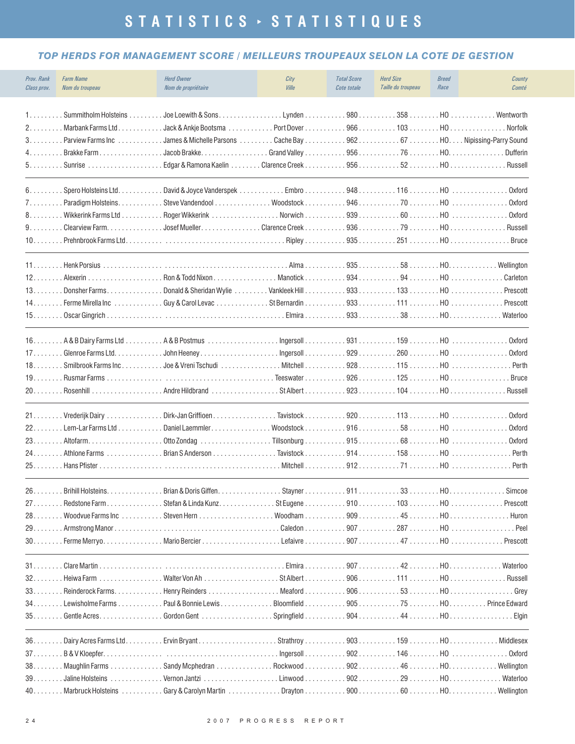# STATISTICS ‣ STATISTIQUES

## TOP HERDS FOR MANAGEMENT SCORE / MEILLEURS TROUPEAUX SELON LA COTE DE GESTION

| Prov. Rank / Class prov. | Farm Name / Nom du troupeau | Herd Owner / Nom de propriétaire | City / Ville | Total Score / Cote totale | Herd Size / Taille du troupeau | Breed / Race | County / Comté |
|---|---|---|---|---|---|---|---|
| 1 | Summitholm Holsteins | Joe Loewith & Sons | Lynden | 980 | 358 | HO | Wentworth |
| 2 | Marbank Farms Ltd | Jack & Ankje Bootsma | Port Dover | 966 | 103 | HO | Norfolk |
| 3 | Parview Farms Inc | James & Michelle Parsons | Cache Bay | 962 | 67 | HO | Nipissing-Parry Sound |
| 4 | Brakke Farm | Jacob Brakke | Grand Valley | 956 | 76 | HO | Dufferin |
| 5 | Sunrise | Edgar & Ramona Kaelin | Clarence Creek | 956 | 52 | HO | Russell |
| 6 | Spero Holsteins Ltd | David & Joyce Vanderspek | Embro | 948 | 116 | HO | Oxford |
| 7 | Paradigm Holsteins | Steve Vandendool | Woodstock | 946 | 70 | HO | Oxford |
| 8 | Wikkerink Farms Ltd | Roger Wikkerink | Norwich | 939 | 60 | HO | Oxford |
| 9 | Clearview Farm | Josef Mueller | Clarence Creek | 936 | 79 | HO | Russell |
| 10 | Prehnbrook Farms Ltd | | Ripley | 935 | 251 | HO | Bruce |
| 11 | Henk Porsius | | Alma | 935 | 58 | HO | Wellington |
| 12 | Alexerin | Ron & Todd Nixon | Manotick | 934 | 94 | HO | Carleton |
| 13 | Donsher Farms | Donald & Sheridan Wylie | Vankleek Hill | 933 | 133 | HO | Prescott |
| 14 | Ferme Mirella Inc | Guy & Carol Levac | St Bernardin | 933 | 111 | HO | Prescott |
| 15 | Oscar Gingrich | | Elmira | 933 | 38 | HO | Waterloo |
| 16 | A & B Dairy Farms Ltd | A & B Postmus | Ingersoll | 931 | 159 | HO | Oxford |
| 17 | Glenroe Farms Ltd | John Heeney | Ingersoll | 929 | 260 | HO | Oxford |
| 18 | Smilbrook Farms Inc | Joe & Vreni Tschudi | Mitchell | 928 | 115 | HO | Perth |
| 19 | Rusmar Farms | | Teeswater | 926 | 125 | HO | Bruce |
| 20 | Rosenhill | Andre Hildbrand | St Albert | 923 | 104 | HO | Russell |
| 21 | Vrederijk Dairy | Dirk-Jan Griffioen | Tavistock | 920 | 113 | HO | Oxford |
| 22 | Lem-Lar Farms Ltd | Daniel Laemmler | Woodstock | 916 | 58 | HO | Oxford |
| 23 | Altofarm | Otto Zondag | Tillsonburg | 915 | 68 | HO | Oxford |
| 24 | Athlone Farms | Brian S Anderson | Tavistock | 914 | 158 | HO | Perth |
| 25 | Hans Pfister | | Mitchell | 912 | 71 | HO | Perth |
| 26 | Brihill Holsteins | Brian & Doris Giffen | Stayner | 911 | 33 | HO | Simcoe |
| 27 | Redstone Farm | Stefan & Linda Kunz | St Eugene | 910 | 103 | HO | Prescott |
| 28 | Woodvue Farms Inc | Steven Hern | Woodham | 909 | 45 | HO | Huron |
| 29 | Armstrong Manor | | Caledon | 907 | 287 | HO | Peel |
| 30 | Ferme Merryo | Mario Bercier | Lefaivre | 907 | 47 | HO | Prescott |
| 31 | Clare Martin | | Elmira | 907 | 42 | HO | Waterloo |
| 32 | Heiwa Farm | Walter Von Ah | St Albert | 906 | 111 | HO | Russell |
| 33 | Reinderock Farms | Henry Reinders | Meaford | 906 | 53 | HO | Grey |
| 34 | Lewisholme Farms | Paul & Bonnie Lewis | Bloomfield | 905 | 75 | HO | Prince Edward |
| 35 | Gentle Acres | Gordon Gent | Springfield | 904 | 44 | HO | Elgin |
| 36 | Dairy Acres Farms Ltd | Ervin Bryant | Strathroy | 903 | 159 | HO | Middlesex |
| 37 | B & V Kloepfer | | Ingersoll | 902 | 146 | HO | Oxford |
| 38 | Maughlin Farms | Sandy Mcphedran | Rockwood | 902 | 46 | HO | Wellington |
| 39 | Jaline Holsteins | Vernon Jantzi | Linwood | 902 | 29 | HO | Waterloo |
| 40 | Marbruck Holsteins | Gary & Carolyn Martin | Drayton | 900 | 60 | HO | Wellington |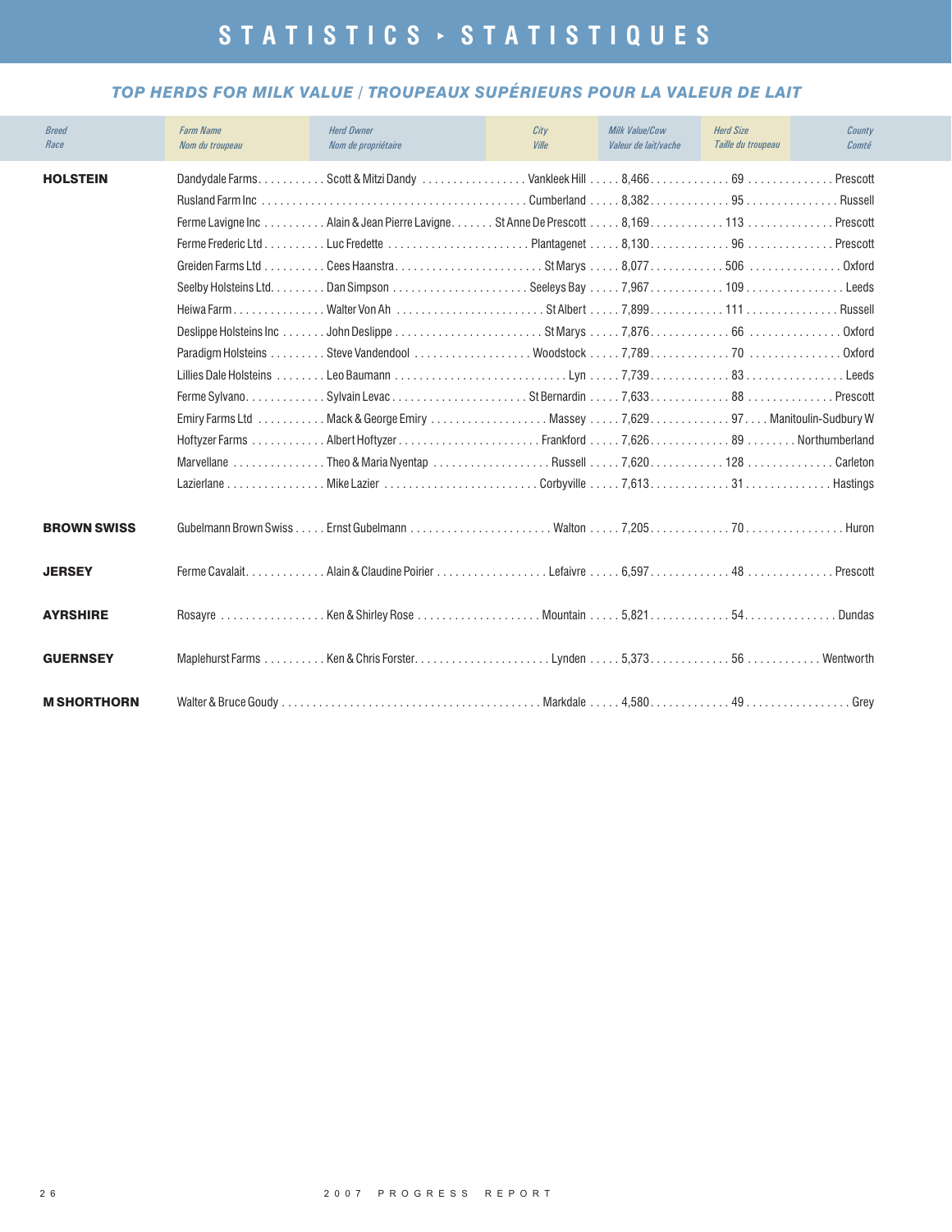# STATISTICS ▸ STATISTIQUES

## *TOP HERDS FOR MILK VALUE / TROUPEAUX SUPÉRIEURS POUR LA VALEUR DE LAIT*

| *Breed*<br>*Race* | *Farm Name*<br>*Nom du troupeau* | *Herd Owner*<br>*Nom de propriétaire* | *City*<br>*Ville* | *Milk Value/Cow*<br>*Valeur de lait/vache* | *Herd Size*<br>*Taille du troupeau* | *County*<br>*Comté* |
|---|---|---|---|---|---|---|
| **HOLSTEIN** | Dandydale Farms | Scott & Mitzi Dandy | Vankleek Hill | 8,466 | 69 | Prescott |
| | Rusland Farm Inc | | Cumberland | 8,382 | 95 | Russell |
| | Ferme Lavigne Inc | Alain & Jean Pierre Lavigne | St Anne De Prescott | 8,169 | 113 | Prescott |
| | Ferme Frederic Ltd | Luc Fredette | Plantagenet | 8,130 | 96 | Prescott |
| | Greiden Farms Ltd | Cees Haanstra | St Marys | 8,077 | 506 | Oxford |
| | Seelby Holsteins Ltd. | Dan Simpson | Seeleys Bay | 7,967 | 109 | Leeds |
| | Heiwa Farm | Walter Von Ah | St Albert | 7,899 | 111 | Russell |
| | Deslippe Holsteins Inc | John Deslippe | St Marys | 7,876 | 66 | Oxford |
| | Paradigm Holsteins | Steve Vandendool | Woodstock | 7,789 | 70 | Oxford |
| | Lillies Dale Holsteins | Leo Baumann | Lyn | 7,739 | 83 | Leeds |
| | Ferme Sylvano | Sylvain Levac | St Bernardin | 7,633 | 88 | Prescott |
| | Emiry Farms Ltd | Mack & George Emiry | Massey | 7,629 | 97 | Manitoulin-Sudbury W |
| | Hoftyzer Farms | Albert Hoftyzer | Frankford | 7,626 | 89 | Northumberland |
| | Marvellane | Theo & Maria Nyentap | Russell | 7,620 | 128 | Carleton |
| | Lazierlane | Mike Lazier | Corbyville | 7,613 | 31 | Hastings |
| **BROWN SWISS** | Gubelmann Brown Swiss | Ernst Gubelmann | Walton | 7,205 | 70 | Huron |
| **JERSEY** | Ferme Cavalait | Alain & Claudine Poirier | Lefaivre | 6,597 | 48 | Prescott |
| **AYRSHIRE** | Rosayre | Ken & Shirley Rose | Mountain | 5,821 | 54 | Dundas |
| **GUERNSEY** | Maplehurst Farms | Ken & Chris Forster | Lynden | 5,373 | 56 | Wentworth |
| **M SHORTHORN** | Walter & Bruce Goudy | | Markdale | 4,580 | 49 | Grey |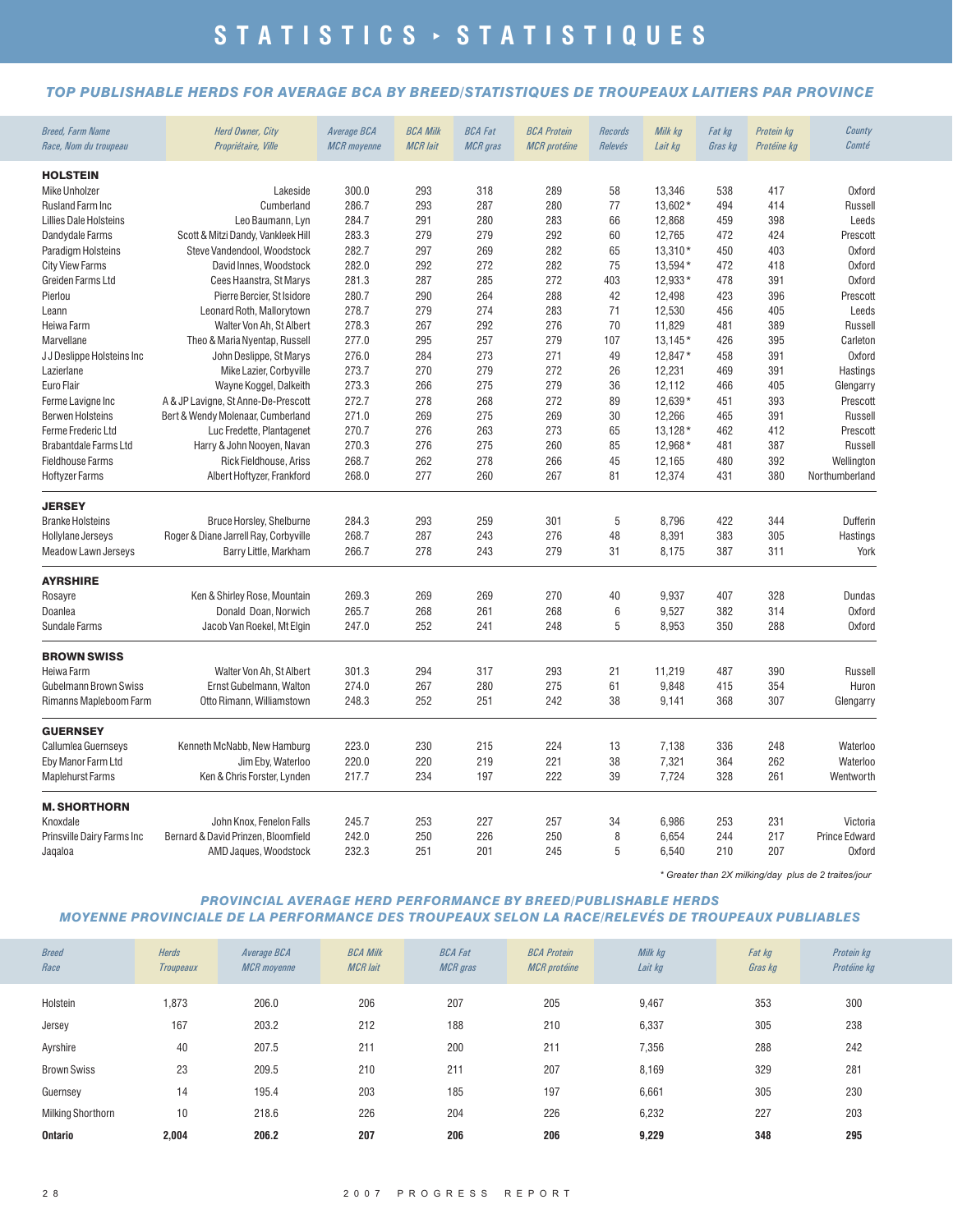# STATISTICS ▸ STATISTIQUES

## TOP PUBLISHABLE HERDS FOR AVERAGE BCA BY BREED/STATISTIQUES DE TROUPEAUX LAITIERS PAR PROVINCE

| Breed, Farm Name<br>Race, Nom du troupeau | Herd Owner, City<br>Propriétaire, Ville | Average BCA<br>MCR moyenne | BCA Milk<br>MCR lait | BCA Fat<br>MCR gras | BCA Protein<br>MCR protéine | Records<br>Relevés | Milk kg<br>Lait kg | Fat kg<br>Gras kg | Protein kg<br>Protéine kg | County<br>Comté |
|---|---|---|---|---|---|---|---|---|---|---|
| **HOLSTEIN** | | | | | | | | | | |
| Mike Unholzer | Lakeside | 300.0 | 293 | 318 | 289 | 58 | 13,346 | 538 | 417 | Oxford |
| Rusland Farm Inc | Cumberland | 286.7 | 293 | 287 | 280 | 77 | 13,602* | 494 | 414 | Russell |
| Lillies Dale Holsteins | Leo Baumann, Lyn | 284.7 | 291 | 280 | 283 | 66 | 12,868 | 459 | 398 | Leeds |
| Dandydale Farms | Scott & Mitzi Dandy, Vankleek Hill | 283.3 | 279 | 279 | 292 | 60 | 12,765 | 472 | 424 | Prescott |
| Paradigm Holsteins | Steve Vandendool, Woodstock | 282.7 | 297 | 269 | 282 | 65 | 13,310* | 450 | 403 | Oxford |
| City View Farms | David Innes, Woodstock | 282.0 | 292 | 272 | 282 | 75 | 13,594* | 472 | 418 | Oxford |
| Greiden Farms Ltd | Cees Haanstra, St Marys | 281.3 | 287 | 285 | 272 | 403 | 12,933* | 478 | 391 | Oxford |
| Pierlou | Pierre Bercier, St Isidore | 280.7 | 290 | 264 | 288 | 42 | 12,498 | 423 | 396 | Prescott |
| Leann | Leonard Roth, Mallorytown | 278.7 | 279 | 274 | 283 | 71 | 12,530 | 456 | 405 | Leeds |
| Heiwa Farm | Walter Von Ah, St Albert | 278.3 | 267 | 292 | 276 | 70 | 11,829 | 481 | 389 | Russell |
| Marvellane | Theo & Maria Nyentap, Russell | 277.0 | 295 | 257 | 279 | 107 | 13,145* | 426 | 395 | Carleton |
| J J Deslippe Holsteins Inc | John Deslippe, St Marys | 276.0 | 284 | 273 | 271 | 49 | 12,847* | 458 | 391 | Oxford |
| Lazierlane | Mike Lazier, Corbyville | 273.7 | 270 | 279 | 272 | 26 | 12,231 | 469 | 391 | Hastings |
| Euro Flair | Wayne Koggel, Dalkeith | 273.3 | 266 | 275 | 279 | 36 | 12,112 | 466 | 405 | Glengarry |
| Ferme Lavigne Inc | A & JP Lavigne, St Anne-De-Prescott | 272.7 | 278 | 268 | 272 | 89 | 12,639* | 451 | 393 | Prescott |
| Berwen Holsteins | Bert & Wendy Molenaar, Cumberland | 271.0 | 269 | 275 | 269 | 30 | 12,266 | 465 | 391 | Russell |
| Ferme Frederic Ltd | Luc Fredette, Plantagenet | 270.7 | 276 | 263 | 273 | 65 | 13,128* | 462 | 412 | Prescott |
| Brabantdale Farms Ltd | Harry & John Nooyen, Navan | 270.3 | 276 | 275 | 260 | 85 | 12,968* | 481 | 387 | Russell |
| Fieldhouse Farms | Rick Fieldhouse, Ariss | 268.7 | 262 | 278 | 266 | 45 | 12,165 | 480 | 392 | Wellington |
| Hoftyzer Farms | Albert Hoftyzer, Frankford | 268.0 | 277 | 260 | 267 | 81 | 12,374 | 431 | 380 | Northumberland |
| **JERSEY** | | | | | | | | | | |
| Branke Holsteins | Bruce Horsley, Shelburne | 284.3 | 293 | 259 | 301 | 5 | 8,796 | 422 | 344 | Dufferin |
| Hollylane Jerseys | Roger & Diane Jarrell Ray, Corbyville | 268.7 | 287 | 243 | 276 | 48 | 8,391 | 383 | 305 | Hastings |
| Meadow Lawn Jerseys | Barry Little, Markham | 266.7 | 278 | 243 | 279 | 31 | 8,175 | 387 | 311 | York |
| **AYRSHIRE** | | | | | | | | | | |
| Rosayre | Ken & Shirley Rose, Mountain | 269.3 | 269 | 269 | 270 | 40 | 9,937 | 407 | 328 | Dundas |
| Doanlea | Donald Doan, Norwich | 265.7 | 268 | 261 | 268 | 6 | 9,527 | 382 | 314 | Oxford |
| Sundale Farms | Jacob Van Roekel, Mt Elgin | 247.0 | 252 | 241 | 248 | 5 | 8,953 | 350 | 288 | Oxford |
| **BROWN SWISS** | | | | | | | | | | |
| Heiwa Farm | Walter Von Ah, St Albert | 301.3 | 294 | 317 | 293 | 21 | 11,219 | 487 | 390 | Russell |
| Gubelmann Brown Swiss | Ernst Gubelmann, Walton | 274.0 | 267 | 280 | 275 | 61 | 9,848 | 415 | 354 | Huron |
| Rimanns Mapleboom Farm | Otto Rimann, Williamstown | 248.3 | 252 | 251 | 242 | 38 | 9,141 | 368 | 307 | Glengarry |
| **GUERNSEY** | | | | | | | | | | |
| Callumlea Guernseys | Kenneth McNabb, New Hamburg | 223.0 | 230 | 215 | 224 | 13 | 7,138 | 336 | 248 | Waterloo |
| Eby Manor Farm Ltd | Jim Eby, Waterloo | 220.0 | 220 | 219 | 221 | 38 | 7,321 | 364 | 262 | Waterloo |
| Maplehurst Farms | Ken & Chris Forster, Lynden | 217.7 | 234 | 197 | 222 | 39 | 7,724 | 328 | 261 | Wentworth |
| **M. SHORTHORN** | | | | | | | | | | |
| Knoxdale | John Knox, Fenelon Falls | 245.7 | 253 | 227 | 257 | 34 | 6,986 | 253 | 231 | Victoria |
| Prinsville Dairy Farms Inc | Bernard & David Prinzen, Bloomfield | 242.0 | 250 | 226 | 250 | 8 | 6,654 | 244 | 217 | Prince Edward |
| Jaqaloa | AMD Jaques, Woodstock | 232.3 | 251 | 201 | 245 | 5 | 6,540 | 210 | 207 | Oxford |

\* Greater than 2X milking/day plus de 2 traites/jour

## PROVINCIAL AVERAGE HERD PERFORMANCE BY BREED/PUBLISHABLE HERDS
## MOYENNE PROVINCIALE DE LA PERFORMANCE DES TROUPEAUX SELON LA RACE/RELEVÉS DE TROUPEAUX PUBLIABLES

| Breed<br>Race | Herds<br>Troupeaux | Average BCA<br>MCR moyenne | BCA Milk<br>MCR lait | BCA Fat<br>MCR gras | BCA Protein<br>MCR protéine | Milk kg<br>Lait kg | Fat kg<br>Gras kg | Protein kg<br>Protéine kg |
|---|---|---|---|---|---|---|---|---|
| Holstein | 1,873 | 206.0 | 206 | 207 | 205 | 9,467 | 353 | 300 |
| Jersey | 167 | 203.2 | 212 | 188 | 210 | 6,337 | 305 | 238 |
| Ayrshire | 40 | 207.5 | 211 | 200 | 211 | 7,356 | 288 | 242 |
| Brown Swiss | 23 | 209.5 | 210 | 211 | 207 | 8,169 | 329 | 281 |
| Guernsey | 14 | 195.4 | 203 | 185 | 197 | 6,661 | 305 | 230 |
| Milking Shorthorn | 10 | 218.6 | 226 | 204 | 226 | 6,232 | 227 | 203 |
| **Ontario** | **2,004** | **206.2** | **207** | **206** | **206** | **9,229** | **348** | **295** |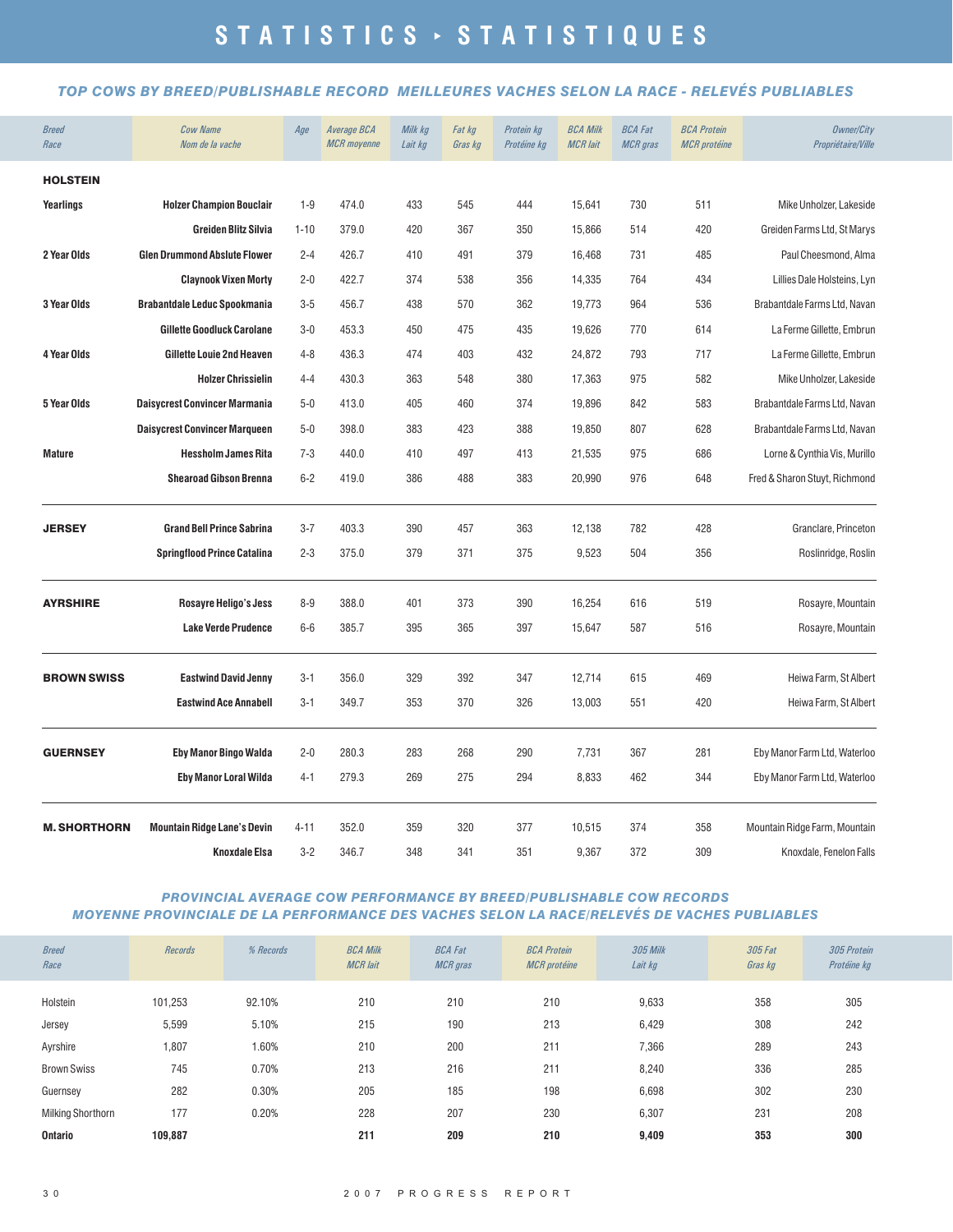# STATISTICS ‣ STATISTIQUES

## *TOP COWS BY BREED/PUBLISHABLE RECORD MEILLEURES VACHES SELON LA RACE - RELEVÉS PUBLIABLES*

| Breed<br>Race | Cow Name<br>Nom de la vache | Age | Average BCA<br>MCR moyenne | Milk kg<br>Lait kg | Fat kg<br>Gras kg | Protein kg<br>Protéine kg | BCA Milk<br>MCR lait | BCA Fat<br>MCR gras | BCA Protein<br>MCR protéine | Owner/City<br>Propriétaire/Ville |
|---|---|---|---|---|---|---|---|---|---|---|
| **HOLSTEIN** | | | | | | | | | | |
| **Yearlings** | **Holzer Champion Bouclair** | 1-9 | 474.0 | 433 | 545 | 444 | 15,641 | 730 | 511 | Mike Unholzer, Lakeside |
| | **Greiden Blitz Silvia** | 1-10 | 379.0 | 420 | 367 | 350 | 15,866 | 514 | 420 | Greiden Farms Ltd, St Marys |
| **2 Year Olds** | **Glen Drummond Abslute Flower** | 2-4 | 426.7 | 410 | 491 | 379 | 16,468 | 731 | 485 | Paul Cheesmond, Alma |
| | **Claynook Vixen Morty** | 2-0 | 422.7 | 374 | 538 | 356 | 14,335 | 764 | 434 | Lillies Dale Holsteins, Lyn |
| **3 Year Olds** | **Brabantdale Leduc Spookmania** | 3-5 | 456.7 | 438 | 570 | 362 | 19,773 | 964 | 536 | Brabantdale Farms Ltd, Navan |
| | **Gillette Goodluck Carolane** | 3-0 | 453.3 | 450 | 475 | 435 | 19,626 | 770 | 614 | La Ferme Gillette, Embrun |
| **4 Year Olds** | **Gillette Louie 2nd Heaven** | 4-8 | 436.3 | 474 | 403 | 432 | 24,872 | 793 | 717 | La Ferme Gillette, Embrun |
| | **Holzer Chrissielin** | 4-4 | 430.3 | 363 | 548 | 380 | 17,363 | 975 | 582 | Mike Unholzer, Lakeside |
| **5 Year Olds** | **Daisycrest Convincer Marmania** | 5-0 | 413.0 | 405 | 460 | 374 | 19,896 | 842 | 583 | Brabantdale Farms Ltd, Navan |
| | **Daisycrest Convincer Marqueen** | 5-0 | 398.0 | 383 | 423 | 388 | 19,850 | 807 | 628 | Brabantdale Farms Ltd, Navan |
| **Mature** | **Hessholm James Rita** | 7-3 | 440.0 | 410 | 497 | 413 | 21,535 | 975 | 686 | Lorne & Cynthia Vis, Murillo |
| | **Shearoad Gibson Brenna** | 6-2 | 419.0 | 386 | 488 | 383 | 20,990 | 976 | 648 | Fred & Sharon Stuyt, Richmond |
| **JERSEY** | **Grand Bell Prince Sabrina** | 3-7 | 403.3 | 390 | 457 | 363 | 12,138 | 782 | 428 | Granclare, Princeton |
| | **Springflood Prince Catalina** | 2-3 | 375.0 | 379 | 371 | 375 | 9,523 | 504 | 356 | Roslinridge, Roslin |
| **AYRSHIRE** | **Rosayre Heligo's Jess** | 8-9 | 388.0 | 401 | 373 | 390 | 16,254 | 616 | 519 | Rosayre, Mountain |
| | **Lake Verde Prudence** | 6-6 | 385.7 | 395 | 365 | 397 | 15,647 | 587 | 516 | Rosayre, Mountain |
| **BROWN SWISS** | **Eastwind David Jenny** | 3-1 | 356.0 | 329 | 392 | 347 | 12,714 | 615 | 469 | Heiwa Farm, St Albert |
| | **Eastwind Ace Annabell** | 3-1 | 349.7 | 353 | 370 | 326 | 13,003 | 551 | 420 | Heiwa Farm, St Albert |
| **GUERNSEY** | **Eby Manor Bingo Walda** | 2-0 | 280.3 | 283 | 268 | 290 | 7,731 | 367 | 281 | Eby Manor Farm Ltd, Waterloo |
| | **Eby Manor Loral Wilda** | 4-1 | 279.3 | 269 | 275 | 294 | 8,833 | 462 | 344 | Eby Manor Farm Ltd, Waterloo |
| **M. SHORTHORN** | **Mountain Ridge Lane's Devin** | 4-11 | 352.0 | 359 | 320 | 377 | 10,515 | 374 | 358 | Mountain Ridge Farm, Mountain |
| | **Knoxdale Elsa** | 3-2 | 346.7 | 348 | 341 | 351 | 9,367 | 372 | 309 | Knoxdale, Fenelon Falls |

## *PROVINCIAL AVERAGE COW PERFORMANCE BY BREED/PUBLISHABLE COW RECORDS*
## *MOYENNE PROVINCIALE DE LA PERFORMANCE DES VACHES SELON LA RACE/RELEVÉS DE VACHES PUBLIABLES*

| Breed<br>Race | Records | % Records | BCA Milk<br>MCR lait | BCA Fat<br>MCR gras | BCA Protein<br>MCR protéine | 305 Milk<br>Lait kg | 305 Fat<br>Gras kg | 305 Protein<br>Protéine kg |
|---|---|---|---|---|---|---|---|---|
| Holstein | 101,253 | 92.10% | 210 | 210 | 210 | 9,633 | 358 | 305 |
| Jersey | 5,599 | 5.10% | 215 | 190 | 213 | 6,429 | 308 | 242 |
| Ayrshire | 1,807 | 1.60% | 210 | 200 | 211 | 7,366 | 289 | 243 |
| Brown Swiss | 745 | 0.70% | 213 | 216 | 211 | 8,240 | 336 | 285 |
| Guernsey | 282 | 0.30% | 205 | 185 | 198 | 6,698 | 302 | 230 |
| Milking Shorthorn | 177 | 0.20% | 228 | 207 | 230 | 6,307 | 231 | 208 |
| **Ontario** | **109,887** | | **211** | **209** | **210** | **9,409** | **353** | **300** |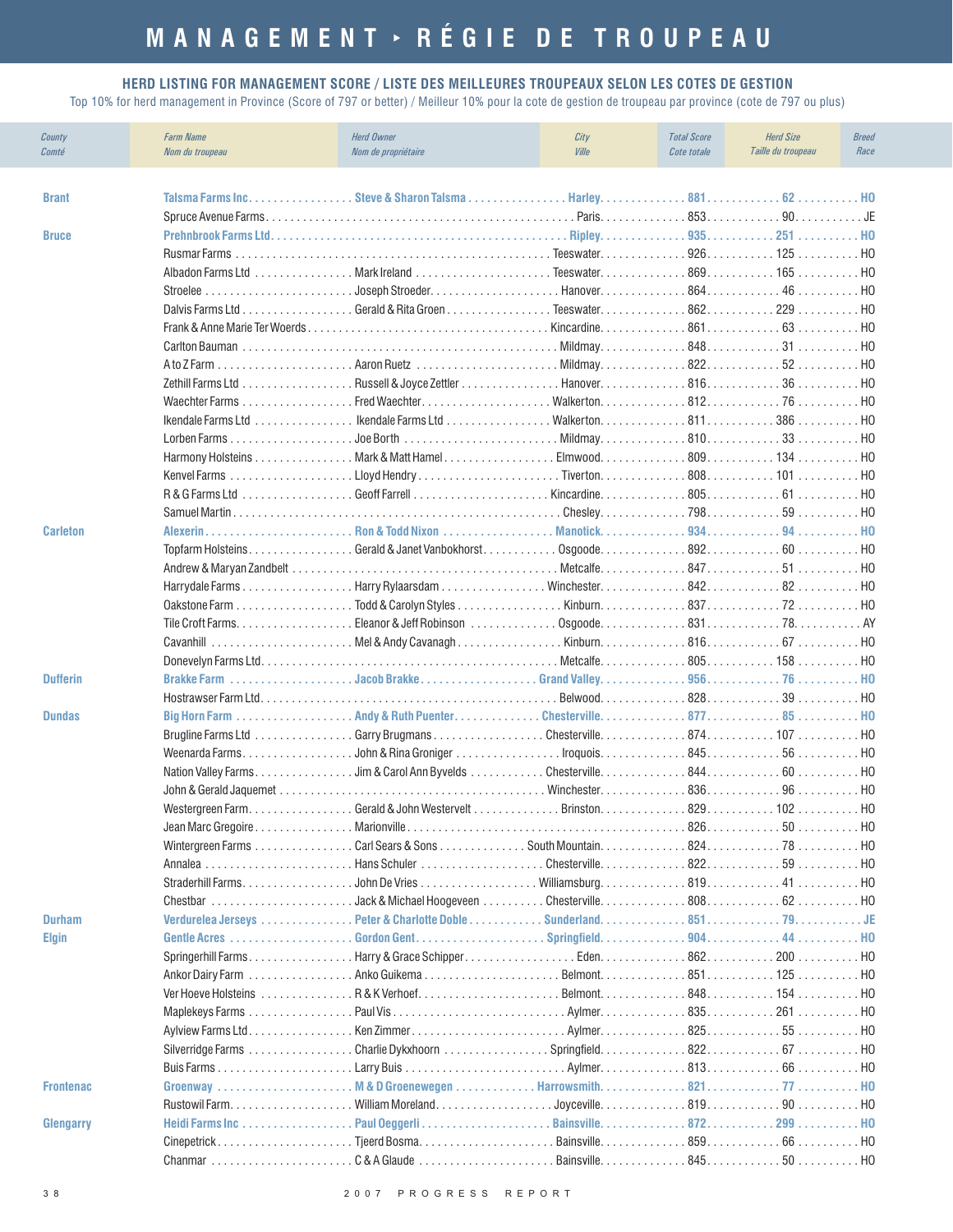# MANAGEMENT ‣ RÉGIE DE TROUPEAU

## HERD LISTING FOR MANAGEMENT SCORE / LISTE DES MEILLEURES TROUPEAUX SELON LES COTES DE GESTION

Top 10% for herd management in Province (Score of 797 or better) / Meilleur 10% pour la cote de gestion de troupeau par province (cote de 797 ou plus)

| County / Comté | Farm Name / Nom du troupeau | Herd Owner / Nom de propriétaire | City / Ville | Total Score / Cote totale | Herd Size / Taille du troupeau | Breed / Race |
|---|---|---|---|---|---|---|
| **Brant** | **Talsma Farms Inc** | **Steve & Sharon Talsma** | **Harley** | **881** | **62** | **HO** |
| | Spruce Avenue Farms | | Paris | 853 | 90 | JE |
| **Bruce** | **Prehnbrook Farms Ltd** | | **Ripley** | **935** | **251** | **HO** |
| | Rusmar Farms | | Teeswater | 926 | 125 | HO |
| | Albadon Farms Ltd | Mark Ireland | Teeswater | 869 | 165 | HO |
| | Stroelee | Joseph Stroeder | Hanover | 864 | 46 | HO |
| | Dalvis Farms Ltd | Gerald & Rita Groen | Teeswater | 862 | 229 | HO |
| | Frank & Anne Marie Ter Woerds | | Kincardine | 861 | 63 | HO |
| | Carlton Bauman | | Mildmay | 848 | 31 | HO |
| | A to Z Farm | Aaron Ruetz | Mildmay | 822 | 52 | HO |
| | Zethill Farms Ltd | Russell & Joyce Zettler | Hanover | 816 | 36 | HO |
| | Waechter Farms | Fred Waechter | Walkerton | 812 | 76 | HO |
| | Ikendale Farms Ltd | Ikendale Farms Ltd | Walkerton | 811 | 386 | HO |
| | Lorben Farms | Joe Borth | Mildmay | 810 | 33 | HO |
| | Harmony Holsteins | Mark & Matt Hamel | Elmwood | 809 | 134 | HO |
| | Kenvel Farms | Lloyd Hendry | Tiverton | 808 | 101 | HO |
| | R & G Farms Ltd | Geoff Farrell | Kincardine | 805 | 61 | HO |
| | Samuel Martin | | Chesley | 798 | 59 | HO |
| **Carleton** | **Alexerin** | **Ron & Todd Nixon** | **Manotick** | **934** | **94** | **HO** |
| | Topfarm Holsteins | Gerald & Janet Vanbokhorst | Osgoode | 892 | 60 | HO |
| | Andrew & Maryan Zandbelt | | Metcalfe | 847 | 51 | HO |
| | Harrydale Farms | Harry Rylaarsdam | Winchester | 842 | 82 | HO |
| | Oakstone Farm | Todd & Carolyn Styles | Kinburn | 837 | 72 | HO |
| | Tile Croft Farms | Eleanor & Jeff Robinson | Osgoode | 831 | 78 | AY |
| | Cavanhill | Mel & Andy Cavanagh | Kinburn | 816 | 67 | HO |
| | Donevelyn Farms Ltd | | Metcalfe | 805 | 158 | HO |
| **Dufferin** | **Brakke Farm** | **Jacob Brakke** | **Grand Valley** | **956** | **76** | **HO** |
| | Hostrawser Farm Ltd | | Belwood | 828 | 39 | HO |
| **Dundas** | **Big Horn Farm** | **Andy & Ruth Puenter** | **Chesterville** | **877** | **85** | **HO** |
| | Brugline Farms Ltd | Garry Brugmans | Chesterville | 874 | 107 | HO |
| | Weenarda Farms | John & Rina Groniger | Iroquois | 845 | 56 | HO |
| | Nation Valley Farms | Jim & Carol Ann Byvelds | Chesterville | 844 | 60 | HO |
| | John & Gerald Jaquemet | | Winchester | 836 | 96 | HO |
| | Westergreen Farm | Gerald & John Westervelt | Brinston | 829 | 102 | HO |
| | Jean Marc Gregoire | Marionville | | 826 | 50 | HO |
| | Wintergreen Farms | Carl Sears & Sons | South Mountain | 824 | 78 | HO |
| | Annalea | Hans Schuler | Chesterville | 822 | 59 | HO |
| | Straderhill Farms | John De Vries | Williamsburg | 819 | 41 | HO |
| | Chestbar | Jack & Michael Hoogeveen | Chesterville | 808 | 62 | HO |
| **Durham** | **Verdurelea Jerseys** | **Peter & Charlotte Doble** | **Sunderland** | **851** | **79** | **JE** |
| **Elgin** | **Gentle Acres** | **Gordon Gent** | **Springfield** | **904** | **44** | **HO** |
| | Springerhill Farms | Harry & Grace Schipper | Eden | 862 | 200 | HO |
| | Ankor Dairy Farm | Anko Guikema | Belmont | 851 | 125 | HO |
| | Ver Hoeve Holsteins | R & K Verhoef | Belmont | 848 | 154 | HO |
| | Maplekeys Farms | Paul Vis | Aylmer | 835 | 261 | HO |
| | Aylview Farms Ltd | Ken Zimmer | Aylmer | 825 | 55 | HO |
| | Silverridge Farms | Charlie Dykxhoorn | Springfield | 822 | 67 | HO |
| | Buis Farms | Larry Buis | Aylmer | 813 | 66 | HO |
| **Frontenac** | **Groenway** | **M & D Groenewegen** | **Harrowsmith** | **821** | **77** | **HO** |
| | Rustowil Farm | William Moreland | Joyceville | 819 | 90 | HO |
| **Glengarry** | **Heidi Farms Inc** | **Paul Oeggerli** | **Bainsville** | **872** | **299** | **HO** |
| | Cinepetrick | Tjeerd Bosma | Bainsville | 859 | 66 | HO |
| | Chanmar | C & A Glaude | Bainsville | 845 | 50 | HO |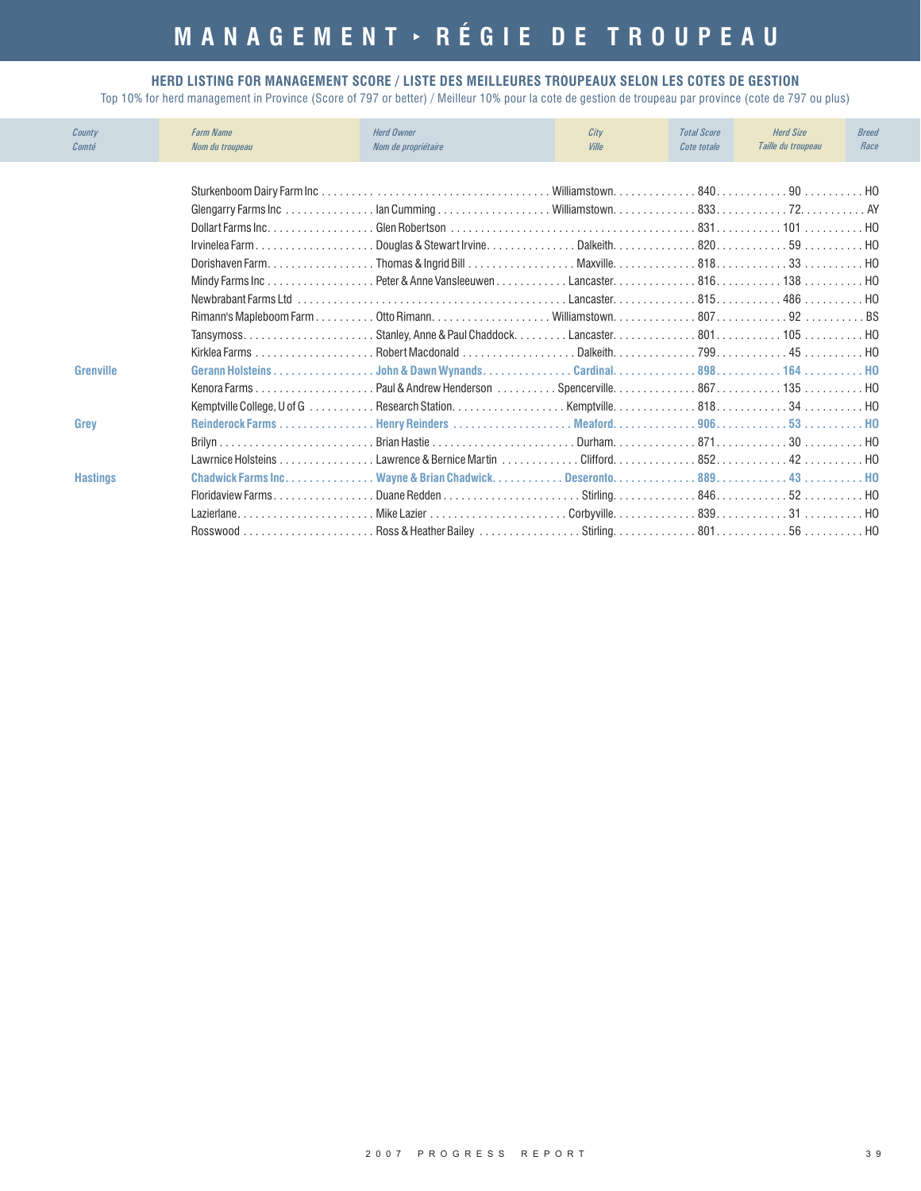# MANAGEMENT ‣ RÉGIE DE TROUPEAU

### HERD LISTING FOR MANAGEMENT SCORE / LISTE DES MEILLEURES TROUPEAUX SELON LES COTES DE GESTION

Top 10% for herd management in Province (Score of 797 or better) / Meilleur 10% pour la cote de gestion de troupeau par province (cote de 797 ou plus)

| County<br>Comté | Farm Name<br>Nom du troupeau | Herd Owner<br>Nom de propriétaire | City<br>Ville | Total Score<br>Cote totale | Herd Size<br>Taille du troupeau | Breed<br>Race |
|---|---|---|---|---|---|---|
| | Sturkenboom Dairy Farm Inc | | Williamstown | 840 | 90 | HO |
| | Glengarry Farms Inc | Ian Cumming | Williamstown | 833 | 72 | AY |
| | Dollart Farms Inc. | Glen Robertson | | 831 | 101 | HO |
| | Irvinelea Farm | Douglas & Stewart Irvine | Dalkeith | 820 | 59 | HO |
| | Dorishaven Farm | Thomas & Ingrid Bill | Maxville | 818 | 33 | HO |
| | Mindy Farms Inc | Peter & Anne Vansleeuwen | Lancaster | 816 | 138 | HO |
| | Newbrabant Farms Ltd | | Lancaster | 815 | 486 | HO |
| | Rimann's Mapleboom Farm | Otto Rimann | Williamstown | 807 | 92 | BS |
| | Tansymoss | Stanley, Anne & Paul Chaddock | Lancaster | 801 | 105 | HO |
| | Kirklea Farms | Robert Macdonald | Dalkeith | 799 | 45 | HO |
| **Grenville** | **Gerann Holsteins** | **John & Dawn Wynands** | **Cardinal** | **898** | **164** | **HO** |
| | Kenora Farms | Paul & Andrew Henderson | Spencerville | 867 | 135 | HO |
| | Kemptville College, U of G | Research Station | Kemptville | 818 | 34 | HO |
| **Grey** | **Reinderock Farms** | **Henry Reinders** | **Meaford** | **906** | **53** | **HO** |
| | Brilyn | Brian Hastie | Durham | 871 | 30 | HO |
| | Lawrnice Holsteins | Lawrence & Bernice Martin | Clifford | 852 | 42 | HO |
| **Hastings** | **Chadwick Farms Inc.** | **Wayne & Brian Chadwick** | **Deseronto** | **889** | **43** | **HO** |
| | Floridaview Farms | Duane Redden | Stirling | 846 | 52 | HO |
| | Lazierlane | Mike Lazier | Corbyville | 839 | 31 | HO |
| | Rosswood | Ross & Heather Bailey | Stirling | 801 | 56 | HO |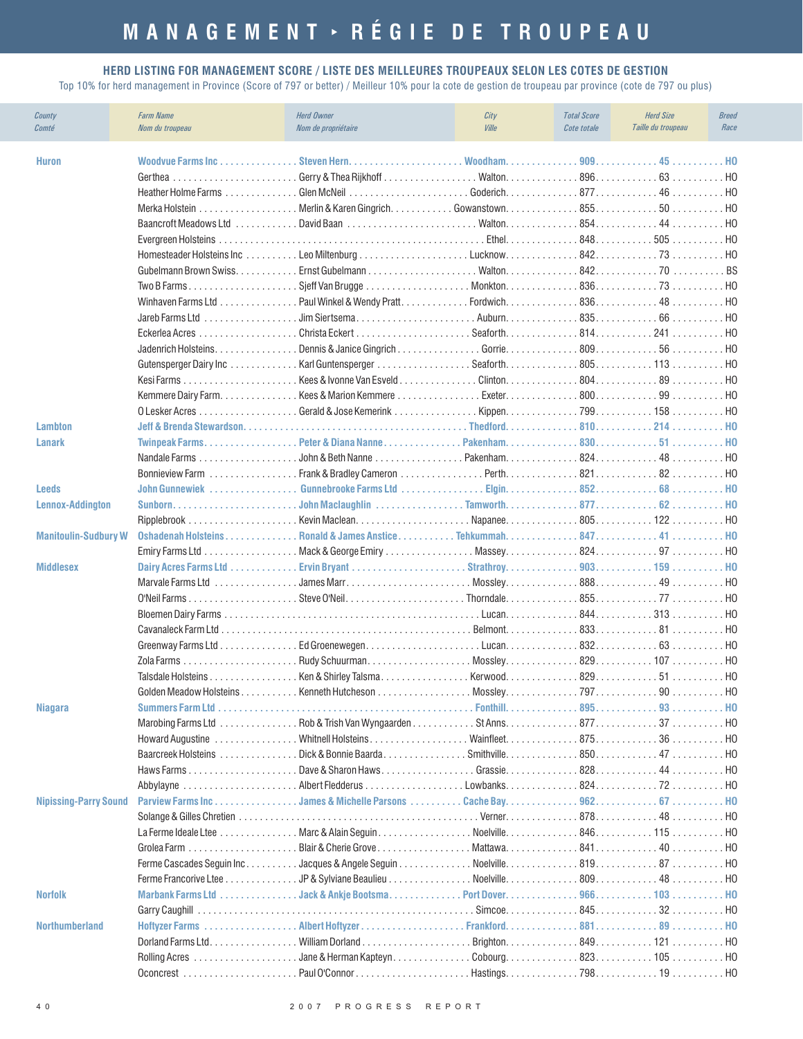# MANAGEMENT ▸ RÉGIE DE TROUPEAU

## HERD LISTING FOR MANAGEMENT SCORE / LISTE DES MEILLEURES TROUPEAUX SELON LES COTES DE GESTION

Top 10% for herd management in Province (Score of 797 or better) / Meilleur 10% pour la cote de gestion de troupeau par province (cote de 797 ou plus)

| County<br>Comté | Farm Name<br>Nom du troupeau | Herd Owner<br>Nom de propriétaire | City<br>Ville | Total Score<br>Cote totale | Herd Size<br>Taille du troupeau | Breed<br>Race |
|---|---|---|---|---|---|---|
| **Huron** | **Woodvue Farms Inc** | **Steven Hern** | **Woodham** | **909** | **45** | **HO** |
| | Gerthea | Gerry & Thea Rijkhoff | Walton | 896 | 63 | HO |
| | Heather Holme Farms | Glen McNeil | Goderich | 877 | 46 | HO |
| | Merka Holstein | Merlin & Karen Gingrich | Gowanstown | 855 | 50 | HO |
| | Baancroft Meadows Ltd | David Baan | Walton | 854 | 44 | HO |
| | Evergreen Holsteins | | Ethel | 848 | 505 | HO |
| | Homesteader Holsteins Inc | Leo Miltenburg | Lucknow | 842 | 73 | HO |
| | Gubelmann Brown Swiss | Ernst Gubelmann | Walton | 842 | 70 | BS |
| | Two B Farms | Sjeff Van Brugge | Monkton | 836 | 73 | HO |
| | Winhaven Farms Ltd | Paul Winkel & Wendy Pratt | Fordwich | 836 | 48 | HO |
| | Jareb Farms Ltd | Jim Siertsema | Auburn | 835 | 66 | HO |
| | Eckerlea Acres | Christa Eckert | Seaforth | 814 | 241 | HO |
| | Jadenrich Holsteins | Dennis & Janice Gingrich | Gorrie | 809 | 56 | HO |
| | Gutensperger Dairy Inc | Karl Guntensperger | Seaforth | 805 | 113 | HO |
| | Kesi Farms | Kees & Ivonne Van Esveld | Clinton | 804 | 89 | HO |
| | Kemmere Dairy Farm | Kees & Marion Kemmere | Exeter | 800 | 99 | HO |
| | O Lesker Acres | Gerald & Jose Kemerink | Kippen | 799 | 158 | HO |
| **Lambton** | **Jeff & Brenda Stewardson** | | **Thedford** | **810** | **214** | **HO** |
| **Lanark** | **Twinpeak Farms** | **Peter & Diana Nanne** | **Pakenham** | **830** | **51** | **HO** |
| | Nandale Farms | John & Beth Nanne | Pakenham | 824 | 48 | HO |
| | Bonnieview Farm | Frank & Bradley Cameron | Perth | 821 | 82 | HO |
| **Leeds** | **John Gunnewiek** | **Gunnebrooke Farms Ltd** | **Elgin** | **852** | **68** | **HO** |
| **Lennox-Addington** | **Sunborn** | **John Maclaughlin** | **Tamworth** | **877** | **62** | **HO** |
| | Ripplebrook | Kevin Maclean | Napanee | 805 | 122 | HO |
| **Manitoulin-Sudbury W** | **Oshadenah Holsteins** | **Ronald & James Anstice** | **Tehkummah** | **847** | **41** | **HO** |
| | Emiry Farms Ltd | Mack & George Emiry | Massey | 824 | 97 | HO |
| **Middlesex** | **Dairy Acres Farms Ltd** | **Ervin Bryant** | **Strathroy** | **903** | **159** | **HO** |
| | Marvale Farms Ltd | James Marr | Mossley | 888 | 49 | HO |
| | O'Neil Farms | Steve O'Neil | Thorndale | 855 | 77 | HO |
| | Bloemen Dairy Farms | | Lucan | 844 | 313 | HO |
| | Cavanaleck Farm Ltd | | Belmont | 833 | 81 | HO |
| | Greenway Farms Ltd | Ed Groenewegen | Lucan | 832 | 63 | HO |
| | Zola Farms | Rudy Schuurman | Mossley | 829 | 107 | HO |
| | Talsdale Holsteins | Ken & Shirley Talsma | Kerwood | 829 | 51 | HO |
| | Golden Meadow Holsteins | Kenneth Hutcheson | Mossley | 797 | 90 | HO |
| **Niagara** | **Summers Farm Ltd** | | **Fonthill** | **895** | **93** | **HO** |
| | Marobing Farms Ltd | Rob & Trish Van Wyngaarden | St Anns | 877 | 37 | HO |
| | Howard Augustine | Whitnell Holsteins | Wainfleet | 875 | 36 | HO |
| | Baarcreek Holsteins | Dick & Bonnie Baarda | Smithville | 850 | 47 | HO |
| | Haws Farms | Dave & Sharon Haws | Grassie | 828 | 44 | HO |
| | Abbylayne | Albert Fledderus | Lowbanks | 824 | 72 | HO |
| **Nipissing-Parry Sound** | **Parview Farms Inc** | **James & Michelle Parsons** | **Cache Bay** | **962** | **67** | **HO** |
| | Solange & Gilles Chretien | | Verner | 878 | 48 | HO |
| | La Ferme Ideale Ltee | Marc & Alain Seguin | Noelville | 846 | 115 | HO |
| | Grolea Farm | Blair & Cherie Grove | Mattawa | 841 | 40 | HO |
| | Ferme Cascades Seguin Inc | Jacques & Angele Seguin | Noelville | 819 | 87 | HO |
| | Ferme Francorive Ltee | JP & Sylviane Beaulieu | Noelville | 809 | 48 | HO |
| **Norfolk** | **Marbank Farms Ltd** | **Jack & Ankje Bootsma** | **Port Dover** | **966** | **103** | **HO** |
| | Garry Caughill | | Simcoe | 845 | 32 | HO |
| **Northumberland** | **Hoftyzer Farms** | **Albert Hoftyzer** | **Frankford** | **881** | **89** | **HO** |
| | Dorland Farms Ltd | William Dorland | Brighton | 849 | 121 | HO |
| | Rolling Acres | Jane & Herman Kapteyn | Cobourg | 823 | 105 | HO |
| | Oconcrest | Paul O'Connor | Hastings | 798 | 19 | HO |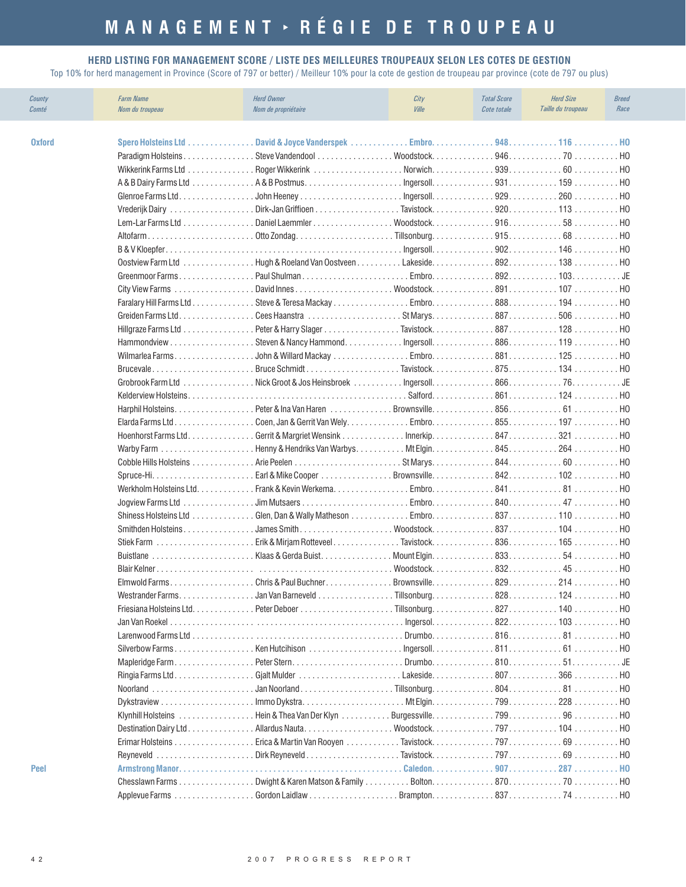# MANAGEMENT ▸ RÉGIE DE TROUPEAU

## HERD LISTING FOR MANAGEMENT SCORE / LISTE DES MEILLEURES TROUPEAUX SELON LES COTES DE GESTION

Top 10% for herd management in Province (Score of 797 or better) / Meilleur 10% pour la cote de gestion de troupeau par province (cote de 797 ou plus)

| County / Comté | Farm Name / Nom du troupeau | Herd Owner / Nom de propriétaire | City / Ville | Total Score / Cote totale | Herd Size / Taille du troupeau | Breed / Race |
|---|---|---|---|---|---|---|
| **Oxford** | **Spero Holsteins Ltd** | **David & Joyce Vanderspek** | **Embro** | **948** | **116** | **HO** |
| | Paradigm Holsteins | Steve Vandendool | Woodstock | 946 | 70 | HO |
| | Wikkerink Farms Ltd | Roger Wikkerink | Norwich | 939 | 60 | HO |
| | A & B Dairy Farms Ltd | A & B Postmus | Ingersoll | 931 | 159 | HO |
| | Glenroe Farms Ltd | John Heeney | Ingersoll | 929 | 260 | HO |
| | Vrederijk Dairy | Dirk-Jan Griffioen | Tavistock | 920 | 113 | HO |
| | Lem-Lar Farms Ltd | Daniel Laemmler | Woodstock | 916 | 58 | HO |
| | Altofarm | Otto Zondag | Tillsonburg | 915 | 68 | HO |
| | B & V Kloepfer | | Ingersoll | 902 | 146 | HO |
| | Oostview Farm Ltd | Hugh & Roeland Van Oostveen | Lakeside | 892 | 138 | HO |
| | Greenmoor Farms | Paul Shulman | Embro | 892 | 103 | JE |
| | City View Farms | David Innes | Woodstock | 891 | 107 | HO |
| | Faralary Hill Farms Ltd | Steve & Teresa Mackay | Embro | 888 | 194 | HO |
| | Greiden Farms Ltd | Cees Haanstra | St Marys | 887 | 506 | HO |
| | Hillgraze Farms Ltd | Peter & Harry Slager | Tavistock | 887 | 128 | HO |
| | Hammondview | Steven & Nancy Hammond | Ingersoll | 886 | 119 | HO |
| | Wilmarlea Farms | John & Willard Mackay | Embro | 881 | 125 | HO |
| | Brucevale | Bruce Schmidt | Tavistock | 875 | 134 | HO |
| | Grobrook Farm Ltd | Nick Groot & Jos Heinsbroek | Ingersoll | 866 | 76 | JE |
| | Kelderview Holsteins | | Salford | 861 | 124 | HO |
| | Harphil Holsteins | Peter & Ina Van Haren | Brownsville | 856 | 61 | HO |
| | Elarda Farms Ltd | Coen, Jan & Gerrit Van Wely | Embro | 855 | 197 | HO |
| | Hoenhorst Farms Ltd | Gerrit & Margriet Wensink | Innerkip | 847 | 321 | HO |
| | Warby Farm | Henny & Hendriks Van Warbys | Mt Elgin | 845 | 264 | HO |
| | Cobble Hills Holsteins | Arie Peelen | St Marys | 844 | 60 | HO |
| | Spruce-Hi | Earl & Mike Cooper | Brownsville | 842 | 102 | HO |
| | Werkholm Holsteins Ltd. | Frank & Kevin Werkema | Embro | 841 | 81 | HO |
| | Jogview Farms Ltd | Jim Mutsaers | Embro | 840 | 47 | HO |
| | Shiness Holsteins Ltd | Glen, Dan & Wally Matheson | Embro | 837 | 110 | HO |
| | Smithden Holsteins | James Smith | Woodstock | 837 | 104 | HO |
| | Stiek Farm | Erik & Mirjam Rotteveel | Tavistock | 836 | 165 | HO |
| | Buistlane | Klaas & Gerda Buist | Mount Elgin | 833 | 54 | HO |
| | Blair Kelner | | Woodstock | 832 | 45 | HO |
| | Elmwold Farms | Chris & Paul Buchner | Brownsville | 829 | 214 | HO |
| | Westrander Farms | Jan Van Barneveld | Tillsonburg | 828 | 124 | HO |
| | Friesiana Holsteins Ltd. | Peter Deboer | Tillsonburg | 827 | 140 | HO |
| | Jan Van Roekel | | Ingersol | 822 | 103 | HO |
| | Larenwood Farms Ltd | | Drumbo | 816 | 81 | HO |
| | Silverbow Farms | Ken Hutcihison | Ingersoll | 811 | 61 | HO |
| | Mapleridge Farm | Peter Stern | Drumbo | 810 | 51 | JE |
| | Ringia Farms Ltd | Gjalt Mulder | Lakeside | 807 | 366 | HO |
| | Noorland | Jan Noorland | Tillsonburg | 804 | 81 | HO |
| | Dykstraview | Immo Dykstra | Mt Elgin | 799 | 228 | HO |
| | Klynhill Holsteins | Hein & Thea Van Der Klyn | Burgessville | 799 | 96 | HO |
| | Destination Dairy Ltd | Allardus Nauta | Woodstock | 797 | 104 | HO |
| | Erimar Holsteins | Erica & Martin Van Rooyen | Tavistock | 797 | 69 | HO |
| | Reyneveld | Dirk Reyneveld | Tavistock | 797 | 69 | HO |
| **Peel** | **Armstrong Manor** | | **Caledon** | **907** | **287** | **HO** |
| | Chesslawn Farms | Dwight & Karen Matson & Family | Bolton | 870 | 70 | HO |
| | Applevue Farms | Gordon Laidlaw | Brampton | 837 | 74 | HO |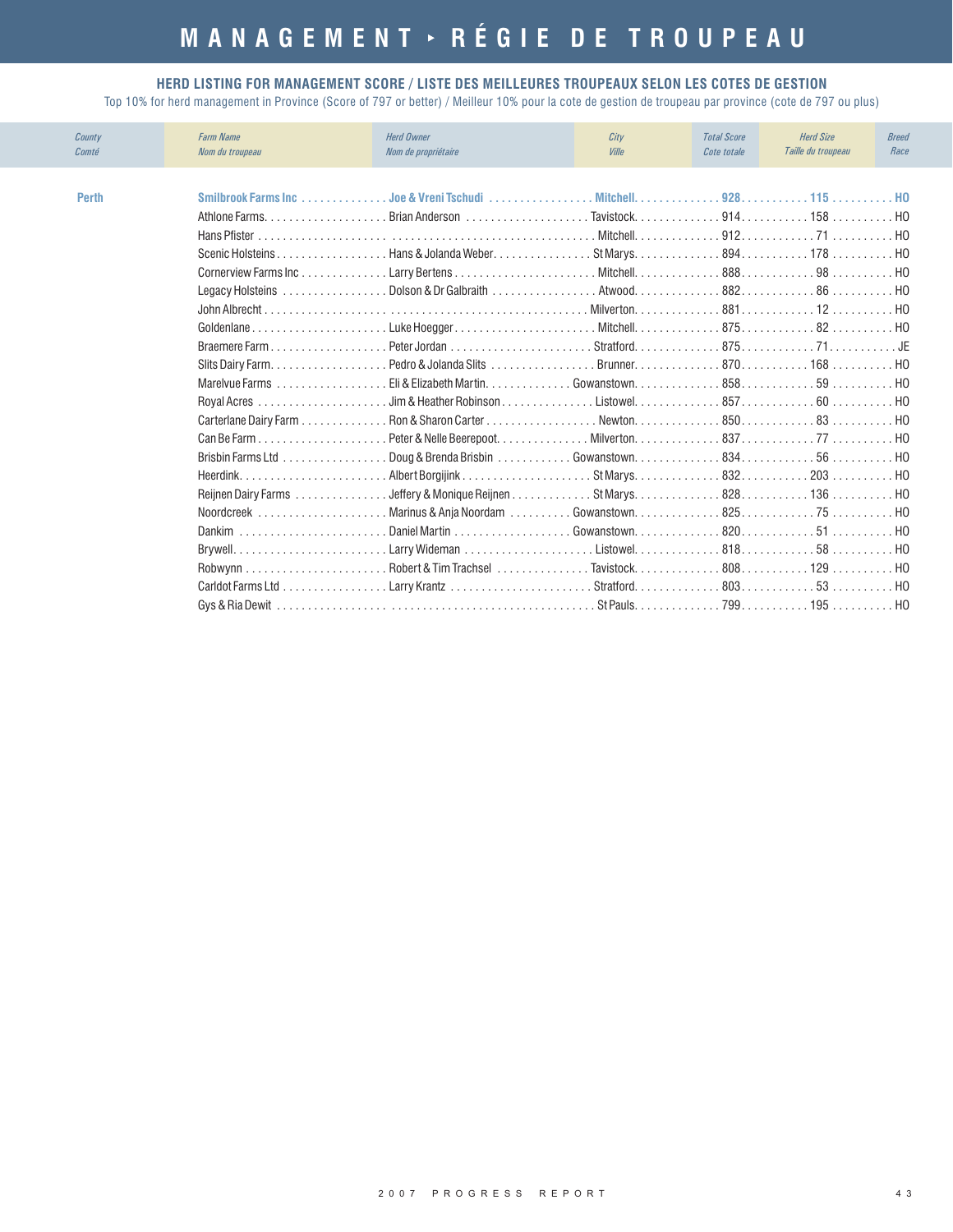# MANAGEMENT ‣ RÉGIE DE TROUPEAU

## HERD LISTING FOR MANAGEMENT SCORE / LISTE DES MEILLEURES TROUPEAUX SELON LES COTES DE GESTION

Top 10% for herd management in Province (Score of 797 or better) / Meilleur 10% pour la cote de gestion de troupeau par province (cote de 797 ou plus)

| *County* *Comté* | *Farm Name* *Nom du troupeau* | *Herd Owner* *Nom de propriétaire* | *City* *Ville* | *Total Score* *Cote totale* | *Herd Size* *Taille du troupeau* | *Breed* *Race* |
|---|---|---|---|---|---|---|
| **Perth** | **Smilbrook Farms Inc** | **Joe & Vreni Tschudi** | **Mitchell** | **928** | **115** | **HO** |
| | Athlone Farms | Brian Anderson | Tavistock | 914 | 158 | HO |
| | Hans Pfister | | Mitchell | 912 | 71 | HO |
| | Scenic Holsteins | Hans & Jolanda Weber | St Marys | 894 | 178 | HO |
| | Cornerview Farms Inc | Larry Bertens | Mitchell | 888 | 98 | HO |
| | Legacy Holsteins | Dolson & Dr Galbraith | Atwood | 882 | 86 | HO |
| | John Albrecht | | Milverton | 881 | 12 | HO |
| | Goldenlane | Luke Hoegger | Mitchell | 875 | 82 | HO |
| | Braemere Farm | Peter Jordan | Stratford | 875 | 71 | JE |
| | Slits Dairy Farm | Pedro & Jolanda Slits | Brunner | 870 | 168 | HO |
| | Marelvue Farms | Eli & Elizabeth Martin | Gowanstown | 858 | 59 | HO |
| | Royal Acres | Jim & Heather Robinson | Listowel | 857 | 60 | HO |
| | Carterlane Dairy Farm | Ron & Sharon Carter | Newton | 850 | 83 | HO |
| | Can Be Farm | Peter & Nelle Beerepoot | Milverton | 837 | 77 | HO |
| | Brisbin Farms Ltd | Doug & Brenda Brisbin | Gowanstown | 834 | 56 | HO |
| | Heerdink | Albert Borgijink | St Marys | 832 | 203 | HO |
| | Reijnen Dairy Farms | Jeffery & Monique Reijnen | St Marys | 828 | 136 | HO |
| | Noordcreek | Marinus & Anja Noordam | Gowanstown | 825 | 75 | HO |
| | Dankim | Daniel Martin | Gowanstown | 820 | 51 | HO |
| | Brywell | Larry Wideman | Listowel | 818 | 58 | HO |
| | Robwynn | Robert & Tim Trachsel | Tavistock | 808 | 129 | HO |
| | Carldot Farms Ltd | Larry Krantz | Stratford | 803 | 53 | HO |
| | Gys & Ria Dewit | | St Pauls | 799 | 195 | HO |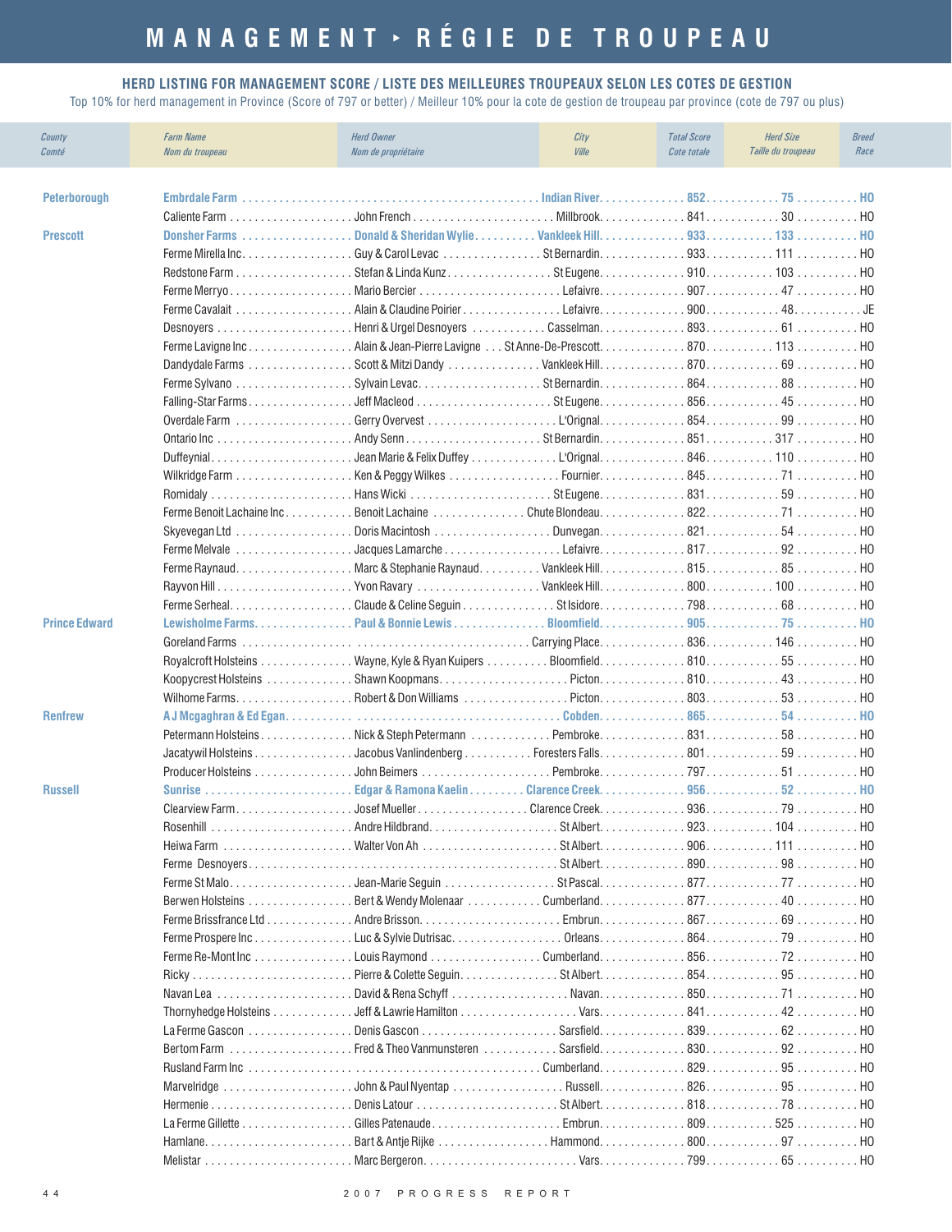# MANAGEMENT ▸ RÉGIE DE TROUPEAU

## HERD LISTING FOR MANAGEMENT SCORE / LISTE DES MEILLEURES TROUPEAUX SELON LES COTES DE GESTION

Top 10% for herd management in Province (Score of 797 or better) / Meilleur 10% pour la cote de gestion de troupeau par province (cote de 797 ou plus)

| County / Comté | Farm Name / Nom du troupeau | Herd Owner / Nom de propriétaire | City / Ville | Total Score / Cote totale | Herd Size / Taille du troupeau | Breed / Race |
|---|---|---|---|---|---|---|
| **Peterborough** | **Embrdale Farm** | | **Indian River** | **852** | **75** | **HO** |
| | Caliente Farm | John French | Millbrook | 841 | 30 | HO |
| **Prescott** | **Donsher Farms** | **Donald & Sheridan Wylie** | **Vankleek Hill** | **933** | **133** | **HO** |
| | Ferme Mirella Inc | Guy & Carol Levac | St Bernardin | 933 | 111 | HO |
| | Redstone Farm | Stefan & Linda Kunz | St Eugene | 910 | 103 | HO |
| | Ferme Merryo | Mario Bercier | Lefaivre | 907 | 47 | HO |
| | Ferme Cavalait | Alain & Claudine Poirier | Lefaivre | 900 | 48 | JE |
| | Desnoyers | Henri & Urgel Desnoyers | Casselman | 893 | 61 | HO |
| | Ferme Lavigne Inc | Alain & Jean-Pierre Lavigne | St Anne-De-Prescott | 870 | 113 | HO |
| | Dandydale Farms | Scott & Mitzi Dandy | Vankleek Hill | 870 | 69 | HO |
| | Ferme Sylvano | Sylvain Levac | St Bernardin | 864 | 88 | HO |
| | Falling-Star Farms | Jeff Macleod | St Eugene | 856 | 45 | HO |
| | Overdale Farm | Gerry Overvest | L'Orignal | 854 | 99 | HO |
| | Ontario Inc | Andy Senn | St Bernardin | 851 | 317 | HO |
| | Duffeynial | Jean Marie & Felix Duffey | L'Orignal | 846 | 110 | HO |
| | Wilkridge Farm | Ken & Peggy Wilkes | Fournier | 845 | 71 | HO |
| | Romidaly | Hans Wicki | St Eugene | 831 | 59 | HO |
| | Ferme Benoit Lachaine Inc | Benoit Lachaine | Chute Blondeau | 822 | 71 | HO |
| | Skyevegan Ltd | Doris Macintosh | Dunvegan | 821 | 54 | HO |
| | Ferme Melvale | Jacques Lamarche | Lefaivre | 817 | 92 | HO |
| | Ferme Raynaud | Marc & Stephanie Raynaud | Vankleek Hill | 815 | 85 | HO |
| | Rayvon Hill | Yvon Ravary | Vankleek Hill | 800 | 100 | HO |
| | Ferme Serheal | Claude & Celine Seguin | St Isidore | 798 | 68 | HO |
| **Prince Edward** | **Lewisholme Farms** | **Paul & Bonnie Lewis** | **Bloomfield** | **905** | **75** | **HO** |
| | Goreland Farms | | Carrying Place | 836 | 146 | HO |
| | Royalcroft Holsteins | Wayne, Kyle & Ryan Kuipers | Bloomfield | 810 | 55 | HO |
| | Koopycrest Holsteins | Shawn Koopmans | Picton | 810 | 43 | HO |
| | Wilhome Farms | Robert & Don Williams | Picton | 803 | 53 | HO |
| **Renfrew** | **A J Mcgaghran & Ed Egan** | | **Cobden** | **865** | **54** | **HO** |
| | Petermann Holsteins | Nick & Steph Petermann | Pembroke | 831 | 58 | HO |
| | Jacatywil Holsteins | Jacobus Vanlindenberg | Foresters Falls | 801 | 59 | HO |
| | Producer Holsteins | John Beimers | Pembroke | 797 | 51 | HO |
| **Russell** | **Sunrise** | **Edgar & Ramona Kaelin** | **Clarence Creek** | **956** | **52** | **HO** |
| | Clearview Farm | Josef Mueller | Clarence Creek | 936 | 79 | HO |
| | Rosenhill | Andre Hildbrand | St Albert | 923 | 104 | HO |
| | Heiwa Farm | Walter Von Ah | St Albert | 906 | 111 | HO |
| | Ferme Desnoyers | | St Albert | 890 | 98 | HO |
| | Ferme St Malo | Jean-Marie Seguin | St Pascal | 877 | 77 | HO |
| | Berwen Holsteins | Bert & Wendy Molenaar | Cumberland | 877 | 40 | HO |
| | Ferme Brissfrance Ltd | Andre Brisson | Embrun | 867 | 69 | HO |
| | Ferme Prospere Inc | Luc & Sylvie Dutrisac | Orleans | 864 | 79 | HO |
| | Ferme Re-Mont Inc | Louis Raymond | Cumberland | 856 | 72 | HO |
| | Ricky | Pierre & Colette Seguin | St Albert | 854 | 95 | HO |
| | Navan Lea | David & Rena Schyff | Navan | 850 | 71 | HO |
| | Thornyhedge Holsteins | Jeff & Lawrie Hamilton | Vars | 841 | 42 | HO |
| | La Ferme Gascon | Denis Gascon | Sarsfield | 839 | 62 | HO |
| | Bertom Farm | Fred & Theo Vanmunsteren | Sarsfield | 830 | 92 | HO |
| | Rusland Farm Inc | | Cumberland | 829 | 95 | HO |
| | Marvelridge | John & Paul Nyentap | Russell | 826 | 95 | HO |
| | Hermenie | Denis Latour | St Albert | 818 | 78 | HO |
| | La Ferme Gillette | Gilles Patenaude | Embrun | 809 | 525 | HO |
| | Hamlane | Bart & Antje Rijke | Hammond | 800 | 97 | HO |
| | Melistar | Marc Bergeron | Vars | 799 | 65 | HO |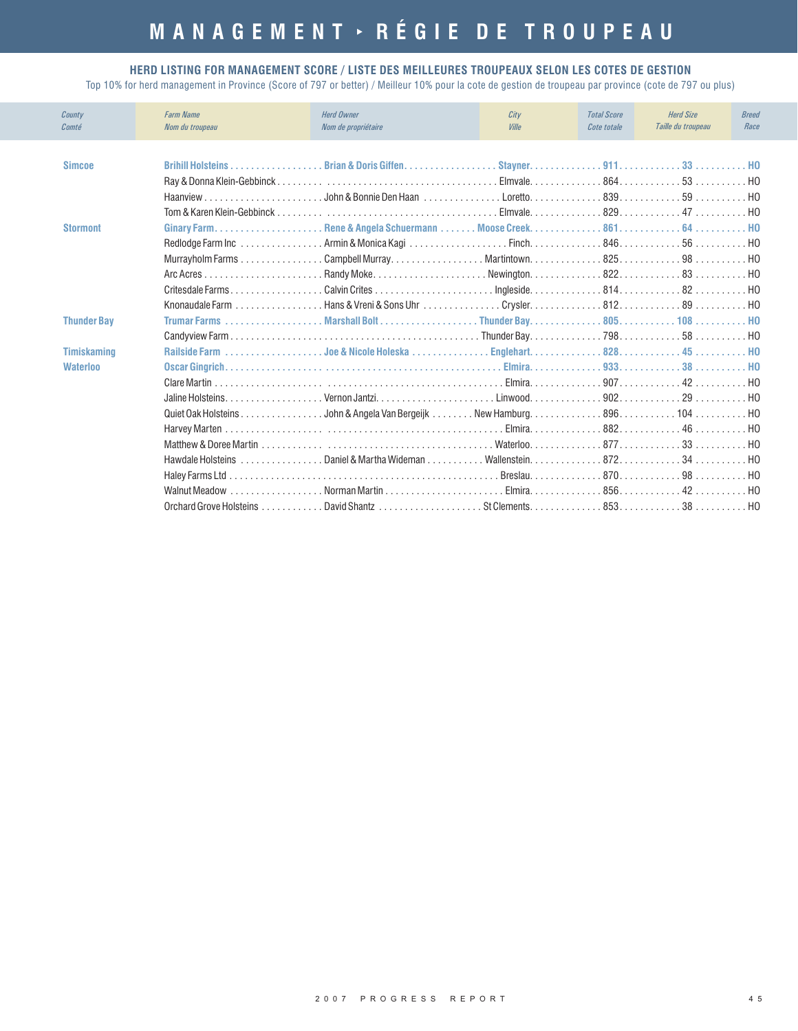# MANAGEMENT ‣ RÉGIE DE TROUPEAU

## HERD LISTING FOR MANAGEMENT SCORE / LISTE DES MEILLEURES TROUPEAUX SELON LES COTES DE GESTION

Top 10% for herd management in Province (Score of 797 or better) / Meilleur 10% pour la cote de gestion de troupeau par province (cote de 797 ou plus)

| County<br>Comté | Farm Name<br>Nom du troupeau | Herd Owner<br>Nom de propriétaire | City<br>Ville | Total Score<br>Cote totale | Herd Size<br>Taille du troupeau | Breed<br>Race |
|---|---|---|---|---|---|---|
| **Simcoe** | **Brihill Holsteins** | **Brian & Doris Giffen** | **Stayner** | **911** | **33** | **HO** |
| | Ray & Donna Klein-Gebbinck | | Elmvale | 864 | 53 | HO |
| | Haanview | John & Bonnie Den Haan | Loretto | 839 | 59 | HO |
| | Tom & Karen Klein-Gebbinck | | Elmvale | 829 | 47 | HO |
| **Stormont** | **Ginary Farm** | **Rene & Angela Schuermann** | **Moose Creek** | **861** | **64** | **HO** |
| | Redlodge Farm Inc | Armin & Monica Kagi | Finch | 846 | 56 | HO |
| | Murrayholm Farms | Campbell Murray | Martintown | 825 | 98 | HO |
| | Arc Acres | Randy Moke | Newington | 822 | 83 | HO |
| | Critesdale Farms | Calvin Crites | Ingleside | 814 | 82 | HO |
| | Knonaudale Farm | Hans & Vreni & Sons Uhr | Crysler | 812 | 89 | HO |
| **Thunder Bay** | **Trumar Farms** | **Marshall Bolt** | **Thunder Bay** | **805** | **108** | **HO** |
| | Candyview Farm | | Thunder Bay | 798 | 58 | HO |
| **Timiskaming** | **Railside Farm** | **Joe & Nicole Holeska** | **Englehart** | **828** | **45** | **HO** |
| **Waterloo** | **Oscar Gingrich** | | **Elmira** | **933** | **38** | **HO** |
| | Clare Martin | | Elmira | 907 | 42 | HO |
| | Jaline Holsteins | Vernon Jantzi | Linwood | 902 | 29 | HO |
| | Quiet Oak Holsteins | John & Angela Van Bergeijk | New Hamburg | 896 | 104 | HO |
| | Harvey Marten | | Elmira | 882 | 46 | HO |
| | Matthew & Doree Martin | | Waterloo | 877 | 33 | HO |
| | Hawdale Holsteins | Daniel & Martha Wideman | Wallenstein | 872 | 34 | HO |
| | Haley Farms Ltd | | Breslau | 870 | 98 | HO |
| | Walnut Meadow | Norman Martin | Elmira | 856 | 42 | HO |
| | Orchard Grove Holsteins | David Shantz | St Clements | 853 | 38 | HO |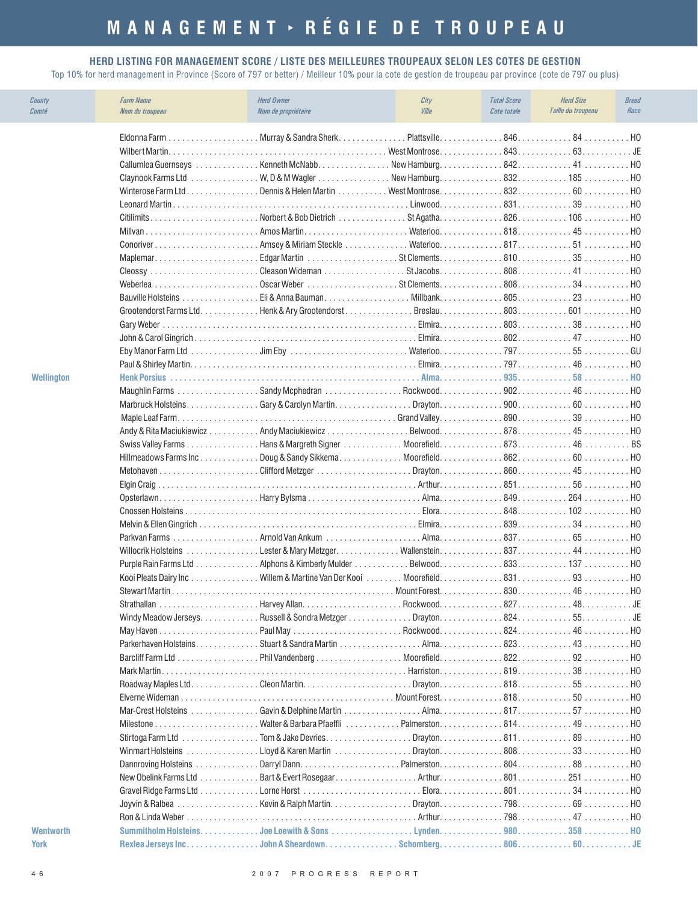# MANAGEMENT ▸ RÉGIE DE TROUPEAU

## HERD LISTING FOR MANAGEMENT SCORE / LISTE DES MEILLEURES TROUPEAUX SELON LES COTES DE GESTION

Top 10% for herd management in Province (Score of 797 or better) / Meilleur 10% pour la cote de gestion de troupeau par province (cote de 797 ou plus)

| County<br>Comté | Farm Name<br>Nom du troupeau | Herd Owner<br>Nom de propriétaire | City<br>Ville | Total Score<br>Cote totale | Herd Size<br>Taille du troupeau | Breed<br>Race |
|---|---|---|---|---|---|---|
| | Eldonna Farm | Murray & Sandra Sherk | Plattsville | 846 | 84 | HO |
| | Wilbert Martin | | West Montrose | 843 | 63 | JE |
| | Callumlea Guernseys | Kenneth McNabb | New Hamburg | 842 | 41 | HO |
| | Claynook Farms Ltd | W, D & M Wagler | New Hamburg | 832 | 185 | HO |
| | Winterose Farm Ltd | Dennis & Helen Martin | West Montrose | 832 | 60 | HO |
| | Leonard Martin | | Linwood | 831 | 39 | HO |
| | Citilimits | Norbert & Bob Dietrich | St Agatha | 826 | 106 | HO |
| | Millvan | Amos Martin | Waterloo | 818 | 45 | HO |
| | Conoriver | Amsey & Miriam Steckle | Waterloo | 817 | 51 | HO |
| | Maplemar | Edgar Martin | St Clements | 810 | 35 | HO |
| | Cleossy | Cleason Wideman | St Jacobs | 808 | 41 | HO |
| | Weberlea | Oscar Weber | St Clements | 808 | 34 | HO |
| | Bauville Holsteins | Eli & Anna Bauman | Millbank | 805 | 23 | HO |
| | Grootendorst Farms Ltd | Henk & Ary Grootendorst | Breslau | 803 | 601 | HO |
| | Gary Weber | | Elmira | 803 | 38 | HO |
| | John & Carol Gingrich | | Elmira | 802 | 47 | HO |
| | Eby Manor Farm Ltd | Jim Eby | Waterloo | 797 | 55 | GU |
| | Paul & Shirley Martin | | Elmira | 797 | 46 | HO |
| **Wellington** | **Henk Porsius** | | **Alma** | **935** | **58** | **HO** |
| | Maughlin Farms | Sandy Mcphedran | Rockwood | 902 | 46 | HO |
| | Marbruck Holsteins | Gary & Carolyn Martin | Drayton | 900 | 60 | HO |
| | Maple Leaf Farm | | Grand Valley | 890 | 39 | HO |
| | Andy & Rita Maciukiewicz | Andy Maciukiewicz | Belwood | 878 | 45 | HO |
| | Swiss Valley Farms | Hans & Margreth Signer | Moorefield | 873 | 46 | BS |
| | Hillmeadows Farms Inc | Doug & Sandy Sikkema | Moorefield | 862 | 60 | HO |
| | Metohaven | Clifford Metzger | Drayton | 860 | 45 | HO |
| | Elgin Craig | | Arthur | 851 | 56 | HO |
| | Opsterlawn | Harry Bylsma | Alma | 849 | 264 | HO |
| | Cnossen Holsteins | | Elora | 848 | 102 | HO |
| | Melvin & Ellen Gingrich | | Elmira | 839 | 34 | HO |
| | Parkvan Farms | Arnold Van Ankum | Alma | 837 | 65 | HO |
| | Willocrik Holsteins | Lester & Mary Metzger | Wallenstein | 837 | 44 | HO |
| | Purple Rain Farms Ltd | Alphons & Kimberly Mulder | Belwood | 833 | 137 | HO |
| | Kooi Pleats Dairy Inc | Willem & Martine Van Der Kooi | Moorefield | 831 | 93 | HO |
| | Stewart Martin | | Mount Forest | 830 | 46 | HO |
| | Strathallan | Harvey Allan | Rockwood | 827 | 48 | JE |
| | Windy Meadow Jerseys | Russell & Sondra Metzger | Drayton | 824 | 55 | JE |
| | May Haven | Paul May | Rockwood | 824 | 46 | HO |
| | Parkerhaven Holsteins | Stuart & Sandra Martin | Alma | 823 | 43 | HO |
| | Barcliff Farm Ltd | Phil Vandenberg | Moorefield | 822 | 92 | HO |
| | Mark Martin | | Harriston | 819 | 38 | HO |
| | Roadway Maples Ltd | Cleon Martin | Drayton | 818 | 55 | HO |
| | Elverne Wideman | | Mount Forest | 818 | 50 | HO |
| | Mar-Crest Holsteins | Gavin & Delphine Martin | Alma | 817 | 57 | HO |
| | Milestone | Walter & Barbara Pfaeffli | Palmerston | 814 | 49 | HO |
| | Stirtoga Farm Ltd | Tom & Jake Devries | Drayton | 811 | 89 | HO |
| | Winmart Holsteins | Lloyd & Karen Martin | Drayton | 808 | 33 | HO |
| | Dannroving Holsteins | Darryl Dann | Palmerston | 804 | 88 | HO |
| | New Obelink Farms Ltd | Bart & Evert Rosegaar | Arthur | 801 | 251 | HO |
| | Gravel Ridge Farms Ltd | Lorne Horst | Elora | 801 | 34 | HO |
| | Joyvin & Ralbea | Kevin & Ralph Martin | Drayton | 798 | 69 | HO |
| | Ron & Linda Weber | | Arthur | 798 | 47 | HO |
| **Wentworth** | **Summitholm Holsteins** | **Joe Loewith & Sons** | **Lynden** | **980** | **358** | **HO** |
| **York** | **Rexlea Jerseys Inc.** | **John A Sheardown** | **Schomberg** | **806** | **60** | **JE** |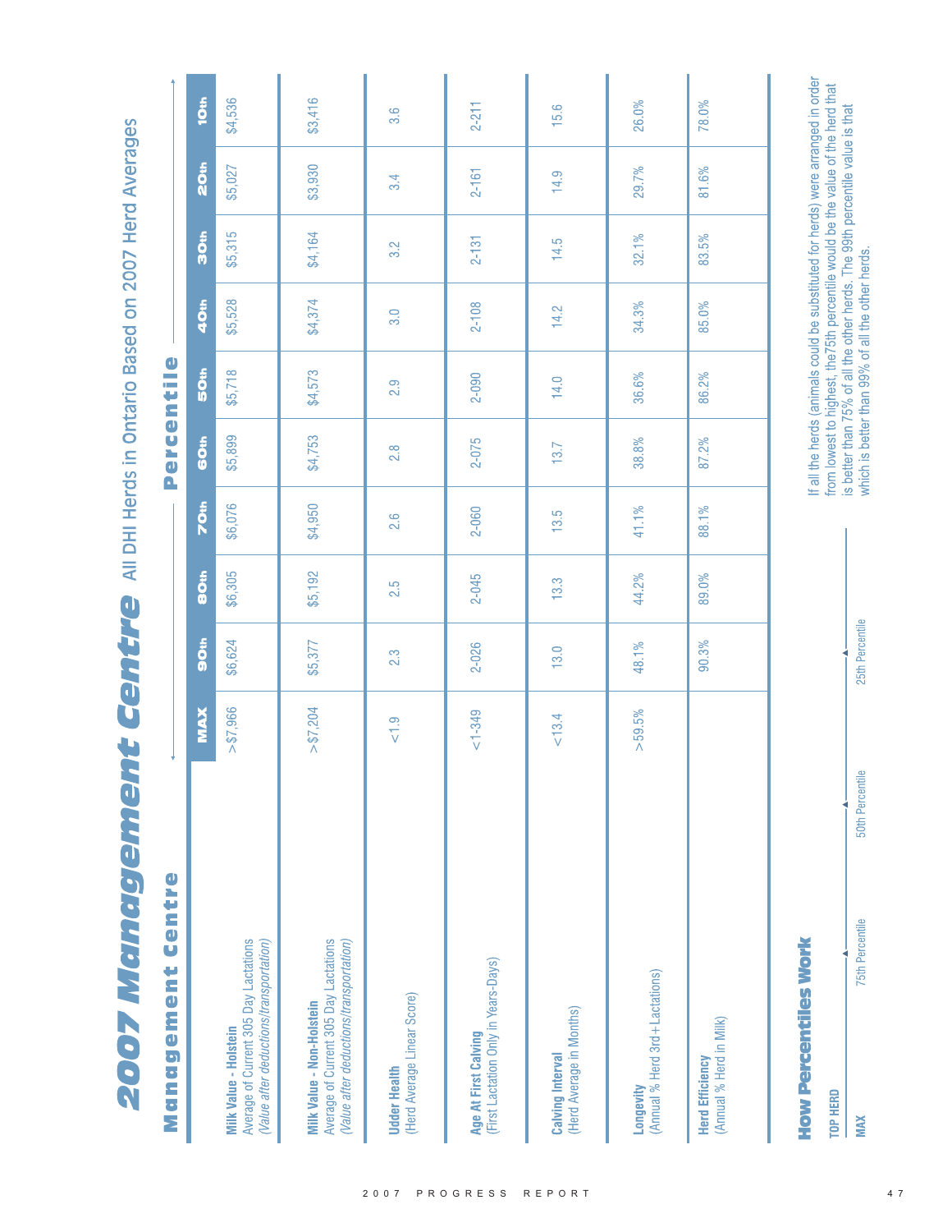# 2007 Management Centre All DHI Herds in Ontario Based on 2007 Herd Averages

## Management Centre

| | Percentile | | | | | | | | | |
|---|---|---|---|---|---|---|---|---|---|---|
| | **MAX** | **90th** | **80th** | **70th** | **60th** | **50th** | **40th** | **30th** | **20th** | **10th** |
| **Milk Value - Holstein** Average of Current 305 Day Lactations *(Value after deductions/transportation)* | >$7,966 | $6,624 | $6,305 | $6,076 | $5,899 | $5,718 | $5,528 | $5,315 | $5,027 | $4,536 |
| **Milk Value - Non-Holstein** Average of Current 305 Day Lactations *(Value after deductions/transportation)* | >$7,204 | $5,377 | $5,192 | $4,950 | $4,753 | $4,573 | $4,374 | $4,164 | $3,930 | $3,416 |
| **Udder Health** (Herd Average Linear Score) | <1.9 | 2.3 | 2.5 | 2.6 | 2.8 | 2.9 | 3.0 | 3.2 | 3.4 | 3.6 |
| **Age At First Calving** (First Lactation Only in Years-Days) | <1-349 | 2-026 | 2-045 | 2-060 | 2-075 | 2-090 | 2-108 | 2-131 | 2-161 | 2-211 |
| **Calving Interval** (Herd Average in Months) | <13.4 | 13.0 | 13.3 | 13.5 | 13.7 | 14.0 | 14.2 | 14.5 | 14.9 | 15.6 |
| **Longevity** (Annual % Herd 3rd+Lactations) | >59.5% | 48.1% | 44.2% | 41.1% | 38.8% | 36.6% | 34.3% | 32.1% | 29.7% | 26.0% |
| **Herd Efficiency** (Annual % Herd in Milk) | | 90.3% | 89.0% | 88.1% | 87.2% | 86.2% | 85.0% | 83.5% | 81.6% | 78.0% |

### How Percentiles Work

TOP HERD

MAX — 75th Percentile — 50th Percentile — 25th Percentile

If all the herds (animals could be substituted for herds) were arranged in order from lowest to highest, the75th percentile would be the value of the herd that is better than 75% of all the other herds. The 99th percentile value is that which is better than 99% of all the other herds.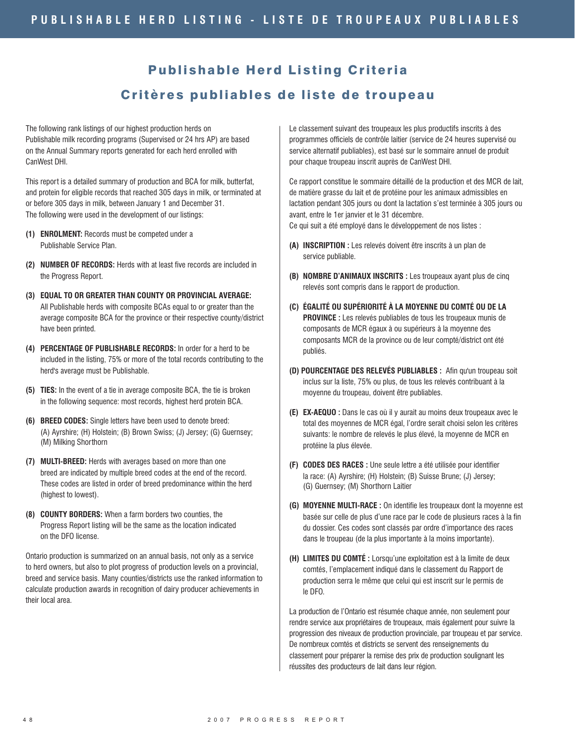# Publishable Herd Listing Criteria

# Critères publiables de liste de troupeau

The following rank listings of our highest production herds on Publishable milk recording programs (Supervised or 24 hrs AP) are based on the Annual Summary reports generated for each herd enrolled with CanWest DHI.

This report is a detailed summary of production and BCA for milk, butterfat, and protein for eligible records that reached 305 days in milk, or terminated at or before 305 days in milk, between January 1 and December 31.
The following were used in the development of our listings:

**(1) ENROLMENT:** Records must be competed under a Publishable Service Plan.

**(2) NUMBER OF RECORDS:** Herds with at least five records are included in the Progress Report.

**(3) EQUAL TO OR GREATER THAN COUNTY OR PROVINCIAL AVERAGE:** All Publishable herds with composite BCAs equal to or greater than the average composite BCA for the province or their respective county/district have been printed.

**(4) PERCENTAGE OF PUBLISHABLE RECORDS:** In order for a herd to be included in the listing, 75% or more of the total records contributing to the herd's average must be Publishable.

**(5) TIES:** In the event of a tie in average composite BCA, the tie is broken in the following sequence: most records, highest herd protein BCA.

**(6) BREED CODES:** Single letters have been used to denote breed: (A) Ayrshire; (H) Holstein; (B) Brown Swiss; (J) Jersey; (G) Guernsey; (M) Milking Shorthorn

**(7) MULTI-BREED:** Herds with averages based on more than one breed are indicated by multiple breed codes at the end of the record. These codes are listed in order of breed predominance within the herd (highest to lowest).

**(8) COUNTY BORDERS:** When a farm borders two counties, the Progress Report listing will be the same as the location indicated on the DFO license.

Ontario production is summarized on an annual basis, not only as a service to herd owners, but also to plot progress of production levels on a provincial, breed and service basis. Many counties/districts use the ranked information to calculate production awards in recognition of dairy producer achievements in their local area.

Le classement suivant des troupeaux les plus productifs inscrits à des programmes officiels de contrôle laitier (service de 24 heures supervisé ou service alternatif publiables), est basé sur le sommaire annuel de produit pour chaque troupeau inscrit auprès de CanWest DHI.

Ce rapport constitue le sommaire détaillé de la production et des MCR de lait, de matière grasse du lait et de protéine pour les animaux admissibles en lactation pendant 305 jours ou dont la lactation s'est terminée à 305 jours ou avant, entre le 1er janvier et le 31 décembre.
Ce qui suit a été employé dans le développement de nos listes :

**(A) INSCRIPTION :** Les relevés doivent être inscrits à un plan de service publiable.

**(B) NOMBRE D'ANIMAUX INSCRITS :** Les troupeaux ayant plus de cinq relevés sont compris dans le rapport de production.

**(C) ÉGALITÉ OU SUPÉRIORITÉ À LA MOYENNE DU COMTÉ OU DE LA PROVINCE :** Les relevés publiables de tous les troupeaux munis de composants de MCR égaux à ou supérieurs à la moyenne des composants MCR de la province ou de leur compté/district ont été publiés.

**(D) POURCENTAGE DES RELEVÉS PUBLIABLES :** Afin qu'un troupeau soit inclus sur la liste, 75% ou plus, de tous les relevés contribuant à la moyenne du troupeau, doivent être publiables.

**(E) EX-AEQUO :** Dans le cas où il y aurait au moins deux troupeaux avec le total des moyennes de MCR égal, l'ordre serait choisi selon les critères suivants: le nombre de relevés le plus élevé, la moyenne de MCR en protéine la plus élevée.

**(F) CODES DES RACES :** Une seule lettre a été utilisée pour identifier la race: (A) Ayrshire; (H) Holstein; (B) Suisse Brune; (J) Jersey; (G) Guernsey; (M) Shorthorn Laitier

**(G) MOYENNE MULTI-RACE :** On identifie les troupeaux dont la moyenne est basée sur celle de plus d'une race par le code de plusieurs races à la fin du dossier. Ces codes sont classés par ordre d'importance des races dans le troupeau (de la plus importante à la moins importante).

**(H) LIMITES DU COMTÉ :** Lorsqu'une exploitation est à la limite de deux comtés, l'emplacement indiqué dans le classement du Rapport de production serra le même que celui qui est inscrit sur le permis de le DFO.

La production de l'Ontario est résumée chaque année, non seulement pour rendre service aux propriétaires de troupeaux, mais également pour suivre la progression des niveaux de production provinciale, par troupeau et par service. De nombreux comtés et districts se servent des renseignements du classement pour préparer la remise des prix de production soulignant les réussites des producteurs de lait dans leur région.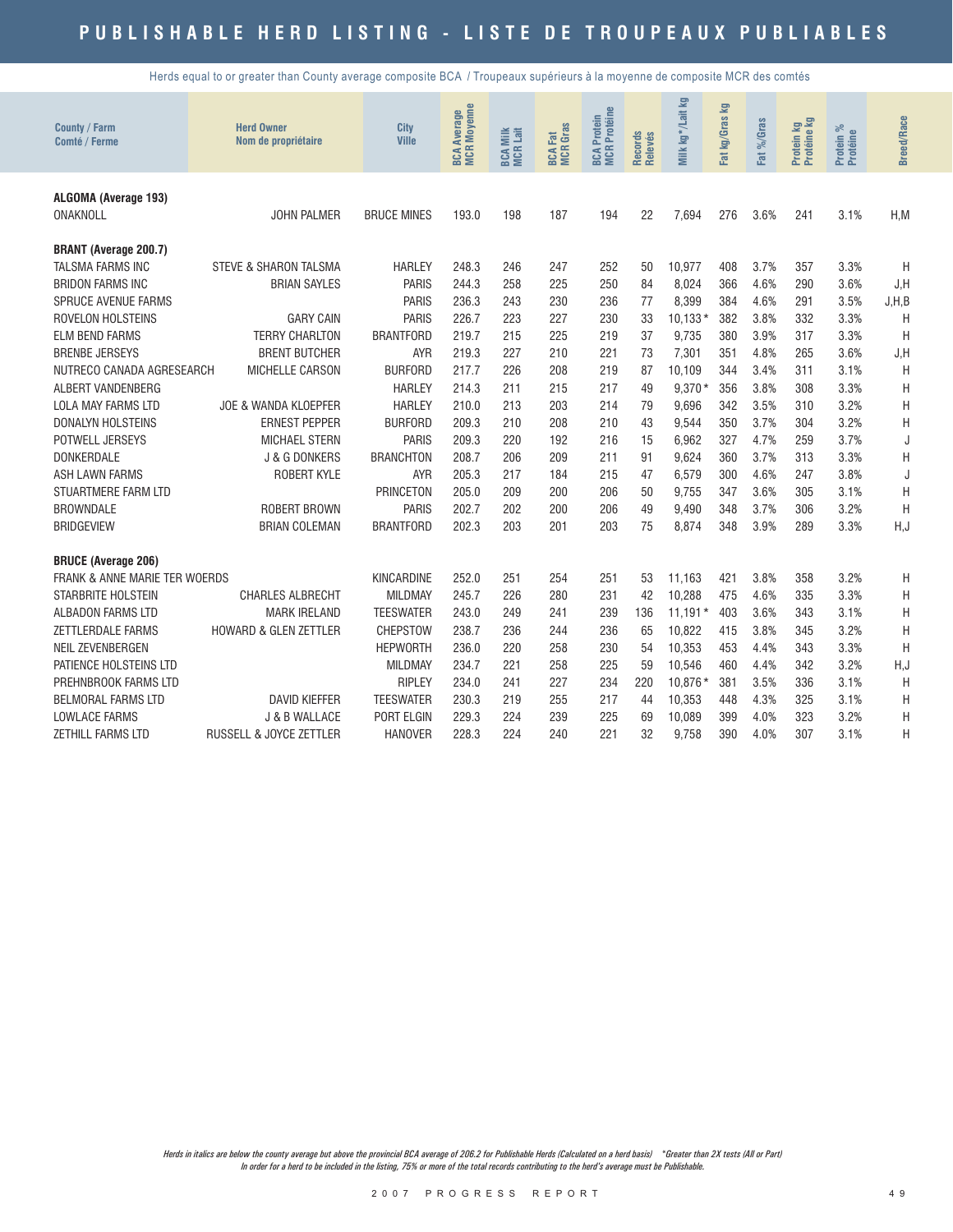# PUBLISHABLE HERD LISTING - LISTE DE TROUPEAUX PUBLIABLES

Herds equal to or greater than County average composite BCA / Troupeaux supérieurs à la moyenne de composite MCR des comtés

| County / Farm<br>Comté / Ferme | Herd Owner<br>Nom de propriétaire | City<br>Ville | BCA Average<br>MCR Moyenne | BCA Milk<br>MCR Lait | BCA Fat<br>MCR Gras | BCA Protein<br>MCR Protéine | Records<br>Relevés | Milk kg*/Lait kg | Fat kg/Gras kg | Fat %/Gras | Protein kg<br>Protéine kg | Protein %<br>Protéine | Breed/Race |
|---|---|---|---|---|---|---|---|---|---|---|---|---|---|
| **ALGOMA (Average 193)** | | | | | | | | | | | | | |
| ONAKNOLL | JOHN PALMER | BRUCE MINES | 193.0 | 198 | 187 | 194 | 22 | 7,694 | 276 | 3.6% | 241 | 3.1% | H,M |
| **BRANT (Average 200.7)** | | | | | | | | | | | | | |
| TALSMA FARMS INC | STEVE & SHARON TALSMA | HARLEY | 248.3 | 246 | 247 | 252 | 50 | 10,977 | 408 | 3.7% | 357 | 3.3% | H |
| BRIDON FARMS INC | BRIAN SAYLES | PARIS | 244.3 | 258 | 225 | 250 | 84 | 8,024 | 366 | 4.6% | 290 | 3.6% | J,H |
| SPRUCE AVENUE FARMS | | PARIS | 236.3 | 243 | 230 | 236 | 77 | 8,399 | 384 | 4.6% | 291 | 3.5% | J,H,B |
| ROVELON HOLSTEINS | GARY CAIN | PARIS | 226.7 | 223 | 227 | 230 | 33 | 10,133* | 382 | 3.8% | 332 | 3.3% | H |
| ELM BEND FARMS | TERRY CHARLTON | BRANTFORD | 219.7 | 215 | 225 | 219 | 37 | 9,735 | 380 | 3.9% | 317 | 3.3% | H |
| BRENBE JERSEYS | BRENT BUTCHER | AYR | 219.3 | 227 | 210 | 221 | 73 | 7,301 | 351 | 4.8% | 265 | 3.6% | J,H |
| NUTRECO CANADA AGRESEARCH | MICHELLE CARSON | BURFORD | 217.7 | 226 | 208 | 219 | 87 | 10,109 | 344 | 3.4% | 311 | 3.1% | H |
| ALBERT VANDENBERG | | HARLEY | 214.3 | 211 | 215 | 217 | 49 | 9,370* | 356 | 3.8% | 308 | 3.3% | H |
| LOLA MAY FARMS LTD | JOE & WANDA KLOEPFER | HARLEY | 210.0 | 213 | 203 | 214 | 79 | 9,696 | 342 | 3.5% | 310 | 3.2% | H |
| DONALYN HOLSTEINS | ERNEST PEPPER | BURFORD | 209.3 | 210 | 208 | 210 | 43 | 9,544 | 350 | 3.7% | 304 | 3.2% | H |
| POTWELL JERSEYS | MICHAEL STERN | PARIS | 209.3 | 220 | 192 | 216 | 15 | 6,962 | 327 | 4.7% | 259 | 3.7% | J |
| DONKERDALE | J & G DONKERS | BRANCHTON | 208.7 | 206 | 209 | 211 | 91 | 9,624 | 360 | 3.7% | 313 | 3.3% | H |
| ASH LAWN FARMS | ROBERT KYLE | AYR | 205.3 | 217 | 184 | 215 | 47 | 6,579 | 300 | 4.6% | 247 | 3.8% | J |
| STUARTMERE FARM LTD | | PRINCETON | 205.0 | 209 | 200 | 206 | 50 | 9,755 | 347 | 3.6% | 305 | 3.1% | H |
| BROWNDALE | ROBERT BROWN | PARIS | 202.7 | 202 | 200 | 206 | 49 | 9,490 | 348 | 3.7% | 306 | 3.2% | H |
| BRIDGEVIEW | BRIAN COLEMAN | BRANTFORD | 202.3 | 203 | 201 | 203 | 75 | 8,874 | 348 | 3.9% | 289 | 3.3% | H,J |
| **BRUCE (Average 206)** | | | | | | | | | | | | | |
| FRANK & ANNE MARIE TER WOERDS | | KINCARDINE | 252.0 | 251 | 254 | 251 | 53 | 11,163 | 421 | 3.8% | 358 | 3.2% | H |
| STARBRITE HOLSTEIN | CHARLES ALBRECHT | MILDMAY | 245.7 | 226 | 280 | 231 | 42 | 10,288 | 475 | 4.6% | 335 | 3.3% | H |
| ALBADON FARMS LTD | MARK IRELAND | TEESWATER | 243.0 | 249 | 241 | 239 | 136 | 11,191* | 403 | 3.6% | 343 | 3.1% | H |
| ZETTLERDALE FARMS | HOWARD & GLEN ZETTLER | CHEPSTOW | 238.7 | 236 | 244 | 236 | 65 | 10,822 | 415 | 3.8% | 345 | 3.2% | H |
| NEIL ZEVENBERGEN | | HEPWORTH | 236.0 | 220 | 258 | 230 | 54 | 10,353 | 453 | 4.4% | 343 | 3.3% | H |
| PATIENCE HOLSTEINS LTD | | MILDMAY | 234.7 | 221 | 258 | 225 | 59 | 10,546 | 460 | 4.4% | 342 | 3.2% | H,J |
| PREHNBROOK FARMS LTD | | RIPLEY | 234.0 | 241 | 227 | 234 | 220 | 10,876* | 381 | 3.5% | 336 | 3.1% | H |
| BELMORAL FARMS LTD | DAVID KIEFFER | TEESWATER | 230.3 | 219 | 255 | 217 | 44 | 10,353 | 448 | 4.3% | 325 | 3.1% | H |
| LOWLACE FARMS | J & B WALLACE | PORT ELGIN | 229.3 | 224 | 239 | 225 | 69 | 10,089 | 399 | 4.0% | 323 | 3.2% | H |
| ZETHILL FARMS LTD | RUSSELL & JOYCE ZETTLER | HANOVER | 228.3 | 224 | 240 | 221 | 32 | 9,758 | 390 | 4.0% | 307 | 3.1% | H |

*Herds in italics are below the county average but above the provincial BCA average of 206.2 for Publishable Herds (Calculated on a herd basis) \*Greater than 2X tests (All or Part)*
*In order for a herd to be included in the listing, 75% or more of the total records contributing to the herd's average must be Publishable.*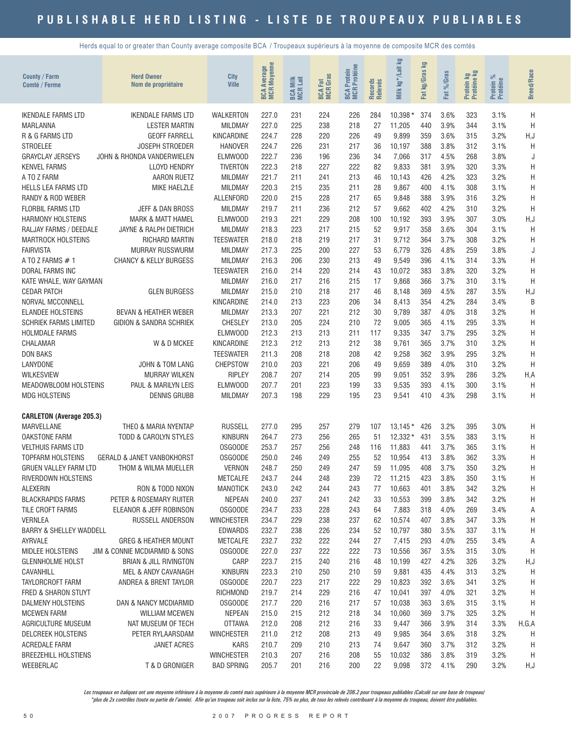# PUBLISHABLE HERD LISTING - LISTE DE TROUPEAUX PUBLIABLES

Herds equal to or greater than County average composite BCA / Troupeaux supérieurs à la moyenne de composite MCR des comtés

| County / Farm<br>Comté / Ferme | Herd Owner<br>Nom de propriétaire | City<br>Ville | BCA Average<br>MCR Moyenne | BCA Milk<br>MCR Lait | BCA Fat<br>MCR Gras | BCA Protein<br>MCR Protéine | Records<br>Relevés | Milk kg*/Lait kg | Fat kg/Gras kg | Fat %/Gras | Protein kg<br>Protéine kg | Protein %<br>Protéine | Breed/Race |
|---|---|---|---|---|---|---|---|---|---|---|---|---|---|
| IKENDALE FARMS LTD | IKENDALE FARMS LTD | WALKERTON | 227.0 | 231 | 224 | 226 | 284 | 10,398 * | 374 | 3.6% | 323 | 3.1% | H |
| MARLANNA | LESTER MARTIN | MILDMAY | 227.0 | 225 | 238 | 218 | 27 | 11,205 | 440 | 3.9% | 344 | 3.1% | H |
| R & G FARMS LTD | GEOFF FARRELL | KINCARDINE | 224.7 | 228 | 220 | 226 | 49 | 9,899 | 359 | 3.6% | 315 | 3.2% | H,J |
| STROELEE | JOSEPH STROEDER | HANOVER | 224.7 | 226 | 231 | 217 | 36 | 10,197 | 388 | 3.8% | 312 | 3.1% | H |
| GRAYCLAY JERSEYS | JOHN & RHONDA VANDERWIELEN | ELMWOOD | 222.7 | 236 | 196 | 236 | 34 | 7,066 | 317 | 4.5% | 268 | 3.8% | J |
| KENVEL FARMS | LLOYD HENDRY | TIVERTON | 222.3 | 218 | 227 | 222 | 82 | 9,833 | 381 | 3.9% | 320 | 3.3% | H |
| A TO Z FARM | AARON RUETZ | MILDMAY | 221.7 | 211 | 241 | 213 | 46 | 10,143 | 426 | 4.2% | 323 | 3.2% | H |
| HELLS LEA FARMS LTD | MIKE HAELZLE | MILDMAY | 220.3 | 215 | 235 | 211 | 28 | 9,867 | 400 | 4.1% | 308 | 3.1% | H |
| RANDY & ROD WEBER | | ALLENFORD | 220.0 | 215 | 228 | 217 | 65 | 9,848 | 388 | 3.9% | 316 | 3.2% | H |
| FLORBIL FARMS LTD | JEFF & DAN BROSS | MILDMAY | 219.7 | 211 | 236 | 212 | 57 | 9,662 | 402 | 4.2% | 310 | 3.2% | H |
| HARMONY HOLSTEINS | MARK & MATT HAMEL | ELMWOOD | 219.3 | 221 | 229 | 208 | 100 | 10,192 | 393 | 3.9% | 307 | 3.0% | H,J |
| RALJAY FARMS / DEEDALE | JAYNE & RALPH DIETRICH | MILDMAY | 218.3 | 223 | 217 | 215 | 52 | 9,917 | 358 | 3.6% | 304 | 3.1% | H |
| MARTROCK HOLSTEINS | RICHARD MARTIN | TEESWATER | 218.0 | 218 | 219 | 217 | 31 | 9,712 | 364 | 3.7% | 308 | 3.2% | H |
| FAIRVISTA | MURRAY RUSSWURM | MILDMAY | 217.3 | 225 | 200 | 227 | 53 | 6,779 | 326 | 4.8% | 259 | 3.8% | J |
| A TO Z FARMS # 1 | CHANCY & KELLY BURGESS | MILDMAY | 216.3 | 206 | 230 | 213 | 49 | 9,549 | 396 | 4.1% | 314 | 3.3% | H |
| DORAL FARMS INC | | TEESWATER | 216.0 | 214 | 220 | 214 | 43 | 10,072 | 383 | 3.8% | 320 | 3.2% | H |
| KATE WHALE, WAY GAYMAN | | MILDMAY | 216.0 | 217 | 216 | 215 | 17 | 9,868 | 366 | 3.7% | 310 | 3.1% | H |
| CEDAR PATCH | GLEN BURGESS | MILDMAY | 215.0 | 210 | 218 | 217 | 46 | 8,148 | 369 | 4.5% | 287 | 3.5% | H,J |
| NORVAL MCCONNELL | | KINCARDINE | 214.0 | 213 | 223 | 206 | 34 | 8,413 | 354 | 4.2% | 284 | 3.4% | B |
| ELANDEE HOLSTEINS | BEVAN & HEATHER WEBER | MILDMAY | 213.3 | 207 | 221 | 212 | 30 | 9,789 | 387 | 4.0% | 318 | 3.2% | H |
| SCHRIEK FARMS LIMITED | GIDION & SANDRA SCHRIEK | CHESLEY | 213.0 | 205 | 224 | 210 | 72 | 9,005 | 365 | 4.1% | 295 | 3.3% | H |
| HOLMDALE FARMS | | ELMWOOD | 212.3 | 213 | 213 | 211 | 117 | 9,335 | 347 | 3.7% | 295 | 3.2% | H |
| CHALAMAR | W & D MCKEE | KINCARDINE | 212.3 | 212 | 213 | 212 | 38 | 9,761 | 365 | 3.7% | 310 | 3.2% | H |
| DON BAKS | | TEESWATER | 211.3 | 208 | 218 | 208 | 42 | 9,258 | 362 | 3.9% | 295 | 3.2% | H |
| LANYDONE | JOHN & TOM LANG | CHEPSTOW | 210.0 | 203 | 221 | 206 | 49 | 9,659 | 389 | 4.0% | 310 | 3.2% | H |
| WILKESVIEW | MURRAY WILKEN | RIPLEY | 208.7 | 207 | 214 | 205 | 99 | 9,051 | 352 | 3.9% | 286 | 3.2% | H,A |
| MEADOWBLOOM HOLSTEINS | PAUL & MARILYN LEIS | ELMWOOD | 207.7 | 201 | 223 | 199 | 33 | 9,535 | 393 | 4.1% | 300 | 3.1% | H |
| MDG HOLSTEINS | DENNIS GRUBB | MILDMAY | 207.3 | 198 | 229 | 195 | 23 | 9,541 | 410 | 4.3% | 298 | 3.1% | H |
| **CARLETON (Average 205.3)** | | | | | | | | | | | | | |
| MARVELLANE | THEO & MARIA NYENTAP | RUSSELL | 277.0 | 295 | 257 | 279 | 107 | 13,145 * | 426 | 3.2% | 395 | 3.0% | H |
| OAKSTONE FARM | TODD & CAROLYN STYLES | KINBURN | 264.7 | 273 | 256 | 265 | 51 | 12,332 * | 431 | 3.5% | 383 | 3.1% | H |
| VELTHUIS FARMS LTD | | OSGOODE | 253.7 | 257 | 256 | 248 | 116 | 11,883 | 441 | 3.7% | 365 | 3.1% | H |
| TOPFARM HOLSTEINS | GERALD & JANET VANBOKHORST | OSGOODE | 250.0 | 246 | 249 | 255 | 52 | 10,954 | 413 | 3.8% | 362 | 3.3% | H |
| GRUEN VALLEY FARM LTD | THOM & WILMA MUELLER | VERNON | 248.7 | 250 | 249 | 247 | 59 | 11,095 | 408 | 3.7% | 350 | 3.2% | H |
| RIVERDOWN HOLSTEINS | | METCALFE | 243.7 | 244 | 248 | 239 | 72 | 11,215 | 423 | 3.8% | 350 | 3.1% | H |
| ALEXERIN | RON & TODD NIXON | MANOTICK | 243.0 | 242 | 244 | 243 | 77 | 10,663 | 401 | 3.8% | 342 | 3.2% | H |
| BLACKRAPIDS FARMS | PETER & ROSEMARY RUITER | NEPEAN | 240.0 | 237 | 241 | 242 | 33 | 10,553 | 399 | 3.8% | 342 | 3.2% | H |
| TILE CROFT FARMS | ELEANOR & JEFF ROBINSON | OSGOODE | 234.7 | 233 | 228 | 243 | 64 | 7,883 | 318 | 4.0% | 269 | 3.4% | A |
| VERNLEA | RUSSELL ANDERSON | WINCHESTER | 234.7 | 229 | 238 | 237 | 62 | 10,574 | 407 | 3.8% | 347 | 3.3% | H |
| BARRY & SHELLEY WADDELL | | EDWARDS | 232.7 | 238 | 226 | 234 | 52 | 10,797 | 380 | 3.5% | 337 | 3.1% | H |
| AYRVALE | GREG & HEATHER MOUNT | METCALFE | 232.7 | 232 | 222 | 244 | 27 | 7,415 | 293 | 4.0% | 255 | 3.4% | A |
| MIDLEE HOLSTEINS | JIM & CONNIE MCDIARMID & SONS | OSGOODE | 227.0 | 237 | 222 | 222 | 73 | 10,556 | 367 | 3.5% | 315 | 3.0% | H |
| GLENNHOLME HOLST | BRIAN & JILL RIVINGTON | CARP | 223.7 | 215 | 240 | 216 | 48 | 10,199 | 427 | 4.2% | 326 | 3.2% | H,J |
| CAVANHILL | MEL & ANDY CAVANAGH | KINBURN | 223.3 | 210 | 250 | 210 | 59 | 9,881 | 435 | 4.4% | 313 | 3.2% | H |
| TAYLORCROFT FARM | ANDREA & BRENT TAYLOR | OSGOODE | 220.7 | 223 | 217 | 222 | 29 | 10,823 | 392 | 3.6% | 341 | 3.2% | H |
| FRED & SHARON STUYT | | RICHMOND | 219.7 | 214 | 229 | 216 | 47 | 10,041 | 397 | 4.0% | 321 | 3.2% | H |
| DALMENY HOLSTEINS | DAN & NANCY MCDIARMID | OSGOODE | 217.7 | 220 | 216 | 217 | 57 | 10,038 | 363 | 3.6% | 315 | 3.1% | H |
| MCEWEN FARM | WILLIAM MCEWEN | NEPEAN | 215.0 | 215 | 212 | 218 | 34 | 10,060 | 369 | 3.7% | 325 | 3.2% | H |
| AGRICULTURE MUSEUM | NAT MUSEUM OF TECH | OTTAWA | 212.0 | 208 | 212 | 216 | 33 | 9,447 | 366 | 3.9% | 314 | 3.3% | H,G,A |
| DELCREEK HOLSTEINS | PETER RYLAARSDAM | WINCHESTER | 211.0 | 212 | 208 | 213 | 49 | 9,985 | 364 | 3.6% | 318 | 3.2% | H |
| ACREDALE FARM | JANET ACRES | KARS | 210.7 | 209 | 210 | 213 | 74 | 9,647 | 360 | 3.7% | 312 | 3.2% | H |
| BREEZEHILL HOLSTIENS | | WINCHESTER | 210.3 | 207 | 216 | 208 | 55 | 10,032 | 386 | 3.8% | 319 | 3.2% | H |
| WEEBERLAC | T & D GRONIGER | BAD SPRING | 205.7 | 201 | 216 | 200 | 22 | 9,098 | 372 | 4.1% | 290 | 3.2% | H,J |

*Les troupeaux en italiques ont une moyenne inférieure à la moyenne du comté mais supérieure à la moyenne MCR provinciale de 206.2 pour troupeaux publiables (Calculé sur une base de troupeau)*
*\*plus de 2x contrôles (toute ou partie de l'année). Afin qu'un troupeau soit inclus sur la liste, 75% ou plus, de tous les relevés contribuant à la moyenne du troupeau, doivent être publiables.*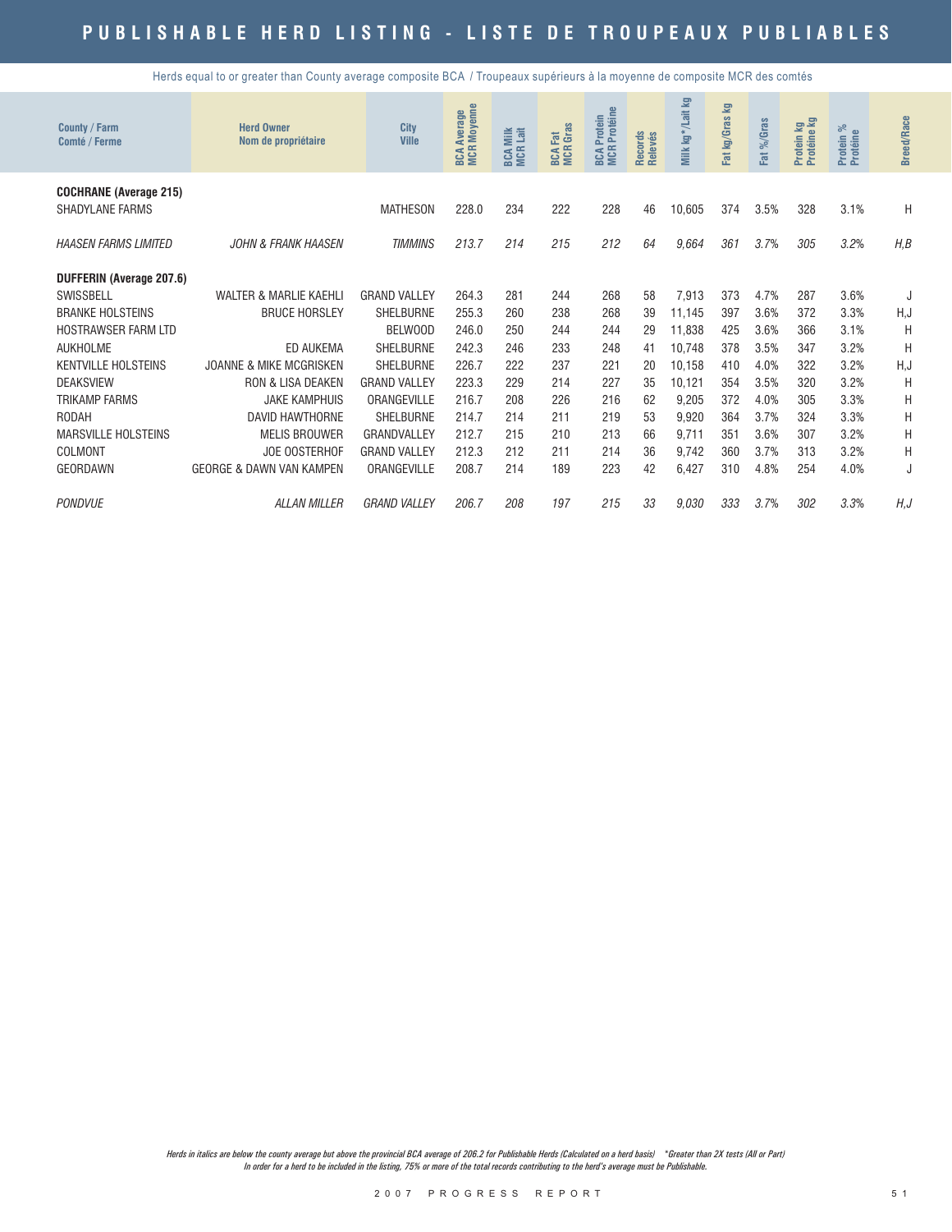# PUBLISHABLE HERD LISTING - LISTE DE TROUPEAUX PUBLIABLES

Herds equal to or greater than County average composite BCA / Troupeaux supérieurs à la moyenne de composite MCR des comtés

| County / Farm<br>Comté / Ferme | Herd Owner<br>Nom de propriétaire | City<br>Ville | BCA Average<br>MCR Moyenne | BCA Milk<br>MCR Lait | BCA Fat<br>MCR Gras | BCA Protein<br>MCR Protéine | Records<br>Relevés | Milk kg*/Lait kg | Fat kg/Gras kg | Fat %/Gras | Protein kg<br>Protéine kg | Protein %<br>Protéine | Breed/Race |
|---|---|---|---|---|---|---|---|---|---|---|---|---|---|
| **COCHRANE (Average 215)** | | | | | | | | | | | | | |
| SHADYLANE FARMS | | MATHESON | 228.0 | 234 | 222 | 228 | 46 | 10,605 | 374 | 3.5% | 328 | 3.1% | H |
| *HAASEN FARMS LIMITED* | *JOHN & FRANK HAASEN* | *TIMMINS* | *213.7* | *214* | *215* | *212* | *64* | *9,664* | *361* | *3.7%* | *305* | *3.2%* | *H,B* |
| **DUFFERIN (Average 207.6)** | | | | | | | | | | | | | |
| SWISSBELL | WALTER & MARLIE KAEHLI | GRAND VALLEY | 264.3 | 281 | 244 | 268 | 58 | 7,913 | 373 | 4.7% | 287 | 3.6% | J |
| BRANKE HOLSTEINS | BRUCE HORSLEY | SHELBURNE | 255.3 | 260 | 238 | 268 | 39 | 11,145 | 397 | 3.6% | 372 | 3.3% | H,J |
| HOSTRAWSER FARM LTD | | BELWOOD | 246.0 | 250 | 244 | 244 | 29 | 11,838 | 425 | 3.6% | 366 | 3.1% | H |
| AUKHOLME | ED AUKEMA | SHELBURNE | 242.3 | 246 | 233 | 248 | 41 | 10,748 | 378 | 3.5% | 347 | 3.2% | H |
| KENTVILLE HOLSTEINS | JOANNE & MIKE MCGRISKEN | SHELBURNE | 226.7 | 222 | 237 | 221 | 20 | 10,158 | 410 | 4.0% | 322 | 3.2% | H,J |
| DEAKSVIEW | RON & LISA DEAKEN | GRAND VALLEY | 223.3 | 229 | 214 | 227 | 35 | 10,121 | 354 | 3.5% | 320 | 3.2% | H |
| TRIKAMP FARMS | JAKE KAMPHUIS | ORANGEVILLE | 216.7 | 208 | 226 | 216 | 62 | 9,205 | 372 | 4.0% | 305 | 3.3% | H |
| RODAH | DAVID HAWTHORNE | SHELBURNE | 214.7 | 214 | 211 | 219 | 53 | 9,920 | 364 | 3.7% | 324 | 3.3% | H |
| MARSVILLE HOLSTEINS | MELIS BROUWER | GRANDVALLEY | 212.7 | 215 | 210 | 213 | 66 | 9,711 | 351 | 3.6% | 307 | 3.2% | H |
| COLMONT | JOE OOSTERHOF | GRAND VALLEY | 212.3 | 212 | 211 | 214 | 36 | 9,742 | 360 | 3.7% | 313 | 3.2% | H |
| GEORDAWN | GEORGE & DAWN VAN KAMPEN | ORANGEVILLE | 208.7 | 214 | 189 | 223 | 42 | 6,427 | 310 | 4.8% | 254 | 4.0% | J |
| *PONDVUE* | *ALLAN MILLER* | *GRAND VALLEY* | *206.7* | *208* | *197* | *215* | *33* | *9,030* | *333* | *3.7%* | *302* | *3.3%* | *H,J* |

*Herds in italics are below the county average but above the provincial BCA average of 206.2 for Publishable Herds (Calculated on a herd basis)   *Greater than 2X tests (All or Part)*
*In order for a herd to be included in the listing, 75% or more of the total records contributing to the herd's average must be Publishable.*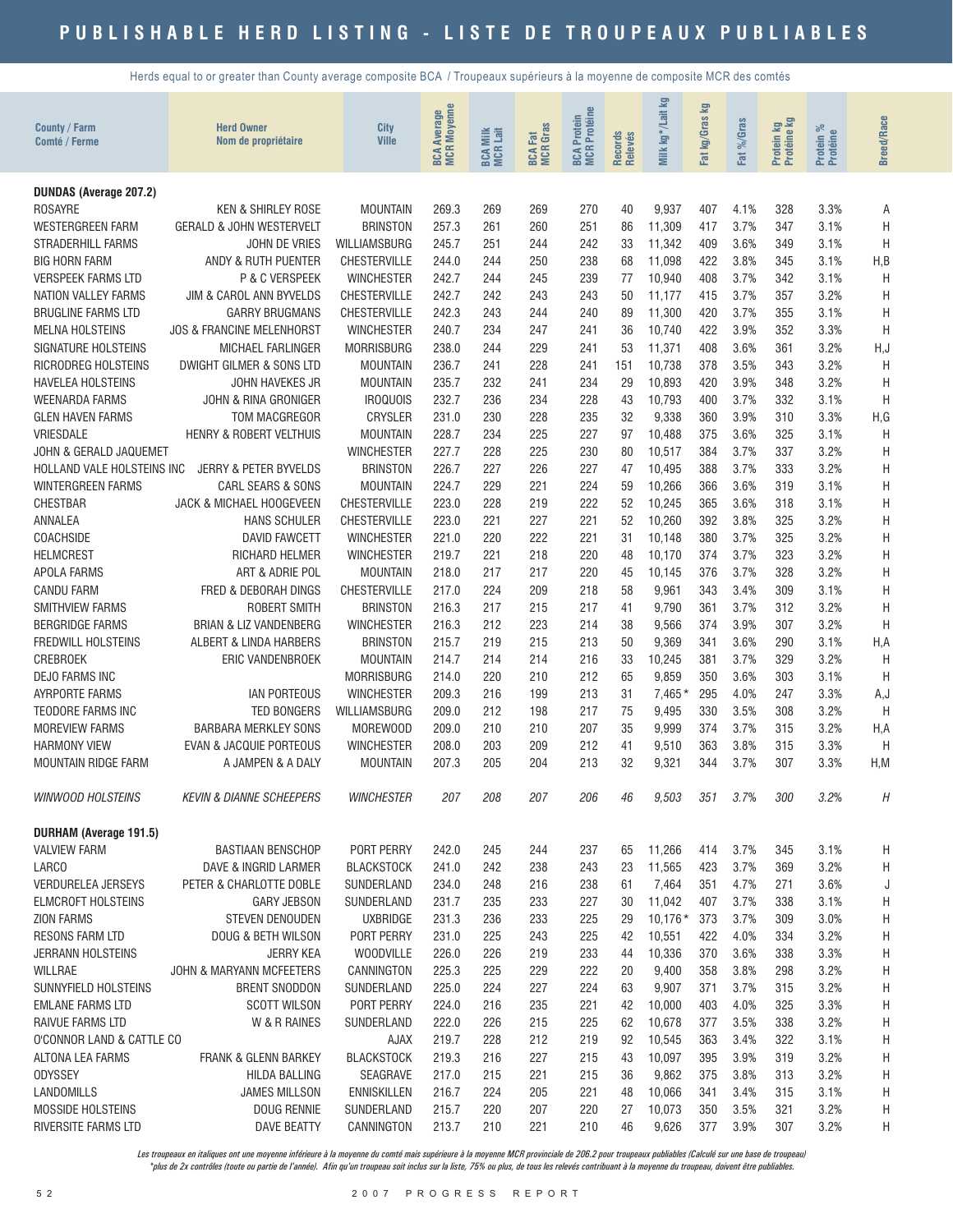# PUBLISHABLE HERD LISTING - LISTE DE TROUPEAUX PUBLIABLES

Herds equal to or greater than County average composite BCA / Troupeaux supérieurs à la moyenne de composite MCR des comtés

| County / Farm Comté / Ferme | Herd Owner Nom de propriétaire | City Ville | BCA Average MCR Moyenne | BCA Milk MCR Lait | BCA Fat MCR Gras | BCA Protein MCR Protéine | Records Relevés | Milk kg*/Lait kg | Fat kg/Gras kg | Fat %/Gras | Protein kg Protéine kg | Protein % Protéine | Breed/Race |
|---|---|---|---|---|---|---|---|---|---|---|---|---|---|
| **DUNDAS (Average 207.2)** | | | | | | | | | | | | | |
| ROSAYRE | KEN & SHIRLEY ROSE | MOUNTAIN | 269.3 | 269 | 269 | 270 | 40 | 9,937 | 407 | 4.1% | 328 | 3.3% | A |
| WESTERGREEN FARM | GERALD & JOHN WESTERVELT | BRINSTON | 257.3 | 261 | 260 | 251 | 86 | 11,309 | 417 | 3.7% | 347 | 3.1% | H |
| STRADERHILL FARMS | JOHN DE VRIES | WILLIAMSBURG | 245.7 | 251 | 244 | 242 | 33 | 11,342 | 409 | 3.6% | 349 | 3.1% | H |
| BIG HORN FARM | ANDY & RUTH PUENTER | CHESTERVILLE | 244.0 | 244 | 250 | 238 | 68 | 11,098 | 422 | 3.8% | 345 | 3.1% | H,B |
| VERSPEEK FARMS LTD | P & C VERSPEEK | WINCHESTER | 242.7 | 244 | 245 | 239 | 77 | 10,940 | 408 | 3.7% | 342 | 3.1% | H |
| NATION VALLEY FARMS | JIM & CAROL ANN BYVELDS | CHESTERVILLE | 242.7 | 242 | 243 | 243 | 50 | 11,177 | 415 | 3.7% | 357 | 3.2% | H |
| BRUGLINE FARMS LTD | GARRY BRUGMANS | CHESTERVILLE | 242.3 | 243 | 244 | 240 | 89 | 11,300 | 420 | 3.7% | 355 | 3.1% | H |
| MELNA HOLSTEINS | JOS & FRANCINE MELENHORST | WINCHESTER | 240.7 | 234 | 247 | 241 | 36 | 10,740 | 422 | 3.9% | 352 | 3.3% | H |
| SIGNATURE HOLSTEINS | MICHAEL FARLINGER | MORRISBURG | 238.0 | 244 | 229 | 241 | 53 | 11,371 | 408 | 3.6% | 361 | 3.2% | H,J |
| RICRODREG HOLSTEINS | DWIGHT GILMER & SONS LTD | MOUNTAIN | 236.7 | 241 | 228 | 241 | 151 | 10,738 | 378 | 3.5% | 343 | 3.2% | H |
| HAVELEA HOLSTEINS | JOHN HAVEKES JR | MOUNTAIN | 235.7 | 232 | 241 | 234 | 29 | 10,893 | 420 | 3.9% | 348 | 3.2% | H |
| WEENARDA FARMS | JOHN & RINA GRONIGER | IROQUOIS | 232.7 | 236 | 234 | 228 | 43 | 10,793 | 400 | 3.7% | 332 | 3.1% | H |
| GLEN HAVEN FARMS | TOM MACGREGOR | CRYSLER | 231.0 | 230 | 228 | 235 | 32 | 9,338 | 360 | 3.9% | 310 | 3.3% | H,G |
| VRIESDALE | HENRY & ROBERT VELTHUIS | MOUNTAIN | 228.7 | 234 | 225 | 227 | 97 | 10,488 | 375 | 3.6% | 325 | 3.1% | H |
| JOHN & GERALD JAQUEMET | | WINCHESTER | 227.7 | 228 | 225 | 230 | 80 | 10,517 | 384 | 3.7% | 337 | 3.2% | H |
| HOLLAND VALE HOLSTEINS INC | JERRY & PETER BYVELDS | BRINSTON | 226.7 | 227 | 226 | 227 | 47 | 10,495 | 388 | 3.7% | 333 | 3.2% | H |
| WINTERGREEN FARMS | CARL SEARS & SONS | MOUNTAIN | 224.7 | 229 | 221 | 224 | 59 | 10,266 | 366 | 3.6% | 319 | 3.1% | H |
| CHESTBAR | JACK & MICHAEL HOOGEVEEN | CHESTERVILLE | 223.0 | 228 | 219 | 222 | 52 | 10,245 | 365 | 3.6% | 318 | 3.1% | H |
| ANNALEA | HANS SCHULER | CHESTERVILLE | 223.0 | 221 | 227 | 221 | 52 | 10,260 | 392 | 3.8% | 325 | 3.2% | H |
| COACHSIDE | DAVID FAWCETT | WINCHESTER | 221.0 | 220 | 222 | 221 | 31 | 10,148 | 380 | 3.7% | 325 | 3.2% | H |
| HELMCREST | RICHARD HELMER | WINCHESTER | 219.7 | 221 | 218 | 220 | 48 | 10,170 | 374 | 3.7% | 323 | 3.2% | H |
| APOLA FARMS | ART & ADRIE POL | MOUNTAIN | 218.0 | 217 | 217 | 220 | 45 | 10,145 | 376 | 3.7% | 328 | 3.2% | H |
| CANDU FARM | FRED & DEBORAH DINGS | CHESTERVILLE | 217.0 | 224 | 209 | 218 | 58 | 9,961 | 343 | 3.4% | 309 | 3.1% | H |
| SMITHVIEW FARMS | ROBERT SMITH | BRINSTON | 216.3 | 217 | 215 | 217 | 41 | 9,790 | 361 | 3.7% | 312 | 3.2% | H |
| BERGRIDGE FARMS | BRIAN & LIZ VANDENBERG | WINCHESTER | 216.3 | 212 | 223 | 214 | 38 | 9,566 | 374 | 3.9% | 307 | 3.2% | H |
| FREDWILL HOLSTEINS | ALBERT & LINDA HARBERS | BRINSTON | 215.7 | 219 | 215 | 213 | 50 | 9,369 | 341 | 3.6% | 290 | 3.1% | H,A |
| CREBROEK | ERIC VANDENBROEK | MOUNTAIN | 214.7 | 214 | 214 | 216 | 33 | 10,245 | 381 | 3.7% | 329 | 3.2% | H |
| DEJO FARMS INC | | MORRISBURG | 214.0 | 220 | 210 | 212 | 65 | 9,859 | 350 | 3.6% | 303 | 3.1% | H |
| AYRPORTE FARMS | IAN PORTEOUS | WINCHESTER | 209.3 | 216 | 199 | 213 | 31 | 7,465* | 295 | 4.0% | 247 | 3.3% | A,J |
| TEODORE FARMS INC | TED BONGERS | WILLIAMSBURG | 209.0 | 212 | 198 | 217 | 75 | 9,495 | 330 | 3.5% | 308 | 3.2% | H |
| MOREVIEW FARMS | BARBARA MERKLEY SONS | MOREWOOD | 209.0 | 210 | 210 | 207 | 35 | 9,999 | 374 | 3.7% | 315 | 3.2% | H,A |
| HARMONY VIEW | EVAN & JACQUIE PORTEOUS | WINCHESTER | 208.0 | 203 | 209 | 212 | 41 | 9,510 | 363 | 3.8% | 315 | 3.3% | H |
| MOUNTAIN RIDGE FARM | A JAMPEN & A DALY | MOUNTAIN | 207.3 | 205 | 204 | 213 | 32 | 9,321 | 344 | 3.7% | 307 | 3.3% | H,M |
| *WINWOOD HOLSTEINS* | *KEVIN & DIANNE SCHEEPERS* | *WINCHESTER* | *207* | *208* | *207* | *206* | *46* | *9,503* | *351* | *3.7%* | *300* | *3.2%* | *H* |
| **DURHAM (Average 191.5)** | | | | | | | | | | | | | |
| VALVIEW FARM | BASTIAAN BENSCHOP | PORT PERRY | 242.0 | 245 | 244 | 237 | 65 | 11,266 | 414 | 3.7% | 345 | 3.1% | H |
| LARCO | DAVE & INGRID LARMER | BLACKSTOCK | 241.0 | 242 | 238 | 243 | 23 | 11,565 | 423 | 3.7% | 369 | 3.2% | H |
| VERDURELEA JERSEYS | PETER & CHARLOTTE DOBLE | SUNDERLAND | 234.0 | 248 | 216 | 238 | 61 | 7,464 | 351 | 4.7% | 271 | 3.6% | J |
| ELMCROFT HOLSTEINS | GARY JEBSON | SUNDERLAND | 231.7 | 235 | 233 | 227 | 30 | 11,042 | 407 | 3.7% | 338 | 3.1% | H |
| ZION FARMS | STEVEN DENOUDEN | UXBRIDGE | 231.3 | 236 | 233 | 225 | 29 | 10,176* | 373 | 3.7% | 309 | 3.0% | H |
| RESONS FARM LTD | DOUG & BETH WILSON | PORT PERRY | 231.0 | 225 | 243 | 225 | 42 | 10,551 | 422 | 4.0% | 334 | 3.2% | H |
| JERRANN HOLSTEINS | JERRY KEA | WOODVILLE | 226.0 | 226 | 219 | 233 | 44 | 10,336 | 370 | 3.6% | 338 | 3.3% | H |
| WILLRAE | JOHN & MARYANN MCFEETERS | CANNINGTON | 225.3 | 225 | 229 | 222 | 20 | 9,400 | 358 | 3.8% | 298 | 3.2% | H |
| SUNNYFIELD HOLSTEINS | BRENT SNODDON | SUNDERLAND | 225.0 | 224 | 227 | 224 | 63 | 9,907 | 371 | 3.7% | 315 | 3.2% | H |
| EMLANE FARMS LTD | SCOTT WILSON | PORT PERRY | 224.0 | 216 | 235 | 221 | 42 | 10,000 | 403 | 4.0% | 325 | 3.3% | H |
| RAIVUE FARMS LTD | W & R RAINES | SUNDERLAND | 222.0 | 226 | 215 | 225 | 62 | 10,678 | 377 | 3.5% | 338 | 3.2% | H |
| O'CONNOR LAND & CATTLE CO | | AJAX | 219.7 | 228 | 212 | 219 | 92 | 10,545 | 363 | 3.4% | 322 | 3.1% | H |
| ALTONA LEA FARMS | FRANK & GLENN BARKEY | BLACKSTOCK | 219.3 | 216 | 227 | 215 | 43 | 10,097 | 395 | 3.9% | 319 | 3.2% | H |
| ODYSSEY | HILDA BALLING | SEAGRAVE | 217.0 | 215 | 221 | 215 | 36 | 9,862 | 375 | 3.8% | 313 | 3.2% | H |
| LANDOMILLS | JAMES MILLSON | ENNISKILLEN | 216.7 | 224 | 205 | 221 | 48 | 10,066 | 341 | 3.4% | 315 | 3.1% | H |
| MOSSIDE HOLSTEINS | DOUG RENNIE | SUNDERLAND | 215.7 | 220 | 207 | 220 | 27 | 10,073 | 350 | 3.5% | 321 | 3.2% | H |
| RIVERSITE FARMS LTD | DAVE BEATTY | CANNINGTON | 213.7 | 210 | 221 | 210 | 46 | 9,626 | 377 | 3.9% | 307 | 3.2% | H |

*Les troupeaux en italiques ont une moyenne inférieure à la moyenne du comté mais supérieure à la moyenne MCR provinciale de 206.2 pour troupeaux publiables (Calculé sur une base de troupeau)*
*\*plus de 2x contrôles (toute ou partie de l'année). Afin qu'un troupeau soit inclus sur la liste, 75% ou plus, de tous les relevés contribuant à la moyenne du troupeau, doivent être publiables.*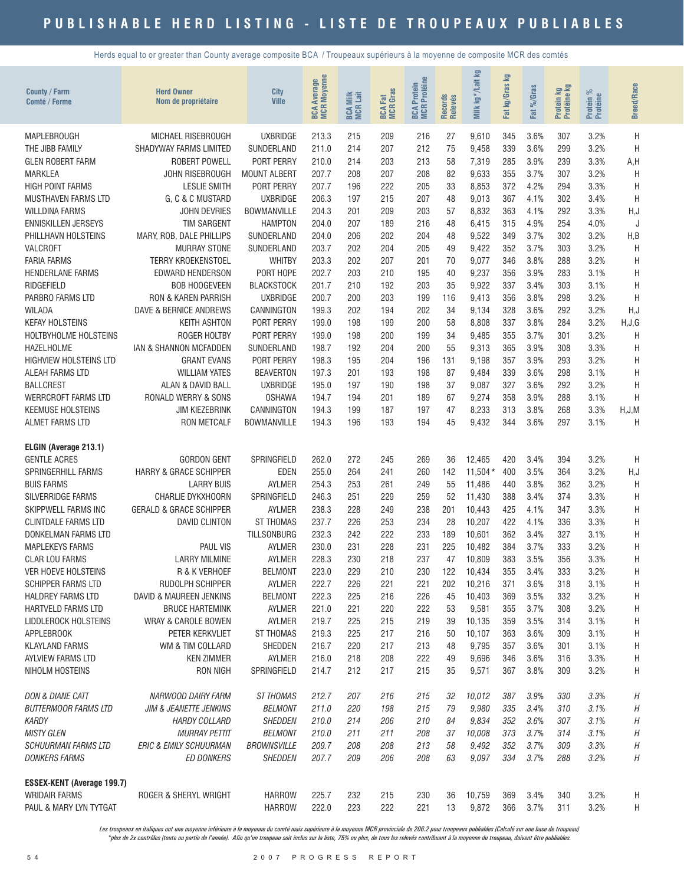# PUBLISHABLE HERD LISTING - LISTE DE TROUPEAUX PUBLIABLES

Herds equal to or greater than County average composite BCA / Troupeaux supérieurs à la moyenne de composite MCR des comtés

| County / Farm<br>Comté / Ferme | Herd Owner<br>Nom de propriétaire | City<br>Ville | BCA Average<br>MCR Moyenne | BCA Milk<br>MCR Lait | BCA Fat<br>MCR Gras | BCA Protein<br>MCR Protéine | Records<br>Relevés | Milk kg* /Lait kg | Fat kg/Gras kg | Fat %/Gras | Protein kg<br>Protéine kg | Protein %<br>Protéine | Breed/Race |
|---|---|---|---|---|---|---|---|---|---|---|---|---|---|
| MAPLEBROUGH | MICHAEL RISEBROUGH | UXBRIDGE | 213.3 | 215 | 209 | 216 | 27 | 9,610 | 345 | 3.6% | 307 | 3.2% | H |
| THE JIBB FAMILY | SHADYWAY FARMS LIMITED | SUNDERLAND | 211.0 | 214 | 207 | 212 | 75 | 9,458 | 339 | 3.6% | 299 | 3.2% | H |
| GLEN ROBERT FARM | ROBERT POWELL | PORT PERRY | 210.0 | 214 | 203 | 213 | 58 | 7,319 | 285 | 3.9% | 239 | 3.3% | A,H |
| MARKLEA | JOHN RISEBROUGH | MOUNT ALBERT | 207.7 | 208 | 207 | 208 | 82 | 9,633 | 355 | 3.7% | 307 | 3.2% | H |
| HIGH POINT FARMS | LESLIE SMITH | PORT PERRY | 207.7 | 196 | 222 | 205 | 33 | 8,853 | 372 | 4.2% | 294 | 3.3% | H |
| MUSTHAVEN FARMS LTD | G, C & C MUSTARD | UXBRIDGE | 206.3 | 197 | 215 | 207 | 48 | 9,013 | 367 | 4.1% | 302 | 3.4% | H |
| WILLDINA FARMS | JOHN DEVRIES | BOWMANVILLE | 204.3 | 201 | 209 | 203 | 57 | 8,832 | 363 | 4.1% | 292 | 3.3% | H,J |
| ENNISKILLEN JERSEYS | TIM SARGENT | HAMPTON | 204.0 | 207 | 189 | 216 | 48 | 6,415 | 315 | 4.9% | 254 | 4.0% | J |
| PHILLHAVN HOLSTEINS | MARY, ROB, DALE PHILLIPS | SUNDERLAND | 204.0 | 206 | 202 | 204 | 48 | 9,522 | 349 | 3.7% | 302 | 3.2% | H,B |
| VALCROFT | MURRAY STONE | SUNDERLAND | 203.7 | 202 | 204 | 205 | 49 | 9,422 | 352 | 3.7% | 303 | 3.2% | H |
| FARIA FARMS | TERRY KROEKENSTOEL | WHITBY | 203.3 | 202 | 207 | 201 | 70 | 9,077 | 346 | 3.8% | 288 | 3.2% | H |
| HENDERLANE FARMS | EDWARD HENDERSON | PORT HOPE | 202.7 | 203 | 210 | 195 | 40 | 9,237 | 356 | 3.9% | 283 | 3.1% | H |
| RIDGEFIELD | BOB HOOGEVEEN | BLACKSTOCK | 201.7 | 210 | 192 | 203 | 35 | 9,922 | 337 | 3.4% | 303 | 3.1% | H |
| PARBRO FARMS LTD | RON & KAREN PARRISH | UXBRIDGE | 200.7 | 200 | 203 | 199 | 116 | 9,413 | 356 | 3.8% | 298 | 3.2% | H |
| WILADA | DAVE & BERNICE ANDREWS | CANNINGTON | 199.3 | 202 | 194 | 202 | 34 | 9,134 | 328 | 3.6% | 292 | 3.2% | H,J |
| KEFAY HOLSTEINS | KEITH ASHTON | PORT PERRY | 199.0 | 198 | 199 | 200 | 58 | 8,808 | 337 | 3.8% | 284 | 3.2% | H,J,G |
| HOLTBYHOLME HOLSTEINS | ROGER HOLTBY | PORT PERRY | 199.0 | 198 | 200 | 199 | 34 | 9,485 | 355 | 3.7% | 301 | 3.2% | H |
| HAZELHOLME | IAN & SHANNON MCFADDEN | SUNDERLAND | 198.7 | 192 | 204 | 200 | 55 | 9,313 | 365 | 3.9% | 308 | 3.3% | H |
| HIGHVIEW HOLSTEINS LTD | GRANT EVANS | PORT PERRY | 198.3 | 195 | 204 | 196 | 131 | 9,198 | 357 | 3.9% | 293 | 3.2% | H |
| ALEAH FARMS LTD | WILLIAM YATES | BEAVERTON | 197.3 | 201 | 193 | 198 | 87 | 9,484 | 339 | 3.6% | 298 | 3.1% | H |
| BALLCREST | ALAN & DAVID BALL | UXBRIDGE | 195.0 | 197 | 190 | 198 | 37 | 9,087 | 327 | 3.6% | 292 | 3.2% | H |
| WERRCROFT FARMS LTD | RONALD WERRY & SONS | OSHAWA | 194.7 | 194 | 201 | 189 | 67 | 9,274 | 358 | 3.9% | 288 | 3.1% | H |
| KEEMUSE HOLSTEINS | JIM KIEZEBRINK | CANNINGTON | 194.3 | 199 | 187 | 197 | 47 | 8,233 | 313 | 3.8% | 268 | 3.3% | H,J,M |
| ALMET FARMS LTD | RON METCALF | BOWMANVILLE | 194.3 | 196 | 193 | 194 | 45 | 9,432 | 344 | 3.6% | 297 | 3.1% | H |
| **ELGIN (Average 213.1)** | | | | | | | | | | | | | |
| GENTLE ACRES | GORDON GENT | SPRINGFIELD | 262.0 | 272 | 245 | 269 | 36 | 12,465 | 420 | 3.4% | 394 | 3.2% | H |
| SPRINGERHILL FARMS | HARRY & GRACE SCHIPPER | EDEN | 255.0 | 264 | 241 | 260 | 142 | 11,504 * | 400 | 3.5% | 364 | 3.2% | H,J |
| BUIS FARMS | LARRY BUIS | AYLMER | 254.3 | 253 | 261 | 249 | 55 | 11,486 | 440 | 3.8% | 362 | 3.2% | H |
| SILVERRIDGE FARMS | CHARLIE DYKXHOORN | SPRINGFIELD | 246.3 | 251 | 229 | 259 | 52 | 11,430 | 388 | 3.4% | 374 | 3.3% | H |
| SKIPPWELL FARMS INC | GERALD & GRACE SCHIPPER | AYLMER | 238.3 | 228 | 249 | 238 | 201 | 10,443 | 425 | 4.1% | 347 | 3.3% | H |
| CLINTDALE FARMS LTD | DAVID CLINTON | ST THOMAS | 237.7 | 226 | 253 | 234 | 28 | 10,207 | 422 | 4.1% | 336 | 3.3% | H |
| DONKELMAN FARMS LTD | | TILLSONBURG | 232.3 | 242 | 222 | 233 | 189 | 10,601 | 362 | 3.4% | 327 | 3.1% | H |
| MAPLEKEYS FARMS | PAUL VIS | AYLMER | 230.0 | 231 | 228 | 231 | 225 | 10,482 | 384 | 3.7% | 333 | 3.2% | H |
| CLAR LOU FARMS | LARRY MILMINE | AYLMER | 228.3 | 230 | 218 | 237 | 47 | 10,809 | 383 | 3.5% | 356 | 3.3% | H |
| VER HOEVE HOLSTEINS | R & K VERHOEF | BELMONT | 223.0 | 229 | 210 | 230 | 122 | 10,434 | 355 | 3.4% | 333 | 3.2% | H |
| SCHIPPER FARMS LTD | RUDOLPH SCHIPPER | AYLMER | 222.7 | 226 | 221 | 221 | 202 | 10,216 | 371 | 3.6% | 318 | 3.1% | H |
| HALDREY FARMS LTD | DAVID & MAUREEN JENKINS | BELMONT | 222.3 | 225 | 216 | 226 | 45 | 10,403 | 369 | 3.5% | 332 | 3.2% | H |
| HARTVELD FARMS LTD | BRUCE HARTEMINK | AYLMER | 221.0 | 221 | 220 | 222 | 53 | 9,581 | 355 | 3.7% | 308 | 3.2% | H |
| LIDDLEROCK HOLSTEINS | WRAY & CAROLE BOWEN | AYLMER | 219.7 | 225 | 215 | 219 | 39 | 10,135 | 359 | 3.5% | 314 | 3.1% | H |
| APPLEBROOK | PETER KERKVLIET | ST THOMAS | 219.3 | 225 | 217 | 216 | 50 | 10,107 | 363 | 3.6% | 309 | 3.1% | H |
| KLAYLAND FARMS | WM & TIM COLLARD | SHEDDEN | 216.7 | 220 | 217 | 213 | 48 | 9,795 | 357 | 3.6% | 301 | 3.1% | H |
| AYLVIEW FARMS LTD | KEN ZIMMER | AYLMER | 216.0 | 218 | 208 | 222 | 49 | 9,696 | 346 | 3.6% | 316 | 3.3% | H |
| NIHOLM HOSTEINS | RON NIGH | SPRINGFIELD | 214.7 | 212 | 217 | 215 | 35 | 9,571 | 367 | 3.8% | 309 | 3.2% | H |
| *DON & DIANE CATT* | *NARWOOD DAIRY FARM* | *ST THOMAS* | *212.7* | *207* | *216* | *215* | *32* | *10,012* | *387* | *3.9%* | *330* | *3.3%* | *H* |
| *BUTTERMOOR FARMS LTD* | *JIM & JEANETTE JENKINS* | *BELMONT* | *211.0* | *220* | *198* | *215* | *79* | *9,980* | *335* | *3.4%* | *310* | *3.1%* | *H* |
| *KARDY* | *HARDY COLLARD* | *SHEDDEN* | *210.0* | *214* | *206* | *210* | *84* | *9,834* | *352* | *3.6%* | *307* | *3.1%* | *H* |
| *MISTY GLEN* | *MURRAY PETTIT* | *BELMONT* | *210.0* | *211* | *211* | *208* | *37* | *10,008* | *373* | *3.7%* | *314* | *3.1%* | *H* |
| *SCHUURMAN FARMS LTD* | *ERIC & EMILY SCHUURMAN* | *BROWNSVILLE* | *209.7* | *208* | *208* | *213* | *58* | *9,492* | *352* | *3.7%* | *309* | *3.3%* | *H* |
| *DONKERS FARMS* | *ED DONKERS* | *SHEDDEN* | *207.7* | *209* | *206* | *208* | *63* | *9,097* | *334* | *3.7%* | *288* | *3.2%* | *H* |
| **ESSEX-KENT (Average 199.7)** | | | | | | | | | | | | | |
| WRIDAIR FARMS | ROGER & SHERYL WRIGHT | HARROW | 225.7 | 232 | 215 | 230 | 36 | 10,759 | 369 | 3.4% | 340 | 3.2% | H |
| PAUL & MARY LYN TYTGAT | | HARROW | 222.0 | 223 | 222 | 221 | 13 | 9,872 | 366 | 3.7% | 311 | 3.2% | H |

*Les troupeaux en italiques ont une moyenne inférieure à la moyenne du comté mais supérieure à la moyenne MCR provinciale de 206.2 pour troupeaux publiables (Calculé sur une base de troupeau)*
*\*plus de 2x contrôles (toute ou partie de l'année). Afin qu'un troupeau soit inclus sur la liste, 75% ou plus, de tous les relevés contribuant à la moyenne du troupeau, doivent être publiables.*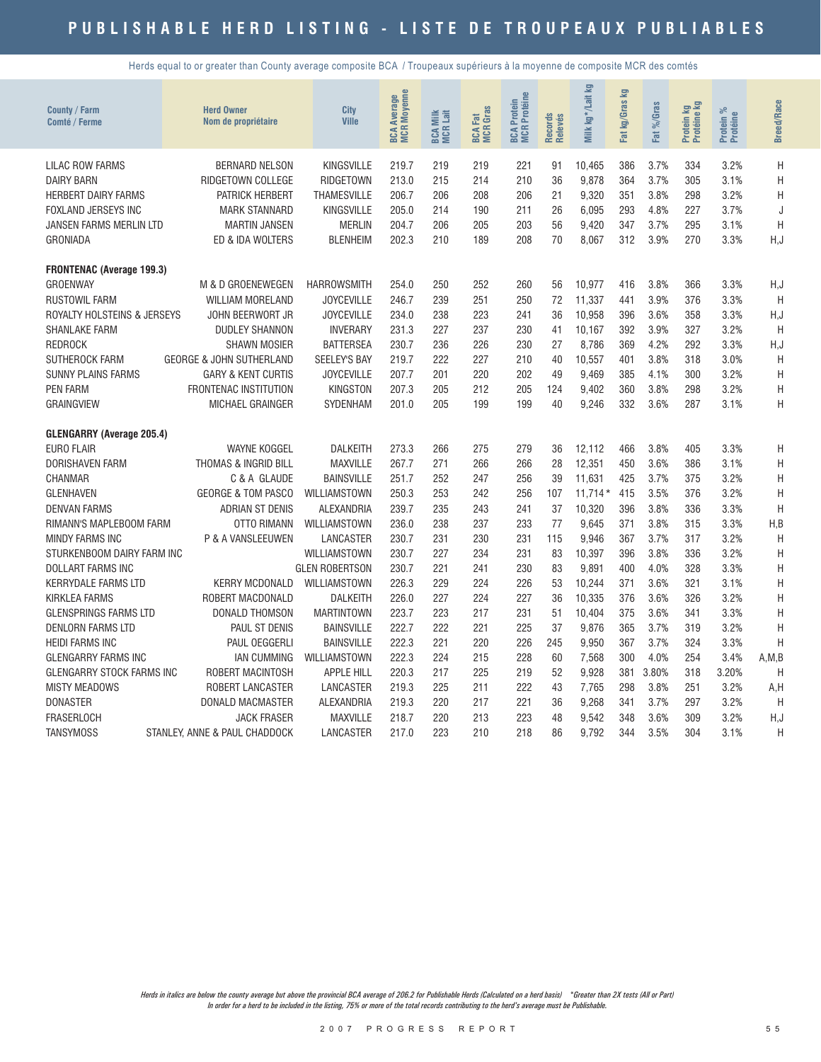# PUBLISHABLE HERD LISTING - LISTE DE TROUPEAUX PUBLIABLES

Herds equal to or greater than County average composite BCA / Troupeaux supérieurs à la moyenne de composite MCR des comtés

| County / Farm Comté / Ferme | Herd Owner Nom de propriétaire | City Ville | BCA Average MCR Moyenne | BCA Milk MCR Lait | BCA Fat MCR Gras | BCA Protein MCR Protéine | Records Relevés | Milk kg*/Lait kg | Fat kg/Gras kg | Fat %/Gras | Protein kg Protéine kg | Protein % Protéine | Breed/Race |
|---|---|---|---|---|---|---|---|---|---|---|---|---|---|
| LILAC ROW FARMS | BERNARD NELSON | KINGSVILLE | 219.7 | 219 | 219 | 221 | 91 | 10,465 | 386 | 3.7% | 334 | 3.2% | H |
| DAIRY BARN | RIDGETOWN COLLEGE | RIDGETOWN | 213.0 | 215 | 214 | 210 | 36 | 9,878 | 364 | 3.7% | 305 | 3.1% | H |
| HERBERT DAIRY FARMS | PATRICK HERBERT | THAMESVILLE | 206.7 | 206 | 208 | 206 | 21 | 9,320 | 351 | 3.8% | 298 | 3.2% | H |
| FOXLAND JERSEYS INC | MARK STANNARD | KINGSVILLE | 205.0 | 214 | 190 | 211 | 26 | 6,095 | 293 | 4.8% | 227 | 3.7% | J |
| JANSEN FARMS MERLIN LTD | MARTIN JANSEN | MERLIN | 204.7 | 206 | 205 | 203 | 56 | 9,420 | 347 | 3.7% | 295 | 3.1% | H |
| GRONIADA | ED & IDA WOLTERS | BLENHEIM | 202.3 | 210 | 189 | 208 | 70 | 8,067 | 312 | 3.9% | 270 | 3.3% | H,J |
| **FRONTENAC (Average 199.3)** | | | | | | | | | | | | | |
| GROENWAY | M & D GROENEWEGEN | HARROWSMITH | 254.0 | 250 | 252 | 260 | 56 | 10,977 | 416 | 3.8% | 366 | 3.3% | H,J |
| RUSTOWIL FARM | WILLIAM MORELAND | JOYCEVILLE | 246.7 | 239 | 251 | 250 | 72 | 11,337 | 441 | 3.9% | 376 | 3.3% | H |
| ROYALTY HOLSTEINS & JERSEYS | JOHN BEERWORT JR | JOYCEVILLE | 234.0 | 238 | 223 | 241 | 36 | 10,958 | 396 | 3.6% | 358 | 3.3% | H,J |
| SHANLAKE FARM | DUDLEY SHANNON | INVERARY | 231.3 | 227 | 237 | 230 | 41 | 10,167 | 392 | 3.9% | 327 | 3.2% | H |
| REDROCK | SHAWN MOSIER | BATTERSEA | 230.7 | 236 | 226 | 230 | 27 | 8,786 | 369 | 4.2% | 292 | 3.3% | H,J |
| SUTHEROCK FARM | GEORGE & JOHN SUTHERLAND | SEELEY'S BAY | 219.7 | 222 | 227 | 210 | 40 | 10,557 | 401 | 3.8% | 318 | 3.0% | H |
| SUNNY PLAINS FARMS | GARY & KENT CURTIS | JOYCEVILLE | 207.7 | 201 | 220 | 202 | 49 | 9,469 | 385 | 4.1% | 300 | 3.2% | H |
| PEN FARM | FRONTENAC INSTITUTION | KINGSTON | 207.3 | 205 | 212 | 205 | 124 | 9,402 | 360 | 3.8% | 298 | 3.2% | H |
| GRAINGVIEW | MICHAEL GRAINGER | SYDENHAM | 201.0 | 205 | 199 | 199 | 40 | 9,246 | 332 | 3.6% | 287 | 3.1% | H |
| **GLENGARRY (Average 205.4)** | | | | | | | | | | | | | |
| EURO FLAIR | WAYNE KOGGEL | DALKEITH | 273.3 | 266 | 275 | 279 | 36 | 12,112 | 466 | 3.8% | 405 | 3.3% | H |
| DORISHAVEN FARM | THOMAS & INGRID BILL | MAXVILLE | 267.7 | 271 | 266 | 266 | 28 | 12,351 | 450 | 3.6% | 386 | 3.1% | H |
| CHANMAR | C & A GLAUDE | BAINSVILLE | 251.7 | 252 | 247 | 256 | 39 | 11,631 | 425 | 3.7% | 375 | 3.2% | H |
| GLENHAVEN | GEORGE & TOM PASCO | WILLIAMSTOWN | 250.3 | 253 | 242 | 256 | 107 | 11,714* | 415 | 3.5% | 376 | 3.2% | H |
| DENVAN FARMS | ADRIAN ST DENIS | ALEXANDRIA | 239.7 | 235 | 243 | 241 | 37 | 10,320 | 396 | 3.8% | 336 | 3.3% | H |
| RIMANN'S MAPLEBOOM FARM | OTTO RIMANN | WILLIAMSTOWN | 236.0 | 238 | 237 | 233 | 77 | 9,645 | 371 | 3.8% | 315 | 3.3% | H,B |
| MINDY FARMS INC | P & A VANSLEEUWEN | LANCASTER | 230.7 | 231 | 230 | 231 | 115 | 9,946 | 367 | 3.7% | 317 | 3.2% | H |
| STURKENBOOM DAIRY FARM INC | | WILLIAMSTOWN | 230.7 | 227 | 234 | 231 | 83 | 10,397 | 396 | 3.8% | 336 | 3.2% | H |
| DOLLART FARMS INC | | GLEN ROBERTSON | 230.7 | 221 | 241 | 230 | 83 | 9,891 | 400 | 4.0% | 328 | 3.3% | H |
| KERRYDALE FARMS LTD | KERRY MCDONALD | WILLIAMSTOWN | 226.3 | 229 | 224 | 226 | 53 | 10,244 | 371 | 3.6% | 321 | 3.1% | H |
| KIRKLEA FARMS | ROBERT MACDONALD | DALKEITH | 226.0 | 227 | 224 | 227 | 36 | 10,335 | 376 | 3.6% | 326 | 3.2% | H |
| GLENSPRINGS FARMS LTD | DONALD THOMSON | MARTINTOWN | 223.7 | 223 | 217 | 231 | 51 | 10,404 | 375 | 3.6% | 341 | 3.3% | H |
| DENLORN FARMS LTD | PAUL ST DENIS | BAINSVILLE | 222.7 | 222 | 221 | 225 | 37 | 9,876 | 365 | 3.7% | 319 | 3.2% | H |
| HEIDI FARMS INC | PAUL OEGGERLI | BAINSVILLE | 222.3 | 221 | 220 | 226 | 245 | 9,950 | 367 | 3.7% | 324 | 3.3% | H |
| GLENGARRY FARMS INC | IAN CUMMING | WILLIAMSTOWN | 222.3 | 224 | 215 | 228 | 60 | 7,568 | 300 | 4.0% | 254 | 3.4% | A,M,B |
| GLENGARRY STOCK FARMS INC | ROBERT MACINTOSH | APPLE HILL | 220.3 | 217 | 225 | 219 | 52 | 9,928 | 381 | 3.80% | 318 | 3.20% | H |
| MISTY MEADOWS | ROBERT LANCASTER | LANCASTER | 219.3 | 225 | 211 | 222 | 43 | 7,765 | 298 | 3.8% | 251 | 3.2% | A,H |
| DONASTER | DONALD MACMASTER | ALEXANDRIA | 219.3 | 220 | 217 | 221 | 36 | 9,268 | 341 | 3.7% | 297 | 3.2% | H |
| FRASERLOCH | JACK FRASER | MAXVILLE | 218.7 | 220 | 213 | 223 | 48 | 9,542 | 348 | 3.6% | 309 | 3.2% | H,J |
| TANSYMOSS | STANLEY, ANNE & PAUL CHADDOCK | LANCASTER | 217.0 | 223 | 210 | 218 | 86 | 9,792 | 344 | 3.5% | 304 | 3.1% | H |

*Herds in italics are below the county average but above the provincial BCA average of 206.2 for Publishable Herds (Calculated on a herd basis) \*Greater than 2X tests (All or Part)*
*In order for a herd to be included in the listing, 75% or more of the total records contributing to the herd's average must be Publishable.*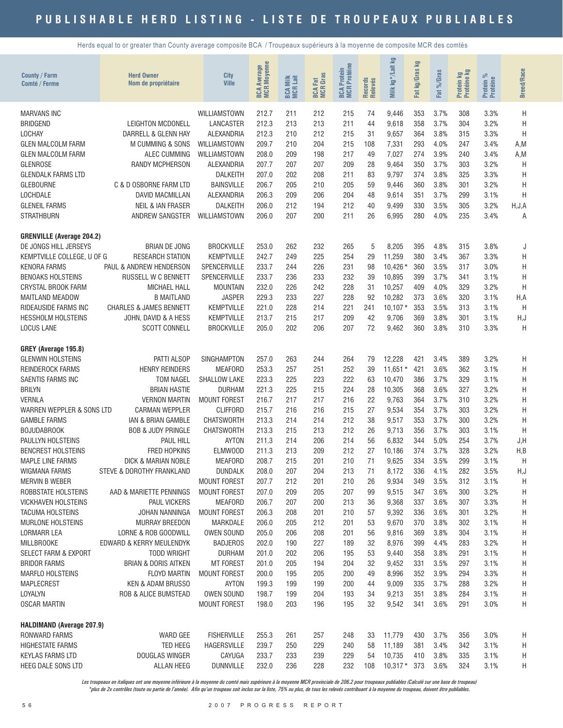# PUBLISHABLE HERD LISTING - LISTE DE TROUPEAUX PUBLIABLES

Herds equal to or greater than County average composite BCA / Troupeaux supérieurs à la moyenne de composite MCR des comtés

| County / Farm<br>Comté / Ferme | Herd Owner<br>Nom de propriétaire | City<br>Ville | BCA Average<br>MCR Moyenne | BCA Milk<br>MCR Lait | BCA Fat<br>MCR Gras | BCA Protein<br>MCR Protéine | Records<br>Relevés | Milk kg*/Lait kg | Fat kg/Gras kg | Fat %/Gras | Protein kg<br>Protéine kg | Protein %<br>Protéine | Breed/Race |
|---|---|---|---|---|---|---|---|---|---|---|---|---|---|
| MARVANS INC | | WILLIAMSTOWN | 212.7 | 211 | 212 | 215 | 74 | 9,446 | 353 | 3.7% | 308 | 3.3% | H |
| BRIDGEND | LEIGHTON MCDONELL | LANCASTER | 212.3 | 213 | 213 | 211 | 44 | 9,618 | 358 | 3.7% | 304 | 3.2% | H |
| LOCHAY | DARRELL & GLENN HAY | ALEXANDRIA | 212.3 | 210 | 212 | 215 | 31 | 9,657 | 364 | 3.8% | 315 | 3.3% | H |
| GLEN MALCOLM FARM | M CUMMING & SONS | WILLIAMSTOWN | 209.7 | 210 | 204 | 215 | 108 | 7,331 | 293 | 4.0% | 247 | 3.4% | A,M |
| GLEN MALCOLM FARM | ALEC CUMMING | WILLIAMSTOWN | 208.0 | 209 | 198 | 217 | 49 | 7,027 | 274 | 3.9% | 240 | 3.4% | A,M |
| GLENROSE | RANDY MCPHERSON | ALEXANDRIA | 207.7 | 207 | 207 | 209 | 28 | 9,464 | 350 | 3.7% | 303 | 3.2% | H |
| GLENDALK FARMS LTD | | DALKEITH | 207.0 | 202 | 208 | 211 | 83 | 9,797 | 374 | 3.8% | 325 | 3.3% | H |
| GLEBOURNE | C & D OSBORNE FARM LTD | BAINSVILLE | 206.7 | 205 | 210 | 205 | 59 | 9,446 | 360 | 3.8% | 301 | 3.2% | H |
| LOCHDALE | DAVID MACMILLAN | ALEXANDRIA | 206.3 | 209 | 206 | 204 | 48 | 9,614 | 351 | 3.7% | 299 | 3.1% | H |
| GLENEIL FARMS | NEIL & IAN FRASER | DALKEITH | 206.0 | 212 | 194 | 212 | 40 | 9,499 | 330 | 3.5% | 305 | 3.2% | H,J,A |
| STRATHBURN | ANDREW SANGSTER | WILLIAMSTOWN | 206.0 | 207 | 200 | 211 | 26 | 6,995 | 280 | 4.0% | 235 | 3.4% | A |
| **GRENVILLE (Average 204.2)** | | | | | | | | | | | | | |
| DE JONGS HILL JERSEYS | BRIAN DE JONG | BROCKVILLE | 253.0 | 262 | 232 | 265 | 5 | 8,205 | 395 | 4.8% | 315 | 3.8% | J |
| KEMPTVILLE COLLEGE, U OF G | RESEARCH STATION | KEMPTVILLE | 242.7 | 249 | 225 | 254 | 29 | 11,259 | 380 | 3.4% | 367 | 3.3% | H |
| KENORA FARMS | PAUL & ANDREW HENDERSON | SPENCERVILLE | 233.7 | 244 | 226 | 231 | 98 | 10,426 * | 360 | 3.5% | 317 | 3.0% | H |
| BENOAKS HOLSTEINS | RUSSELL W C BENNETT | SPENCERVILLE | 233.7 | 236 | 233 | 232 | 39 | 10,895 | 399 | 3.7% | 341 | 3.1% | H |
| CRYSTAL BROOK FARM | MICHAEL HALL | MOUNTAIN | 232.0 | 226 | 242 | 228 | 31 | 10,257 | 409 | 4.0% | 329 | 3.2% | H |
| MAITLAND MEADOW | B MAITLAND | JASPER | 229.3 | 233 | 227 | 228 | 92 | 10,282 | 373 | 3.6% | 320 | 3.1% | H,A |
| RIDEAUSIDE FARMS INC | CHARLES & JAMES BENNETT | KEMPTVILLE | 221.0 | 228 | 214 | 221 | 241 | 10,107 * | 353 | 3.5% | 313 | 3.1% | H |
| HESSHOLM HOLSTEINS | JOHN, DAVID & A HESS | KEMPTVILLE | 213.7 | 215 | 217 | 209 | 42 | 9,706 | 369 | 3.8% | 301 | 3.1% | H,J |
| LOCUS LANE | SCOTT CONNELL | BROCKVILLE | 205.0 | 202 | 206 | 207 | 72 | 9,462 | 360 | 3.8% | 310 | 3.3% | H |
| **GREY (Average 195.8)** | | | | | | | | | | | | | |
| GLENWIN HOLSTEINS | PATTI ALSOP | SINGHAMPTON | 257.0 | 263 | 244 | 264 | 79 | 12,228 | 421 | 3.4% | 389 | 3.2% | H |
| REINDEROCK FARMS | HENRY REINDERS | MEAFORD | 253.3 | 257 | 251 | 252 | 39 | 11,651 * | 421 | 3.6% | 362 | 3.1% | H |
| SAENTIS FARMS INC | TOM NAGEL | SHALLOW LAKE | 223.3 | 225 | 223 | 222 | 63 | 10,470 | 386 | 3.7% | 329 | 3.1% | H |
| BRILYN | BRIAN HASTIE | DURHAM | 221.3 | 225 | 215 | 224 | 28 | 10,305 | 368 | 3.6% | 327 | 3.2% | H |
| VERNLA | VERNON MARTIN | MOUNT FOREST | 216.7 | 217 | 217 | 216 | 22 | 9,763 | 364 | 3.7% | 310 | 3.2% | H |
| WARREN WEPPLER & SONS LTD | CARMAN WEPPLER | CLIFFORD | 215.7 | 216 | 216 | 215 | 27 | 9,534 | 354 | 3.7% | 303 | 3.2% | H |
| GAMBLE FARMS | IAN & BRIAN GAMBLE | CHATSWORTH | 213.3 | 214 | 214 | 212 | 38 | 9,517 | 353 | 3.7% | 300 | 3.2% | H |
| BOJUDABROOK | BOB & JUDY PRINGLE | CHATSWORTH | 213.3 | 215 | 213 | 212 | 26 | 9,713 | 356 | 3.7% | 303 | 3.1% | H |
| PAULLYN HOLSTEINS | PAUL HILL | AYTON | 211.3 | 214 | 206 | 214 | 56 | 6,832 | 344 | 5.0% | 254 | 3.7% | J,H |
| BENCREST HOLSTEINS | FRED HOPKINS | ELMWOOD | 211.3 | 213 | 209 | 212 | 27 | 10,186 | 374 | 3.7% | 328 | 3.2% | H,B |
| MAPLE LINE FARMS | DICK & MARIAN NOBLE | MEAFORD | 208.7 | 215 | 201 | 210 | 71 | 9,625 | 334 | 3.5% | 299 | 3.1% | H |
| WIGMANA FARMS | STEVE & DOROTHY FRANKLAND | DUNDALK | 208.0 | 207 | 204 | 213 | 71 | 8,172 | 336 | 4.1% | 282 | 3.5% | H,J |
| MERVIN B WEBER | | MOUNT FOREST | 207.7 | 212 | 201 | 210 | 26 | 9,934 | 349 | 3.5% | 312 | 3.1% | H |
| ROBBSTATE HOLSTEINS | AAD & MARIETTE PENNINGS | MOUNT FOREST | 207.0 | 209 | 205 | 207 | 99 | 9,515 | 347 | 3.6% | 300 | 3.2% | H |
| VICKHAVEN HOLSTEINS | PAUL VICKERS | MEAFORD | 206.7 | 207 | 200 | 213 | 36 | 9,368 | 337 | 3.6% | 307 | 3.3% | H |
| TACUMA HOLSTEINS | JOHAN NANNINGA | MOUNT FOREST | 206.3 | 208 | 201 | 210 | 57 | 9,392 | 336 | 3.6% | 301 | 3.2% | H |
| MURLONE HOLSTEINS | MURRAY BREEDON | MARKDALE | 206.0 | 205 | 212 | 201 | 53 | 9,670 | 370 | 3.8% | 302 | 3.1% | H |
| LORMARR LEA | LORNE & ROB GOODWILL | OWEN SOUND | 205.0 | 206 | 208 | 201 | 56 | 9,816 | 369 | 3.8% | 304 | 3.1% | H |
| MILLBROOKE | EDWARD & KERRY MEULENDYK | BADJEROS | 202.0 | 190 | 227 | 189 | 32 | 8,976 | 399 | 4.4% | 283 | 3.2% | H |
| SELECT FARM & EXPORT | TODD WRIGHT | DURHAM | 201.0 | 202 | 206 | 195 | 53 | 9,440 | 358 | 3.8% | 291 | 3.1% | H |
| BRIDOR FARMS | BRIAN & DORIS AITKEN | MT FOREST | 201.0 | 205 | 194 | 204 | 32 | 9,452 | 331 | 3.5% | 297 | 3.1% | H |
| MARFLO HOLSTEINS | FLOYD MARTIN | MOUNT FOREST | 200.0 | 195 | 205 | 200 | 49 | 8,996 | 352 | 3.9% | 294 | 3.3% | H |
| MAPLECREST | KEN & ADAM BRUSSO | AYTON | 199.3 | 199 | 199 | 200 | 44 | 9,009 | 335 | 3.7% | 288 | 3.2% | H |
| LOYALYN | ROB & ALICE BUMSTEAD | OWEN SOUND | 198.7 | 199 | 204 | 193 | 34 | 9,213 | 351 | 3.8% | 284 | 3.1% | H |
| OSCAR MARTIN | | MOUNT FOREST | 198.0 | 203 | 196 | 195 | 32 | 9,542 | 341 | 3.6% | 291 | 3.0% | H |
| **HALDIMAND (Average 207.9)** | | | | | | | | | | | | | |
| RONWARD FARMS | WARD GEE | FISHERVILLE | 255.3 | 261 | 257 | 248 | 33 | 11,779 | 430 | 3.7% | 356 | 3.0% | H |
| HIGHESTATE FARMS | TED HEEG | HAGERSVILLE | 239.7 | 250 | 229 | 240 | 58 | 11,189 | 381 | 3.4% | 342 | 3.1% | H |
| KEYLAS FARMS LTD | DOUGLAS WINGER | CAYUGA | 233.7 | 233 | 239 | 229 | 54 | 10,735 | 410 | 3.8% | 335 | 3.1% | H |
| HEEG DALE SONS LTD | ALLAN HEEG | DUNNVILLE | 232.0 | 236 | 228 | 232 | 108 | 10,317 * | 373 | 3.6% | 324 | 3.1% | H |

*Les troupeaux en italiques ont une moyenne inférieure à la moyenne du comté mais supérieure à la moyenne MCR provinciale de 206.2 pour troupeaux publiables (Calculé sur une base de troupeau)*
*\*plus de 2x contrôles (toute ou partie de l'année). Afin qu'un troupeau soit inclus sur la liste, 75% ou plus, de tous les relevés contribuant à la moyenne du troupeau, doivent être publiables.*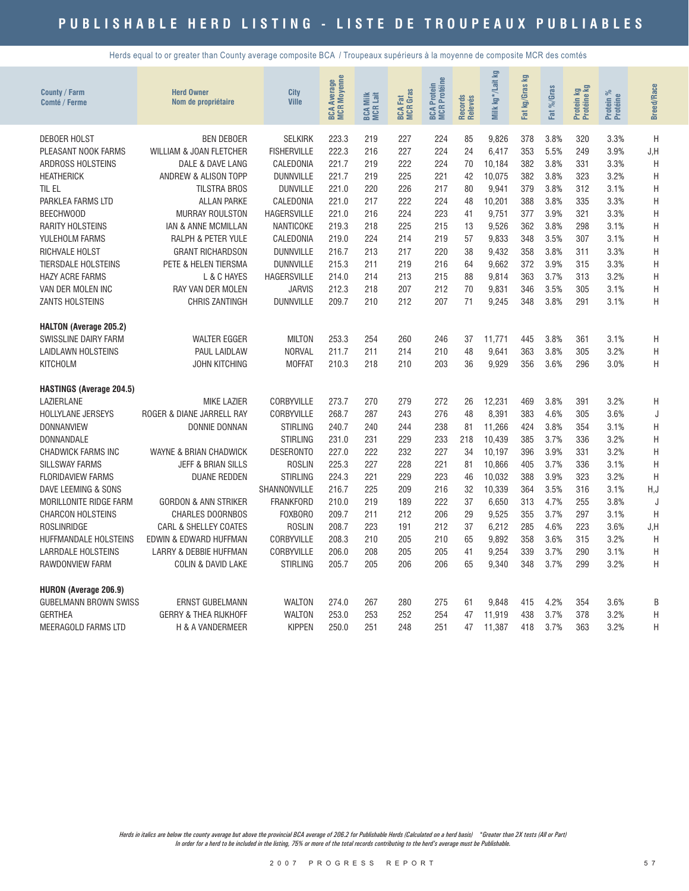# PUBLISHABLE HERD LISTING - LISTE DE TROUPEAUX PUBLIABLES

Herds equal to or greater than County average composite BCA / Troupeaux supérieurs à la moyenne de composite MCR des comtés

| County / Farm<br>Comté / Ferme | Herd Owner<br>Nom de propriétaire | City<br>Ville | BCA Average<br>MCR Moyenne | BCA Milk<br>MCR Lait | BCA Fat<br>MCR Gras | BCA Protein<br>MCR Protéine | Records<br>Relevés | Milk kg*/Lait kg | Fat kg/Gras kg | Fat %/Gras | Protein kg<br>Protéine kg | Protein %<br>Protéine | Breed/Race |
|---|---|---|---|---|---|---|---|---|---|---|---|---|---|
| DEBOER HOLST | BEN DEBOER | SELKIRK | 223.3 | 219 | 227 | 224 | 85 | 9,826 | 378 | 3.8% | 320 | 3.3% | H |
| PLEASANT NOOK FARMS | WILLIAM & JOAN FLETCHER | FISHERVILLE | 222.3 | 216 | 227 | 224 | 24 | 6,417 | 353 | 5.5% | 249 | 3.9% | J,H |
| ARDROSS HOLSTEINS | DALE & DAVE LANG | CALEDONIA | 221.7 | 219 | 222 | 224 | 70 | 10,184 | 382 | 3.8% | 331 | 3.3% | H |
| HEATHERICK | ANDREW & ALISON TOPP | DUNNVILLE | 221.7 | 219 | 225 | 221 | 42 | 10,075 | 382 | 3.8% | 323 | 3.2% | H |
| TIL EL | TILSTRA BROS | DUNVILLE | 221.0 | 220 | 226 | 217 | 80 | 9,941 | 379 | 3.8% | 312 | 3.1% | H |
| PARKLEA FARMS LTD | ALLAN PARKE | CALEDONIA | 221.0 | 217 | 222 | 224 | 48 | 10,201 | 388 | 3.8% | 335 | 3.3% | H |
| BEECHWOOD | MURRAY ROULSTON | HAGERSVILLE | 221.0 | 216 | 224 | 223 | 41 | 9,751 | 377 | 3.9% | 321 | 3.3% | H |
| RARITY HOLSTEINS | IAN & ANNE MCMILLAN | NANTICOKE | 219.3 | 218 | 225 | 215 | 13 | 9,526 | 362 | 3.8% | 298 | 3.1% | H |
| YULEHOLM FARMS | RALPH & PETER YULE | CALEDONIA | 219.0 | 224 | 214 | 219 | 57 | 9,833 | 348 | 3.5% | 307 | 3.1% | H |
| RICHVALE HOLST | GRANT RICHARDSON | DUNNVILLE | 216.7 | 213 | 217 | 220 | 38 | 9,432 | 358 | 3.8% | 311 | 3.3% | H |
| TIERSDALE HOLSTEINS | PETE & HELEN TIERSMA | DUNNVILLE | 215.3 | 211 | 219 | 216 | 64 | 9,662 | 372 | 3.9% | 315 | 3.3% | H |
| HAZY ACRE FARMS | L & C HAYES | HAGERSVILLE | 214.0 | 214 | 213 | 215 | 88 | 9,814 | 363 | 3.7% | 313 | 3.2% | H |
| VAN DER MOLEN INC | RAY VAN DER MOLEN | JARVIS | 212.3 | 218 | 207 | 212 | 70 | 9,831 | 346 | 3.5% | 305 | 3.1% | H |
| ZANTS HOLSTEINS | CHRIS ZANTINGH | DUNNVILLE | 209.7 | 210 | 212 | 207 | 71 | 9,245 | 348 | 3.8% | 291 | 3.1% | H |
| **HALTON (Average 205.2)** | | | | | | | | | | | | | |
| SWISSLINE DAIRY FARM | WALTER EGGER | MILTON | 253.3 | 254 | 260 | 246 | 37 | 11,771 | 445 | 3.8% | 361 | 3.1% | H |
| LAIDLAWN HOLSTEINS | PAUL LAIDLAW | NORVAL | 211.7 | 211 | 214 | 210 | 48 | 9,641 | 363 | 3.8% | 305 | 3.2% | H |
| KITCHOLM | JOHN KITCHING | MOFFAT | 210.3 | 218 | 210 | 203 | 36 | 9,929 | 356 | 3.6% | 296 | 3.0% | H |
| **HASTINGS (Average 204.5)** | | | | | | | | | | | | | |
| LAZIERLANE | MIKE LAZIER | CORBYVILLE | 273.7 | 270 | 279 | 272 | 26 | 12,231 | 469 | 3.8% | 391 | 3.2% | H |
| HOLLYLANE JERSEYS | ROGER & DIANE JARRELL RAY | CORBYVILLE | 268.7 | 287 | 243 | 276 | 48 | 8,391 | 383 | 4.6% | 305 | 3.6% | J |
| DONNANVIEW | DONNIE DONNAN | STIRLING | 240.7 | 240 | 244 | 238 | 81 | 11,266 | 424 | 3.8% | 354 | 3.1% | H |
| DONNANDALE | | STIRLING | 231.0 | 231 | 229 | 233 | 218 | 10,439 | 385 | 3.7% | 336 | 3.2% | H |
| CHADWICK FARMS INC | WAYNE & BRIAN CHADWICK | DESERONTO | 227.0 | 222 | 232 | 227 | 34 | 10,197 | 396 | 3.9% | 331 | 3.2% | H |
| SILLSWAY FARMS | JEFF & BRIAN SILLS | ROSLIN | 225.3 | 227 | 228 | 221 | 81 | 10,866 | 405 | 3.7% | 336 | 3.1% | H |
| FLORIDAVIEW FARMS | DUANE REDDEN | STIRLING | 224.3 | 221 | 229 | 223 | 46 | 10,032 | 388 | 3.9% | 323 | 3.2% | H |
| DAVE LEEMING & SONS | | SHANNONVILLE | 216.7 | 225 | 209 | 216 | 32 | 10,339 | 364 | 3.5% | 316 | 3.1% | H,J |
| MORILLONITE RIDGE FARM | GORDON & ANN STRIKER | FRANKFORD | 210.0 | 219 | 189 | 222 | 37 | 6,650 | 313 | 4.7% | 255 | 3.8% | J |
| CHARCON HOLSTEINS | CHARLES DOORNBOS | FOXBORO | 209.7 | 211 | 212 | 206 | 29 | 9,525 | 355 | 3.7% | 297 | 3.1% | H |
| ROSLINRIDGE | CARL & SHELLEY COATES | ROSLIN | 208.7 | 223 | 191 | 212 | 37 | 6,212 | 285 | 4.6% | 223 | 3.6% | J,H |
| HUFFMANDALE HOLSTEINS | EDWIN & EDWARD HUFFMAN | CORBYVILLE | 208.3 | 210 | 205 | 210 | 65 | 9,892 | 358 | 3.6% | 315 | 3.2% | H |
| LARRDALE HOLSTEINS | LARRY & DEBBIE HUFFMAN | CORBYVILLE | 206.0 | 208 | 205 | 205 | 41 | 9,254 | 339 | 3.7% | 290 | 3.1% | H |
| RAWDONVIEW FARM | COLIN & DAVID LAKE | STIRLING | 205.7 | 205 | 206 | 206 | 65 | 9,340 | 348 | 3.7% | 299 | 3.2% | H |
| **HURON (Average 206.9)** | | | | | | | | | | | | | |
| GUBELMANN BROWN SWISS | ERNST GUBELMANN | WALTON | 274.0 | 267 | 280 | 275 | 61 | 9,848 | 415 | 4.2% | 354 | 3.6% | B |
| GERTHEA | GERRY & THEA RIJKHOFF | WALTON | 253.0 | 253 | 252 | 254 | 47 | 11,919 | 438 | 3.7% | 378 | 3.2% | H |
| MEERAGOLD FARMS LTD | H & A VANDERMEER | KIPPEN | 250.0 | 251 | 248 | 251 | 47 | 11,387 | 418 | 3.7% | 363 | 3.2% | H |

*Herds in italics are below the county average but above the provincial BCA average of 206.2 for Publishable Herds (Calculated on a herd basis) \*Greater than 2X tests (All or Part)*
*In order for a herd to be included in the listing, 75% or more of the total records contributing to the herd's average must be Publishable.*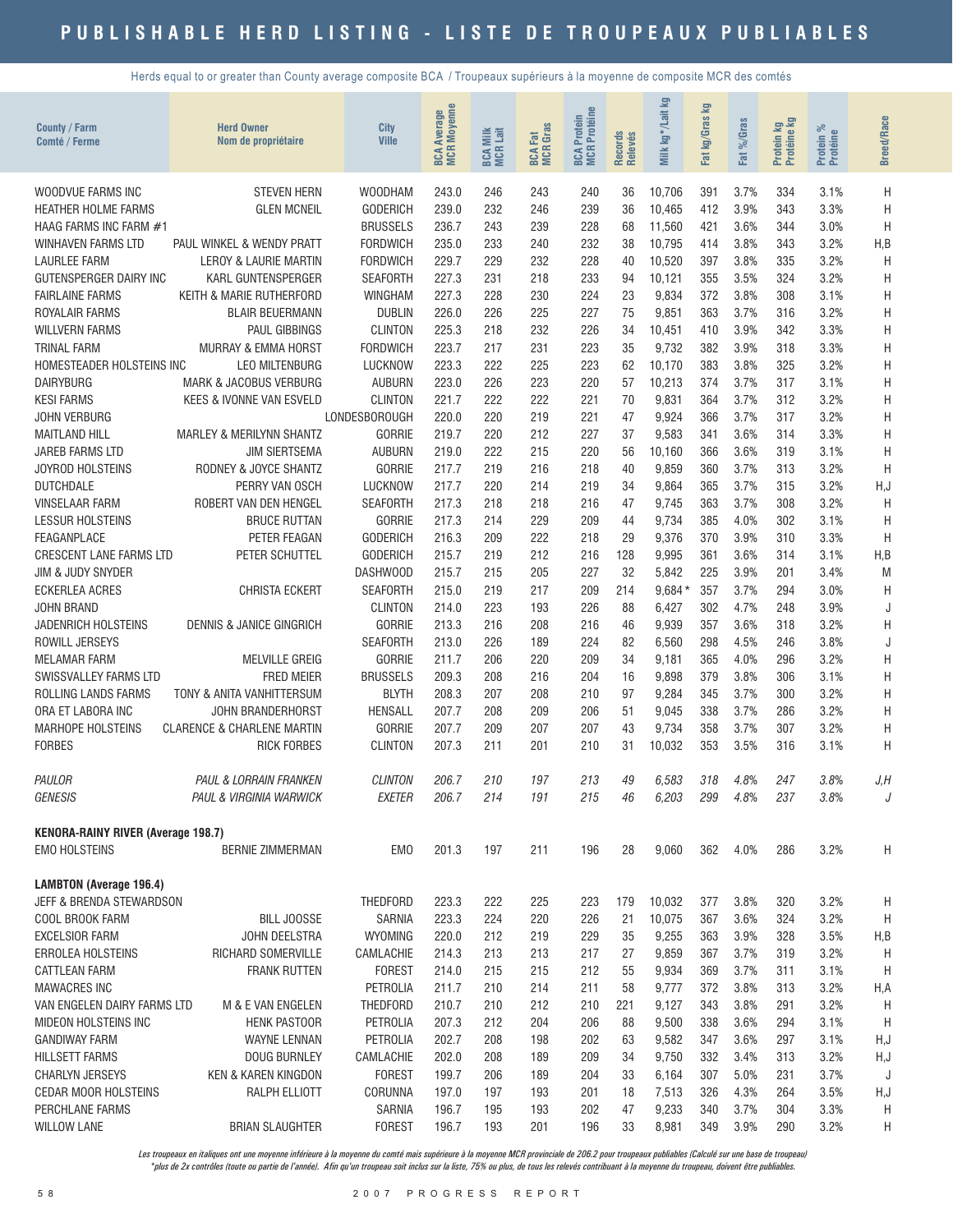# PUBLISHABLE HERD LISTING - LISTE DE TROUPEAUX PUBLIABLES

Herds equal to or greater than County average composite BCA / Troupeaux supérieurs à la moyenne de composite MCR des comtés

| County / Farm<br>Comté / Ferme | Herd Owner<br>Nom de propriétaire | City<br>Ville | BCA Average<br>MCR Moyenne | BCA Milk<br>MCR Lait | BCA Fat<br>MCR Gras | BCA Protein<br>MCR Protéine | Records<br>Relevés | Milk kg*/Lait kg | Fat kg/Gras kg | Fat %/Gras | Protein kg<br>Protéine kg | Protein %<br>Protéine | Breed/Race |
|---|---|---|---|---|---|---|---|---|---|---|---|---|---|
| WOODVUE FARMS INC | STEVEN HERN | WOODHAM | 243.0 | 246 | 243 | 240 | 36 | 10,706 | 391 | 3.7% | 334 | 3.1% | H |
| HEATHER HOLME FARMS | GLEN MCNEIL | GODERICH | 239.0 | 232 | 246 | 239 | 36 | 10,465 | 412 | 3.9% | 343 | 3.3% | H |
| HAAG FARMS INC FARM #1 | | BRUSSELS | 236.7 | 243 | 239 | 228 | 68 | 11,560 | 421 | 3.6% | 344 | 3.0% | H |
| WINHAVEN FARMS LTD | PAUL WINKEL & WENDY PRATT | FORDWICH | 235.0 | 233 | 240 | 232 | 38 | 10,795 | 414 | 3.8% | 343 | 3.2% | H,B |
| LAURLEE FARM | LEROY & LAURIE MARTIN | FORDWICH | 229.7 | 229 | 232 | 228 | 40 | 10,520 | 397 | 3.8% | 335 | 3.2% | H |
| GUTENSPERGER DAIRY INC | KARL GUNTENSPERGER | SEAFORTH | 227.3 | 231 | 218 | 233 | 94 | 10,121 | 355 | 3.5% | 324 | 3.2% | H |
| FAIRLAINE FARMS | KEITH & MARIE RUTHERFORD | WINGHAM | 227.3 | 228 | 230 | 224 | 23 | 9,834 | 372 | 3.8% | 308 | 3.1% | H |
| ROYALAIR FARMS | BLAIR BEUERMANN | DUBLIN | 226.0 | 226 | 225 | 227 | 75 | 9,851 | 363 | 3.7% | 316 | 3.2% | H |
| WILLVERN FARMS | PAUL GIBBINGS | CLINTON | 225.3 | 218 | 232 | 226 | 34 | 10,451 | 410 | 3.9% | 342 | 3.3% | H |
| TRINAL FARM | MURRAY & EMMA HORST | FORDWICH | 223.7 | 217 | 231 | 223 | 35 | 9,732 | 382 | 3.9% | 318 | 3.3% | H |
| HOMESTEADER HOLSTEINS INC | LEO MILTENBURG | LUCKNOW | 223.3 | 222 | 225 | 223 | 62 | 10,170 | 383 | 3.8% | 325 | 3.2% | H |
| DAIRYBURG | MARK & JACOBUS VERBURG | AUBURN | 223.0 | 226 | 223 | 220 | 57 | 10,213 | 374 | 3.7% | 317 | 3.1% | H |
| KESI FARMS | KEES & IVONNE VAN ESVELD | CLINTON | 221.7 | 222 | 222 | 221 | 70 | 9,831 | 364 | 3.7% | 312 | 3.2% | H |
| JOHN VERBURG | | LONDESBOROUGH | 220.0 | 220 | 219 | 221 | 47 | 9,924 | 366 | 3.7% | 317 | 3.2% | H |
| MAITLAND HILL | MARLEY & MERILYNN SHANTZ | GORRIE | 219.7 | 220 | 212 | 227 | 37 | 9,583 | 341 | 3.6% | 314 | 3.3% | H |
| JAREB FARMS LTD | JIM SIERTSEMA | AUBURN | 219.0 | 222 | 215 | 220 | 56 | 10,160 | 366 | 3.6% | 319 | 3.1% | H |
| JOYROD HOLSTEINS | RODNEY & JOYCE SHANTZ | GORRIE | 217.7 | 219 | 216 | 218 | 40 | 9,859 | 360 | 3.7% | 313 | 3.2% | H |
| DUTCHDALE | PERRY VAN OSCH | LUCKNOW | 217.7 | 220 | 214 | 219 | 34 | 9,864 | 365 | 3.7% | 315 | 3.2% | H,J |
| VINSELAAR FARM | ROBERT VAN DEN HENGEL | SEAFORTH | 217.3 | 218 | 218 | 216 | 47 | 9,745 | 363 | 3.7% | 308 | 3.2% | H |
| LESSUR HOLSTEINS | BRUCE RUTTAN | GORRIE | 217.3 | 214 | 229 | 209 | 44 | 9,734 | 385 | 4.0% | 302 | 3.1% | H |
| FEAGANPLACE | PETER FEAGAN | GODERICH | 216.3 | 209 | 222 | 218 | 29 | 9,376 | 370 | 3.9% | 310 | 3.3% | H |
| CRESCENT LANE FARMS LTD | PETER SCHUTTEL | GODERICH | 215.7 | 219 | 212 | 216 | 128 | 9,995 | 361 | 3.6% | 314 | 3.1% | H,B |
| JIM & JUDY SNYDER | | DASHWOOD | 215.7 | 215 | 205 | 227 | 32 | 5,842 | 225 | 3.9% | 201 | 3.4% | M |
| ECKERLEA ACRES | CHRISTA ECKERT | SEAFORTH | 215.0 | 219 | 217 | 209 | 214 | 9,684 * | 357 | 3.7% | 294 | 3.0% | H |
| JOHN BRAND | | CLINTON | 214.0 | 223 | 193 | 226 | 88 | 6,427 | 302 | 4.7% | 248 | 3.9% | J |
| JADENRICH HOLSTEINS | DENNIS & JANICE GINGRICH | GORRIE | 213.3 | 216 | 208 | 216 | 46 | 9,939 | 357 | 3.6% | 318 | 3.2% | H |
| ROWILL JERSEYS | | SEAFORTH | 213.0 | 226 | 189 | 224 | 82 | 6,560 | 298 | 4.5% | 246 | 3.8% | J |
| MELAMAR FARM | MELVILLE GREIG | GORRIE | 211.7 | 206 | 220 | 209 | 34 | 9,181 | 365 | 4.0% | 296 | 3.2% | H |
| SWISSVALLEY FARMS LTD | FRED MEIER | BRUSSELS | 209.3 | 208 | 216 | 204 | 16 | 9,898 | 379 | 3.8% | 306 | 3.1% | H |
| ROLLING LANDS FARMS | TONY & ANITA VANHITTERSUM | BLYTH | 208.3 | 207 | 208 | 210 | 97 | 9,284 | 345 | 3.7% | 300 | 3.2% | H |
| ORA ET LABORA INC | JOHN BRANDERHORST | HENSALL | 207.7 | 208 | 209 | 206 | 51 | 9,045 | 338 | 3.7% | 286 | 3.2% | H |
| MARHOPE HOLSTEINS | CLARENCE & CHARLENE MARTIN | GORRIE | 207.7 | 209 | 207 | 207 | 43 | 9,734 | 358 | 3.7% | 307 | 3.2% | H |
| FORBES | RICK FORBES | CLINTON | 207.3 | 211 | 201 | 210 | 31 | 10,032 | 353 | 3.5% | 316 | 3.1% | H |
| *PAULOR* | *PAUL & LORRAIN FRANKEN* | *CLINTON* | *206.7* | *210* | *197* | *213* | *49* | *6,583* | *318* | *4.8%* | *247* | *3.8%* | *J,H* |
| *GENESIS* | *PAUL & VIRGINIA WARWICK* | *EXETER* | *206.7* | *214* | *191* | *215* | *46* | *6,203* | *299* | *4.8%* | *237* | *3.8%* | *J* |
| **KENORA-RAINY RIVER (Average 198.7)** | | | | | | | | | | | | | |
| EMO HOLSTEINS | BERNIE ZIMMERMAN | EMO | 201.3 | 197 | 211 | 196 | 28 | 9,060 | 362 | 4.0% | 286 | 3.2% | H |
| **LAMBTON (Average 196.4)** | | | | | | | | | | | | | |
| JEFF & BRENDA STEWARDSON | | THEDFORD | 223.3 | 222 | 225 | 223 | 179 | 10,032 | 377 | 3.8% | 320 | 3.2% | H |
| COOL BROOK FARM | BILL JOOSSE | SARNIA | 223.3 | 224 | 220 | 226 | 21 | 10,075 | 367 | 3.6% | 324 | 3.2% | H |
| EXCELSIOR FARM | JOHN DEELSTRA | WYOMING | 220.0 | 212 | 219 | 229 | 35 | 9,255 | 363 | 3.9% | 328 | 3.5% | H,B |
| ERROLEA HOLSTEINS | RICHARD SOMERVILLE | CAMLACHIE | 214.3 | 213 | 213 | 217 | 27 | 9,859 | 367 | 3.7% | 319 | 3.2% | H |
| CATTLEAN FARM | FRANK RUTTEN | FOREST | 214.0 | 215 | 215 | 212 | 55 | 9,934 | 369 | 3.7% | 311 | 3.1% | H |
| MAWACRES INC | | PETROLIA | 211.7 | 210 | 214 | 211 | 58 | 9,777 | 372 | 3.8% | 313 | 3.2% | H,A |
| VAN ENGELEN DAIRY FARMS LTD | M & E VAN ENGELEN | THEDFORD | 210.7 | 210 | 212 | 210 | 221 | 9,127 | 343 | 3.8% | 291 | 3.2% | H |
| MIDEON HOLSTEINS INC | HENK PASTOOR | PETROLIA | 207.3 | 212 | 204 | 206 | 88 | 9,500 | 338 | 3.6% | 294 | 3.1% | H |
| GANDIWAY FARM | WAYNE LENNAN | PETROLIA | 202.7 | 208 | 198 | 202 | 63 | 9,582 | 347 | 3.6% | 297 | 3.1% | H,J |
| HILLSETT FARMS | DOUG BURNLEY | CAMLACHIE | 202.0 | 208 | 189 | 209 | 34 | 9,750 | 332 | 3.4% | 313 | 3.2% | H,J |
| CHARLYN JERSEYS | KEN & KAREN KINGDON | FOREST | 199.7 | 206 | 189 | 204 | 33 | 6,164 | 307 | 5.0% | 231 | 3.7% | J |
| CEDAR MOOR HOLSTEINS | RALPH ELLIOTT | CORUNNA | 197.0 | 197 | 193 | 201 | 18 | 7,513 | 326 | 4.3% | 264 | 3.5% | H,J |
| PERCHLANE FARMS | | SARNIA | 196.7 | 195 | 193 | 202 | 47 | 9,233 | 340 | 3.7% | 304 | 3.3% | H |
| WILLOW LANE | BRIAN SLAUGHTER | FOREST | 196.7 | 193 | 201 | 196 | 33 | 8,981 | 349 | 3.9% | 290 | 3.2% | H |

*Les troupeaux en italiques ont une moyenne inférieure à la moyenne du comté mais supérieure à la moyenne MCR provinciale de 206.2 pour troupeaux publiables (Calculé sur une base de troupeau)*
*\*plus de 2x contrôles (toute ou partie de l'année). Afin qu'un troupeau soit inclus sur la liste, 75% ou plus, de tous les relevés contribuant à la moyenne du troupeau, doivent être publiables.*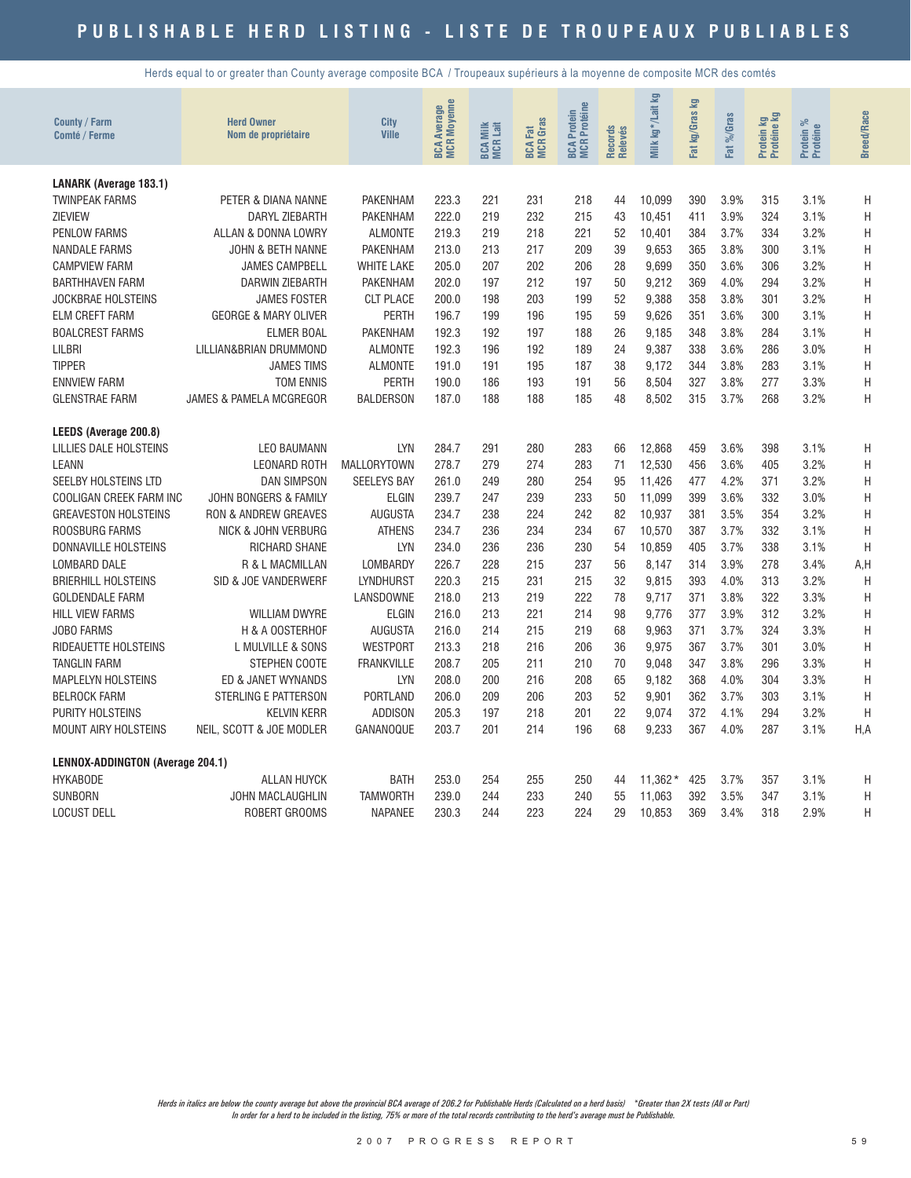# PUBLISHABLE HERD LISTING - LISTE DE TROUPEAUX PUBLIABLES

Herds equal to or greater than County average composite BCA / Troupeaux supérieurs à la moyenne de composite MCR des comtés

| County / Farm<br>Comté / Ferme | Herd Owner<br>Nom de propriétaire | City<br>Ville | BCA Average<br>MCR Moyenne | BCA Milk<br>MCR Lait | BCA Fat<br>MCR Gras | BCA Protein<br>MCR Protéine | Records<br>Relevés | Milk kg*/Lait kg | Fat kg/Gras kg | Fat %/Gras | Protein kg<br>Protéine kg | Protein %<br>Protéine | Breed/Race |
|---|---|---|---|---|---|---|---|---|---|---|---|---|---|
| **LANARK (Average 183.1)** | | | | | | | | | | | | | |
| TWINPEAK FARMS | PETER & DIANA NANNE | PAKENHAM | 223.3 | 221 | 231 | 218 | 44 | 10,099 | 390 | 3.9% | 315 | 3.1% | H |
| ZIEVIEW | DARYL ZIEBARTH | PAKENHAM | 222.0 | 219 | 232 | 215 | 43 | 10,451 | 411 | 3.9% | 324 | 3.1% | H |
| PENLOW FARMS | ALLAN & DONNA LOWRY | ALMONTE | 219.3 | 219 | 218 | 221 | 52 | 10,401 | 384 | 3.7% | 334 | 3.2% | H |
| NANDALE FARMS | JOHN & BETH NANNE | PAKENHAM | 213.0 | 213 | 217 | 209 | 39 | 9,653 | 365 | 3.8% | 300 | 3.1% | H |
| CAMPVIEW FARM | JAMES CAMPBELL | WHITE LAKE | 205.0 | 207 | 202 | 206 | 28 | 9,699 | 350 | 3.6% | 306 | 3.2% | H |
| BARTHHAVEN FARM | DARWIN ZIEBARTH | PAKENHAM | 202.0 | 197 | 212 | 197 | 50 | 9,212 | 369 | 4.0% | 294 | 3.2% | H |
| JOCKBRAE HOLSTEINS | JAMES FOSTER | CLT PLACE | 200.0 | 198 | 203 | 199 | 52 | 9,388 | 358 | 3.8% | 301 | 3.2% | H |
| ELM CREFT FARM | GEORGE & MARY OLIVER | PERTH | 196.7 | 199 | 196 | 195 | 59 | 9,626 | 351 | 3.6% | 300 | 3.1% | H |
| BOALCREST FARMS | ELMER BOAL | PAKENHAM | 192.3 | 192 | 197 | 188 | 26 | 9,185 | 348 | 3.8% | 284 | 3.1% | H |
| LILBRI | LILLIAN&BRIAN DRUMMOND | ALMONTE | 192.3 | 196 | 192 | 189 | 24 | 9,387 | 338 | 3.6% | 286 | 3.0% | H |
| TIPPER | JAMES TIMS | ALMONTE | 191.0 | 191 | 195 | 187 | 38 | 9,172 | 344 | 3.8% | 283 | 3.1% | H |
| ENNVIEW FARM | TOM ENNIS | PERTH | 190.0 | 186 | 193 | 191 | 56 | 8,504 | 327 | 3.8% | 277 | 3.3% | H |
| GLENSTRAE FARM | JAMES & PAMELA MCGREGOR | BALDERSON | 187.0 | 188 | 188 | 185 | 48 | 8,502 | 315 | 3.7% | 268 | 3.2% | H |
| **LEEDS (Average 200.8)** | | | | | | | | | | | | | |
| LILLIES DALE HOLSTEINS | LEO BAUMANN | LYN | 284.7 | 291 | 280 | 283 | 66 | 12,868 | 459 | 3.6% | 398 | 3.1% | H |
| LEANN | LEONARD ROTH | MALLORYTOWN | 278.7 | 279 | 274 | 283 | 71 | 12,530 | 456 | 3.6% | 405 | 3.2% | H |
| SEELBY HOLSTEINS LTD | DAN SIMPSON | SEELEYS BAY | 261.0 | 249 | 280 | 254 | 95 | 11,426 | 477 | 4.2% | 371 | 3.2% | H |
| COOLIGAN CREEK FARM INC | JOHN BONGERS & FAMILY | ELGIN | 239.7 | 247 | 239 | 233 | 50 | 11,099 | 399 | 3.6% | 332 | 3.0% | H |
| GREAVESTON HOLSTEINS | RON & ANDREW GREAVES | AUGUSTA | 234.7 | 238 | 224 | 242 | 82 | 10,937 | 381 | 3.5% | 354 | 3.2% | H |
| ROOSBURG FARMS | NICK & JOHN VERBURG | ATHENS | 234.7 | 236 | 234 | 234 | 67 | 10,570 | 387 | 3.7% | 332 | 3.1% | H |
| DONNAVILLE HOLSTEINS | RICHARD SHANE | LYN | 234.0 | 236 | 236 | 230 | 54 | 10,859 | 405 | 3.7% | 338 | 3.1% | H |
| LOMBARD DALE | R & L MACMILLAN | LOMBARDY | 226.7 | 228 | 215 | 237 | 56 | 8,147 | 314 | 3.9% | 278 | 3.4% | A,H |
| BRIERHILL HOLSTEINS | SID & JOE VANDERWERF | LYNDHURST | 220.3 | 215 | 231 | 215 | 32 | 9,815 | 393 | 4.0% | 313 | 3.2% | H |
| GOLDENDALE FARM | | LANSDOWNE | 218.0 | 213 | 219 | 222 | 78 | 9,717 | 371 | 3.8% | 322 | 3.3% | H |
| HILL VIEW FARMS | WILLIAM DWYRE | ELGIN | 216.0 | 213 | 221 | 214 | 98 | 9,776 | 377 | 3.9% | 312 | 3.2% | H |
| JOBO FARMS | H & A OOSTERHOF | AUGUSTA | 216.0 | 214 | 215 | 219 | 68 | 9,963 | 371 | 3.7% | 324 | 3.3% | H |
| RIDEAUETTE HOLSTEINS | L MULVILLE & SONS | WESTPORT | 213.3 | 218 | 216 | 206 | 36 | 9,975 | 367 | 3.7% | 301 | 3.0% | H |
| TANGLIN FARM | STEPHEN COOTE | FRANKVILLE | 208.7 | 205 | 211 | 210 | 70 | 9,048 | 347 | 3.8% | 296 | 3.3% | H |
| MAPLELYN HOLSTEINS | ED & JANET WYNANDS | LYN | 208.0 | 200 | 216 | 208 | 65 | 9,182 | 368 | 4.0% | 304 | 3.3% | H |
| BELROCK FARM | STERLING E PATTERSON | PORTLAND | 206.0 | 209 | 206 | 203 | 52 | 9,901 | 362 | 3.7% | 303 | 3.1% | H |
| PURITY HOLSTEINS | KELVIN KERR | ADDISON | 205.3 | 197 | 218 | 201 | 22 | 9,074 | 372 | 4.1% | 294 | 3.2% | H |
| MOUNT AIRY HOLSTEINS | NEIL, SCOTT & JOE MODLER | GANANOQUE | 203.7 | 201 | 214 | 196 | 68 | 9,233 | 367 | 4.0% | 287 | 3.1% | H,A |
| **LENNOX-ADDINGTON (Average 204.1)** | | | | | | | | | | | | | |
| HYKABODE | ALLAN HUYCK | BATH | 253.0 | 254 | 255 | 250 | 44 | 11,362* | 425 | 3.7% | 357 | 3.1% | H |
| SUNBORN | JOHN MACLAUGHLIN | TAMWORTH | 239.0 | 244 | 233 | 240 | 55 | 11,063 | 392 | 3.5% | 347 | 3.1% | H |
| LOCUST DELL | ROBERT GROOMS | NAPANEE | 230.3 | 244 | 223 | 224 | 29 | 10,853 | 369 | 3.4% | 318 | 2.9% | H |

*Herds in italics are below the county average but above the provincial BCA average of 206.2 for Publishable Herds (Calculated on a herd basis) \*Greater than 2X tests (All or Part)*
*In order for a herd to be included in the listing, 75% or more of the total records contributing to the herd's average must be Publishable.*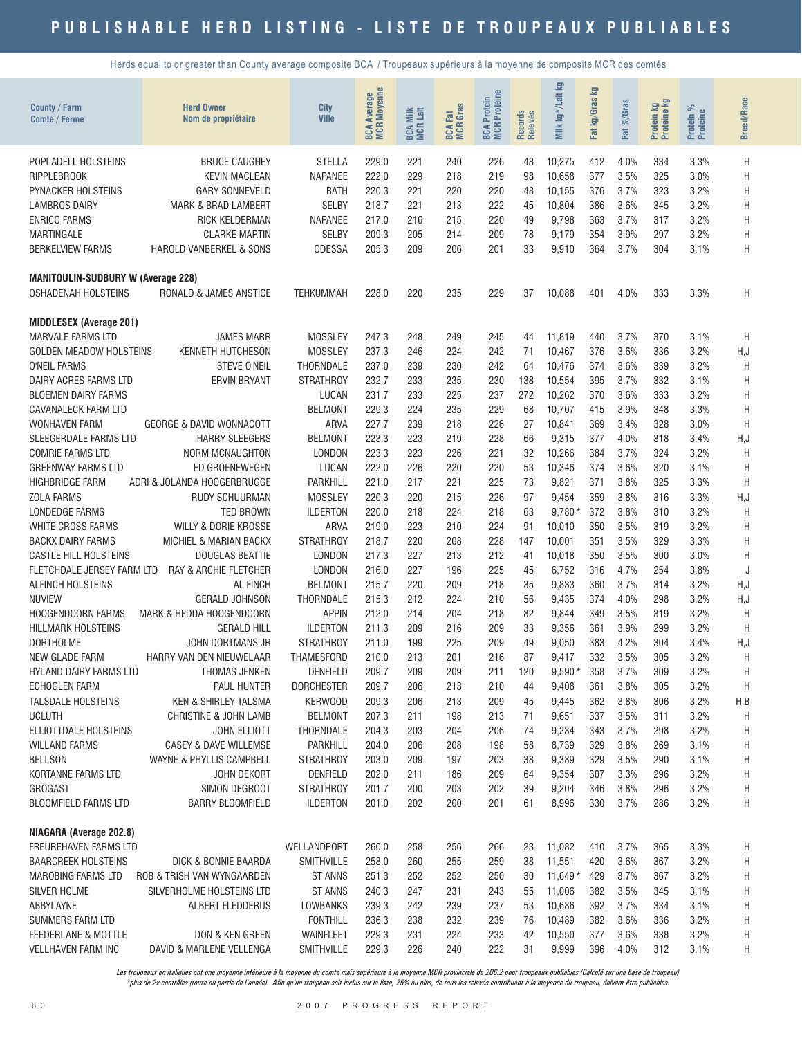# PUBLISHABLE HERD LISTING - LISTE DE TROUPEAUX PUBLIABLES

Herds equal to or greater than County average composite BCA / Troupeaux supérieurs à la moyenne de composite MCR des comtés

| County / Farm<br>Comté / Ferme | Herd Owner<br>Nom de propriétaire | City<br>Ville | BCA Average<br>MCR Moyenne | BCA Milk<br>MCR Lait | BCA Fat<br>MCR Gras | BCA Protein<br>MCR Protéine | Records<br>Relevés | Milk kg* /Lait kg | Fat kg/Gras kg | Fat %/Gras | Protein kg<br>Protéine kg | Protein %<br>Protéine | Breed/Race |
|---|---|---|---|---|---|---|---|---|---|---|---|---|---|
| POPLADELL HOLSTEINS | BRUCE CAUGHEY | STELLA | 229.0 | 221 | 240 | 226 | 48 | 10,275 | 412 | 4.0% | 334 | 3.3% | H |
| RIPPLEBROOK | KEVIN MACLEAN | NAPANEE | 222.0 | 229 | 218 | 219 | 98 | 10,658 | 377 | 3.5% | 325 | 3.0% | H |
| PYNACKER HOLSTEINS | GARY SONNEVELD | BATH | 220.3 | 221 | 220 | 220 | 48 | 10,155 | 376 | 3.7% | 323 | 3.2% | H |
| LAMBROS DAIRY | MARK & BRAD LAMBERT | SELBY | 218.7 | 221 | 213 | 222 | 45 | 10,804 | 386 | 3.6% | 345 | 3.2% | H |
| ENRICO FARMS | RICK KELDERMAN | NAPANEE | 217.0 | 216 | 215 | 220 | 49 | 9,798 | 363 | 3.7% | 317 | 3.2% | H |
| MARTINGALE | CLARKE MARTIN | SELBY | 209.3 | 205 | 214 | 209 | 78 | 9,179 | 354 | 3.9% | 297 | 3.2% | H |
| BERKELVIEW FARMS | HAROLD VANBERKEL & SONS | ODESSA | 205.3 | 209 | 206 | 201 | 33 | 9,910 | 364 | 3.7% | 304 | 3.1% | H |
| **MANITOULIN-SUDBURY W (Average 228)** | | | | | | | | | | | | | |
| OSHADENAH HOLSTEINS | RONALD & JAMES ANSTICE | TEHKUMMAH | 228.0 | 220 | 235 | 229 | 37 | 10,088 | 401 | 4.0% | 333 | 3.3% | H |
| **MIDDLESEX (Average 201)** | | | | | | | | | | | | | |
| MARVALE FARMS LTD | JAMES MARR | MOSSLEY | 247.3 | 248 | 249 | 245 | 44 | 11,819 | 440 | 3.7% | 370 | 3.1% | H |
| GOLDEN MEADOW HOLSTEINS | KENNETH HUTCHESON | MOSSLEY | 237.3 | 246 | 224 | 242 | 71 | 10,467 | 376 | 3.6% | 336 | 3.2% | H,J |
| O'NEIL FARMS | STEVE O'NEIL | THORNDALE | 237.0 | 239 | 230 | 242 | 64 | 10,476 | 374 | 3.6% | 339 | 3.2% | H |
| DAIRY ACRES FARMS LTD | ERVIN BRYANT | STRATHROY | 232.7 | 233 | 235 | 230 | 138 | 10,554 | 395 | 3.7% | 332 | 3.1% | H |
| BLOEMEN DAIRY FARMS | | LUCAN | 231.7 | 233 | 225 | 237 | 272 | 10,262 | 370 | 3.6% | 333 | 3.2% | H |
| CAVANALECK FARM LTD | | BELMONT | 229.3 | 224 | 235 | 229 | 68 | 10,707 | 415 | 3.9% | 348 | 3.3% | H |
| WONHAVEN FARM | GEORGE & DAVID WONNACOTT | ARVA | 227.7 | 239 | 218 | 226 | 27 | 10,841 | 369 | 3.4% | 328 | 3.0% | H |
| SLEEGERDALE FARMS LTD | HARRY SLEEGERS | BELMONT | 223.3 | 223 | 219 | 228 | 66 | 9,315 | 377 | 4.0% | 318 | 3.4% | H,J |
| COMRIE FARMS LTD | NORM MCNAUGHTON | LONDON | 223.3 | 223 | 226 | 221 | 32 | 10,266 | 384 | 3.7% | 324 | 3.2% | H |
| GREENWAY FARMS LTD | ED GROENEWEGEN | LUCAN | 222.0 | 226 | 220 | 220 | 53 | 10,346 | 374 | 3.6% | 320 | 3.1% | H |
| HIGHBRIDGE FARM | ADRI & JOLANDA HOOGERBRUGGE | PARKHILL | 221.0 | 217 | 221 | 225 | 73 | 9,821 | 371 | 3.8% | 325 | 3.3% | H |
| ZOLA FARMS | RUDY SCHUURMAN | MOSSLEY | 220.3 | 220 | 215 | 226 | 97 | 9,454 | 359 | 3.8% | 316 | 3.3% | H,J |
| LONDEDGE FARMS | TED BROWN | ILDERTON | 220.0 | 218 | 224 | 218 | 63 | 9,780 * | 372 | 3.8% | 310 | 3.2% | H |
| WHITE CROSS FARMS | WILLY & DORIE KROSSE | ARVA | 219.0 | 223 | 210 | 224 | 91 | 10,010 | 350 | 3.5% | 319 | 3.2% | H |
| BACKX DAIRY FARMS | MICHIEL & MARIAN BACKX | STRATHROY | 218.7 | 220 | 208 | 228 | 147 | 10,001 | 351 | 3.5% | 329 | 3.3% | H |
| CASTLE HILL HOLSTEINS | DOUGLAS BEATTIE | LONDON | 217.3 | 227 | 213 | 212 | 41 | 10,018 | 350 | 3.5% | 300 | 3.0% | H |
| FLETCHDALE JERSEY FARM LTD | RAY & ARCHIE FLETCHER | LONDON | 216.0 | 227 | 196 | 225 | 45 | 6,752 | 316 | 4.7% | 254 | 3.8% | J |
| ALFINCH HOLSTEINS | AL FINCH | BELMONT | 215.7 | 220 | 209 | 218 | 35 | 9,833 | 360 | 3.7% | 314 | 3.2% | H,J |
| NUVIEW | GERALD JOHNSON | THORNDALE | 215.3 | 212 | 224 | 210 | 56 | 9,435 | 374 | 4.0% | 298 | 3.2% | H,J |
| HOOGENDOORN FARMS | MARK & HEDDA HOOGENDOORN | APPIN | 212.0 | 214 | 204 | 218 | 82 | 9,844 | 349 | 3.5% | 319 | 3.2% | H |
| HILLMARK HOLSTEINS | GERALD HILL | ILDERTON | 211.3 | 209 | 216 | 209 | 33 | 9,356 | 361 | 3.9% | 299 | 3.2% | H |
| DORTHOLME | JOHN DORTMANS JR | STRATHROY | 211.0 | 199 | 225 | 209 | 49 | 9,050 | 383 | 4.2% | 304 | 3.4% | H,J |
| NEW GLADE FARM | HARRY VAN DEN NIEUWELAAR | THAMESFORD | 210.0 | 213 | 201 | 216 | 87 | 9,417 | 332 | 3.5% | 305 | 3.2% | H |
| HYLAND DAIRY FARMS LTD | THOMAS JENKEN | DENFIELD | 209.7 | 209 | 209 | 211 | 120 | 9,590 * | 358 | 3.7% | 309 | 3.2% | H |
| ECHOGLEN FARM | PAUL HUNTER | DORCHESTER | 209.7 | 206 | 213 | 210 | 44 | 9,408 | 361 | 3.8% | 305 | 3.2% | H |
| TALSDALE HOLSTEINS | KEN & SHIRLEY TALSMA | KERWOOD | 209.3 | 206 | 213 | 209 | 45 | 9,445 | 362 | 3.8% | 306 | 3.2% | H,B |
| UCLUTH | CHRISTINE & JOHN LAMB | BELMONT | 207.3 | 211 | 198 | 213 | 71 | 9,651 | 337 | 3.5% | 311 | 3.2% | H |
| ELLIOTTDALE HOLSTEINS | JOHN ELLIOTT | THORNDALE | 204.3 | 203 | 204 | 206 | 74 | 9,234 | 343 | 3.7% | 298 | 3.2% | H |
| WILLAND FARMS | CASEY & DAVE WILLEMSE | PARKHILL | 204.0 | 206 | 208 | 198 | 58 | 8,739 | 329 | 3.8% | 269 | 3.1% | H |
| BELLSON | WAYNE & PHYLLIS CAMPBELL | STRATHROY | 203.0 | 209 | 197 | 203 | 38 | 9,389 | 329 | 3.5% | 290 | 3.1% | H |
| KORTANNE FARMS LTD | JOHN DEKORT | DENFIELD | 202.0 | 211 | 186 | 209 | 64 | 9,354 | 307 | 3.3% | 296 | 3.2% | H |
| GROGAST | SIMON DEGROOT | STRATHROY | 201.7 | 200 | 203 | 202 | 39 | 9,204 | 346 | 3.8% | 296 | 3.2% | H |
| BLOOMFIELD FARMS LTD | BARRY BLOOMFIELD | ILDERTON | 201.0 | 202 | 200 | 201 | 61 | 8,996 | 330 | 3.7% | 286 | 3.2% | H |
| **NIAGARA (Average 202.8)** | | | | | | | | | | | | | |
| FREUREHAVEN FARMS LTD | | WELLANDPORT | 260.0 | 258 | 256 | 266 | 23 | 11,082 | 410 | 3.7% | 365 | 3.3% | H |
| BAARCREEK HOLSTEINS | DICK & BONNIE BAARDA | SMITHVILLE | 258.0 | 260 | 255 | 259 | 38 | 11,551 | 420 | 3.6% | 367 | 3.2% | H |
| MAROBING FARMS LTD | ROB & TRISH VAN WYNGAARDEN | ST ANNS | 251.3 | 252 | 252 | 250 | 30 | 11,649 * | 429 | 3.7% | 367 | 3.2% | H |
| SILVER HOLME | SILVERHOLME HOLSTEINS LTD | ST ANNS | 240.3 | 247 | 231 | 243 | 55 | 11,006 | 382 | 3.5% | 345 | 3.1% | H |
| ABBYLAYNE | ALBERT FLEDDERUS | LOWBANKS | 239.3 | 242 | 239 | 237 | 53 | 10,686 | 392 | 3.7% | 334 | 3.1% | H |
| SUMMERS FARM LTD | | FONTHILL | 236.3 | 238 | 232 | 239 | 76 | 10,489 | 382 | 3.6% | 336 | 3.2% | H |
| FEEDERLAKE & MOTTLE | DON & KEN GREEN | WAINFLEET | 229.3 | 231 | 224 | 233 | 42 | 10,550 | 377 | 3.6% | 338 | 3.2% | H |
| VELLHAVEN FARM INC | DAVID & MARLENE VELLENGA | SMITHVILLE | 229.3 | 226 | 240 | 222 | 31 | 9,999 | 396 | 4.0% | 312 | 3.1% | H |

*Les troupeaux en italiques ont une moyenne inférieure à la moyenne du comté mais supérieure à la moyenne MCR provinciale de 206.2 pour troupeaux publiables (Calculé sur une base de troupeau)*
*\*plus de 2x contrôles (toute ou partie de l'année). Afin qu'un troupeau soit inclus sur la liste, 75% ou plus, de tous les relevés contribuant à la moyenne du troupeau, doivent être publiables.*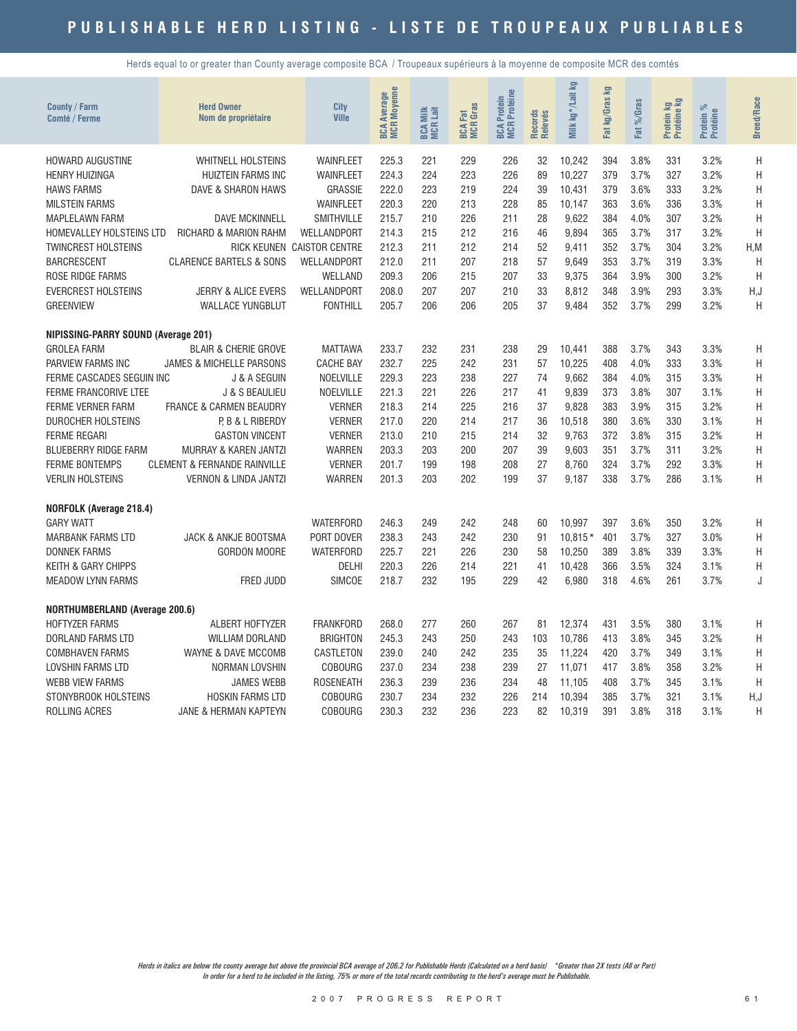# PUBLISHABLE HERD LISTING - LISTE DE TROUPEAUX PUBLIABLES

Herds equal to or greater than County average composite BCA / Troupeaux supérieurs à la moyenne de composite MCR des comtés

| County / Farm<br>Comté / Ferme | Herd Owner<br>Nom de propriétaire | City<br>Ville | BCA Average<br>MCR Moyenne | BCA Milk<br>MCR Lait | BCA Fat<br>MCR Gras | BCA Protein<br>MCR Protéine | Records<br>Relevés | Milk kg*/Lait kg | Fat kg/Gras kg | Fat %/Gras | Protein kg<br>Protéine kg | Protein %<br>Protéine | Breed/Race |
|---|---|---|---|---|---|---|---|---|---|---|---|---|---|
| HOWARD AUGUSTINE | WHITNELL HOLSTEINS | WAINFLEET | 225.3 | 221 | 229 | 226 | 32 | 10,242 | 394 | 3.8% | 331 | 3.2% | H |
| HENRY HUIZINGA | HUIZTEIN FARMS INC | WAINFLEET | 224.3 | 224 | 223 | 226 | 89 | 10,227 | 379 | 3.7% | 327 | 3.2% | H |
| HAWS FARMS | DAVE & SHARON HAWS | GRASSIE | 222.0 | 223 | 219 | 224 | 39 | 10,431 | 379 | 3.6% | 333 | 3.2% | H |
| MILSTEIN FARMS | | WAINFLEET | 220.3 | 220 | 213 | 228 | 85 | 10,147 | 363 | 3.6% | 336 | 3.3% | H |
| MAPLELAWN FARM | DAVE MCKINNELL | SMITHVILLE | 215.7 | 210 | 226 | 211 | 28 | 9,622 | 384 | 4.0% | 307 | 3.2% | H |
| HOMEVALLEY HOLSTEINS LTD | RICHARD & MARION RAHM | WELLANDPORT | 214.3 | 215 | 212 | 216 | 46 | 9,894 | 365 | 3.7% | 317 | 3.2% | H |
| TWINCREST HOLSTEINS | RICK KEUNEN | CAISTOR CENTRE | 212.3 | 211 | 212 | 214 | 52 | 9,411 | 352 | 3.7% | 304 | 3.2% | H,M |
| BARCRESCENT | CLARENCE BARTELS & SONS | WELLANDPORT | 212.0 | 211 | 207 | 218 | 57 | 9,649 | 353 | 3.7% | 319 | 3.3% | H |
| ROSE RIDGE FARMS | | WELLAND | 209.3 | 206 | 215 | 207 | 33 | 9,375 | 364 | 3.9% | 300 | 3.2% | H |
| EVERCREST HOLSTEINS | JERRY & ALICE EVERS | WELLANDPORT | 208.0 | 207 | 207 | 210 | 33 | 8,812 | 348 | 3.9% | 293 | 3.3% | H,J |
| GREENVIEW | WALLACE YUNGBLUT | FONTHILL | 205.7 | 206 | 206 | 205 | 37 | 9,484 | 352 | 3.7% | 299 | 3.2% | H |
| **NIPISSING-PARRY SOUND (Average 201)** | | | | | | | | | | | | | |
| GROLEA FARM | BLAIR & CHERIE GROVE | MATTAWA | 233.7 | 232 | 231 | 238 | 29 | 10,441 | 388 | 3.7% | 343 | 3.3% | H |
| PARVIEW FARMS INC | JAMES & MICHELLE PARSONS | CACHE BAY | 232.7 | 225 | 242 | 231 | 57 | 10,225 | 408 | 4.0% | 333 | 3.3% | H |
| FERME CASCADES SEGUIN INC | J & A SEGUIN | NOELVILLE | 229.3 | 223 | 238 | 227 | 74 | 9,662 | 384 | 4.0% | 315 | 3.3% | H |
| FERME FRANCORIVE LTEE | J & S BEAULIEU | NOELVILLE | 221.3 | 221 | 226 | 217 | 41 | 9,839 | 373 | 3.8% | 307 | 3.1% | H |
| FERME VERNER FARM | FRANCE & CARMEN BEAUDRY | VERNER | 218.3 | 214 | 225 | 216 | 37 | 9,828 | 383 | 3.9% | 315 | 3.2% | H |
| DUROCHER HOLSTEINS | P, B & L RIBERDY | VERNER | 217.0 | 220 | 214 | 217 | 36 | 10,518 | 380 | 3.6% | 330 | 3.1% | H |
| FERME REGARI | GASTON VINCENT | VERNER | 213.0 | 210 | 215 | 214 | 32 | 9,763 | 372 | 3.8% | 315 | 3.2% | H |
| BLUEBERRY RIDGE FARM | MURRAY & KAREN JANTZI | WARREN | 203.3 | 203 | 200 | 207 | 39 | 9,603 | 351 | 3.7% | 311 | 3.2% | H |
| FERME BONTEMPS | CLEMENT & FERNANDE RAINVILLE | VERNER | 201.7 | 199 | 198 | 208 | 27 | 8,760 | 324 | 3.7% | 292 | 3.3% | H |
| VERLIN HOLSTEINS | VERNON & LINDA JANTZI | WARREN | 201.3 | 203 | 202 | 199 | 37 | 9,187 | 338 | 3.7% | 286 | 3.1% | H |
| **NORFOLK (Average 218.4)** | | | | | | | | | | | | | |
| GARY WATT | | WATERFORD | 246.3 | 249 | 242 | 248 | 60 | 10,997 | 397 | 3.6% | 350 | 3.2% | H |
| MARBANK FARMS LTD | JACK & ANKJE BOOTSMA | PORT DOVER | 238.3 | 243 | 242 | 230 | 91 | 10,815* | 401 | 3.7% | 327 | 3.0% | H |
| DONNEK FARMS | GORDON MOORE | WATERFORD | 225.7 | 221 | 226 | 230 | 58 | 10,250 | 389 | 3.8% | 339 | 3.3% | H |
| KEITH & GARY CHIPPS | | DELHI | 220.3 | 226 | 214 | 221 | 41 | 10,428 | 366 | 3.5% | 324 | 3.1% | H |
| MEADOW LYNN FARMS | FRED JUDD | SIMCOE | 218.7 | 232 | 195 | 229 | 42 | 6,980 | 318 | 4.6% | 261 | 3.7% | J |
| **NORTHUMBERLAND (Average 200.6)** | | | | | | | | | | | | | |
| HOFTYZER FARMS | ALBERT HOFTYZER | FRANKFORD | 268.0 | 277 | 260 | 267 | 81 | 12,374 | 431 | 3.5% | 380 | 3.1% | H |
| DORLAND FARMS LTD | WILLIAM DORLAND | BRIGHTON | 245.3 | 243 | 250 | 243 | 103 | 10,786 | 413 | 3.8% | 345 | 3.2% | H |
| COMBHAVEN FARMS | WAYNE & DAVE MCCOMB | CASTLETON | 239.0 | 240 | 242 | 235 | 35 | 11,224 | 420 | 3.7% | 349 | 3.1% | H |
| LOVSHIN FARMS LTD | NORMAN LOVSHIN | COBOURG | 237.0 | 234 | 238 | 239 | 27 | 11,071 | 417 | 3.8% | 358 | 3.2% | H |
| WEBB VIEW FARMS | JAMES WEBB | ROSENEATH | 236.3 | 239 | 236 | 234 | 48 | 11,105 | 408 | 3.7% | 345 | 3.1% | H |
| STONYBROOK HOLSTEINS | HOSKIN FARMS LTD | COBOURG | 230.7 | 234 | 232 | 226 | 214 | 10,394 | 385 | 3.7% | 321 | 3.1% | H,J |
| ROLLING ACRES | JANE & HERMAN KAPTEYN | COBOURG | 230.3 | 232 | 236 | 223 | 82 | 10,319 | 391 | 3.8% | 318 | 3.1% | H |

*Herds in italics are below the county average but above the provincial BCA average of 206.2 for Publishable Herds (Calculated on a herd basis) \*Greater than 2X tests (All or Part)*
*In order for a herd to be included in the listing, 75% or more of the total records contributing to the herd's average must be Publishable.*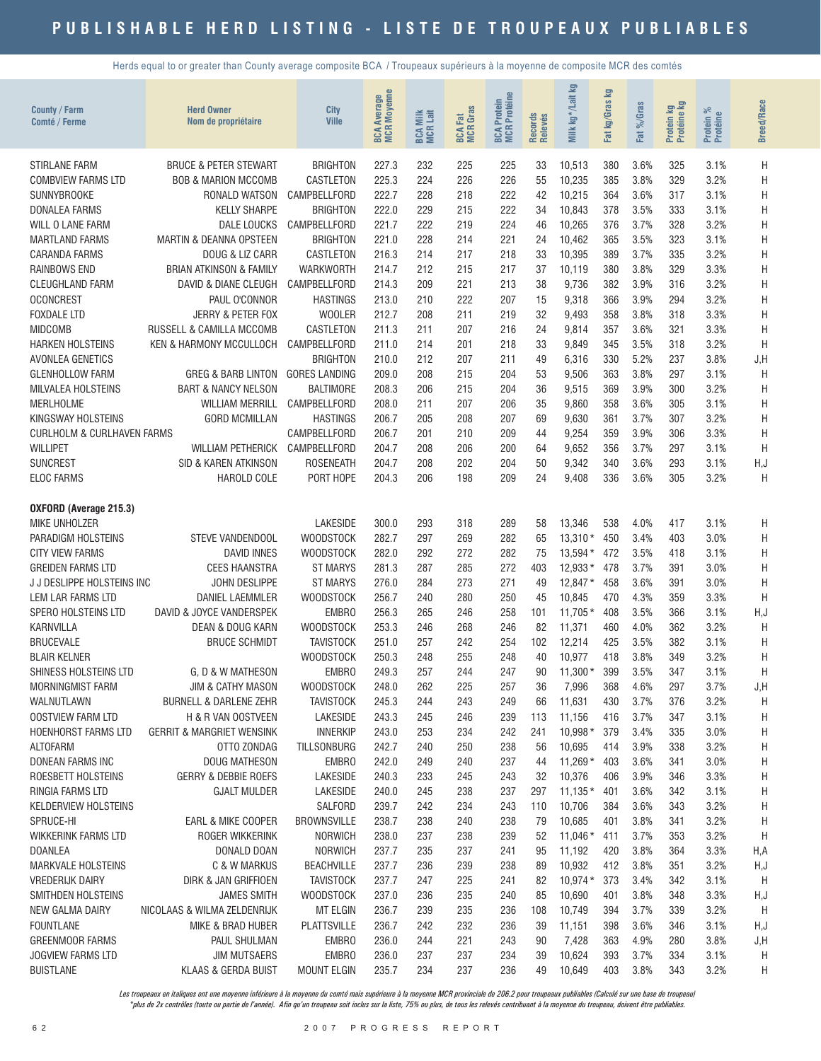# PUBLISHABLE HERD LISTING - LISTE DE TROUPEAUX PUBLIABLES

Herds equal to or greater than County average composite BCA / Troupeaux supérieurs à la moyenne de composite MCR des comtés

| County / Farm<br>Comté / Ferme | Herd Owner<br>Nom de propriétaire | City<br>Ville | BCA Average<br>MCR Moyenne | BCA Milk<br>MCR Lait | BCA Fat<br>MCR Gras | BCA Protein<br>MCR Protéine | Records<br>Relevés | Milk kg*/Lait kg | Fat kg/Gras kg | Fat %/Gras | Protein kg<br>Protéine kg | Protein %<br>Protéine | Breed/Race |
|---|---|---|---|---|---|---|---|---|---|---|---|---|---|
| STIRLANE FARM | BRUCE & PETER STEWART | BRIGHTON | 227.3 | 232 | 225 | 225 | 33 | 10,513 | 380 | 3.6% | 325 | 3.1% | H |
| COMBVIEW FARMS LTD | BOB & MARION MCCOMB | CASTLETON | 225.3 | 224 | 226 | 226 | 55 | 10,235 | 385 | 3.8% | 329 | 3.2% | H |
| SUNNYBROOKE | RONALD WATSON | CAMPBELLFORD | 222.7 | 228 | 218 | 222 | 42 | 10,215 | 364 | 3.6% | 317 | 3.1% | H |
| DONALEA FARMS | KELLY SHARPE | BRIGHTON | 222.0 | 229 | 215 | 222 | 34 | 10,843 | 378 | 3.5% | 333 | 3.1% | H |
| WILL O LANE FARM | DALE LOUCKS | CAMPBELLFORD | 221.7 | 222 | 219 | 224 | 46 | 10,265 | 376 | 3.7% | 328 | 3.2% | H |
| MARTLAND FARMS | MARTIN & DEANNA OPSTEEN | BRIGHTON | 221.0 | 228 | 214 | 221 | 24 | 10,462 | 365 | 3.5% | 323 | 3.1% | H |
| CARANDA FARMS | DOUG & LIZ CARR | CASTLETON | 216.3 | 214 | 217 | 218 | 33 | 10,395 | 389 | 3.7% | 335 | 3.2% | H |
| RAINBOWS END | BRIAN ATKINSON & FAMILY | WARKWORTH | 214.7 | 212 | 215 | 217 | 37 | 10,119 | 380 | 3.8% | 329 | 3.3% | H |
| CLEUGHLAND FARM | DAVID & DIANE CLEUGH | CAMPBELLFORD | 214.3 | 209 | 221 | 213 | 38 | 9,736 | 382 | 3.9% | 316 | 3.2% | H |
| OCONCREST | PAUL O'CONNOR | HASTINGS | 213.0 | 210 | 222 | 207 | 15 | 9,318 | 366 | 3.9% | 294 | 3.2% | H |
| FOXDALE LTD | JERRY & PETER FOX | WOOLER | 212.7 | 208 | 211 | 219 | 32 | 9,493 | 358 | 3.8% | 318 | 3.3% | H |
| MIDCOMB | RUSSELL & CAMILLA MCCOMB | CASTLETON | 211.3 | 211 | 207 | 216 | 24 | 9,814 | 357 | 3.6% | 321 | 3.3% | H |
| HARKEN HOLSTEINS | KEN & HARMONY MCCULLOCH | CAMPBELLFORD | 211.0 | 214 | 201 | 218 | 33 | 9,849 | 345 | 3.5% | 318 | 3.2% | H |
| AVONLEA GENETICS | | BRIGHTON | 210.0 | 212 | 207 | 211 | 49 | 6,316 | 330 | 5.2% | 237 | 3.8% | J,H |
| GLENHOLLOW FARM | GREG & BARB LINTON | GORES LANDING | 209.0 | 208 | 215 | 204 | 53 | 9,506 | 363 | 3.8% | 297 | 3.1% | H |
| MILVALEA HOLSTEINS | BART & NANCY NELSON | BALTIMORE | 208.3 | 206 | 215 | 204 | 36 | 9,515 | 369 | 3.9% | 300 | 3.2% | H |
| MERLHOLME | WILLIAM MERRILL | CAMPBELLFORD | 208.0 | 211 | 207 | 206 | 35 | 9,860 | 358 | 3.6% | 305 | 3.1% | H |
| KINGSWAY HOLSTEINS | GORD MCMILLAN | HASTINGS | 206.7 | 205 | 208 | 207 | 69 | 9,630 | 361 | 3.7% | 307 | 3.2% | H |
| CURLHOLM & CURLHAVEN FARMS | | CAMPBELLFORD | 206.7 | 201 | 210 | 209 | 44 | 9,254 | 359 | 3.9% | 306 | 3.3% | H |
| WILLIPET | WILLIAM PETHERICK | CAMPBELLFORD | 204.7 | 208 | 206 | 200 | 64 | 9,652 | 356 | 3.7% | 297 | 3.1% | H |
| SUNCREST | SID & KAREN ATKINSON | ROSENEATH | 204.7 | 208 | 202 | 204 | 50 | 9,342 | 340 | 3.6% | 293 | 3.1% | H,J |
| ELOC FARMS | HAROLD COLE | PORT HOPE | 204.3 | 206 | 198 | 209 | 24 | 9,408 | 336 | 3.6% | 305 | 3.2% | H |
| **OXFORD (Average 215.3)** | | | | | | | | | | | | | |
| MIKE UNHOLZER | | LAKESIDE | 300.0 | 293 | 318 | 289 | 58 | 13,346 | 538 | 4.0% | 417 | 3.1% | H |
| PARADIGM HOLSTEINS | STEVE VANDENDOOL | WOODSTOCK | 282.7 | 297 | 269 | 282 | 65 | 13,310* | 450 | 3.4% | 403 | 3.0% | H |
| CITY VIEW FARMS | DAVID INNES | WOODSTOCK | 282.0 | 292 | 272 | 282 | 75 | 13,594* | 472 | 3.5% | 418 | 3.1% | H |
| GREIDEN FARMS LTD | CEES HAANSTRA | ST MARYS | 281.3 | 287 | 285 | 272 | 403 | 12,933* | 478 | 3.7% | 391 | 3.0% | H |
| J J DESLIPPE HOLSTEINS INC | JOHN DESLIPPE | ST MARYS | 276.0 | 284 | 273 | 271 | 49 | 12,847* | 458 | 3.6% | 391 | 3.0% | H |
| LEM LAR FARMS LTD | DANIEL LAEMMLER | WOODSTOCK | 256.7 | 240 | 280 | 250 | 45 | 10,845 | 470 | 4.3% | 359 | 3.3% | H |
| SPERO HOLSTEINS LTD | DAVID & JOYCE VANDERSPEK | EMBRO | 256.3 | 265 | 246 | 258 | 101 | 11,705* | 408 | 3.5% | 366 | 3.1% | H,J |
| KARNVILLA | DEAN & DOUG KARN | WOODSTOCK | 253.3 | 246 | 268 | 246 | 82 | 11,371 | 460 | 4.0% | 362 | 3.2% | H |
| BRUCEVALE | BRUCE SCHMIDT | TAVISTOCK | 251.0 | 257 | 242 | 254 | 102 | 12,214 | 425 | 3.5% | 382 | 3.1% | H |
| BLAIR KELNER | | WOODSTOCK | 250.3 | 248 | 255 | 248 | 40 | 10,977 | 418 | 3.8% | 349 | 3.2% | H |
| SHINESS HOLSTEINS LTD | G, D & W MATHESON | EMBRO | 249.3 | 257 | 244 | 247 | 90 | 11,300* | 399 | 3.5% | 347 | 3.1% | H |
| MORNINGMIST FARM | JIM & CATHY MASON | WOODSTOCK | 248.0 | 262 | 225 | 257 | 36 | 7,996 | 368 | 4.6% | 297 | 3.7% | J,H |
| WALNUTLAWN | BURNELL & DARLENE ZEHR | TAVISTOCK | 245.3 | 244 | 243 | 249 | 66 | 11,631 | 430 | 3.7% | 376 | 3.2% | H |
| OOSTVIEW FARM LTD | H & R VAN OOSTVEEN | LAKESIDE | 243.3 | 245 | 246 | 239 | 113 | 11,156 | 416 | 3.7% | 347 | 3.1% | H |
| HOENHORST FARMS LTD | GERRIT & MARGRIET WENSINK | INNERKIP | 243.0 | 253 | 234 | 242 | 241 | 10,998* | 379 | 3.4% | 335 | 3.0% | H |
| ALTOFARM | OTTO ZONDAG | TILLSONBURG | 242.7 | 240 | 250 | 238 | 56 | 10,695 | 414 | 3.9% | 338 | 3.2% | H |
| DONEAN FARMS INC | DOUG MATHESON | EMBRO | 242.0 | 249 | 240 | 237 | 44 | 11,269* | 403 | 3.6% | 341 | 3.0% | H |
| ROESBETT HOLSTEINS | GERRY & DEBBIE ROEFS | LAKESIDE | 240.3 | 233 | 245 | 243 | 32 | 10,376 | 406 | 3.9% | 346 | 3.3% | H |
| RINGIA FARMS LTD | GJALT MULDER | LAKESIDE | 240.0 | 245 | 238 | 237 | 297 | 11,135* | 401 | 3.6% | 342 | 3.1% | H |
| KELDERVIEW HOLSTEINS | | SALFORD | 239.7 | 242 | 234 | 243 | 110 | 10,706 | 384 | 3.6% | 343 | 3.2% | H |
| SPRUCE-HI | EARL & MIKE COOPER | BROWNSVILLE | 238.7 | 238 | 240 | 238 | 79 | 10,685 | 401 | 3.8% | 341 | 3.2% | H |
| WIKKERINK FARMS LTD | ROGER WIKKERINK | NORWICH | 238.0 | 237 | 238 | 239 | 52 | 11,046* | 411 | 3.7% | 353 | 3.2% | H |
| DOANLEA | DONALD DOAN | NORWICH | 237.7 | 235 | 237 | 241 | 95 | 11,192 | 420 | 3.8% | 364 | 3.3% | H,A |
| MARKVALE HOLSTEINS | C & W MARKUS | BEACHVILLE | 237.7 | 236 | 239 | 238 | 89 | 10,932 | 412 | 3.8% | 351 | 3.2% | H,J |
| VREDERIJK DAIRY | DIRK & JAN GRIFFIOEN | TAVISTOCK | 237.7 | 247 | 225 | 241 | 82 | 10,974* | 373 | 3.4% | 342 | 3.1% | H |
| SMITHDEN HOLSTEINS | JAMES SMITH | WOODSTOCK | 237.0 | 236 | 235 | 240 | 85 | 10,690 | 401 | 3.8% | 348 | 3.3% | H,J |
| NEW GALMA DAIRY | NICOLAAS & WILMA ZELDENRIJK | MT ELGIN | 236.7 | 239 | 235 | 236 | 108 | 10,749 | 394 | 3.7% | 339 | 3.2% | H |
| FOUNTLANE | MIKE & BRAD HUBER | PLATTSVILLE | 236.7 | 242 | 232 | 236 | 39 | 11,151 | 398 | 3.6% | 346 | 3.1% | H,J |
| GREENMOOR FARMS | PAUL SHULMAN | EMBRO | 236.0 | 244 | 221 | 243 | 90 | 7,428 | 363 | 4.9% | 280 | 3.8% | J,H |
| JOGVIEW FARMS LTD | JIM MUTSAERS | EMBRO | 236.0 | 237 | 237 | 234 | 39 | 10,624 | 393 | 3.7% | 334 | 3.1% | H |
| BUISTLANE | KLAAS & GERDA BUIST | MOUNT ELGIN | 235.7 | 234 | 237 | 236 | 49 | 10,649 | 403 | 3.8% | 343 | 3.2% | H |

*Les troupeaux en italiques ont une moyenne inférieure à la moyenne du comté mais supérieure à la moyenne MCR provinciale de 206.2 pour troupeaux publiables (Calculé sur une base de troupeau)*
*\*plus de 2x contrôles (toute ou partie de l'année). Afin qu'un troupeau soit inclus sur la liste, 75% ou plus, de tous les relevés contribuant à la moyenne du troupeau, doivent être publiables.*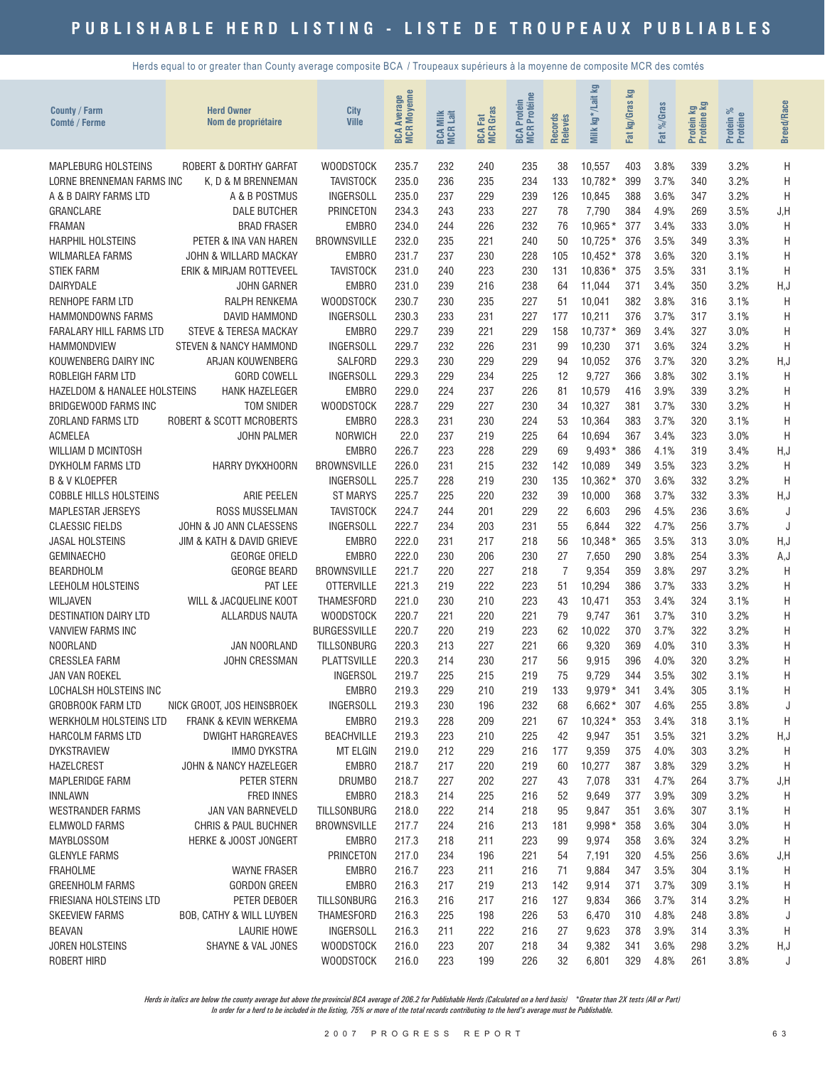# PUBLISHABLE HERD LISTING - LISTE DE TROUPEAUX PUBLIABLES

Herds equal to or greater than County average composite BCA / Troupeaux supérieurs à la moyenne de composite MCR des comtés

| County / Farm Comté / Ferme | Herd Owner Nom de propriétaire | City Ville | BCA Average MCR Moyenne | BCA Milk MCR Lait | BCA Fat MCR Gras | BCA Protein MCR Protéine | Records Relevés | Milk kg*/Lait kg | Fat kg/Gras kg | Fat %/Gras | Protein kg Protéine kg | Protein % Protéine | Breed/Race |
|---|---|---|---|---|---|---|---|---|---|---|---|---|---|
| MAPLEBURG HOLSTEINS | ROBERT & DORTHY GARFAT | WOODSTOCK | 235.7 | 232 | 240 | 235 | 38 | 10,557 | 403 | 3.8% | 339 | 3.2% | H |
| LORNE BRENNEMAN FARMS INC | K, D & M BRENNEMAN | TAVISTOCK | 235.0 | 236 | 235 | 234 | 133 | 10,782* | 399 | 3.7% | 340 | 3.2% | H |
| A & B DAIRY FARMS LTD | A & B POSTMUS | INGERSOLL | 235.0 | 237 | 229 | 239 | 126 | 10,845 | 388 | 3.6% | 347 | 3.2% | H |
| GRANCLARE | DALE BUTCHER | PRINCETON | 234.3 | 243 | 233 | 227 | 78 | 7,790 | 384 | 4.9% | 269 | 3.5% | J,H |
| FRAMAN | BRAD FRASER | EMBRO | 234.0 | 244 | 226 | 232 | 76 | 10,965* | 377 | 3.4% | 333 | 3.0% | H |
| HARPHIL HOLSTEINS | PETER & INA VAN HAREN | BROWNSVILLE | 232.0 | 235 | 221 | 240 | 50 | 10,725* | 376 | 3.5% | 349 | 3.3% | H |
| WILMARLEA FARMS | JOHN & WILLARD MACKAY | EMBRO | 231.7 | 237 | 230 | 228 | 105 | 10,452* | 378 | 3.6% | 320 | 3.1% | H |
| STIEK FARM | ERIK & MIRJAM ROTTEVEEL | TAVISTOCK | 231.0 | 240 | 223 | 230 | 131 | 10,836* | 375 | 3.5% | 331 | 3.1% | H |
| DAIRYDALE | JOHN GARNER | EMBRO | 231.0 | 239 | 216 | 238 | 64 | 11,044 | 371 | 3.4% | 350 | 3.2% | H,J |
| RENHOPE FARM LTD | RALPH RENKEMA | WOODSTOCK | 230.7 | 230 | 235 | 227 | 51 | 10,041 | 382 | 3.8% | 316 | 3.1% | H |
| HAMMONDOWNS FARMS | DAVID HAMMOND | INGERSOLL | 230.3 | 233 | 231 | 227 | 177 | 10,211 | 376 | 3.7% | 317 | 3.1% | H |
| FARALARY HILL FARMS LTD | STEVE & TERESA MACKAY | EMBRO | 229.7 | 239 | 221 | 229 | 158 | 10,737* | 369 | 3.4% | 327 | 3.0% | H |
| HAMMONDVIEW | STEVEN & NANCY HAMMOND | INGERSOLL | 229.7 | 232 | 226 | 231 | 99 | 10,230 | 371 | 3.6% | 324 | 3.2% | H |
| KOUWENBERG DAIRY INC | ARJAN KOUWENBERG | SALFORD | 229.3 | 230 | 229 | 229 | 94 | 10,052 | 376 | 3.7% | 320 | 3.2% | H,J |
| ROBLEIGH FARM LTD | GORD COWELL | INGERSOLL | 229.3 | 229 | 234 | 225 | 12 | 9,727 | 366 | 3.8% | 302 | 3.1% | H |
| HAZELDOM & HANALEE HOLSTEINS | HANK HAZELEGER | EMBRO | 229.0 | 224 | 237 | 226 | 81 | 10,579 | 416 | 3.9% | 339 | 3.2% | H |
| BRIDGEWOOD FARMS INC | TOM SNIDER | WOODSTOCK | 228.7 | 229 | 227 | 230 | 34 | 10,327 | 381 | 3.7% | 330 | 3.2% | H |
| ZORLAND FARMS LTD | ROBERT & SCOTT MCROBERTS | EMBRO | 228.3 | 231 | 230 | 224 | 53 | 10,364 | 383 | 3.7% | 320 | 3.1% | H |
| ACMELEA | JOHN PALMER | NORWICH | 22.0 | 237 | 219 | 225 | 64 | 10,694 | 367 | 3.4% | 323 | 3.0% | H |
| WILLIAM D MCINTOSH | | EMBRO | 226.7 | 223 | 228 | 229 | 69 | 9,493* | 386 | 4.1% | 319 | 3.4% | H,J |
| DYKHOLM FARMS LTD | HARRY DYKXHOORN | BROWNSVILLE | 226.0 | 231 | 215 | 232 | 142 | 10,089 | 349 | 3.5% | 323 | 3.2% | H |
| B & V KLOEPFER | | INGERSOLL | 225.7 | 228 | 219 | 230 | 135 | 10,362* | 370 | 3.6% | 332 | 3.2% | H |
| COBBLE HILLS HOLSTEINS | ARIE PEELEN | ST MARYS | 225.7 | 225 | 220 | 232 | 39 | 10,000 | 368 | 3.7% | 332 | 3.3% | H,J |
| MAPLESTAR JERSEYS | ROSS MUSSELMAN | TAVISTOCK | 224.7 | 244 | 201 | 229 | 22 | 6,603 | 296 | 4.5% | 236 | 3.6% | J |
| CLAESSIC FIELDS | JOHN & JO ANN CLAESSENS | INGERSOLL | 222.7 | 234 | 203 | 231 | 55 | 6,844 | 322 | 4.7% | 256 | 3.7% | J |
| JASAL HOLSTEINS | JIM & KATH & DAVID GRIEVE | EMBRO | 222.0 | 231 | 217 | 218 | 56 | 10,348* | 365 | 3.5% | 313 | 3.0% | H,J |
| GEMINAECHO | GEORGE OFIELD | EMBRO | 222.0 | 230 | 206 | 230 | 27 | 7,650 | 290 | 3.8% | 254 | 3.3% | A,J |
| BEARDHOLM | GEORGE BEARD | BROWNSVILLE | 221.7 | 220 | 227 | 218 | 7 | 9,354 | 359 | 3.8% | 297 | 3.2% | H |
| LEEHOLM HOLSTEINS | PAT LEE | OTTERVILLE | 221.3 | 219 | 222 | 223 | 51 | 10,294 | 386 | 3.7% | 333 | 3.2% | H |
| WILJAVEN | WILL & JACQUELINE KOOT | THAMESFORD | 221.0 | 230 | 210 | 223 | 43 | 10,471 | 353 | 3.4% | 324 | 3.1% | H |
| DESTINATION DAIRY LTD | ALLARDUS NAUTA | WOODSTOCK | 220.7 | 221 | 220 | 221 | 79 | 9,747 | 361 | 3.7% | 310 | 3.2% | H |
| VANVIEW FARMS INC | | BURGESSVILLE | 220.7 | 220 | 219 | 223 | 62 | 10,022 | 370 | 3.7% | 322 | 3.2% | H |
| NOORLAND | JAN NOORLAND | TILLSONBURG | 220.3 | 213 | 227 | 221 | 66 | 9,320 | 369 | 4.0% | 310 | 3.3% | H |
| CRESSLEA FARM | JOHN CRESSMAN | PLATTSVILLE | 220.3 | 214 | 230 | 217 | 56 | 9,915 | 396 | 4.0% | 320 | 3.2% | H |
| JAN VAN ROEKEL | | INGERSOL | 219.7 | 225 | 215 | 219 | 75 | 9,729 | 344 | 3.5% | 302 | 3.1% | H |
| LOCHALSH HOLSTEINS INC | | EMBRO | 219.3 | 229 | 210 | 219 | 133 | 9,979* | 341 | 3.4% | 305 | 3.1% | H |
| GROBROOK FARM LTD | NICK GROOT, JOS HEINSBROEK | INGERSOLL | 219.3 | 230 | 196 | 232 | 68 | 6,662* | 307 | 4.6% | 255 | 3.8% | J |
| WERKHOLM HOLSTEINS LTD | FRANK & KEVIN WERKEMA | EMBRO | 219.3 | 228 | 209 | 221 | 67 | 10,324* | 353 | 3.4% | 318 | 3.1% | H |
| HARCOLM FARMS LTD | DWIGHT HARGREAVES | BEACHVILLE | 219.3 | 223 | 210 | 225 | 42 | 9,947 | 351 | 3.5% | 321 | 3.2% | H,J |
| DYKSTRAVIEW | IMMO DYKSTRA | MT ELGIN | 219.0 | 212 | 229 | 216 | 177 | 9,359 | 375 | 4.0% | 303 | 3.2% | H |
| HAZELCREST | JOHN & NANCY HAZELEGER | EMBRO | 218.7 | 217 | 220 | 219 | 60 | 10,277 | 387 | 3.8% | 329 | 3.2% | H |
| MAPLERIDGE FARM | PETER STERN | DRUMBO | 218.7 | 227 | 202 | 227 | 43 | 7,078 | 331 | 4.7% | 264 | 3.7% | J,H |
| INNLAWN | FRED INNES | EMBRO | 218.3 | 214 | 225 | 216 | 52 | 9,649 | 377 | 3.9% | 309 | 3.2% | H |
| WESTRANDER FARMS | JAN VAN BARNEVELD | TILLSONBURG | 218.0 | 222 | 214 | 218 | 95 | 9,847 | 351 | 3.6% | 307 | 3.1% | H |
| ELMWOLD FARMS | CHRIS & PAUL BUCHNER | BROWNSVILLE | 217.7 | 224 | 216 | 213 | 181 | 9,998* | 358 | 3.6% | 304 | 3.0% | H |
| MAYBLOSSOM | HERKE & JOOST JONGERT | EMBRO | 217.3 | 218 | 211 | 223 | 99 | 9,974 | 358 | 3.6% | 324 | 3.2% | H |
| GLENYLE FARMS | | PRINCETON | 217.0 | 234 | 196 | 221 | 54 | 7,191 | 320 | 4.5% | 256 | 3.6% | J,H |
| FRAHOLME | WAYNE FRASER | EMBRO | 216.7 | 223 | 211 | 216 | 71 | 9,884 | 347 | 3.5% | 304 | 3.1% | H |
| GREENHOLM FARMS | GORDON GREEN | EMBRO | 216.3 | 217 | 219 | 213 | 142 | 9,914 | 371 | 3.7% | 309 | 3.1% | H |
| FRIESIANA HOLSTEINS LTD | PETER DEBOER | TILLSONBURG | 216.3 | 216 | 217 | 216 | 127 | 9,834 | 366 | 3.7% | 314 | 3.2% | H |
| SKEEVIEW FARMS | BOB, CATHY & WILL LUYBEN | THAMESFORD | 216.3 | 225 | 198 | 226 | 53 | 6,470 | 310 | 4.8% | 248 | 3.8% | J |
| BEAVAN | LAURIE HOWE | INGERSOLL | 216.3 | 211 | 222 | 216 | 27 | 9,623 | 378 | 3.9% | 314 | 3.3% | H |
| JOREN HOLSTEINS | SHAYNE & VAL JONES | WOODSTOCK | 216.0 | 223 | 207 | 218 | 34 | 9,382 | 341 | 3.6% | 298 | 3.2% | H,J |
| ROBERT HIRD | | WOODSTOCK | 216.0 | 223 | 199 | 226 | 32 | 6,801 | 329 | 4.8% | 261 | 3.8% | J |

*Herds in italics are below the county average but above the provincial BCA average of 206.2 for Publishable Herds (Calculated on a herd basis)   *Greater than 2X tests (All or Part)*
*In order for a herd to be included in the listing, 75% or more of the total records contributing to the herd's average must be Publishable.*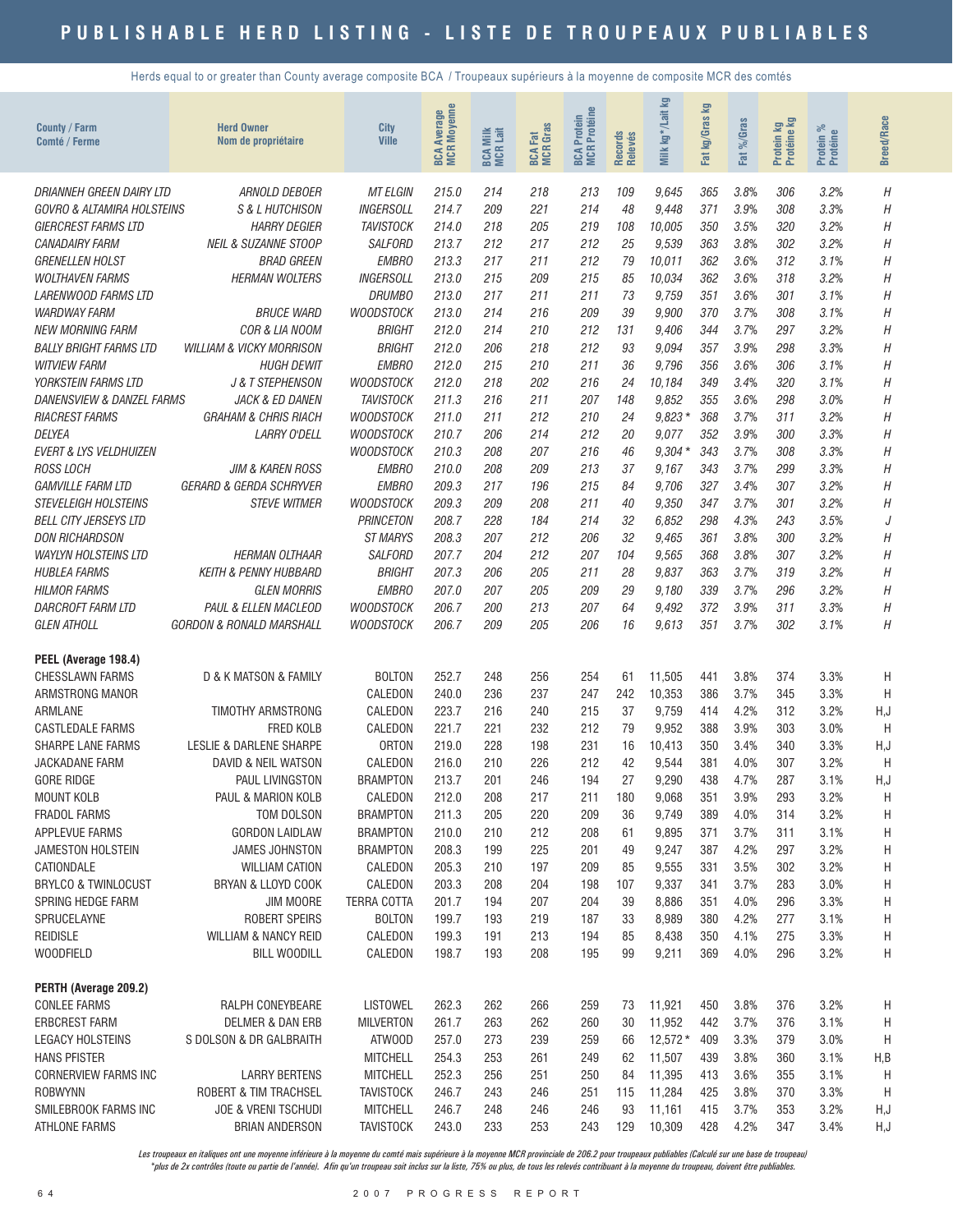# PUBLISHABLE HERD LISTING - LISTE DE TROUPEAUX PUBLIABLES

Herds equal to or greater than County average composite BCA / Troupeaux supérieurs à la moyenne de composite MCR des comtés

| County / Farm<br>Comté / Ferme | Herd Owner<br>Nom de propriétaire | City<br>Ville | BCA Average<br>MCR Moyenne | BCA Milk<br>MCR Lait | BCA Fat<br>MCR Gras | BCA Protein<br>MCR Protéine | Records<br>Relevés | Milk kg* /Lait kg | Fat kg/Gras kg | Fat %/Gras | Protein kg<br>Protéine kg | Protein %<br>Protéine | Breed/Race |
|---|---|---|---|---|---|---|---|---|---|---|---|---|---|
| *DRIANNEH GREEN DAIRY LTD* | *ARNOLD DEBOER* | *MT ELGIN* | *215.0* | *214* | *218* | *213* | *109* | *9,645* | *365* | *3.8%* | *306* | *3.2%* | *H* |
| *GOVRO & ALTAMIRA HOLSTEINS* | *S & L HUTCHISON* | *INGERSOLL* | *214.7* | *209* | *221* | *214* | *48* | *9,448* | *371* | *3.9%* | *308* | *3.3%* | *H* |
| *GIERCREST FARMS LTD* | *HARRY DEGIER* | *TAVISTOCK* | *214.0* | *218* | *205* | *219* | *108* | *10,005* | *350* | *3.5%* | *320* | *3.2%* | *H* |
| *CANADAIRY FARM* | *NEIL & SUZANNE STOOP* | *SALFORD* | *213.7* | *212* | *217* | *212* | *25* | *9,539* | *363* | *3.8%* | *302* | *3.2%* | *H* |
| *GRENELLEN HOLST* | *BRAD GREEN* | *EMBRO* | *213.3* | *217* | *211* | *212* | *79* | *10,011* | *362* | *3.6%* | *312* | *3.1%* | *H* |
| *WOLTHAVEN FARMS* | *HERMAN WOLTERS* | *INGERSOLL* | *213.0* | *215* | *209* | *215* | *85* | *10,034* | *362* | *3.6%* | *318* | *3.2%* | *H* |
| *LARENWOOD FARMS LTD* | | *DRUMBO* | *213.0* | *217* | *211* | *211* | *73* | *9,759* | *351* | *3.6%* | *301* | *3.1%* | *H* |
| *WARDWAY FARM* | *BRUCE WARD* | *WOODSTOCK* | *213.0* | *214* | *216* | *209* | *39* | *9,900* | *370* | *3.7%* | *308* | *3.1%* | *H* |
| *NEW MORNING FARM* | *COR & LIA NOOM* | *BRIGHT* | *212.0* | *214* | *210* | *212* | *131* | *9,406* | *344* | *3.7%* | *297* | *3.2%* | *H* |
| *BALLY BRIGHT FARMS LTD* | *WILLIAM & VICKY MORRISON* | *BRIGHT* | *212.0* | *206* | *218* | *212* | *93* | *9,094* | *357* | *3.9%* | *298* | *3.3%* | *H* |
| *WITVIEW FARM* | *HUGH DEWIT* | *EMBRO* | *212.0* | *215* | *210* | *211* | *36* | *9,796* | *356* | *3.6%* | *306* | *3.1%* | *H* |
| *YORKSTEIN FARMS LTD* | *J & T STEPHENSON* | *WOODSTOCK* | *212.0* | *218* | *202* | *216* | *24* | *10,184* | *349* | *3.4%* | *320* | *3.1%* | *H* |
| *DANENSVIEW & DANZEL FARMS* | *JACK & ED DANEN* | *TAVISTOCK* | *211.3* | *216* | *211* | *207* | *148* | *9,852* | *355* | *3.6%* | *298* | *3.0%* | *H* |
| *RIACREST FARMS* | *GRAHAM & CHRIS RIACH* | *WOODSTOCK* | *211.0* | *211* | *212* | *210* | *24* | *9,823 ** | *368* | *3.7%* | *311* | *3.2%* | *H* |
| *DELYEA* | *LARRY O'DELL* | *WOODSTOCK* | *210.7* | *206* | *214* | *212* | *20* | *9,077* | *352* | *3.9%* | *300* | *3.3%* | *H* |
| *EVERT & LYS VELDHUIZEN* | | *WOODSTOCK* | *210.3* | *208* | *207* | *216* | *46* | *9,304 ** | *343* | *3.7%* | *308* | *3.3%* | *H* |
| *ROSS LOCH* | *JIM & KAREN ROSS* | *EMBRO* | *210.0* | *208* | *209* | *213* | *37* | *9,167* | *343* | *3.7%* | *299* | *3.3%* | *H* |
| *GAMVILLE FARM LTD* | *GERARD & GERDA SCHRYVER* | *EMBRO* | *209.3* | *217* | *196* | *215* | *84* | *9,706* | *327* | *3.4%* | *307* | *3.2%* | *H* |
| *STEVELEIGH HOLSTEINS* | *STEVE WITMER* | *WOODSTOCK* | *209.3* | *209* | *208* | *211* | *40* | *9,350* | *347* | *3.7%* | *301* | *3.2%* | *H* |
| *BELL CITY JERSEYS LTD* | | *PRINCETON* | *208.7* | *228* | *184* | *214* | *32* | *6,852* | *298* | *4.3%* | *243* | *3.5%* | *J* |
| *DON RICHARDSON* | | *ST MARYS* | *208.3* | *207* | *212* | *206* | *32* | *9,465* | *361* | *3.8%* | *300* | *3.2%* | *H* |
| *WAYLYN HOLSTEINS LTD* | *HERMAN OLTHAAR* | *SALFORD* | *207.7* | *204* | *212* | *207* | *104* | *9,565* | *368* | *3.8%* | *307* | *3.2%* | *H* |
| *HUBLEA FARMS* | *KEITH & PENNY HUBBARD* | *BRIGHT* | *207.3* | *206* | *205* | *211* | *28* | *9,837* | *363* | *3.7%* | *319* | *3.2%* | *H* |
| *HILMOR FARMS* | *GLEN MORRIS* | *EMBRO* | *207.0* | *207* | *205* | *209* | *29* | *9,180* | *339* | *3.7%* | *296* | *3.2%* | *H* |
| *DARCROFT FARM LTD* | *PAUL & ELLEN MACLEOD* | *WOODSTOCK* | *206.7* | *200* | *213* | *207* | *64* | *9,492* | *372* | *3.9%* | *311* | *3.3%* | *H* |
| *GLEN ATHOLL* | *GORDON & RONALD MARSHALL* | *WOODSTOCK* | *206.7* | *209* | *205* | *206* | *16* | *9,613* | *351* | *3.7%* | *302* | *3.1%* | *H* |
| **PEEL (Average 198.4)** | | | | | | | | | | | | | |
| CHESSLAWN FARMS | D & K MATSON & FAMILY | BOLTON | 252.7 | 248 | 256 | 254 | 61 | 11,505 | 441 | 3.8% | 374 | 3.3% | H |
| ARMSTRONG MANOR | | CALEDON | 240.0 | 236 | 237 | 247 | 242 | 10,353 | 386 | 3.7% | 345 | 3.3% | H |
| ARMLANE | TIMOTHY ARMSTRONG | CALEDON | 223.7 | 216 | 240 | 215 | 37 | 9,759 | 414 | 4.2% | 312 | 3.2% | H,J |
| CASTLEDALE FARMS | FRED KOLB | CALEDON | 221.7 | 221 | 232 | 212 | 79 | 9,952 | 388 | 3.9% | 303 | 3.0% | H |
| SHARPE LANE FARMS | LESLIE & DARLENE SHARPE | ORTON | 219.0 | 228 | 198 | 231 | 16 | 10,413 | 350 | 3.4% | 340 | 3.3% | H,J |
| JACKADANE FARM | DAVID & NEIL WATSON | CALEDON | 216.0 | 210 | 226 | 212 | 42 | 9,544 | 381 | 4.0% | 307 | 3.2% | H |
| GORE RIDGE | PAUL LIVINGSTON | BRAMPTON | 213.7 | 201 | 246 | 194 | 27 | 9,290 | 438 | 4.7% | 287 | 3.1% | H,J |
| MOUNT KOLB | PAUL & MARION KOLB | CALEDON | 212.0 | 208 | 217 | 211 | 180 | 9,068 | 351 | 3.9% | 293 | 3.2% | H |
| FRADOL FARMS | TOM DOLSON | BRAMPTON | 211.3 | 205 | 220 | 209 | 36 | 9,749 | 389 | 4.0% | 314 | 3.2% | H |
| APPLEVUE FARMS | GORDON LAIDLAW | BRAMPTON | 210.0 | 210 | 212 | 208 | 61 | 9,895 | 371 | 3.7% | 311 | 3.1% | H |
| JAMESTON HOLSTEIN | JAMES JOHNSTON | BRAMPTON | 208.3 | 199 | 225 | 201 | 49 | 9,247 | 387 | 4.2% | 297 | 3.2% | H |
| CATIONDALE | WILLIAM CATION | CALEDON | 205.3 | 210 | 197 | 209 | 85 | 9,555 | 331 | 3.5% | 302 | 3.2% | H |
| BRYLCO & TWINLOCUST | BRYAN & LLOYD COOK | CALEDON | 203.3 | 208 | 204 | 198 | 107 | 9,337 | 341 | 3.7% | 283 | 3.0% | H |
| SPRING HEDGE FARM | JIM MOORE | TERRA COTTA | 201.7 | 194 | 207 | 204 | 39 | 8,886 | 351 | 4.0% | 296 | 3.3% | H |
| SPRUCELAYNE | ROBERT SPEIRS | BOLTON | 199.7 | 193 | 219 | 187 | 33 | 8,989 | 380 | 4.2% | 277 | 3.1% | H |
| REIDISLE | WILLIAM & NANCY REID | CALEDON | 199.3 | 191 | 213 | 194 | 85 | 8,438 | 350 | 4.1% | 275 | 3.3% | H |
| WOODFIELD | BILL WOODILL | CALEDON | 198.7 | 193 | 208 | 195 | 99 | 9,211 | 369 | 4.0% | 296 | 3.2% | H |
| **PERTH (Average 209.2)** | | | | | | | | | | | | | |
| CONLEE FARMS | RALPH CONEYBEARE | LISTOWEL | 262.3 | 262 | 266 | 259 | 73 | 11,921 | 450 | 3.8% | 376 | 3.2% | H |
| ERBCREST FARM | DELMER & DAN ERB | MILVERTON | 261.7 | 263 | 262 | 260 | 30 | 11,952 | 442 | 3.7% | 376 | 3.1% | H |
| LEGACY HOLSTEINS | S DOLSON & DR GALBRAITH | ATWOOD | 257.0 | 273 | 239 | 259 | 66 | 12,572 * | 409 | 3.3% | 379 | 3.0% | H |
| HANS PFISTER | | MITCHELL | 254.3 | 253 | 261 | 249 | 62 | 11,507 | 439 | 3.8% | 360 | 3.1% | H,B |
| CORNERVIEW FARMS INC | LARRY BERTENS | MITCHELL | 252.3 | 256 | 251 | 250 | 84 | 11,395 | 413 | 3.6% | 355 | 3.1% | H |
| ROBWYNN | ROBERT & TIM TRACHSEL | TAVISTOCK | 246.7 | 243 | 246 | 251 | 115 | 11,284 | 425 | 3.8% | 370 | 3.3% | H |
| SMILEBROOK FARMS INC | JOE & VRENI TSCHUDI | MITCHELL | 246.7 | 248 | 246 | 246 | 93 | 11,161 | 415 | 3.7% | 353 | 3.2% | H,J |
| ATHLONE FARMS | BRIAN ANDERSON | TAVISTOCK | 243.0 | 233 | 253 | 243 | 129 | 10,309 | 428 | 4.2% | 347 | 3.4% | H,J |

*Les troupeaux en italiques ont une moyenne inférieure à la moyenne du comté mais supérieure à la moyenne MCR provinciale de 206.2 pour troupeaux publiables (Calculé sur une base de troupeau)*
**plus de 2x contrôles (toute ou partie de l'année). Afin qu'un troupeau soit inclus sur la liste, 75% ou plus, de tous les relevés contribuant à la moyenne du troupeau, doivent être publiables.*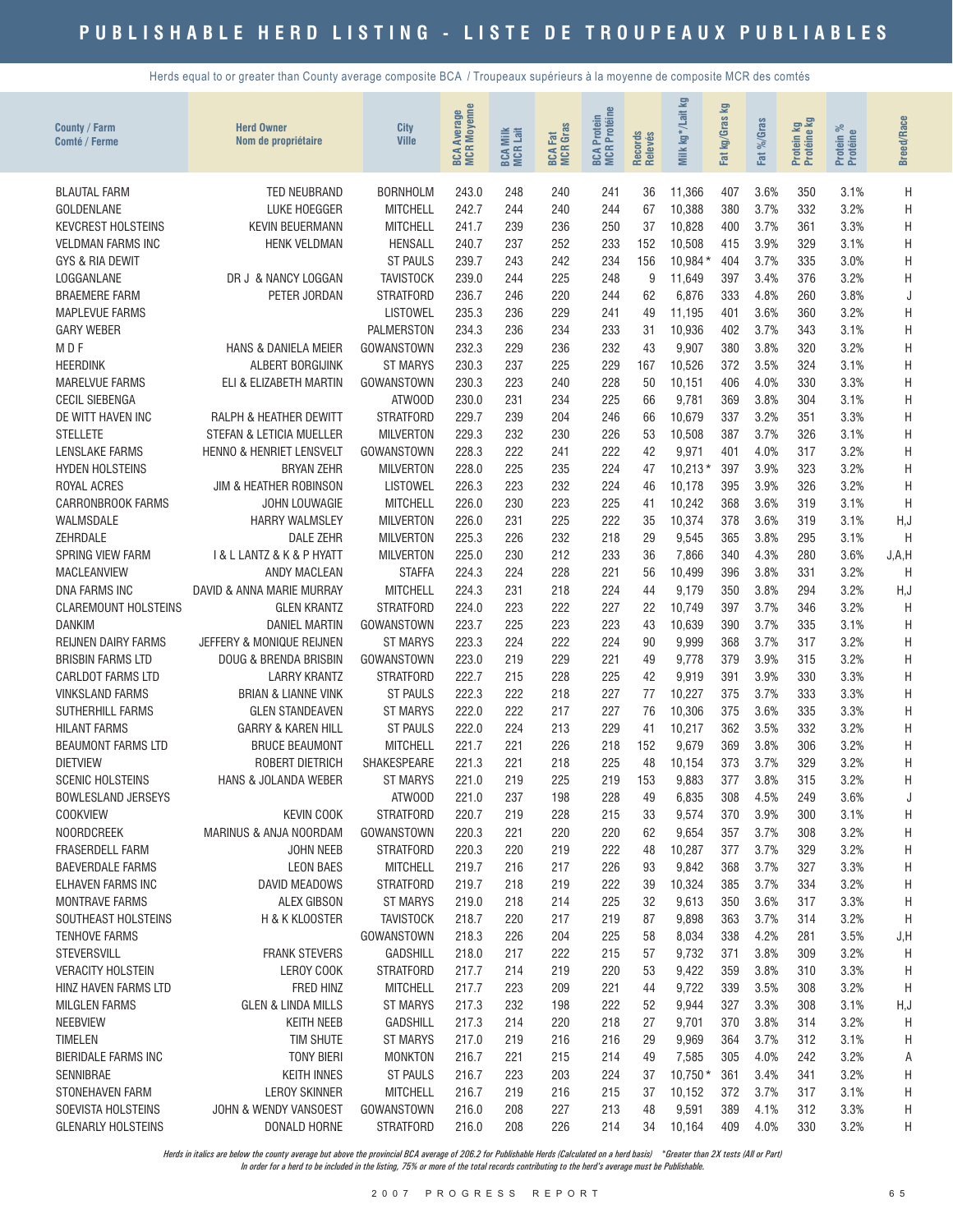# PUBLISHABLE HERD LISTING - LISTE DE TROUPEAUX PUBLIABLES

Herds equal to or greater than County average composite BCA / Troupeaux supérieurs à la moyenne de composite MCR des comtés

| County / Farm Comté / Ferme | Herd Owner Nom de propriétaire | City Ville | BCA Average MCR Moyenne | BCA Milk MCR Lait | BCA Fat MCR Gras | BCA Protein MCR Protéine | Records Relevés | Milk kg*/Lait kg | Fat kg/Gras kg | Fat %/Gras | Protein kg Protéine kg | Protein % Protéine | Breed/Race |
|---|---|---|---|---|---|---|---|---|---|---|---|---|---|
| BLAUTAL FARM | TED NEUBRAND | BORNHOLM | 243.0 | 248 | 240 | 241 | 36 | 11,366 | 407 | 3.6% | 350 | 3.1% | H |
| GOLDENLANE | LUKE HOEGGER | MITCHELL | 242.7 | 244 | 240 | 244 | 67 | 10,388 | 380 | 3.7% | 332 | 3.2% | H |
| KEVCREST HOLSTEINS | KEVIN BEUERMANN | MITCHELL | 241.7 | 239 | 236 | 250 | 37 | 10,828 | 400 | 3.7% | 361 | 3.3% | H |
| VELDMAN FARMS INC | HENK VELDMAN | HENSALL | 240.7 | 237 | 252 | 233 | 152 | 10,508 | 415 | 3.9% | 329 | 3.1% | H |
| GYS & RIA DEWIT | | ST PAULS | 239.7 | 243 | 242 | 234 | 156 | 10,984 * | 404 | 3.7% | 335 | 3.0% | H |
| LOGGANLANE | DR J & NANCY LOGGAN | TAVISTOCK | 239.0 | 244 | 225 | 248 | 9 | 11,649 | 397 | 3.4% | 376 | 3.2% | H |
| BRAEMERE FARM | PETER JORDAN | STRATFORD | 236.7 | 246 | 220 | 244 | 62 | 6,876 | 333 | 4.8% | 260 | 3.8% | J |
| MAPLEVUE FARMS | | LISTOWEL | 235.3 | 236 | 229 | 241 | 49 | 11,195 | 401 | 3.6% | 360 | 3.2% | H |
| GARY WEBER | | PALMERSTON | 234.3 | 236 | 234 | 233 | 31 | 10,936 | 402 | 3.7% | 343 | 3.1% | H |
| M D F | HANS & DANIELA MEIER | GOWANSTOWN | 232.3 | 229 | 236 | 232 | 43 | 9,907 | 380 | 3.8% | 320 | 3.2% | H |
| HEERDINK | ALBERT BORGIJINK | ST MARYS | 230.3 | 237 | 225 | 229 | 167 | 10,526 | 372 | 3.5% | 324 | 3.1% | H |
| MARELVUE FARMS | ELI & ELIZABETH MARTIN | GOWANSTOWN | 230.3 | 223 | 240 | 228 | 50 | 10,151 | 406 | 4.0% | 330 | 3.3% | H |
| CECIL SIEBENGA | | ATWOOD | 230.0 | 231 | 234 | 225 | 66 | 9,781 | 369 | 3.8% | 304 | 3.1% | H |
| DE WITT HAVEN INC | RALPH & HEATHER DEWITT | STRATFORD | 229.7 | 239 | 204 | 246 | 66 | 10,679 | 337 | 3.2% | 351 | 3.3% | H |
| STELLETE | STEFAN & LETICIA MUELLER | MILVERTON | 229.3 | 232 | 230 | 226 | 53 | 10,508 | 387 | 3.7% | 326 | 3.1% | H |
| LENSLAKE FARMS | HENNO & HENRIET LENSVELT | GOWANSTOWN | 228.3 | 222 | 241 | 222 | 42 | 9,971 | 401 | 4.0% | 317 | 3.2% | H |
| HYDEN HOLSTEINS | BRYAN ZEHR | MILVERTON | 228.0 | 225 | 235 | 224 | 47 | 10,213 * | 397 | 3.9% | 323 | 3.2% | H |
| ROYAL ACRES | JIM & HEATHER ROBINSON | LISTOWEL | 226.3 | 223 | 232 | 224 | 46 | 10,178 | 395 | 3.9% | 326 | 3.2% | H |
| CARRONBROOK FARMS | JOHN LOUWAGIE | MITCHELL | 226.0 | 230 | 223 | 225 | 41 | 10,242 | 368 | 3.6% | 319 | 3.1% | H |
| WALMSDALE | HARRY WALMSLEY | MILVERTON | 226.0 | 231 | 225 | 222 | 35 | 10,374 | 378 | 3.6% | 319 | 3.1% | H,J |
| ZEHRDALE | DALE ZEHR | MILVERTON | 225.3 | 226 | 232 | 218 | 29 | 9,545 | 365 | 3.8% | 295 | 3.1% | H |
| SPRING VIEW FARM | I & L LANTZ & K & P HYATT | MILVERTON | 225.0 | 230 | 212 | 233 | 36 | 7,866 | 340 | 4.3% | 280 | 3.6% | J,A,H |
| MACLEANVIEW | ANDY MACLEAN | STAFFA | 224.3 | 224 | 228 | 221 | 56 | 10,499 | 396 | 3.8% | 331 | 3.2% | H |
| DNA FARMS INC | DAVID & ANNA MARIE MURRAY | MITCHELL | 224.3 | 231 | 218 | 224 | 44 | 9,179 | 350 | 3.8% | 294 | 3.2% | H,J |
| CLAREMOUNT HOLSTEINS | GLEN KRANTZ | STRATFORD | 224.0 | 223 | 222 | 227 | 22 | 10,749 | 397 | 3.7% | 346 | 3.2% | H |
| DANKIM | DANIEL MARTIN | GOWANSTOWN | 223.7 | 225 | 223 | 223 | 43 | 10,639 | 390 | 3.7% | 335 | 3.1% | H |
| REIJNEN DAIRY FARMS | JEFFERY & MONIQUE REIJNEN | ST MARYS | 223.3 | 224 | 222 | 224 | 90 | 9,999 | 368 | 3.7% | 317 | 3.2% | H |
| BRISBIN FARMS LTD | DOUG & BRENDA BRISBIN | GOWANSTOWN | 223.0 | 219 | 229 | 221 | 49 | 9,778 | 379 | 3.9% | 315 | 3.2% | H |
| CARLDOT FARMS LTD | LARRY KRANTZ | STRATFORD | 222.7 | 215 | 228 | 225 | 42 | 9,919 | 391 | 3.9% | 330 | 3.3% | H |
| VINKSLAND FARMS | BRIAN & LIANNE VINK | ST PAULS | 222.3 | 222 | 218 | 227 | 77 | 10,227 | 375 | 3.7% | 333 | 3.3% | H |
| SUTHERHILL FARMS | GLEN STANDEAVEN | ST MARYS | 222.0 | 222 | 217 | 227 | 76 | 10,306 | 375 | 3.6% | 335 | 3.3% | H |
| HILANT FARMS | GARRY & KAREN HILL | ST PAULS | 222.0 | 224 | 213 | 229 | 41 | 10,217 | 362 | 3.5% | 332 | 3.2% | H |
| BEAUMONT FARMS LTD | BRUCE BEAUMONT | MITCHELL | 221.7 | 221 | 226 | 218 | 152 | 9,679 | 369 | 3.8% | 306 | 3.2% | H |
| DIETVIEW | ROBERT DIETRICH | SHAKESPEARE | 221.3 | 221 | 218 | 225 | 48 | 10,154 | 373 | 3.7% | 329 | 3.2% | H |
| SCENIC HOLSTEINS | HANS & JOLANDA WEBER | ST MARYS | 221.0 | 219 | 225 | 219 | 153 | 9,883 | 377 | 3.8% | 315 | 3.2% | H |
| BOWLESLAND JERSEYS | | ATWOOD | 221.0 | 237 | 198 | 228 | 49 | 6,835 | 308 | 4.5% | 249 | 3.6% | J |
| COOKVIEW | KEVIN COOK | STRATFORD | 220.7 | 219 | 228 | 215 | 33 | 9,574 | 370 | 3.9% | 300 | 3.1% | H |
| NOORDCREEK | MARINUS & ANJA NOORDAM | GOWANSTOWN | 220.3 | 221 | 220 | 220 | 62 | 9,654 | 357 | 3.7% | 308 | 3.2% | H |
| FRASERDELL FARM | JOHN NEEB | STRATFORD | 220.3 | 220 | 219 | 222 | 48 | 10,287 | 377 | 3.7% | 329 | 3.2% | H |
| BAEVERDALE FARMS | LEON BAES | MITCHELL | 219.7 | 216 | 217 | 226 | 93 | 9,842 | 368 | 3.7% | 327 | 3.3% | H |
| ELHAVEN FARMS INC | DAVID MEADOWS | STRATFORD | 219.7 | 218 | 219 | 222 | 39 | 10,324 | 385 | 3.7% | 334 | 3.2% | H |
| MONTRAVE FARMS | ALEX GIBSON | ST MARYS | 219.0 | 218 | 214 | 225 | 32 | 9,613 | 350 | 3.6% | 317 | 3.3% | H |
| SOUTHEAST HOLSTEINS | H & K KLOOSTER | TAVISTOCK | 218.7 | 220 | 217 | 219 | 87 | 9,898 | 363 | 3.7% | 314 | 3.2% | H |
| TENHOVE FARMS | | GOWANSTOWN | 218.3 | 226 | 204 | 225 | 58 | 8,034 | 338 | 4.2% | 281 | 3.5% | J,H |
| STEVERSVILL | FRANK STEVERS | GADSHILL | 218.0 | 217 | 222 | 215 | 57 | 9,732 | 371 | 3.8% | 309 | 3.2% | H |
| VERACITY HOLSTEIN | LEROY COOK | STRATFORD | 217.7 | 214 | 219 | 220 | 53 | 9,422 | 359 | 3.8% | 310 | 3.3% | H |
| HINZ HAVEN FARMS LTD | FRED HINZ | MITCHELL | 217.7 | 223 | 209 | 221 | 44 | 9,722 | 339 | 3.5% | 308 | 3.2% | H |
| MILGLEN FARMS | GLEN & LINDA MILLS | ST MARYS | 217.3 | 232 | 198 | 222 | 52 | 9,944 | 327 | 3.3% | 308 | 3.1% | H,J |
| NEEBVIEW | KEITH NEEB | GADSHILL | 217.3 | 214 | 220 | 218 | 27 | 9,701 | 370 | 3.8% | 314 | 3.2% | H |
| TIMELEN | TIM SHUTE | ST MARYS | 217.0 | 219 | 216 | 216 | 29 | 9,969 | 364 | 3.7% | 312 | 3.1% | H |
| BIERIDALE FARMS INC | TONY BIERI | MONKTON | 216.7 | 221 | 215 | 214 | 49 | 7,585 | 305 | 4.0% | 242 | 3.2% | A |
| SENNIBRAE | KEITH INNES | ST PAULS | 216.7 | 223 | 203 | 224 | 37 | 10,750 * | 361 | 3.4% | 341 | 3.2% | H |
| STONEHAVEN FARM | LEROY SKINNER | MITCHELL | 216.7 | 219 | 216 | 215 | 37 | 10,152 | 372 | 3.7% | 317 | 3.1% | H |
| SOEVISTA HOLSTEINS | JOHN & WENDY VANSOEST | GOWANSTOWN | 216.0 | 208 | 227 | 213 | 48 | 9,591 | 389 | 4.1% | 312 | 3.3% | H |
| GLENARLY HOLSTEINS | DONALD HORNE | STRATFORD | 216.0 | 208 | 226 | 214 | 34 | 10,164 | 409 | 4.0% | 330 | 3.2% | H |

*Herds in italics are below the county average but above the provincial BCA average of 206.2 for Publishable Herds (Calculated on a herd basis)   *Greater than 2X tests (All or Part)*

*In order for a herd to be included in the listing, 75% or more of the total records contributing to the herd's average must be Publishable.*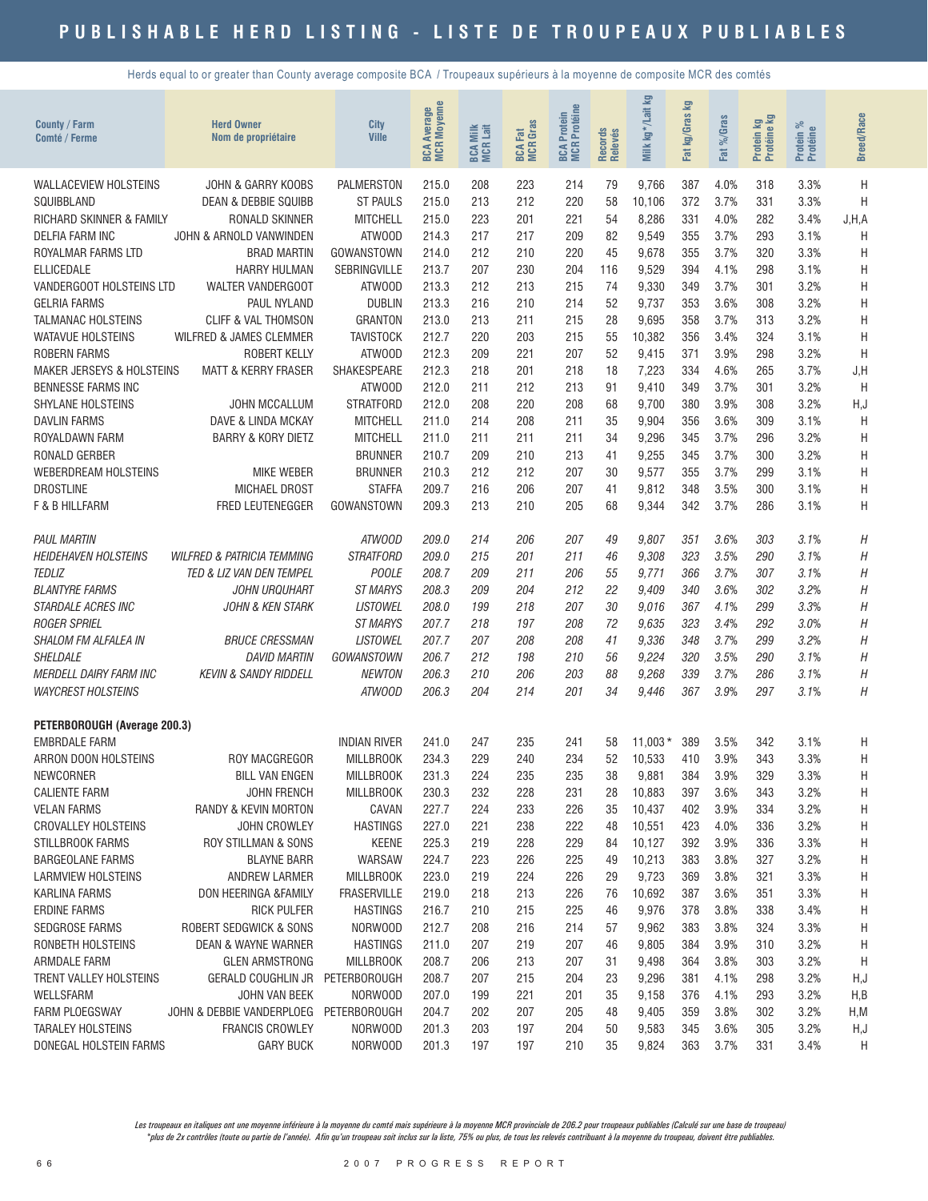# PUBLISHABLE HERD LISTING - LISTE DE TROUPEAUX PUBLIABLES

Herds equal to or greater than County average composite BCA / Troupeaux supérieurs à la moyenne de composite MCR des comtés

| County / Farm<br>Comté / Ferme | Herd Owner<br>Nom de propriétaire | City<br>Ville | BCA Average<br>MCR Moyenne | BCA Milk<br>MCR Lait | BCA Fat<br>MCR Gras | BCA Protein<br>MCR Protéine | Records<br>Relevés | Milk kg*/Lait kg | Fat kg/Gras kg | Fat %/Gras | Protein kg<br>Protéine kg | Protein %<br>Protéine | Breed/Race |
|---|---|---|---|---|---|---|---|---|---|---|---|---|---|
| WALLACEVIEW HOLSTEINS | JOHN & GARRY KOOBS | PALMERSTON | 215.0 | 208 | 223 | 214 | 79 | 9,766 | 387 | 4.0% | 318 | 3.3% | H |
| SQUIBBLAND | DEAN & DEBBIE SQUIBB | ST PAULS | 215.0 | 213 | 212 | 220 | 58 | 10,106 | 372 | 3.7% | 331 | 3.3% | H |
| RICHARD SKINNER & FAMILY | RONALD SKINNER | MITCHELL | 215.0 | 223 | 201 | 221 | 54 | 8,286 | 331 | 4.0% | 282 | 3.4% | J,H,A |
| DELFIA FARM INC | JOHN & ARNOLD VANWINDEN | ATWOOD | 214.3 | 217 | 217 | 209 | 82 | 9,549 | 355 | 3.7% | 293 | 3.1% | H |
| ROYALMAR FARMS LTD | BRAD MARTIN | GOWANSTOWN | 214.0 | 212 | 210 | 220 | 45 | 9,678 | 355 | 3.7% | 320 | 3.3% | H |
| ELLICEDALE | HARRY HULMAN | SEBRINGVILLE | 213.7 | 207 | 230 | 204 | 116 | 9,529 | 394 | 4.1% | 298 | 3.1% | H |
| VANDERGOOT HOLSTEINS LTD | WALTER VANDERGOOT | ATWOOD | 213.3 | 212 | 213 | 215 | 74 | 9,330 | 349 | 3.7% | 301 | 3.2% | H |
| GELRIA FARMS | PAUL NYLAND | DUBLIN | 213.3 | 216 | 210 | 214 | 52 | 9,737 | 353 | 3.6% | 308 | 3.2% | H |
| TALMANAC HOLSTEINS | CLIFF & VAL THOMSON | GRANTON | 213.0 | 213 | 211 | 215 | 28 | 9,695 | 358 | 3.7% | 313 | 3.2% | H |
| WATAVUE HOLSTEINS | WILFRED & JAMES CLEMMER | TAVISTOCK | 212.7 | 220 | 203 | 215 | 55 | 10,382 | 356 | 3.4% | 324 | 3.1% | H |
| ROBERN FARMS | ROBERT KELLY | ATWOOD | 212.3 | 209 | 221 | 207 | 52 | 9,415 | 371 | 3.9% | 298 | 3.2% | H |
| MAKER JERSEYS & HOLSTEINS | MATT & KERRY FRASER | SHAKESPEARE | 212.3 | 218 | 201 | 218 | 18 | 7,223 | 334 | 4.6% | 265 | 3.7% | J,H |
| BENNESSE FARMS INC | | ATWOOD | 212.0 | 211 | 212 | 213 | 91 | 9,410 | 349 | 3.7% | 301 | 3.2% | H |
| SHYLANE HOLSTEINS | JOHN MCCALLUM | STRATFORD | 212.0 | 208 | 220 | 208 | 68 | 9,700 | 380 | 3.9% | 308 | 3.2% | H,J |
| DAVLIN FARMS | DAVE & LINDA MCKAY | MITCHELL | 211.0 | 214 | 208 | 211 | 35 | 9,904 | 356 | 3.6% | 309 | 3.1% | H |
| ROYALDAWN FARM | BARRY & KORY DIETZ | MITCHELL | 211.0 | 211 | 211 | 211 | 34 | 9,296 | 345 | 3.7% | 296 | 3.2% | H |
| RONALD GERBER | | BRUNNER | 210.7 | 209 | 210 | 213 | 41 | 9,255 | 345 | 3.7% | 300 | 3.2% | H |
| WEBERDREAM HOLSTEINS | MIKE WEBER | BRUNNER | 210.3 | 212 | 212 | 207 | 30 | 9,577 | 355 | 3.7% | 299 | 3.1% | H |
| DROSTLINE | MICHAEL DROST | STAFFA | 209.7 | 216 | 206 | 207 | 41 | 9,812 | 348 | 3.5% | 300 | 3.1% | H |
| F & B HILLFARM | FRED LEUTENEGGER | GOWANSTOWN | 209.3 | 213 | 210 | 205 | 68 | 9,344 | 342 | 3.7% | 286 | 3.1% | H |
| *PAUL MARTIN* | | *ATWOOD* | *209.0* | *214* | *206* | *207* | *49* | *9,807* | *351* | *3.6%* | *303* | *3.1%* | *H* |
| *HEIDEHAVEN HOLSTEINS* | *WILFRED & PATRICIA TEMMING* | *STRATFORD* | *209.0* | *215* | *201* | *211* | *46* | *9,308* | *323* | *3.5%* | *290* | *3.1%* | *H* |
| *TEDLIZ* | *TED & LIZ VAN DEN TEMPEL* | *POOLE* | *208.7* | *209* | *211* | *206* | *55* | *9,771* | *366* | *3.7%* | *307* | *3.1%* | *H* |
| *BLANTYRE FARMS* | *JOHN URQUHART* | *ST MARYS* | *208.3* | *209* | *204* | *212* | *22* | *9,409* | *340* | *3.6%* | *302* | *3.2%* | *H* |
| *STARDALE ACRES INC* | *JOHN & KEN STARK* | *LISTOWEL* | *208.0* | *199* | *218* | *207* | *30* | *9,016* | *367* | *4.1%* | *299* | *3.3%* | *H* |
| *ROGER SPRIEL* | | *ST MARYS* | *207.7* | *218* | *197* | *208* | *72* | *9,635* | *323* | *3.4%* | *292* | *3.0%* | *H* |
| *SHALOM FM ALFALEA IN* | *BRUCE CRESSMAN* | *LISTOWEL* | *207.7* | *207* | *208* | *208* | *41* | *9,336* | *348* | *3.7%* | *299* | *3.2%* | *H* |
| *SHELDALE* | *DAVID MARTIN* | *GOWANSTOWN* | *206.7* | *212* | *198* | *210* | *56* | *9,224* | *320* | *3.5%* | *290* | *3.1%* | *H* |
| *MERDELL DAIRY FARM INC* | *KEVIN & SANDY RIDDELL* | *NEWTON* | *206.3* | *210* | *206* | *203* | *88* | *9,268* | *339* | *3.7%* | *286* | *3.1%* | *H* |
| *WAYCREST HOLSTEINS* | | *ATWOOD* | *206.3* | *204* | *214* | *201* | *34* | *9,446* | *367* | *3.9%* | *297* | *3.1%* | *H* |
| **PETERBOROUGH (Average 200.3)** | | | | | | | | | | | | | |
| EMBRDALE FARM | | INDIAN RIVER | 241.0 | 247 | 235 | 241 | 58 | 11,003 * | 389 | 3.5% | 342 | 3.1% | H |
| ARRON DOON HOLSTEINS | ROY MACGREGOR | MILLBROOK | 234.3 | 229 | 240 | 234 | 52 | 10,533 | 410 | 3.9% | 343 | 3.3% | H |
| NEWCORNER | BILL VAN ENGEN | MILLBROOK | 231.3 | 224 | 235 | 235 | 38 | 9,881 | 384 | 3.9% | 329 | 3.3% | H |
| CALIENTE FARM | JOHN FRENCH | MILLBROOK | 230.3 | 232 | 228 | 231 | 28 | 10,883 | 397 | 3.6% | 343 | 3.2% | H |
| VELAN FARMS | RANDY & KEVIN MORTON | CAVAN | 227.7 | 224 | 233 | 226 | 35 | 10,437 | 402 | 3.9% | 334 | 3.2% | H |
| CROVALLEY HOLSTEINS | JOHN CROWLEY | HASTINGS | 227.0 | 221 | 238 | 222 | 48 | 10,551 | 423 | 4.0% | 336 | 3.2% | H |
| STILLBROOK FARMS | ROY STILLMAN & SONS | KEENE | 225.3 | 219 | 228 | 229 | 84 | 10,127 | 392 | 3.9% | 336 | 3.3% | H |
| BARGEOLANE FARMS | BLAYNE BARR | WARSAW | 224.7 | 223 | 226 | 225 | 49 | 10,213 | 383 | 3.8% | 327 | 3.2% | H |
| LARMVIEW HOLSTEINS | ANDREW LARMER | MILLBROOK | 223.0 | 219 | 224 | 226 | 29 | 9,723 | 369 | 3.8% | 321 | 3.3% | H |
| KARLINA FARMS | DON HEERINGA &FAMILY | FRASERVILLE | 219.0 | 218 | 213 | 226 | 76 | 10,692 | 387 | 3.6% | 351 | 3.3% | H |
| ERDINE FARMS | RICK PULFER | HASTINGS | 216.7 | 210 | 215 | 225 | 46 | 9,976 | 378 | 3.8% | 338 | 3.4% | H |
| SEDGROSE FARMS | ROBERT SEDGWICK & SONS | NORWOOD | 212.7 | 208 | 216 | 214 | 57 | 9,962 | 383 | 3.8% | 324 | 3.3% | H |
| RONBETH HOLSTEINS | DEAN & WAYNE WARNER | HASTINGS | 211.0 | 207 | 219 | 207 | 46 | 9,805 | 384 | 3.9% | 310 | 3.2% | H |
| ARMDALE FARM | GLEN ARMSTRONG | MILLBROOK | 208.7 | 206 | 213 | 207 | 31 | 9,498 | 364 | 3.8% | 303 | 3.2% | H |
| TRENT VALLEY HOLSTEINS | GERALD COUGHLIN JR | PETERBOROUGH | 208.7 | 207 | 215 | 204 | 23 | 9,296 | 381 | 4.1% | 298 | 3.2% | H,J |
| WELLSFARM | JOHN VAN BEEK | NORWOOD | 207.0 | 199 | 221 | 201 | 35 | 9,158 | 376 | 4.1% | 293 | 3.2% | H,B |
| FARM PLOEGSWAY | JOHN & DEBBIE VANDERPLOEG | PETERBOROUGH | 204.7 | 202 | 207 | 205 | 48 | 9,405 | 359 | 3.8% | 302 | 3.2% | H,M |
| TARALEY HOLSTEINS | FRANCIS CROWLEY | NORWOOD | 201.3 | 203 | 197 | 204 | 50 | 9,583 | 345 | 3.6% | 305 | 3.2% | H,J |
| DONEGAL HOLSTEIN FARMS | GARY BUCK | NORWOOD | 201.3 | 197 | 197 | 210 | 35 | 9,824 | 363 | 3.7% | 331 | 3.4% | H |

*Les troupeaux en italiques ont une moyenne inférieure à la moyenne du comté mais supérieure à la moyenne MCR provinciale de 206.2 pour troupeaux publiables (Calculé sur une base de troupeau)*
*\*plus de 2x contrôles (toute ou partie de l'année). Afin qu'un troupeau soit inclus sur la liste, 75% ou plus, de tous les relevés contribuant à la moyenne du troupeau, doivent être publiables.*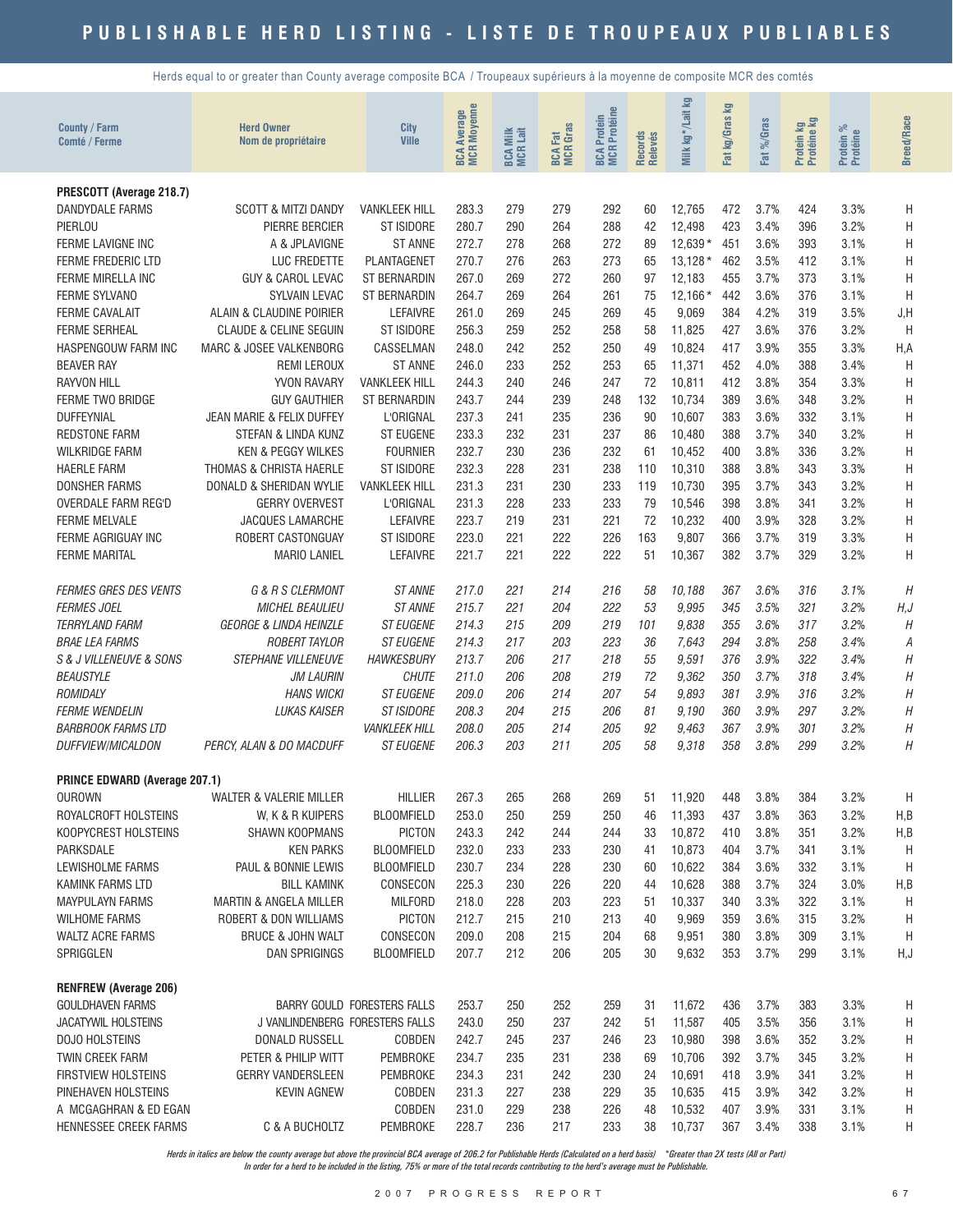# PUBLISHABLE HERD LISTING - LISTE DE TROUPEAUX PUBLIABLES

Herds equal to or greater than County average composite BCA / Troupeaux supérieurs à la moyenne de composite MCR des comtés

| County / Farm Comté / Ferme | Herd Owner Nom de propriétaire | City Ville | BCA Average MCR Moyenne | BCA Milk MCR Lait | BCA Fat MCR Gras | BCA Protein MCR Protéine | Records Relevés | Milk kg*/Lait kg | Fat kg/Gras kg | Fat %/Gras | Protein kg Protéine kg | Protein % Protéine | Breed/Race |
|---|---|---|---|---|---|---|---|---|---|---|---|---|---|
| **PRESCOTT (Average 218.7)** | | | | | | | | | | | | | |
| DANDYDALE FARMS | SCOTT & MITZI DANDY | VANKLEEK HILL | 283.3 | 279 | 279 | 292 | 60 | 12,765 | 472 | 3.7% | 424 | 3.3% | H |
| PIERLOU | PIERRE BERCIER | ST ISIDORE | 280.7 | 290 | 264 | 288 | 42 | 12,498 | 423 | 3.4% | 396 | 3.2% | H |
| FERME LAVIGNE INC | A & JPLAVIGNE | ST ANNE | 272.7 | 278 | 268 | 272 | 89 | 12,639* | 451 | 3.6% | 393 | 3.1% | H |
| FERME FREDERIC LTD | LUC FREDETTE | PLANTAGENET | 270.7 | 276 | 263 | 273 | 65 | 13,128* | 462 | 3.5% | 412 | 3.1% | H |
| FERME MIRELLA INC | GUY & CAROL LEVAC | ST BERNARDIN | 267.0 | 269 | 272 | 260 | 97 | 12,183 | 455 | 3.7% | 373 | 3.1% | H |
| FERME SYLVANO | SYLVAIN LEVAC | ST BERNARDIN | 264.7 | 269 | 264 | 261 | 75 | 12,166* | 442 | 3.6% | 376 | 3.1% | H |
| FERME CAVALAIT | ALAIN & CLAUDINE POIRIER | LEFAIVRE | 261.0 | 269 | 245 | 269 | 45 | 9,069 | 384 | 4.2% | 319 | 3.5% | J,H |
| FERME SERHEAL | CLAUDE & CELINE SEGUIN | ST ISIDORE | 256.3 | 259 | 252 | 258 | 58 | 11,825 | 427 | 3.6% | 376 | 3.2% | H |
| HASPENGOUW FARM INC | MARC & JOSEE VALKENBORG | CASSELMAN | 248.0 | 242 | 252 | 250 | 49 | 10,824 | 417 | 3.9% | 355 | 3.3% | H,A |
| BEAVER RAY | REMI LEROUX | ST ANNE | 246.0 | 233 | 252 | 253 | 65 | 11,371 | 452 | 4.0% | 388 | 3.4% | H |
| RAYVON HILL | YVON RAVARY | VANKLEEK HILL | 244.3 | 240 | 246 | 247 | 72 | 10,811 | 412 | 3.8% | 354 | 3.3% | H |
| FERME TWO BRIDGE | GUY GAUTHIER | ST BERNARDIN | 243.7 | 244 | 239 | 248 | 132 | 10,734 | 389 | 3.6% | 348 | 3.2% | H |
| DUFFEYNIAL | JEAN MARIE & FELIX DUFFEY | L'ORIGNAL | 237.3 | 241 | 235 | 236 | 90 | 10,607 | 383 | 3.6% | 332 | 3.1% | H |
| REDSTONE FARM | STEFAN & LINDA KUNZ | ST EUGENE | 233.3 | 232 | 231 | 237 | 86 | 10,480 | 388 | 3.7% | 340 | 3.2% | H |
| WILKRIDGE FARM | KEN & PEGGY WILKES | FOURNIER | 232.7 | 230 | 236 | 232 | 61 | 10,452 | 400 | 3.8% | 336 | 3.2% | H |
| HAERLE FARM | THOMAS & CHRISTA HAERLE | ST ISIDORE | 232.3 | 228 | 231 | 238 | 110 | 10,310 | 388 | 3.8% | 343 | 3.3% | H |
| DONSHER FARMS | DONALD & SHERIDAN WYLIE | VANKLEEK HILL | 231.3 | 231 | 230 | 233 | 119 | 10,730 | 395 | 3.7% | 343 | 3.2% | H |
| OVERDALE FARM REG'D | GERRY OVERVEST | L'ORIGNAL | 231.3 | 228 | 233 | 233 | 79 | 10,546 | 398 | 3.8% | 341 | 3.2% | H |
| FERME MELVALE | JACQUES LAMARCHE | LEFAIVRE | 223.7 | 219 | 231 | 221 | 72 | 10,232 | 400 | 3.9% | 328 | 3.2% | H |
| FERME AGRIGUAY INC | ROBERT CASTONGUAY | ST ISIDORE | 223.0 | 221 | 222 | 226 | 163 | 9,807 | 366 | 3.7% | 319 | 3.3% | H |
| FERME MARITAL | MARIO LANIEL | LEFAIVRE | 221.7 | 221 | 222 | 222 | 51 | 10,367 | 382 | 3.7% | 329 | 3.2% | H |
| *FERMES GRES DES VENTS* | *G & R S CLERMONT* | *ST ANNE* | *217.0* | *221* | *214* | *216* | *58* | *10,188* | *367* | *3.6%* | *316* | *3.1%* | *H* |
| *FERMES JOEL* | *MICHEL BEAULIEU* | *ST ANNE* | *215.7* | *221* | *204* | *222* | *53* | *9,995* | *345* | *3.5%* | *321* | *3.2%* | *H,J* |
| *TERRYLAND FARM* | *GEORGE & LINDA HEINZLE* | *ST EUGENE* | *214.3* | *215* | *209* | *219* | *101* | *9,838* | *355* | *3.6%* | *317* | *3.2%* | *H* |
| *BRAE LEA FARMS* | *ROBERT TAYLOR* | *ST EUGENE* | *214.3* | *217* | *203* | *223* | *36* | *7,643* | *294* | *3.8%* | *258* | *3.4%* | *A* |
| *S & J VILLENEUVE & SONS* | *STEPHANE VILLENEUVE* | *HAWKESBURY* | *213.7* | *206* | *217* | *218* | *55* | *9,591* | *376* | *3.9%* | *322* | *3.4%* | *H* |
| *BEAUSTYLE* | *JM LAURIN* | *CHUTE* | *211.0* | *206* | *208* | *219* | *72* | *9,362* | *350* | *3.7%* | *318* | *3.4%* | *H* |
| *ROMIDALY* | *HANS WICKI* | *ST EUGENE* | *209.0* | *206* | *214* | *207* | *54* | *9,893* | *381* | *3.9%* | *316* | *3.2%* | *H* |
| *FERME WENDELIN* | *LUKAS KAISER* | *ST ISIDORE* | *208.3* | *204* | *215* | *206* | *81* | *9,190* | *360* | *3.9%* | *297* | *3.2%* | *H* |
| *BARBROOK FARMS LTD* | | *VANKLEEK HILL* | *208.0* | *205* | *214* | *205* | *92* | *9,463* | *367* | *3.9%* | *301* | *3.2%* | *H* |
| *DUFFVIEW/MICALDON* | *PERCY, ALAN & DO MACDUFF* | *ST EUGENE* | *206.3* | *203* | *211* | *205* | *58* | *9,318* | *358* | *3.8%* | *299* | *3.2%* | *H* |
| **PRINCE EDWARD (Average 207.1)** | | | | | | | | | | | | | |
| OUROWN | WALTER & VALERIE MILLER | HILLIER | 267.3 | 265 | 268 | 269 | 51 | 11,920 | 448 | 3.8% | 384 | 3.2% | H |
| ROYALCROFT HOLSTEINS | W, K & R KUIPERS | BLOOMFIELD | 253.0 | 250 | 259 | 250 | 46 | 11,393 | 437 | 3.8% | 363 | 3.2% | H,B |
| KOOPYCREST HOLSTEINS | SHAWN KOOPMANS | PICTON | 243.3 | 242 | 244 | 244 | 33 | 10,872 | 410 | 3.8% | 351 | 3.2% | H,B |
| PARKSDALE | KEN PARKS | BLOOMFIELD | 232.0 | 233 | 233 | 230 | 41 | 10,873 | 404 | 3.7% | 341 | 3.1% | H |
| LEWISHOLME FARMS | PAUL & BONNIE LEWIS | BLOOMFIELD | 230.7 | 234 | 228 | 230 | 60 | 10,622 | 384 | 3.6% | 332 | 3.1% | H |
| KAMINK FARMS LTD | BILL KAMINK | CONSECON | 225.3 | 230 | 226 | 220 | 44 | 10,628 | 388 | 3.7% | 324 | 3.0% | H,B |
| MAYPULAYN FARMS | MARTIN & ANGELA MILLER | MILFORD | 218.0 | 228 | 203 | 223 | 51 | 10,337 | 340 | 3.3% | 322 | 3.1% | H |
| WILHOME FARMS | ROBERT & DON WILLIAMS | PICTON | 212.7 | 215 | 210 | 213 | 40 | 9,969 | 359 | 3.6% | 315 | 3.2% | H |
| WALTZ ACRE FARMS | BRUCE & JOHN WALT | CONSECON | 209.0 | 208 | 215 | 204 | 68 | 9,951 | 380 | 3.8% | 309 | 3.1% | H |
| SPRIGGLEN | DAN SPRIGINGS | BLOOMFIELD | 207.7 | 212 | 206 | 205 | 30 | 9,632 | 353 | 3.7% | 299 | 3.1% | H,J |
| **RENFREW (Average 206)** | | | | | | | | | | | | | |
| GOULDHAVEN FARMS | BARRY GOULD | FORESTERS FALLS | 253.7 | 250 | 252 | 259 | 31 | 11,672 | 436 | 3.7% | 383 | 3.3% | H |
| JACATYWIL HOLSTEINS | J VANLINDENBERG | FORESTERS FALLS | 243.0 | 250 | 237 | 242 | 51 | 11,587 | 405 | 3.5% | 356 | 3.1% | H |
| DOJO HOLSTEINS | DONALD RUSSELL | COBDEN | 242.7 | 245 | 237 | 246 | 23 | 10,980 | 398 | 3.6% | 352 | 3.2% | H |
| TWIN CREEK FARM | PETER & PHILIP WITT | PEMBROKE | 234.7 | 235 | 231 | 238 | 69 | 10,706 | 392 | 3.7% | 345 | 3.2% | H |
| FIRSTVIEW HOLSTEINS | GERRY VANDERSLEEN | PEMBROKE | 234.3 | 231 | 242 | 230 | 24 | 10,691 | 418 | 3.9% | 341 | 3.2% | H |
| PINEHAVEN HOLSTEINS | KEVIN AGNEW | COBDEN | 231.3 | 227 | 238 | 229 | 35 | 10,635 | 415 | 3.9% | 342 | 3.2% | H |
| A MCGAGHRAN & ED EGAN | | COBDEN | 231.0 | 229 | 238 | 226 | 48 | 10,532 | 407 | 3.9% | 331 | 3.1% | H |
| HENNESSEE CREEK FARMS | C & A BUCHOLTZ | PEMBROKE | 228.7 | 236 | 217 | 233 | 38 | 10,737 | 367 | 3.4% | 338 | 3.1% | H |

*Herds in italics are below the county average but above the provincial BCA average of 206.2 for Publishable Herds (Calculated on a herd basis) \*Greater than 2X tests (All or Part)*
*In order for a herd to be included in the listing, 75% or more of the total records contributing to the herd's average must be Publishable.*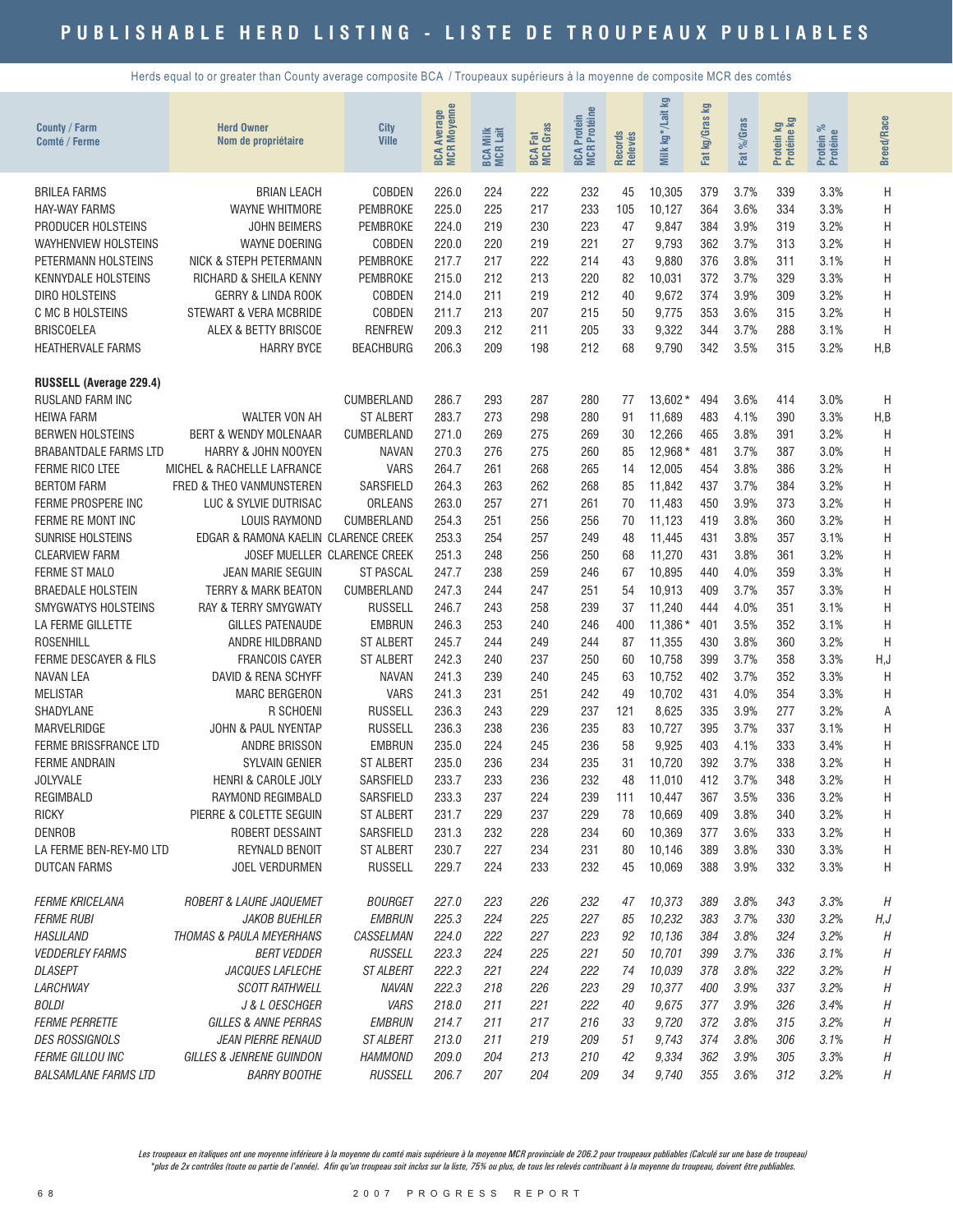# PUBLISHABLE HERD LISTING - LISTE DE TROUPEAUX PUBLIABLES

Herds equal to or greater than County average composite BCA / Troupeaux supérieurs à la moyenne de composite MCR des comtés

| County / Farm<br>Comté / Ferme | Herd Owner<br>Nom de propriétaire | City<br>Ville | BCA Average<br>MCR Moyenne | BCA Milk<br>MCR Lait | BCA Fat<br>MCR Gras | BCA Protein<br>MCR Protéine | Records<br>Relevés | Milk kg*/Lait kg | Fat kg/Gras kg | Fat %/Gras | Protein kg<br>Protéine kg | Protein %<br>Protéine | Breed/Race |
|---|---|---|---|---|---|---|---|---|---|---|---|---|---|
| BRILEA FARMS | BRIAN LEACH | COBDEN | 226.0 | 224 | 222 | 232 | 45 | 10,305 | 379 | 3.7% | 339 | 3.3% | H |
| HAY-WAY FARMS | WAYNE WHITMORE | PEMBROKE | 225.0 | 225 | 217 | 233 | 105 | 10,127 | 364 | 3.6% | 334 | 3.3% | H |
| PRODUCER HOLSTEINS | JOHN BEIMERS | PEMBROKE | 224.0 | 219 | 230 | 223 | 47 | 9,847 | 384 | 3.9% | 319 | 3.2% | H |
| WAYHENVIEW HOLSTEINS | WAYNE DOERING | COBDEN | 220.0 | 220 | 219 | 221 | 27 | 9,793 | 362 | 3.7% | 313 | 3.2% | H |
| PETERMANN HOLSTEINS | NICK & STEPH PETERMANN | PEMBROKE | 217.7 | 217 | 222 | 214 | 43 | 9,880 | 376 | 3.8% | 311 | 3.1% | H |
| KENNYDALE HOLSTEINS | RICHARD & SHEILA KENNY | PEMBROKE | 215.0 | 212 | 213 | 220 | 82 | 10,031 | 372 | 3.7% | 329 | 3.3% | H |
| DIRO HOLSTEINS | GERRY & LINDA ROOK | COBDEN | 214.0 | 211 | 219 | 212 | 40 | 9,672 | 374 | 3.9% | 309 | 3.2% | H |
| C MC B HOLSTEINS | STEWART & VERA MCBRIDE | COBDEN | 211.7 | 213 | 207 | 215 | 50 | 9,775 | 353 | 3.6% | 315 | 3.2% | H |
| BRISCOELEA | ALEX & BETTY BRISCOE | RENFREW | 209.3 | 212 | 211 | 205 | 33 | 9,322 | 344 | 3.7% | 288 | 3.1% | H |
| HEATHERVALE FARMS | HARRY BYCE | BEACHBURG | 206.3 | 209 | 198 | 212 | 68 | 9,790 | 342 | 3.5% | 315 | 3.2% | H,B |
| **RUSSELL (Average 229.4)** | | | | | | | | | | | | | |
| RUSLAND FARM INC | | CUMBERLAND | 286.7 | 293 | 287 | 280 | 77 | 13,602 * | 494 | 3.6% | 414 | 3.0% | H |
| HEIWA FARM | WALTER VON AH | ST ALBERT | 283.7 | 273 | 298 | 280 | 91 | 11,689 | 483 | 4.1% | 390 | 3.3% | H,B |
| BERWEN HOLSTEINS | BERT & WENDY MOLENAAR | CUMBERLAND | 271.0 | 269 | 275 | 269 | 30 | 12,266 | 465 | 3.8% | 391 | 3.2% | H |
| BRABANTDALE FARMS LTD | HARRY & JOHN NOOYEN | NAVAN | 270.3 | 276 | 275 | 260 | 85 | 12,968 * | 481 | 3.7% | 387 | 3.0% | H |
| FERME RICO LTEE | MICHEL & RACHELLE LAFRANCE | VARS | 264.7 | 261 | 268 | 265 | 14 | 12,005 | 454 | 3.8% | 386 | 3.2% | H |
| BERTOM FARM | FRED & THEO VANMUNSTEREN | SARSFIELD | 264.3 | 263 | 262 | 268 | 85 | 11,842 | 437 | 3.7% | 384 | 3.2% | H |
| FERME PROSPERE INC | LUC & SYLVIE DUTRISAC | ORLEANS | 263.0 | 257 | 271 | 261 | 70 | 11,483 | 450 | 3.9% | 373 | 3.2% | H |
| FERME RE MONT INC | LOUIS RAYMOND | CUMBERLAND | 254.3 | 251 | 256 | 256 | 70 | 11,123 | 419 | 3.8% | 360 | 3.2% | H |
| SUNRISE HOLSTEINS | EDGAR & RAMONA KAELIN | CLARENCE CREEK | 253.3 | 254 | 257 | 249 | 48 | 11,445 | 431 | 3.8% | 357 | 3.1% | H |
| CLEARVIEW FARM | JOSEF MUELLER | CLARENCE CREEK | 251.3 | 248 | 256 | 250 | 68 | 11,270 | 431 | 3.8% | 361 | 3.2% | H |
| FERME ST MALO | JEAN MARIE SEGUIN | ST PASCAL | 247.7 | 238 | 259 | 246 | 67 | 10,895 | 440 | 4.0% | 359 | 3.3% | H |
| BRAEDALE HOLSTEIN | TERRY & MARK BEATON | CUMBERLAND | 247.3 | 244 | 247 | 251 | 54 | 10,913 | 409 | 3.7% | 357 | 3.3% | H |
| SMYGWATYS HOLSTEINS | RAY & TERRY SMYGWATY | RUSSELL | 246.7 | 243 | 258 | 239 | 37 | 11,240 | 444 | 4.0% | 351 | 3.1% | H |
| LA FERME GILLETTE | GILLES PATENAUDE | EMBRUN | 246.3 | 253 | 240 | 246 | 400 | 11,386 * | 401 | 3.5% | 352 | 3.1% | H |
| ROSENHILL | ANDRE HILDBRAND | ST ALBERT | 245.7 | 244 | 249 | 244 | 87 | 11,355 | 430 | 3.8% | 360 | 3.2% | H |
| FERME DESCAYER & FILS | FRANCOIS CAYER | ST ALBERT | 242.3 | 240 | 237 | 250 | 60 | 10,758 | 399 | 3.7% | 358 | 3.3% | H,J |
| NAVAN LEA | DAVID & RENA SCHYFF | NAVAN | 241.3 | 239 | 240 | 245 | 63 | 10,752 | 402 | 3.7% | 352 | 3.3% | H |
| MELISTAR | MARC BERGERON | VARS | 241.3 | 231 | 251 | 242 | 49 | 10,702 | 431 | 4.0% | 354 | 3.3% | H |
| SHADYLANE | R SCHOENI | RUSSELL | 236.3 | 243 | 229 | 237 | 121 | 8,625 | 335 | 3.9% | 277 | 3.2% | A |
| MARVELRIDGE | JOHN & PAUL NYENTAP | RUSSELL | 236.3 | 238 | 236 | 235 | 83 | 10,727 | 395 | 3.7% | 337 | 3.1% | H |
| FERME BRISSFRANCE LTD | ANDRE BRISSON | EMBRUN | 235.0 | 224 | 245 | 236 | 58 | 9,925 | 403 | 4.1% | 333 | 3.4% | H |
| FERME ANDRAIN | SYLVAIN GENIER | ST ALBERT | 235.0 | 236 | 234 | 235 | 31 | 10,720 | 392 | 3.7% | 338 | 3.2% | H |
| JOLYVALE | HENRI & CAROLE JOLY | SARSFIELD | 233.7 | 233 | 236 | 232 | 48 | 11,010 | 412 | 3.7% | 348 | 3.2% | H |
| REGIMBALD | RAYMOND REGIMBALD | SARSFIELD | 233.3 | 237 | 224 | 239 | 111 | 10,447 | 367 | 3.5% | 336 | 3.2% | H |
| RICKY | PIERRE & COLETTE SEGUIN | ST ALBERT | 231.7 | 229 | 237 | 229 | 78 | 10,669 | 409 | 3.8% | 340 | 3.2% | H |
| DENROB | ROBERT DESSAINT | SARSFIELD | 231.3 | 232 | 228 | 234 | 60 | 10,369 | 377 | 3.6% | 333 | 3.2% | H |
| LA FERME BEN-REY-MO LTD | REYNALD BENOIT | ST ALBERT | 230.7 | 227 | 234 | 231 | 80 | 10,146 | 389 | 3.8% | 330 | 3.3% | H |
| DUTCAN FARMS | JOEL VERDURMEN | RUSSELL | 229.7 | 224 | 233 | 232 | 45 | 10,069 | 388 | 3.9% | 332 | 3.3% | H |
| *FERME KRICELANA* | *ROBERT & LAURE JAQUEMET* | *BOURGET* | *227.0* | *223* | *226* | *232* | *47* | *10,373* | *389* | *3.8%* | *343* | *3.3%* | *H* |
| *FERME RUBI* | *JAKOB BUEHLER* | *EMBRUN* | *225.3* | *224* | *225* | *227* | *85* | *10,232* | *383* | *3.7%* | *330* | *3.2%* | *H,J* |
| *HASLILAND* | *THOMAS & PAULA MEYERHANS* | *CASSELMAN* | *224.0* | *222* | *227* | *223* | *92* | *10,136* | *384* | *3.8%* | *324* | *3.2%* | *H* |
| *VEDDERLEY FARMS* | *BERT VEDDER* | *RUSSELL* | *223.3* | *224* | *225* | *221* | *50* | *10,701* | *399* | *3.7%* | *336* | *3.1%* | *H* |
| *DLASEPT* | *JACQUES LAFLECHE* | *ST ALBERT* | *222.3* | *221* | *224* | *222* | *74* | *10,039* | *378* | *3.8%* | *322* | *3.2%* | *H* |
| *LARCHWAY* | *SCOTT RATHWELL* | *NAVAN* | *222.3* | *218* | *226* | *223* | *29* | *10,377* | *400* | *3.9%* | *337* | *3.2%* | *H* |
| *BOLDI* | *J & L OESCHGER* | *VARS* | *218.0* | *211* | *221* | *222* | *40* | *9,675* | *377* | *3.9%* | *326* | *3.4%* | *H* |
| *FERME PERRETTE* | *GILLES & ANNE PERRAS* | *EMBRUN* | *214.7* | *211* | *217* | *216* | *33* | *9,720* | *372* | *3.8%* | *315* | *3.2%* | *H* |
| *DES ROSSIGNOLS* | *JEAN PIERRE RENAUD* | *ST ALBERT* | *213.0* | *211* | *219* | *209* | *51* | *9,743* | *374* | *3.8%* | *306* | *3.1%* | *H* |
| *FERME GILLOU INC* | *GILLES & JENRENE GUINDON* | *HAMMOND* | *209.0* | *204* | *213* | *210* | *42* | *9,334* | *362* | *3.9%* | *305* | *3.3%* | *H* |
| *BALSAMLANE FARMS LTD* | *BARRY BOOTHE* | *RUSSELL* | *206.7* | *207* | *204* | *209* | *34* | *9,740* | *355* | *3.6%* | *312* | *3.2%* | *H* |

*Les troupeaux en italiques ont une moyenne inférieure à la moyenne du comté mais supérieure à la moyenne MCR provinciale de 206.2 pour troupeaux publiables (Calculé sur une base de troupeau)*
**plus de 2x contrôles (toute ou partie de l'année). Afin qu'un troupeau soit inclus sur la liste, 75% ou plus, de tous les relevés contribuant à la moyenne du troupeau, doivent être publiables.*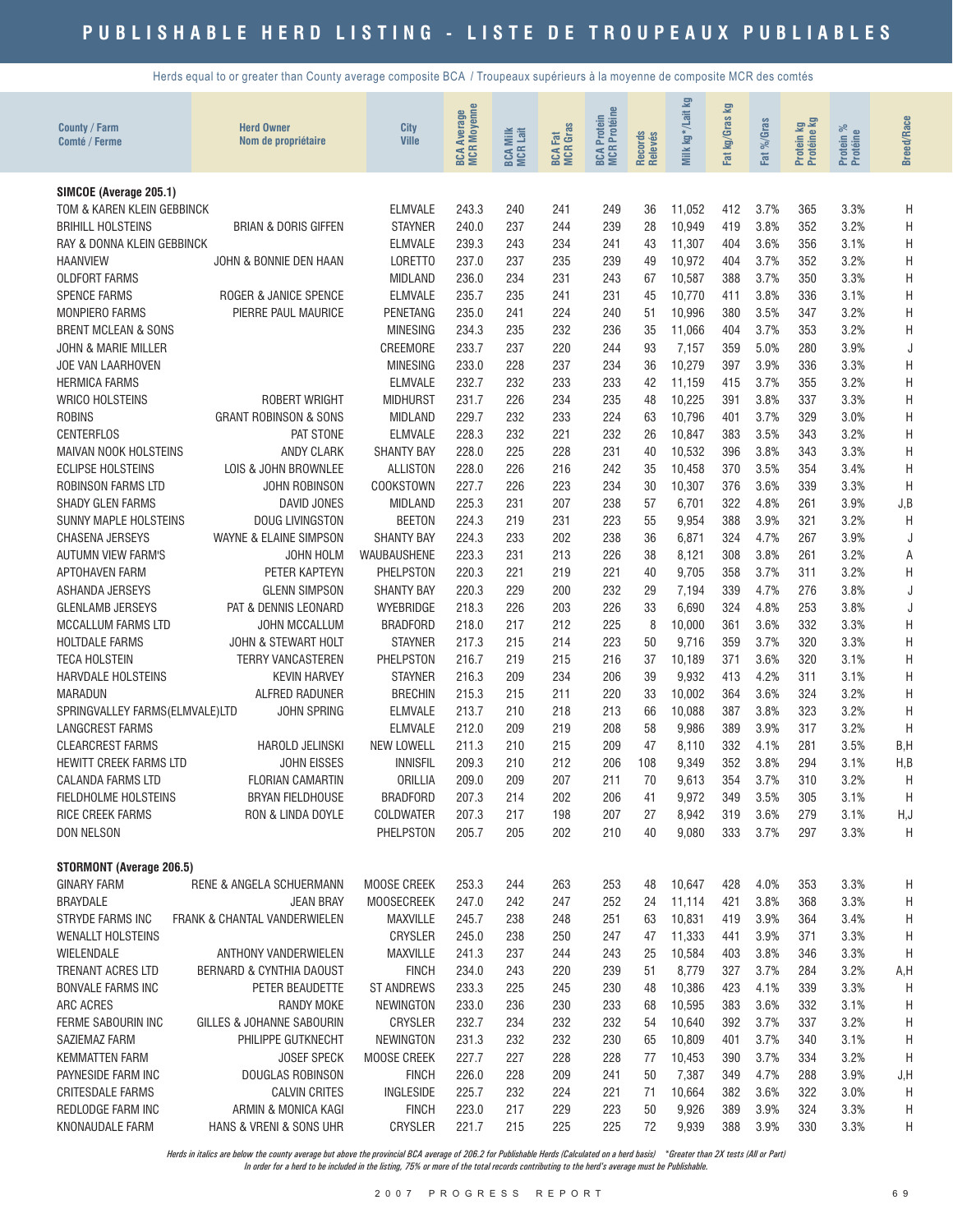# PUBLISHABLE HERD LISTING - LISTE DE TROUPEAUX PUBLIABLES

Herds equal to or greater than County average composite BCA / Troupeaux supérieurs à la moyenne de composite MCR des comtés

| County / Farm Comté / Ferme | Herd Owner Nom de propriétaire | City Ville | BCA Average MCR Moyenne | BCA Milk MCR Lait | BCA Fat MCR Gras | BCA Protein MCR Protéine | Records Relevés | Milk kg*/Lait kg | Fat kg/Gras kg | Fat %/Gras | Protein kg Protéine kg | Protein % Protéine | Breed/Race |
|---|---|---|---|---|---|---|---|---|---|---|---|---|---|
| **SIMCOE (Average 205.1)** | | | | | | | | | | | | | |
| TOM & KAREN KLEIN GEBBINCK | | ELMVALE | 243.3 | 240 | 241 | 249 | 36 | 11,052 | 412 | 3.7% | 365 | 3.3% | H |
| BRIHILL HOLSTEINS | BRIAN & DORIS GIFFEN | STAYNER | 240.0 | 237 | 244 | 239 | 28 | 10,949 | 419 | 3.8% | 352 | 3.2% | H |
| RAY & DONNA KLEIN GEBBINCK | | ELMVALE | 239.3 | 243 | 234 | 241 | 43 | 11,307 | 404 | 3.6% | 356 | 3.1% | H |
| HAANVIEW | JOHN & BONNIE DEN HAAN | LORETTO | 237.0 | 237 | 235 | 239 | 49 | 10,972 | 404 | 3.7% | 352 | 3.2% | H |
| OLDFORT FARMS | | MIDLAND | 236.0 | 234 | 231 | 243 | 67 | 10,587 | 388 | 3.7% | 350 | 3.3% | H |
| SPENCE FARMS | ROGER & JANICE SPENCE | ELMVALE | 235.7 | 235 | 241 | 231 | 45 | 10,770 | 411 | 3.8% | 336 | 3.1% | H |
| MONPIERO FARMS | PIERRE PAUL MAURICE | PENETANG | 235.0 | 241 | 224 | 240 | 51 | 10,996 | 380 | 3.5% | 347 | 3.2% | H |
| BRENT MCLEAN & SONS | | MINESING | 234.3 | 235 | 232 | 236 | 35 | 11,066 | 404 | 3.7% | 353 | 3.2% | H |
| JOHN & MARIE MILLER | | CREEMORE | 233.7 | 237 | 220 | 244 | 93 | 7,157 | 359 | 5.0% | 280 | 3.9% | J |
| JOE VAN LAARHOVEN | | MINESING | 233.0 | 228 | 237 | 234 | 36 | 10,279 | 397 | 3.9% | 336 | 3.3% | H |
| HERMICA FARMS | | ELMVALE | 232.7 | 232 | 233 | 233 | 42 | 11,159 | 415 | 3.7% | 355 | 3.2% | H |
| WRICO HOLSTEINS | ROBERT WRIGHT | MIDHURST | 231.7 | 226 | 234 | 235 | 48 | 10,225 | 391 | 3.8% | 337 | 3.3% | H |
| ROBINS | GRANT ROBINSON & SONS | MIDLAND | 229.7 | 232 | 233 | 224 | 63 | 10,796 | 401 | 3.7% | 329 | 3.0% | H |
| CENTERFLOS | PAT STONE | ELMVALE | 228.3 | 232 | 221 | 232 | 26 | 10,847 | 383 | 3.5% | 343 | 3.2% | H |
| MAIVAN NOOK HOLSTEINS | ANDY CLARK | SHANTY BAY | 228.0 | 225 | 228 | 231 | 40 | 10,532 | 396 | 3.8% | 343 | 3.3% | H |
| ECLIPSE HOLSTEINS | LOIS & JOHN BROWNLEE | ALLISTON | 228.0 | 226 | 216 | 242 | 35 | 10,458 | 370 | 3.5% | 354 | 3.4% | H |
| ROBINSON FARMS LTD | JOHN ROBINSON | COOKSTOWN | 227.7 | 226 | 223 | 234 | 30 | 10,307 | 376 | 3.6% | 339 | 3.3% | H |
| SHADY GLEN FARMS | DAVID JONES | MIDLAND | 225.3 | 231 | 207 | 238 | 57 | 6,701 | 322 | 4.8% | 261 | 3.9% | J,B |
| SUNNY MAPLE HOLSTEINS | DOUG LIVINGSTON | BEETON | 224.3 | 219 | 231 | 223 | 55 | 9,954 | 388 | 3.9% | 321 | 3.2% | H |
| CHASENA JERSEYS | WAYNE & ELAINE SIMPSON | SHANTY BAY | 224.3 | 233 | 202 | 238 | 36 | 6,871 | 324 | 4.7% | 267 | 3.9% | J |
| AUTUMN VIEW FARM'S | JOHN HOLM | WAUBAUSHENE | 223.3 | 231 | 213 | 226 | 38 | 8,121 | 308 | 3.8% | 261 | 3.2% | A |
| APTOHAVEN FARM | PETER KAPTEYN | PHELPSTON | 220.3 | 221 | 219 | 221 | 40 | 9,705 | 358 | 3.7% | 311 | 3.2% | H |
| ASHANDA JERSEYS | GLENN SIMPSON | SHANTY BAY | 220.3 | 229 | 200 | 232 | 29 | 7,194 | 339 | 4.7% | 276 | 3.8% | J |
| GLENLAMB JERSEYS | PAT & DENNIS LEONARD | WYEBRIDGE | 218.3 | 226 | 203 | 226 | 33 | 6,690 | 324 | 4.8% | 253 | 3.8% | J |
| MCCALLUM FARMS LTD | JOHN MCCALLUM | BRADFORD | 218.0 | 217 | 212 | 225 | 8 | 10,000 | 361 | 3.6% | 332 | 3.3% | H |
| HOLTDALE FARMS | JOHN & STEWART HOLT | STAYNER | 217.3 | 215 | 214 | 223 | 50 | 9,716 | 359 | 3.7% | 320 | 3.3% | H |
| TECA HOLSTEIN | TERRY VANCASTEREN | PHELPSTON | 216.7 | 219 | 215 | 216 | 37 | 10,189 | 371 | 3.6% | 320 | 3.1% | H |
| HARVDALE HOLSTEINS | KEVIN HARVEY | STAYNER | 216.3 | 209 | 234 | 206 | 39 | 9,932 | 413 | 4.2% | 311 | 3.1% | H |
| MARADUN | ALFRED RADUNER | BRECHIN | 215.3 | 215 | 211 | 220 | 33 | 10,002 | 364 | 3.6% | 324 | 3.2% | H |
| SPRINGVALLEY FARMS(ELMVALE)LTD | JOHN SPRING | ELMVALE | 213.7 | 210 | 218 | 213 | 66 | 10,088 | 387 | 3.8% | 323 | 3.2% | H |
| LANGCREST FARMS | | ELMVALE | 212.0 | 209 | 219 | 208 | 58 | 9,986 | 389 | 3.9% | 317 | 3.2% | H |
| CLEARCREST FARMS | HAROLD JELINSKI | NEW LOWELL | 211.3 | 210 | 215 | 209 | 47 | 8,110 | 332 | 4.1% | 281 | 3.5% | B,H |
| HEWITT CREEK FARMS LTD | JOHN EISSES | INNISFIL | 209.3 | 210 | 212 | 206 | 108 | 9,349 | 352 | 3.8% | 294 | 3.1% | H,B |
| CALANDA FARMS LTD | FLORIAN CAMARTIN | ORILLIA | 209.0 | 209 | 207 | 211 | 70 | 9,613 | 354 | 3.7% | 310 | 3.2% | H |
| FIELDHOLME HOLSTEINS | BRYAN FIELDHOUSE | BRADFORD | 207.3 | 214 | 202 | 206 | 41 | 9,972 | 349 | 3.5% | 305 | 3.1% | H |
| RICE CREEK FARMS | RON & LINDA DOYLE | COLDWATER | 207.3 | 217 | 198 | 207 | 27 | 8,942 | 319 | 3.6% | 279 | 3.1% | H,J |
| DON NELSON | | PHELPSTON | 205.7 | 205 | 202 | 210 | 40 | 9,080 | 333 | 3.7% | 297 | 3.3% | H |
| **STORMONT (Average 206.5)** | | | | | | | | | | | | | |
| GINARY FARM | RENE & ANGELA SCHUERMANN | MOOSE CREEK | 253.3 | 244 | 263 | 253 | 48 | 10,647 | 428 | 4.0% | 353 | 3.3% | H |
| BRAYDALE | JEAN BRAY | MOOSECREEK | 247.0 | 242 | 247 | 252 | 24 | 11,114 | 421 | 3.8% | 368 | 3.3% | H |
| STRYDE FARMS INC | FRANK & CHANTAL VANDERWIELEN | MAXVILLE | 245.7 | 238 | 248 | 251 | 63 | 10,831 | 419 | 3.9% | 364 | 3.4% | H |
| WENALLT HOLSTEINS | | CRYSLER | 245.0 | 238 | 250 | 247 | 47 | 11,333 | 441 | 3.9% | 371 | 3.3% | H |
| WIELENDALE | ANTHONY VANDERWIELEN | MAXVILLE | 241.3 | 237 | 244 | 243 | 25 | 10,584 | 403 | 3.8% | 346 | 3.3% | H |
| TRENANT ACRES LTD | BERNARD & CYNTHIA DAOUST | FINCH | 234.0 | 243 | 220 | 239 | 51 | 8,779 | 327 | 3.7% | 284 | 3.2% | A,H |
| BONVALE FARMS INC | PETER BEAUDETTE | ST ANDREWS | 233.3 | 225 | 245 | 230 | 48 | 10,386 | 423 | 4.1% | 339 | 3.3% | H |
| ARC ACRES | RANDY MOKE | NEWINGTON | 233.0 | 236 | 230 | 233 | 68 | 10,595 | 383 | 3.6% | 332 | 3.1% | H |
| FERME SABOURIN INC | GILLES & JOHANNE SABOURIN | CRYSLER | 232.7 | 234 | 232 | 232 | 54 | 10,640 | 392 | 3.7% | 337 | 3.2% | H |
| SAZIEMAZ FARM | PHILIPPE GUTKNECHT | NEWINGTON | 231.3 | 232 | 232 | 230 | 65 | 10,809 | 401 | 3.7% | 340 | 3.1% | H |
| KEMMATTEN FARM | JOSEF SPECK | MOOSE CREEK | 227.7 | 227 | 228 | 228 | 77 | 10,453 | 390 | 3.7% | 334 | 3.2% | H |
| PAYNESIDE FARM INC | DOUGLAS ROBINSON | FINCH | 226.0 | 228 | 209 | 241 | 50 | 7,387 | 349 | 4.7% | 288 | 3.9% | J,H |
| CRITESDALE FARMS | CALVIN CRITES | INGLESIDE | 225.7 | 232 | 224 | 221 | 71 | 10,664 | 382 | 3.6% | 322 | 3.0% | H |
| REDLODGE FARM INC | ARMIN & MONICA KAGI | FINCH | 223.0 | 217 | 229 | 223 | 50 | 9,926 | 389 | 3.9% | 324 | 3.3% | H |
| KNONAUDALE FARM | HANS & VRENI & SONS UHR | CRYSLER | 221.7 | 215 | 225 | 225 | 72 | 9,939 | 388 | 3.9% | 330 | 3.3% | H |

*Herds in italics are below the county average but above the provincial BCA average of 206.2 for Publishable Herds (Calculated on a herd basis)   \*Greater than 2X tests (All or Part)*
*In order for a herd to be included in the listing, 75% or more of the total records contributing to the herd's average must be Publishable.*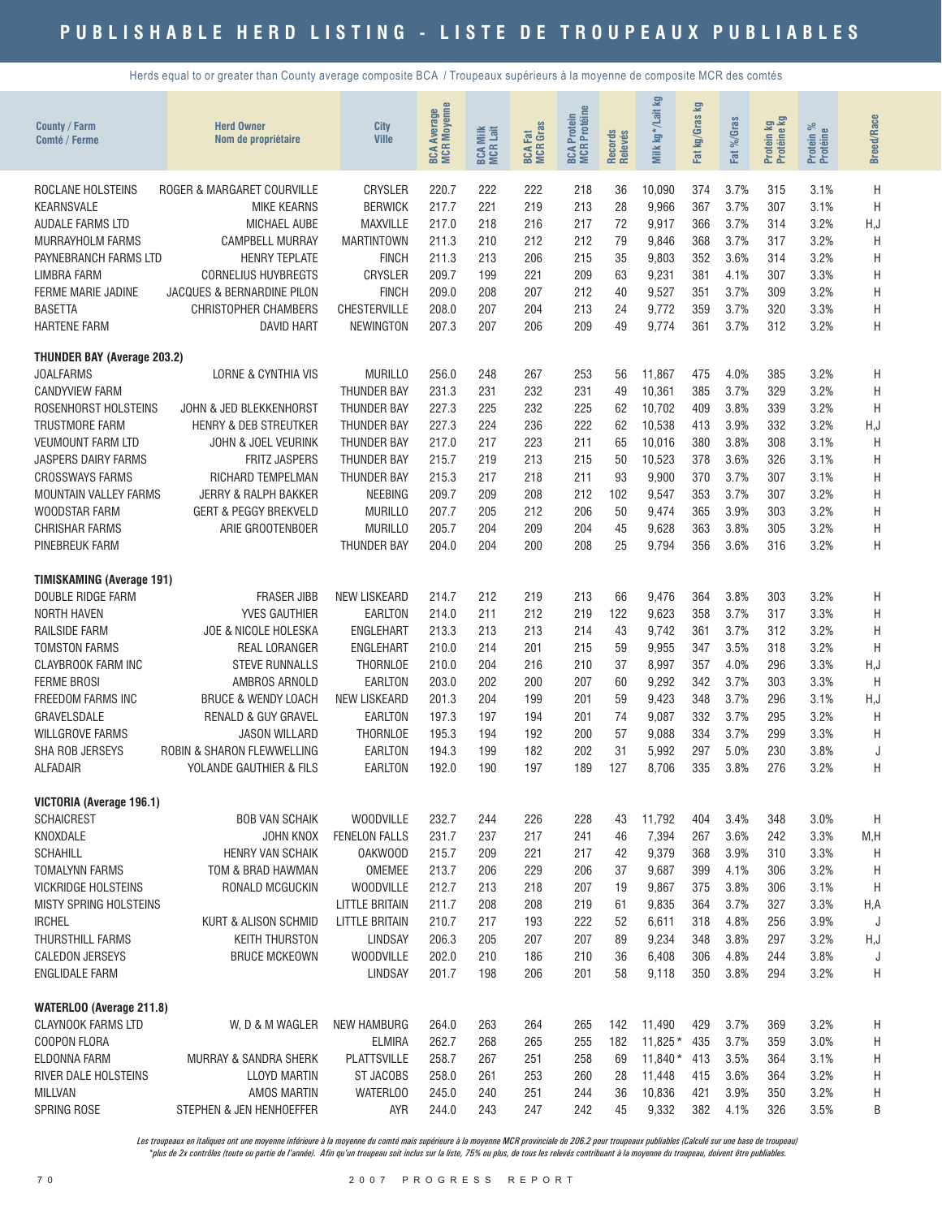# PUBLISHABLE HERD LISTING - LISTE DE TROUPEAUX PUBLIABLES

Herds equal to or greater than County average composite BCA / Troupeaux supérieurs à la moyenne de composite MCR des comtés

| County / Farm<br>Comté / Ferme | Herd Owner<br>Nom de propriétaire | City<br>Ville | BCA Average<br>MCR Moyenne | BCA Milk<br>MCR Lait | BCA Fat<br>MCR Gras | BCA Protein<br>MCR Protéine | Records<br>Relevés | Milk kg* /Lait kg | Fat kg/Gras kg | Fat %/Gras | Protein kg<br>Protéine kg | Protein %<br>Protéine | Breed/Race |
|---|---|---|---|---|---|---|---|---|---|---|---|---|---|
| ROCLANE HOLSTEINS | ROGER & MARGARET COURVILLE | CRYSLER | 220.7 | 222 | 222 | 218 | 36 | 10,090 | 374 | 3.7% | 315 | 3.1% | H |
| KEARNSVALE | MIKE KEARNS | BERWICK | 217.7 | 221 | 219 | 213 | 28 | 9,966 | 367 | 3.7% | 307 | 3.1% | H |
| AUDALE FARMS LTD | MICHAEL AUBE | MAXVILLE | 217.0 | 218 | 216 | 217 | 72 | 9,917 | 366 | 3.7% | 314 | 3.2% | H,J |
| MURRAYHOLM FARMS | CAMPBELL MURRAY | MARTINTOWN | 211.3 | 210 | 212 | 212 | 79 | 9,846 | 368 | 3.7% | 317 | 3.2% | H |
| PAYNEBRANCH FARMS LTD | HENRY TEPLATE | FINCH | 211.3 | 213 | 206 | 215 | 35 | 9,803 | 352 | 3.6% | 314 | 3.2% | H |
| LIMBRA FARM | CORNELIUS HUYBREGTS | CRYSLER | 209.7 | 199 | 221 | 209 | 63 | 9,231 | 381 | 4.1% | 307 | 3.3% | H |
| FERME MARIE JADINE | JACQUES & BERNARDINE PILON | FINCH | 209.0 | 208 | 207 | 212 | 40 | 9,527 | 351 | 3.7% | 309 | 3.2% | H |
| BASETTA | CHRISTOPHER CHAMBERS | CHESTERVILLE | 208.0 | 207 | 204 | 213 | 24 | 9,772 | 359 | 3.7% | 320 | 3.3% | H |
| HARTENE FARM | DAVID HART | NEWINGTON | 207.3 | 207 | 206 | 209 | 49 | 9,774 | 361 | 3.7% | 312 | 3.2% | H |
| **THUNDER BAY (Average 203.2)** | | | | | | | | | | | | | |
| JOALFARMS | LORNE & CYNTHIA VIS | MURILLO | 256.0 | 248 | 267 | 253 | 56 | 11,867 | 475 | 4.0% | 385 | 3.2% | H |
| CANDYVIEW FARM | | THUNDER BAY | 231.3 | 231 | 232 | 231 | 49 | 10,361 | 385 | 3.7% | 329 | 3.2% | H |
| ROSENHORST HOLSTEINS | JOHN & JED BLEKKENHORST | THUNDER BAY | 227.3 | 225 | 232 | 225 | 62 | 10,702 | 409 | 3.8% | 339 | 3.2% | H |
| TRUSTMORE FARM | HENRY & DEB STREUTKER | THUNDER BAY | 227.3 | 224 | 236 | 222 | 62 | 10,538 | 413 | 3.9% | 332 | 3.2% | H,J |
| VEUMOUNT FARM LTD | JOHN & JOEL VEURINK | THUNDER BAY | 217.0 | 217 | 223 | 211 | 65 | 10,016 | 380 | 3.8% | 308 | 3.1% | H |
| JASPERS DAIRY FARMS | FRITZ JASPERS | THUNDER BAY | 215.7 | 219 | 213 | 215 | 50 | 10,523 | 378 | 3.6% | 326 | 3.1% | H |
| CROSSWAYS FARMS | RICHARD TEMPELMAN | THUNDER BAY | 215.3 | 217 | 218 | 211 | 93 | 9,900 | 370 | 3.7% | 307 | 3.1% | H |
| MOUNTAIN VALLEY FARMS | JERRY & RALPH BAKKER | NEEBING | 209.7 | 209 | 208 | 212 | 102 | 9,547 | 353 | 3.7% | 307 | 3.2% | H |
| WOODSTAR FARM | GERT & PEGGY BREKVELD | MURILLO | 207.7 | 205 | 212 | 206 | 50 | 9,474 | 365 | 3.9% | 303 | 3.2% | H |
| CHRISHAR FARMS | ARIE GROOTENBOER | MURILLO | 205.7 | 204 | 209 | 204 | 45 | 9,628 | 363 | 3.8% | 305 | 3.2% | H |
| PINEBREUK FARM | | THUNDER BAY | 204.0 | 204 | 200 | 208 | 25 | 9,794 | 356 | 3.6% | 316 | 3.2% | H |
| **TIMISKAMING (Average 191)** | | | | | | | | | | | | | |
| DOUBLE RIDGE FARM | FRASER JIBB | NEW LISKEARD | 214.7 | 212 | 219 | 213 | 66 | 9,476 | 364 | 3.8% | 303 | 3.2% | H |
| NORTH HAVEN | YVES GAUTHIER | EARLTON | 214.0 | 211 | 212 | 219 | 122 | 9,623 | 358 | 3.7% | 317 | 3.3% | H |
| RAILSIDE FARM | JOE & NICOLE HOLESKA | ENGLEHART | 213.3 | 213 | 213 | 214 | 43 | 9,742 | 361 | 3.7% | 312 | 3.2% | H |
| TOMSTON FARMS | REAL LORANGER | ENGLEHART | 210.0 | 214 | 201 | 215 | 59 | 9,955 | 347 | 3.5% | 318 | 3.2% | H |
| CLAYBROOK FARM INC | STEVE RUNNALLS | THORNLOE | 210.0 | 204 | 216 | 210 | 37 | 8,997 | 357 | 4.0% | 296 | 3.3% | H,J |
| FERME BROSI | AMBROS ARNOLD | EARLTON | 203.0 | 202 | 200 | 207 | 60 | 9,292 | 342 | 3.7% | 303 | 3.3% | H |
| FREEDOM FARMS INC | BRUCE & WENDY LOACH | NEW LISKEARD | 201.3 | 204 | 199 | 201 | 59 | 9,423 | 348 | 3.7% | 296 | 3.1% | H,J |
| GRAVELSDALE | RENALD & GUY GRAVEL | EARLTON | 197.3 | 197 | 194 | 201 | 74 | 9,087 | 332 | 3.7% | 295 | 3.2% | H |
| WILLGROVE FARMS | JASON WILLARD | THORNLOE | 195.3 | 194 | 192 | 200 | 57 | 9,088 | 334 | 3.7% | 299 | 3.3% | H |
| SHA ROB JERSEYS | ROBIN & SHARON FLEWWELLING | EARLTON | 194.3 | 199 | 182 | 202 | 31 | 5,992 | 297 | 5.0% | 230 | 3.8% | J |
| ALFADAIR | YOLANDE GAUTHIER & FILS | EARLTON | 192.0 | 190 | 197 | 189 | 127 | 8,706 | 335 | 3.8% | 276 | 3.2% | H |
| **VICTORIA (Average 196.1)** | | | | | | | | | | | | | |
| SCHAICREST | BOB VAN SCHAIK | WOODVILLE | 232.7 | 244 | 226 | 228 | 43 | 11,792 | 404 | 3.4% | 348 | 3.0% | H |
| KNOXDALE | JOHN KNOX | FENELON FALLS | 231.7 | 237 | 217 | 241 | 46 | 7,394 | 267 | 3.6% | 242 | 3.3% | M,H |
| SCHAHILL | HENRY VAN SCHAIK | OAKWOOD | 215.7 | 209 | 221 | 217 | 42 | 9,379 | 368 | 3.9% | 310 | 3.3% | H |
| TOMALYNN FARMS | TOM & BRAD HAWMAN | OMEMEE | 213.7 | 206 | 229 | 206 | 37 | 9,687 | 399 | 4.1% | 306 | 3.2% | H |
| VICKRIDGE HOLSTEINS | RONALD MCGUCKIN | WOODVILLE | 212.7 | 213 | 218 | 207 | 19 | 9,867 | 375 | 3.8% | 306 | 3.1% | H |
| MISTY SPRING HOLSTEINS | | LITTLE BRITAIN | 211.7 | 208 | 208 | 219 | 61 | 9,835 | 364 | 3.7% | 327 | 3.3% | H,A |
| IRCHEL | KURT & ALISON SCHMID | LITTLE BRITAIN | 210.7 | 217 | 193 | 222 | 52 | 6,611 | 318 | 4.8% | 256 | 3.9% | J |
| THURSTHILL FARMS | KEITH THURSTON | LINDSAY | 206.3 | 205 | 207 | 207 | 89 | 9,234 | 348 | 3.8% | 297 | 3.2% | H,J |
| CALEDON JERSEYS | BRUCE MCKEOWN | WOODVILLE | 202.0 | 210 | 186 | 210 | 36 | 6,408 | 306 | 4.8% | 244 | 3.8% | J |
| ENGLIDALE FARM | | LINDSAY | 201.7 | 198 | 206 | 201 | 58 | 9,118 | 350 | 3.8% | 294 | 3.2% | H |
| **WATERLOO (Average 211.8)** | | | | | | | | | | | | | |
| CLAYNOOK FARMS LTD | W, D & M WAGLER | NEW HAMBURG | 264.0 | 263 | 264 | 265 | 142 | 11,490 | 429 | 3.7% | 369 | 3.2% | H |
| COOPON FLORA | | ELMIRA | 262.7 | 268 | 265 | 255 | 182 | 11,825 * | 435 | 3.7% | 359 | 3.0% | H |
| ELDONNA FARM | MURRAY & SANDRA SHERK | PLATTSVILLE | 258.7 | 267 | 251 | 258 | 69 | 11,840 * | 413 | 3.5% | 364 | 3.1% | H |
| RIVER DALE HOLSTEINS | LLOYD MARTIN | ST JACOBS | 258.0 | 261 | 253 | 260 | 28 | 11,448 | 415 | 3.6% | 364 | 3.2% | H |
| MILLVAN | AMOS MARTIN | WATERLOO | 245.0 | 240 | 251 | 244 | 36 | 10,836 | 421 | 3.9% | 350 | 3.2% | H |
| SPRING ROSE | STEPHEN & JEN HENHOEFFER | AYR | 244.0 | 243 | 247 | 242 | 45 | 9,332 | 382 | 4.1% | 326 | 3.5% | B |

*Les troupeaux en italiques ont une moyenne inférieure à la moyenne du comté mais supérieure à la moyenne MCR provinciale de 206.2 pour troupeaux publiables (Calculé sur une base de troupeau)*
*\*plus de 2x contrôles (toute ou partie de l'année). Afin qu'un troupeau soit inclus sur la liste, 75% ou plus, de tous les relevés contribuant à la moyenne du troupeau, doivent être publiables.*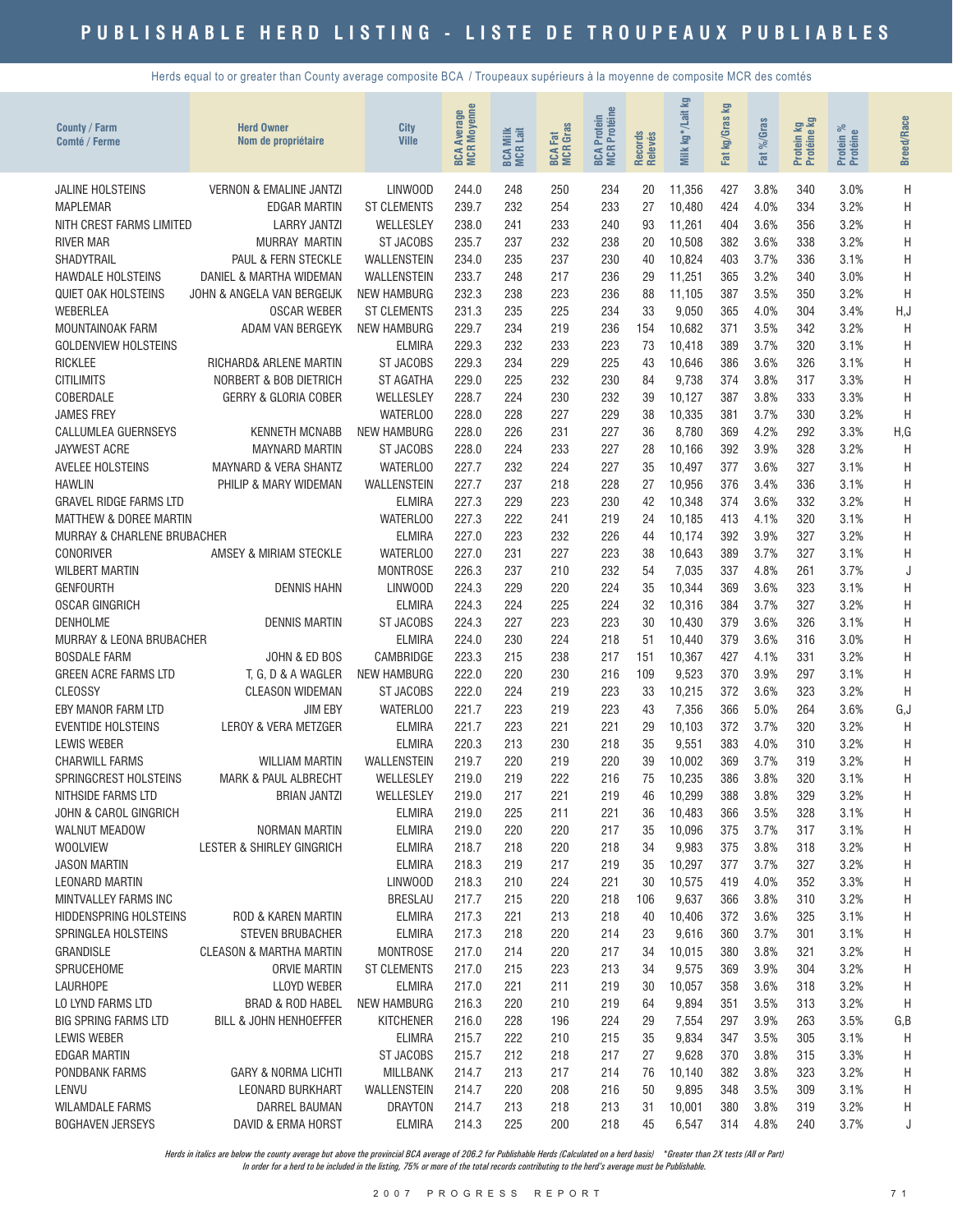# PUBLISHABLE HERD LISTING - LISTE DE TROUPEAUX PUBLIABLES

Herds equal to or greater than County average composite BCA / Troupeaux supérieurs à la moyenne de composite MCR des comtés

| County / Farm<br>Comté / Ferme | Herd Owner<br>Nom de propriétaire | City<br>Ville | BCA Average<br>MCR Moyenne | BCA Milk<br>MCR Lait | BCA Fat<br>MCR Gras | BCA Protein<br>MCR Protéine | Records<br>Relevés | Milk kg*/Lait kg | Fat kg/Gras kg | Fat %/Gras | Protein kg<br>Protéine kg | Protein %<br>Protéine | Breed/Race |
|---|---|---|---|---|---|---|---|---|---|---|---|---|---|
| JALINE HOLSTEINS | VERNON & EMALINE JANTZI | LINWOOD | 244.0 | 248 | 250 | 234 | 20 | 11,356 | 427 | 3.8% | 340 | 3.0% | H |
| MAPLEMAR | EDGAR MARTIN | ST CLEMENTS | 239.7 | 232 | 254 | 233 | 27 | 10,480 | 424 | 4.0% | 334 | 3.2% | H |
| NITH CREST FARMS LIMITED | LARRY JANTZI | WELLESLEY | 238.0 | 241 | 233 | 240 | 93 | 11,261 | 404 | 3.6% | 356 | 3.2% | H |
| RIVER MAR | MURRAY MARTIN | ST JACOBS | 235.7 | 237 | 232 | 238 | 20 | 10,508 | 382 | 3.6% | 338 | 3.2% | H |
| SHADYTRAIL | PAUL & FERN STECKLE | WALLENSTEIN | 234.0 | 235 | 237 | 230 | 40 | 10,824 | 403 | 3.7% | 336 | 3.1% | H |
| HAWDALE HOLSTEINS | DANIEL & MARTHA WIDEMAN | WALLENSTEIN | 233.7 | 248 | 217 | 236 | 29 | 11,251 | 365 | 3.2% | 340 | 3.0% | H |
| QUIET OAK HOLSTEINS | JOHN & ANGELA VAN BERGEIJK | NEW HAMBURG | 232.3 | 238 | 223 | 236 | 88 | 11,105 | 387 | 3.5% | 350 | 3.2% | H |
| WEBERLEA | OSCAR WEBER | ST CLEMENTS | 231.3 | 235 | 225 | 234 | 33 | 9,050 | 365 | 4.0% | 304 | 3.4% | H,J |
| MOUNTAINOAK FARM | ADAM VAN BERGEYK | NEW HAMBURG | 229.7 | 234 | 219 | 236 | 154 | 10,682 | 371 | 3.5% | 342 | 3.2% | H |
| GOLDENVIEW HOLSTEINS | | ELMIRA | 229.3 | 232 | 233 | 223 | 73 | 10,418 | 389 | 3.7% | 320 | 3.1% | H |
| RICKLEE | RICHARD& ARLENE MARTIN | ST JACOBS | 229.3 | 234 | 229 | 225 | 43 | 10,646 | 386 | 3.6% | 326 | 3.1% | H |
| CITILIMITS | NORBERT & BOB DIETRICH | ST AGATHA | 229.0 | 225 | 232 | 230 | 84 | 9,738 | 374 | 3.8% | 317 | 3.3% | H |
| COBERDALE | GERRY & GLORIA COBER | WELLESLEY | 228.7 | 224 | 230 | 232 | 39 | 10,127 | 387 | 3.8% | 333 | 3.3% | H |
| JAMES FREY | | WATERLOO | 228.0 | 228 | 227 | 229 | 38 | 10,335 | 381 | 3.7% | 330 | 3.2% | H |
| CALLUMLEA GUERNSEYS | KENNETH MCNABB | NEW HAMBURG | 228.0 | 226 | 231 | 227 | 36 | 8,780 | 369 | 4.2% | 292 | 3.3% | H,G |
| JAYWEST ACRE | MAYNARD MARTIN | ST JACOBS | 228.0 | 224 | 233 | 227 | 28 | 10,166 | 392 | 3.9% | 328 | 3.2% | H |
| AVELEE HOLSTEINS | MAYNARD & VERA SHANTZ | WATERLOO | 227.7 | 232 | 224 | 227 | 35 | 10,497 | 377 | 3.6% | 327 | 3.1% | H |
| HAWLIN | PHILIP & MARY WIDEMAN | WALLENSTEIN | 227.7 | 237 | 218 | 228 | 27 | 10,956 | 376 | 3.4% | 336 | 3.1% | H |
| GRAVEL RIDGE FARMS LTD | | ELMIRA | 227.3 | 229 | 223 | 230 | 42 | 10,348 | 374 | 3.6% | 332 | 3.2% | H |
| MATTHEW & DOREE MARTIN | | WATERLOO | 227.3 | 222 | 241 | 219 | 24 | 10,185 | 413 | 4.1% | 320 | 3.1% | H |
| MURRAY & CHARLENE BRUBACHER | | ELMIRA | 227.0 | 223 | 232 | 226 | 44 | 10,174 | 392 | 3.9% | 327 | 3.2% | H |
| CONORIVER | AMSEY & MIRIAM STECKLE | WATERLOO | 227.0 | 231 | 227 | 223 | 38 | 10,643 | 389 | 3.7% | 327 | 3.1% | H |
| WILBERT MARTIN | | MONTROSE | 226.3 | 237 | 210 | 232 | 54 | 7,035 | 337 | 4.8% | 261 | 3.7% | J |
| GENFOURTH | DENNIS HAHN | LINWOOD | 224.3 | 229 | 220 | 224 | 35 | 10,344 | 369 | 3.6% | 323 | 3.1% | H |
| OSCAR GINGRICH | | ELMIRA | 224.3 | 224 | 225 | 224 | 32 | 10,316 | 384 | 3.7% | 327 | 3.2% | H |
| DENHOLME | DENNIS MARTIN | ST JACOBS | 224.3 | 227 | 223 | 223 | 30 | 10,430 | 379 | 3.6% | 326 | 3.1% | H |
| MURRAY & LEONA BRUBACHER | | ELMIRA | 224.0 | 230 | 224 | 218 | 51 | 10,440 | 379 | 3.6% | 316 | 3.0% | H |
| BOSDALE FARM | JOHN & ED BOS | CAMBRIDGE | 223.3 | 215 | 238 | 217 | 151 | 10,367 | 427 | 4.1% | 331 | 3.2% | H |
| GREEN ACRE FARMS LTD | T, G, D & A WAGLER | NEW HAMBURG | 222.0 | 220 | 230 | 216 | 109 | 9,523 | 370 | 3.9% | 297 | 3.1% | H |
| CLEOSSY | CLEASON WIDEMAN | ST JACOBS | 222.0 | 224 | 219 | 223 | 33 | 10,215 | 372 | 3.6% | 323 | 3.2% | H |
| EBY MANOR FARM LTD | JIM EBY | WATERLOO | 221.7 | 223 | 219 | 223 | 43 | 7,356 | 366 | 5.0% | 264 | 3.6% | G,J |
| EVENTIDE HOLSTEINS | LEROY & VERA METZGER | ELMIRA | 221.7 | 223 | 221 | 221 | 29 | 10,103 | 372 | 3.7% | 320 | 3.2% | H |
| LEWIS WEBER | | ELMIRA | 220.3 | 213 | 230 | 218 | 35 | 9,551 | 383 | 4.0% | 310 | 3.2% | H |
| CHARWILL FARMS | WILLIAM MARTIN | WALLENSTEIN | 219.7 | 220 | 219 | 220 | 39 | 10,002 | 369 | 3.7% | 319 | 3.2% | H |
| SPRINGCREST HOLSTEINS | MARK & PAUL ALBRECHT | WELLESLEY | 219.0 | 219 | 222 | 216 | 75 | 10,235 | 386 | 3.8% | 320 | 3.1% | H |
| NITHSIDE FARMS LTD | BRIAN JANTZI | WELLESLEY | 219.0 | 217 | 221 | 219 | 46 | 10,299 | 388 | 3.8% | 329 | 3.2% | H |
| JOHN & CAROL GINGRICH | | ELMIRA | 219.0 | 225 | 211 | 221 | 36 | 10,483 | 366 | 3.5% | 328 | 3.1% | H |
| WALNUT MEADOW | NORMAN MARTIN | ELMIRA | 219.0 | 220 | 220 | 217 | 35 | 10,096 | 375 | 3.7% | 317 | 3.1% | H |
| WOOLVIEW | LESTER & SHIRLEY GINGRICH | ELMIRA | 218.7 | 218 | 220 | 218 | 34 | 9,983 | 375 | 3.8% | 318 | 3.2% | H |
| JASON MARTIN | | ELMIRA | 218.3 | 219 | 217 | 219 | 35 | 10,297 | 377 | 3.7% | 327 | 3.2% | H |
| LEONARD MARTIN | | LINWOOD | 218.3 | 210 | 224 | 221 | 30 | 10,575 | 419 | 4.0% | 352 | 3.3% | H |
| MINTVALLEY FARMS INC | | BRESLAU | 217.7 | 215 | 220 | 218 | 106 | 9,637 | 366 | 3.8% | 310 | 3.2% | H |
| HIDDENSPRING HOLSTEINS | ROD & KAREN MARTIN | ELMIRA | 217.3 | 221 | 213 | 218 | 40 | 10,406 | 372 | 3.6% | 325 | 3.1% | H |
| SPRINGLEA HOLSTEINS | STEVEN BRUBACHER | ELMIRA | 217.3 | 218 | 220 | 214 | 23 | 9,616 | 360 | 3.7% | 301 | 3.1% | H |
| GRANDISLE | CLEASON & MARTHA MARTIN | MONTROSE | 217.0 | 214 | 220 | 217 | 34 | 10,015 | 380 | 3.8% | 321 | 3.2% | H |
| SPRUCEHOME | ORVIE MARTIN | ST CLEMENTS | 217.0 | 215 | 223 | 213 | 34 | 9,575 | 369 | 3.9% | 304 | 3.2% | H |
| LAURHOPE | LLOYD WEBER | ELMIRA | 217.0 | 221 | 211 | 219 | 30 | 10,057 | 358 | 3.6% | 318 | 3.2% | H |
| LO LYND FARMS LTD | BRAD & ROD HABEL | NEW HAMBURG | 216.3 | 220 | 210 | 219 | 64 | 9,894 | 351 | 3.5% | 313 | 3.2% | H |
| BIG SPRING FARMS LTD | BILL & JOHN HENHOEFFER | KITCHENER | 216.0 | 228 | 196 | 224 | 29 | 7,554 | 297 | 3.9% | 263 | 3.5% | G,B |
| LEWIS WEBER | | ELIMRA | 215.7 | 222 | 210 | 215 | 35 | 9,834 | 347 | 3.5% | 305 | 3.1% | H |
| EDGAR MARTIN | | ST JACOBS | 215.7 | 212 | 218 | 217 | 27 | 9,628 | 370 | 3.8% | 315 | 3.3% | H |
| PONDBANK FARMS | GARY & NORMA LICHTI | MILLBANK | 214.7 | 213 | 217 | 214 | 76 | 10,140 | 382 | 3.8% | 323 | 3.2% | H |
| LENVU | LEONARD BURKHART | WALLENSTEIN | 214.7 | 220 | 208 | 216 | 50 | 9,895 | 348 | 3.5% | 309 | 3.1% | H |
| WILAMDALE FARMS | DARREL BAUMAN | DRAYTON | 214.7 | 213 | 218 | 213 | 31 | 10,001 | 380 | 3.8% | 319 | 3.2% | H |
| BOGHAVEN JERSEYS | DAVID & ERMA HORST | ELMIRA | 214.3 | 225 | 200 | 218 | 45 | 6,547 | 314 | 4.8% | 240 | 3.7% | J |

*Herds in italics are below the county average but above the provincial BCA average of 206.2 for Publishable Herds (Calculated on a herd basis) \*Greater than 2X tests (All or Part)*

*In order for a herd to be included in the listing, 75% or more of the total records contributing to the herd's average must be Publishable.*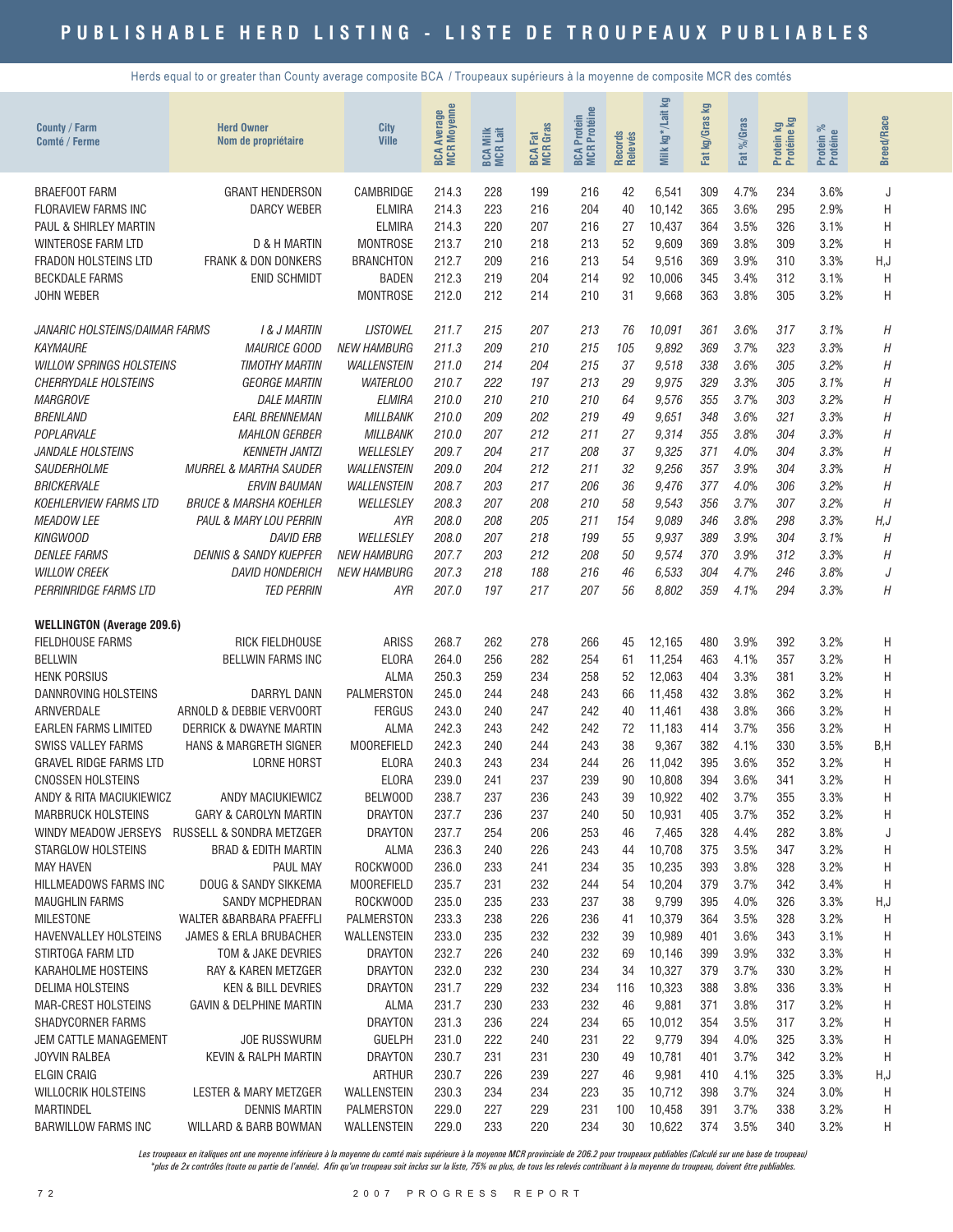# PUBLISHABLE HERD LISTING - LISTE DE TROUPEAUX PUBLIABLES

Herds equal to or greater than County average composite BCA / Troupeaux supérieurs à la moyenne de composite MCR des comtés

| County / Farm Comté / Ferme | Herd Owner Nom de propriétaire | City Ville | BCA Average MCR Moyenne | BCA Milk MCR Lait | BCA Fat MCR Gras | BCA Protein MCR Protéine | Records Relevés | Milk kg* /Lait kg | Fat kg/Gras kg | Fat %/Gras | Protein kg Protéine kg | Protein % Protéine | Breed/Race |
|---|---|---|---|---|---|---|---|---|---|---|---|---|---|
| BRAEFOOT FARM | GRANT HENDERSON | CAMBRIDGE | 214.3 | 228 | 199 | 216 | 42 | 6,541 | 309 | 4.7% | 234 | 3.6% | J |
| FLORAVIEW FARMS INC | DARCY WEBER | ELMIRA | 214.3 | 223 | 216 | 204 | 40 | 10,142 | 365 | 3.6% | 295 | 2.9% | H |
| PAUL & SHIRLEY MARTIN | | ELMIRA | 214.3 | 220 | 207 | 216 | 27 | 10,437 | 364 | 3.5% | 326 | 3.1% | H |
| WINTEROSE FARM LTD | D & H MARTIN | MONTROSE | 213.7 | 210 | 218 | 213 | 52 | 9,609 | 369 | 3.8% | 309 | 3.2% | H |
| FRADON HOLSTEINS LTD | FRANK & DON DONKERS | BRANCHTON | 212.7 | 209 | 216 | 213 | 54 | 9,516 | 369 | 3.9% | 310 | 3.3% | H,J |
| BECKDALE FARMS | ENID SCHMIDT | BADEN | 212.3 | 219 | 204 | 214 | 92 | 10,006 | 345 | 3.4% | 312 | 3.1% | H |
| JOHN WEBER | | MONTROSE | 212.0 | 212 | 214 | 210 | 31 | 9,668 | 363 | 3.8% | 305 | 3.2% | H |
| *JANARIC HOLSTEINS/DAIMAR FARMS* | *I & J MARTIN* | *LISTOWEL* | *211.7* | *215* | *207* | *213* | *76* | *10,091* | *361* | *3.6%* | *317* | *3.1%* | *H* |
| *KAYMAURE* | *MAURICE GOOD* | *NEW HAMBURG* | *211.3* | *209* | *210* | *215* | *105* | *9,892* | *369* | *3.7%* | *323* | *3.3%* | *H* |
| *WILLOW SPRINGS HOLSTEINS* | *TIMOTHY MARTIN* | *WALLENSTEIN* | *211.0* | *214* | *204* | *215* | *37* | *9,518* | *338* | *3.6%* | *305* | *3.2%* | *H* |
| *CHERRYDALE HOLSTEINS* | *GEORGE MARTIN* | *WATERLOO* | *210.7* | *222* | *197* | *213* | *29* | *9,975* | *329* | *3.3%* | *305* | *3.1%* | *H* |
| *MARGROVE* | *DALE MARTIN* | *ELMIRA* | *210.0* | *210* | *210* | *210* | *64* | *9,576* | *355* | *3.7%* | *303* | *3.2%* | *H* |
| *BRENLAND* | *EARL BRENNEMAN* | *MILLBANK* | *210.0* | *209* | *202* | *219* | *49* | *9,651* | *348* | *3.6%* | *321* | *3.3%* | *H* |
| *POPLARVALE* | *MAHLON GERBER* | *MILLBANK* | *210.0* | *207* | *212* | *211* | *27* | *9,314* | *355* | *3.8%* | *304* | *3.3%* | *H* |
| *JANDALE HOLSTEINS* | *KENNETH JANTZI* | *WELLESLEY* | *209.7* | *204* | *217* | *208* | *37* | *9,325* | *371* | *4.0%* | *304* | *3.3%* | *H* |
| *SAUDERHOLME* | *MURREL & MARTHA SAUDER* | *WALLENSTEIN* | *209.0* | *204* | *212* | *211* | *32* | *9,256* | *357* | *3.9%* | *304* | *3.3%* | *H* |
| *BRICKERVALE* | *ERVIN BAUMAN* | *WALLENSTEIN* | *208.7* | *203* | *217* | *206* | *36* | *9,476* | *377* | *4.0%* | *306* | *3.2%* | *H* |
| *KOEHLERVIEW FARMS LTD* | *BRUCE & MARSHA KOEHLER* | *WELLESLEY* | *208.3* | *207* | *208* | *210* | *58* | *9,543* | *356* | *3.7%* | *307* | *3.2%* | *H* |
| *MEADOW LEE* | *PAUL & MARY LOU PERRIN* | *AYR* | *208.0* | *208* | *205* | *211* | *154* | *9,089* | *346* | *3.8%* | *298* | *3.3%* | *H,J* |
| *KINGWOOD* | *DAVID ERB* | *WELLESLEY* | *208.0* | *207* | *218* | *199* | *55* | *9,937* | *389* | *3.9%* | *304* | *3.1%* | *H* |
| *DENLEE FARMS* | *DENNIS & SANDY KUEPFER* | *NEW HAMBURG* | *207.7* | *203* | *212* | *208* | *50* | *9,574* | *370* | *3.9%* | *312* | *3.3%* | *H* |
| *WILLOW CREEK* | *DAVID HONDERICH* | *NEW HAMBURG* | *207.3* | *218* | *188* | *216* | *46* | *6,533* | *304* | *4.7%* | *246* | *3.8%* | *J* |
| *PERRINRIDGE FARMS LTD* | *TED PERRIN* | *AYR* | *207.0* | *197* | *217* | *207* | *56* | *8,802* | *359* | *4.1%* | *294* | *3.3%* | *H* |
| **WELLINGTON (Average 209.6)** | | | | | | | | | | | | | |
| FIELDHOUSE FARMS | RICK FIELDHOUSE | ARISS | 268.7 | 262 | 278 | 266 | 45 | 12,165 | 480 | 3.9% | 392 | 3.2% | H |
| BELLWIN | BELLWIN FARMS INC | ELORA | 264.0 | 256 | 282 | 254 | 61 | 11,254 | 463 | 4.1% | 357 | 3.2% | H |
| HENK PORSIUS | | ALMA | 250.3 | 259 | 234 | 258 | 52 | 12,063 | 404 | 3.3% | 381 | 3.2% | H |
| DANNROVING HOLSTEINS | DARRYL DANN | PALMERSTON | 245.0 | 244 | 248 | 243 | 66 | 11,458 | 432 | 3.8% | 362 | 3.2% | H |
| ARNVERDALE | ARNOLD & DEBBIE VERVOORT | FERGUS | 243.0 | 240 | 247 | 242 | 40 | 11,461 | 438 | 3.8% | 366 | 3.2% | H |
| EARLEN FARMS LIMITED | DERRICK & DWAYNE MARTIN | ALMA | 242.3 | 243 | 242 | 242 | 72 | 11,183 | 414 | 3.7% | 356 | 3.2% | H |
| SWISS VALLEY FARMS | HANS & MARGRETH SIGNER | MOOREFIELD | 242.3 | 240 | 244 | 243 | 38 | 9,367 | 382 | 4.1% | 330 | 3.5% | B,H |
| GRAVEL RIDGE FARMS LTD | LORNE HORST | ELORA | 240.3 | 243 | 234 | 244 | 26 | 11,042 | 395 | 3.6% | 352 | 3.2% | H |
| CNOSSEN HOLSTEINS | | ELORA | 239.0 | 241 | 237 | 239 | 90 | 10,808 | 394 | 3.6% | 341 | 3.2% | H |
| ANDY & RITA MACIUKIEWICZ | ANDY MACIUKIEWICZ | BELWOOD | 238.7 | 237 | 236 | 243 | 39 | 10,922 | 402 | 3.7% | 355 | 3.3% | H |
| MARBRUCK HOLSTEINS | GARY & CAROLYN MARTIN | DRAYTON | 237.7 | 236 | 237 | 240 | 50 | 10,931 | 405 | 3.7% | 352 | 3.2% | H |
| WINDY MEADOW JERSEYS | RUSSELL & SONDRA METZGER | DRAYTON | 237.7 | 254 | 206 | 253 | 46 | 7,465 | 328 | 4.4% | 282 | 3.8% | J |
| STARGLOW HOLSTEINS | BRAD & EDITH MARTIN | ALMA | 236.3 | 240 | 226 | 243 | 44 | 10,708 | 375 | 3.5% | 347 | 3.2% | H |
| MAY HAVEN | PAUL MAY | ROCKWOOD | 236.0 | 233 | 241 | 234 | 35 | 10,235 | 393 | 3.8% | 328 | 3.2% | H |
| HILLMEADOWS FARMS INC | DOUG & SANDY SIKKEMA | MOOREFIELD | 235.7 | 231 | 232 | 244 | 54 | 10,204 | 379 | 3.7% | 342 | 3.4% | H |
| MAUGHLIN FARMS | SANDY MCPHEDRAN | ROCKWOOD | 235.0 | 235 | 233 | 237 | 38 | 9,799 | 395 | 4.0% | 326 | 3.3% | H,J |
| MILESTONE | WALTER &BARBARA PFAEFFLI | PALMERSTON | 233.3 | 238 | 226 | 236 | 41 | 10,379 | 364 | 3.5% | 328 | 3.2% | H |
| HAVENVALLEY HOLSTEINS | JAMES & ERLA BRUBACHER | WALLENSTEIN | 233.0 | 235 | 232 | 232 | 39 | 10,989 | 401 | 3.6% | 343 | 3.1% | H |
| STIRTOGA FARM LTD | TOM & JAKE DEVRIES | DRAYTON | 232.7 | 226 | 240 | 232 | 69 | 10,146 | 399 | 3.9% | 332 | 3.3% | H |
| KARAHOLME HOSTEINS | RAY & KAREN METZGER | DRAYTON | 232.0 | 232 | 230 | 234 | 34 | 10,327 | 379 | 3.7% | 330 | 3.2% | H |
| DELIMA HOLSTEINS | KEN & BILL DEVRIES | DRAYTON | 231.7 | 229 | 232 | 234 | 116 | 10,323 | 388 | 3.8% | 336 | 3.3% | H |
| MAR-CREST HOLSTEINS | GAVIN & DELPHINE MARTIN | ALMA | 231.7 | 230 | 233 | 232 | 46 | 9,881 | 371 | 3.8% | 317 | 3.2% | H |
| SHADYCORNER FARMS | | DRAYTON | 231.3 | 236 | 224 | 234 | 65 | 10,012 | 354 | 3.5% | 317 | 3.2% | H |
| JEM CATTLE MANAGEMENT | JOE RUSSWURM | GUELPH | 231.0 | 222 | 240 | 231 | 22 | 9,779 | 394 | 4.0% | 325 | 3.3% | H |
| JOYVIN RALBEA | KEVIN & RALPH MARTIN | DRAYTON | 230.7 | 231 | 231 | 230 | 49 | 10,781 | 401 | 3.7% | 342 | 3.2% | H |
| ELGIN CRAIG | | ARTHUR | 230.7 | 226 | 239 | 227 | 46 | 9,981 | 410 | 4.1% | 325 | 3.3% | H,J |
| WILLOCRIK HOLSTEINS | LESTER & MARY METZGER | WALLENSTEIN | 230.3 | 234 | 234 | 223 | 35 | 10,712 | 398 | 3.7% | 324 | 3.0% | H |
| MARTINDEL | DENNIS MARTIN | PALMERSTON | 229.0 | 227 | 229 | 231 | 100 | 10,458 | 391 | 3.7% | 338 | 3.2% | H |
| BARWILLOW FARMS INC | WILLARD & BARB BOWMAN | WALLENSTEIN | 229.0 | 233 | 220 | 234 | 30 | 10,622 | 374 | 3.5% | 340 | 3.2% | H |

*Les troupeaux en italiques ont une moyenne inférieure à la moyenne du comté mais supérieure à la moyenne MCR provinciale de 206.2 pour troupeaux publiables (Calculé sur une base de troupeau)*
*\*plus de 2x contrôles (toute ou partie de l'année). Afin qu'un troupeau soit inclus sur la liste, 75% ou plus, de tous les relevés contribuant à la moyenne du troupeau, doivent être publiables.*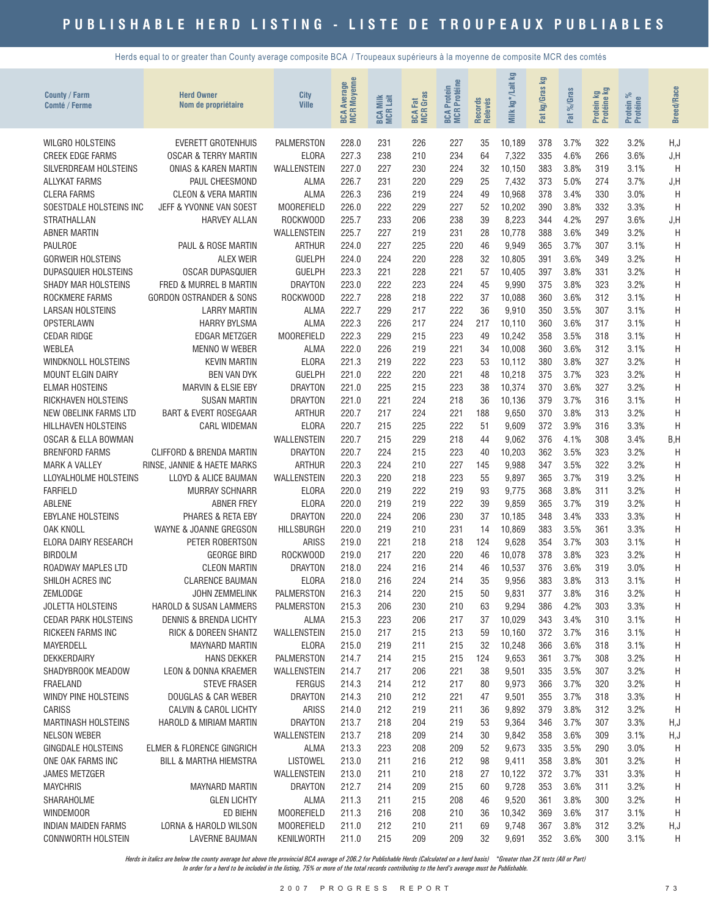# PUBLISHABLE HERD LISTING - LISTE DE TROUPEAUX PUBLIABLES

Herds equal to or greater than County average composite BCA / Troupeaux supérieurs à la moyenne de composite MCR des comtés

| County / Farm<br>Comté / Ferme | Herd Owner<br>Nom de propriétaire | City<br>Ville | BCA Average<br>MCR Moyenne | BCA Milk<br>MCR Lait | BCA Fat<br>MCR Gras | BCA Protein<br>MCR Protéine | Records<br>Relevés | Milk kg* /Lait kg | Fat kg/Gras kg | Fat %/Gras | Protein kg<br>Protéine kg | Protein %<br>Protéine | Breed/Race |
|---|---|---|---|---|---|---|---|---|---|---|---|---|---|
| WILGRO HOLSTEINS | EVERETT GROTENHUIS | PALMERSTON | 228.0 | 231 | 226 | 227 | 35 | 10,189 | 378 | 3.7% | 322 | 3.2% | H,J |
| CREEK EDGE FARMS | OSCAR & TERRY MARTIN | ELORA | 227.3 | 238 | 210 | 234 | 64 | 7,322 | 335 | 4.6% | 266 | 3.6% | J,H |
| SILVERDREAM HOLSTEINS | ONIAS & KAREN MARTIN | WALLENSTEIN | 227.0 | 227 | 230 | 224 | 32 | 10,150 | 383 | 3.8% | 319 | 3.1% | H |
| ALLYKAT FARMS | PAUL CHEESMOND | ALMA | 226.7 | 231 | 220 | 229 | 25 | 7,432 | 373 | 5.0% | 274 | 3.7% | J,H |
| CLERA FARMS | CLEON & VERA MARTIN | ALMA | 226.3 | 236 | 219 | 224 | 49 | 10,968 | 378 | 3.4% | 330 | 3.0% | H |
| SOESTDALE HOLSTEINS INC | JEFF & YVONNE VAN SOEST | MOOREFIELD | 226.0 | 222 | 229 | 227 | 52 | 10,202 | 390 | 3.8% | 332 | 3.3% | H |
| STRATHALLAN | HARVEY ALLAN | ROCKWOOD | 225.7 | 233 | 206 | 238 | 39 | 8,223 | 344 | 4.2% | 297 | 3.6% | J,H |
| ABNER MARTIN | | WALLENSTEIN | 225.7 | 227 | 219 | 231 | 28 | 10,778 | 388 | 3.6% | 349 | 3.2% | H |
| PAULROE | PAUL & ROSE MARTIN | ARTHUR | 224.0 | 227 | 225 | 220 | 46 | 9,949 | 365 | 3.7% | 307 | 3.1% | H |
| GORWEIR HOLSTEINS | ALEX WEIR | GUELPH | 224.0 | 224 | 220 | 228 | 32 | 10,805 | 391 | 3.6% | 349 | 3.2% | H |
| DUPASQUIER HOLSTEINS | OSCAR DUPASQUIER | GUELPH | 223.3 | 221 | 228 | 221 | 57 | 10,405 | 397 | 3.8% | 331 | 3.2% | H |
| SHADY MAR HOLSTEINS | FRED & MURREL B MARTIN | DRAYTON | 223.0 | 222 | 223 | 224 | 45 | 9,990 | 375 | 3.8% | 323 | 3.2% | H |
| ROCKMERE FARMS | GORDON OSTRANDER & SONS | ROCKWOOD | 222.7 | 228 | 218 | 222 | 37 | 10,088 | 360 | 3.6% | 312 | 3.1% | H |
| LARSAN HOLSTEINS | LARRY MARTIN | ALMA | 222.7 | 229 | 217 | 222 | 36 | 9,910 | 350 | 3.5% | 307 | 3.1% | H |
| OPSTERLAWN | HARRY BYLSMA | ALMA | 222.3 | 226 | 217 | 224 | 217 | 10,110 | 360 | 3.6% | 317 | 3.1% | H |
| CEDAR RIDGE | EDGAR METZGER | MOOREFIELD | 222.3 | 229 | 215 | 223 | 49 | 10,242 | 358 | 3.5% | 318 | 3.1% | H |
| WEBLEA | MENNO W WEBER | ALMA | 222.0 | 226 | 219 | 221 | 34 | 10,008 | 360 | 3.6% | 312 | 3.1% | H |
| WINDKNOLL HOLSTEINS | KEVIN MARTIN | ELORA | 221.3 | 219 | 222 | 223 | 53 | 10,112 | 380 | 3.8% | 327 | 3.2% | H |
| MOUNT ELGIN DAIRY | BEN VAN DYK | GUELPH | 221.0 | 222 | 220 | 221 | 48 | 10,218 | 375 | 3.7% | 323 | 3.2% | H |
| ELMAR HOSTEINS | MARVIN & ELSIE EBY | DRAYTON | 221.0 | 225 | 215 | 223 | 38 | 10,374 | 370 | 3.6% | 327 | 3.2% | H |
| RICKHAVEN HOLSTEINS | SUSAN MARTIN | DRAYTON | 221.0 | 221 | 224 | 218 | 36 | 10,136 | 379 | 3.7% | 316 | 3.1% | H |
| NEW OBELINK FARMS LTD | BART & EVERT ROSEGAAR | ARTHUR | 220.7 | 217 | 224 | 221 | 188 | 9,650 | 370 | 3.8% | 313 | 3.2% | H |
| HILLHAVEN HOLSTEINS | CARL WIDEMAN | ELORA | 220.7 | 215 | 225 | 222 | 51 | 9,609 | 372 | 3.9% | 316 | 3.3% | H |
| OSCAR & ELLA BOWMAN | | WALLENSTEIN | 220.7 | 215 | 229 | 218 | 44 | 9,062 | 376 | 4.1% | 308 | 3.4% | B,H |
| BRENFORD FARMS | CLIFFORD & BRENDA MARTIN | DRAYTON | 220.7 | 224 | 215 | 223 | 40 | 10,203 | 362 | 3.5% | 323 | 3.2% | H |
| MARK A VALLEY | RINSE, JANNIE & HAETE MARKS | ARTHUR | 220.3 | 224 | 210 | 227 | 145 | 9,988 | 347 | 3.5% | 322 | 3.2% | H |
| LLOYALHOLME HOLSTEINS | LLOYD & ALICE BAUMAN | WALLENSTEIN | 220.3 | 220 | 218 | 223 | 55 | 9,897 | 365 | 3.7% | 319 | 3.2% | H |
| FARFIELD | MURRAY SCHNARR | ELORA | 220.0 | 219 | 222 | 219 | 93 | 9,775 | 368 | 3.8% | 311 | 3.2% | H |
| ABLENE | ABNER FREY | ELORA | 220.0 | 219 | 219 | 222 | 39 | 9,859 | 365 | 3.7% | 319 | 3.2% | H |
| EBYLANE HOLSTEINS | PHARES & RETA EBY | DRAYTON | 220.0 | 224 | 206 | 230 | 37 | 10,185 | 348 | 3.4% | 333 | 3.3% | H |
| OAK KNOLL | WAYNE & JOANNE GREGSON | HILLSBURGH | 220.0 | 219 | 210 | 231 | 14 | 10,869 | 383 | 3.5% | 361 | 3.3% | H |
| ELORA DAIRY RESEARCH | PETER ROBERTSON | ARISS | 219.0 | 221 | 218 | 218 | 124 | 9,628 | 354 | 3.7% | 303 | 3.1% | H |
| BIRDOLM | GEORGE BIRD | ROCKWOOD | 219.0 | 217 | 220 | 220 | 46 | 10,078 | 378 | 3.8% | 323 | 3.2% | H |
| ROADWAY MAPLES LTD | CLEON MARTIN | DRAYTON | 218.0 | 224 | 216 | 214 | 46 | 10,537 | 376 | 3.6% | 319 | 3.0% | H |
| SHILOH ACRES INC | CLARENCE BAUMAN | ELORA | 218.0 | 216 | 224 | 214 | 35 | 9,956 | 383 | 3.8% | 313 | 3.1% | H |
| ZEMLODGE | JOHN ZEMMELINK | PALMERSTON | 216.3 | 214 | 220 | 215 | 50 | 9,831 | 377 | 3.8% | 316 | 3.2% | H |
| JOLETTA HOLSTEINS | HAROLD & SUSAN LAMMERS | PALMERSTON | 215.3 | 206 | 230 | 210 | 63 | 9,294 | 386 | 4.2% | 303 | 3.3% | H |
| CEDAR PARK HOLSTEINS | DENNIS & BRENDA LICHTY | ALMA | 215.3 | 223 | 206 | 217 | 37 | 10,029 | 343 | 3.4% | 310 | 3.1% | H |
| RICKEEN FARMS INC | RICK & DOREEN SHANTZ | WALLENSTEIN | 215.0 | 217 | 215 | 213 | 59 | 10,160 | 372 | 3.7% | 316 | 3.1% | H |
| MAYERDELL | MAYNARD MARTIN | ELORA | 215.0 | 219 | 211 | 215 | 32 | 10,248 | 366 | 3.6% | 318 | 3.1% | H |
| DEKKERDAIRY | HANS DEKKER | PALMERSTON | 214.7 | 214 | 215 | 215 | 124 | 9,653 | 361 | 3.7% | 308 | 3.2% | H |
| SHADYBROOK MEADOW | LEON & DONNA KRAEMER | WALLENSTEIN | 214.7 | 217 | 206 | 221 | 38 | 9,501 | 335 | 3.5% | 307 | 3.2% | H |
| FRAELAND | STEVE FRASER | FERGUS | 214.3 | 214 | 212 | 217 | 80 | 9,973 | 366 | 3.7% | 320 | 3.2% | H |
| WINDY PINE HOLSTEINS | DOUGLAS & CAR WEBER | DRAYTON | 214.3 | 210 | 212 | 221 | 47 | 9,501 | 355 | 3.7% | 318 | 3.3% | H |
| CARISS | CALVIN & CAROL LICHTY | ARISS | 214.0 | 212 | 219 | 211 | 36 | 9,892 | 379 | 3.8% | 312 | 3.2% | H |
| MARTINASH HOLSTEINS | HAROLD & MIRIAM MARTIN | DRAYTON | 213.7 | 218 | 204 | 219 | 53 | 9,364 | 346 | 3.7% | 307 | 3.3% | H,J |
| NELSON WEBER | | WALLENSTEIN | 213.7 | 218 | 209 | 214 | 30 | 9,842 | 358 | 3.6% | 309 | 3.1% | H,J |
| GINGDALE HOLSTEINS | ELMER & FLORENCE GINGRICH | ALMA | 213.3 | 223 | 208 | 209 | 52 | 9,673 | 335 | 3.5% | 290 | 3.0% | H |
| ONE OAK FARMS INC | BILL & MARTHA HIEMSTRA | LISTOWEL | 213.0 | 211 | 216 | 212 | 98 | 9,411 | 358 | 3.8% | 301 | 3.2% | H |
| JAMES METZGER | | WALLENSTEIN | 213.0 | 211 | 210 | 218 | 27 | 10,122 | 372 | 3.7% | 331 | 3.3% | H |
| MAYCHRIS | MAYNARD MARTIN | DRAYTON | 212.7 | 214 | 209 | 215 | 60 | 9,728 | 353 | 3.6% | 311 | 3.2% | H |
| SHARAHOLME | GLEN LICHTY | ALMA | 211.3 | 211 | 215 | 208 | 46 | 9,520 | 361 | 3.8% | 300 | 3.2% | H |
| WINDEMOOR | ED BIEHN | MOOREFIELD | 211.3 | 216 | 208 | 210 | 36 | 10,342 | 369 | 3.6% | 317 | 3.1% | H |
| INDIAN MAIDEN FARMS | LORNA & HAROLD WILSON | MOOREFIELD | 211.0 | 212 | 210 | 211 | 69 | 9,748 | 367 | 3.8% | 312 | 3.2% | H,J |
| CONNWORTH HOLSTEIN | LAVERNE BAUMAN | KENILWORTH | 211.0 | 215 | 209 | 209 | 32 | 9,691 | 352 | 3.6% | 300 | 3.1% | H |

*Herds in italics are below the county average but above the provincial BCA average of 206.2 for Publishable Herds (Calculated on a herd basis) \*Greater than 2X tests (All or Part)*
*In order for a herd to be included in the listing, 75% or more of the total records contributing to the herd's average must be Publishable.*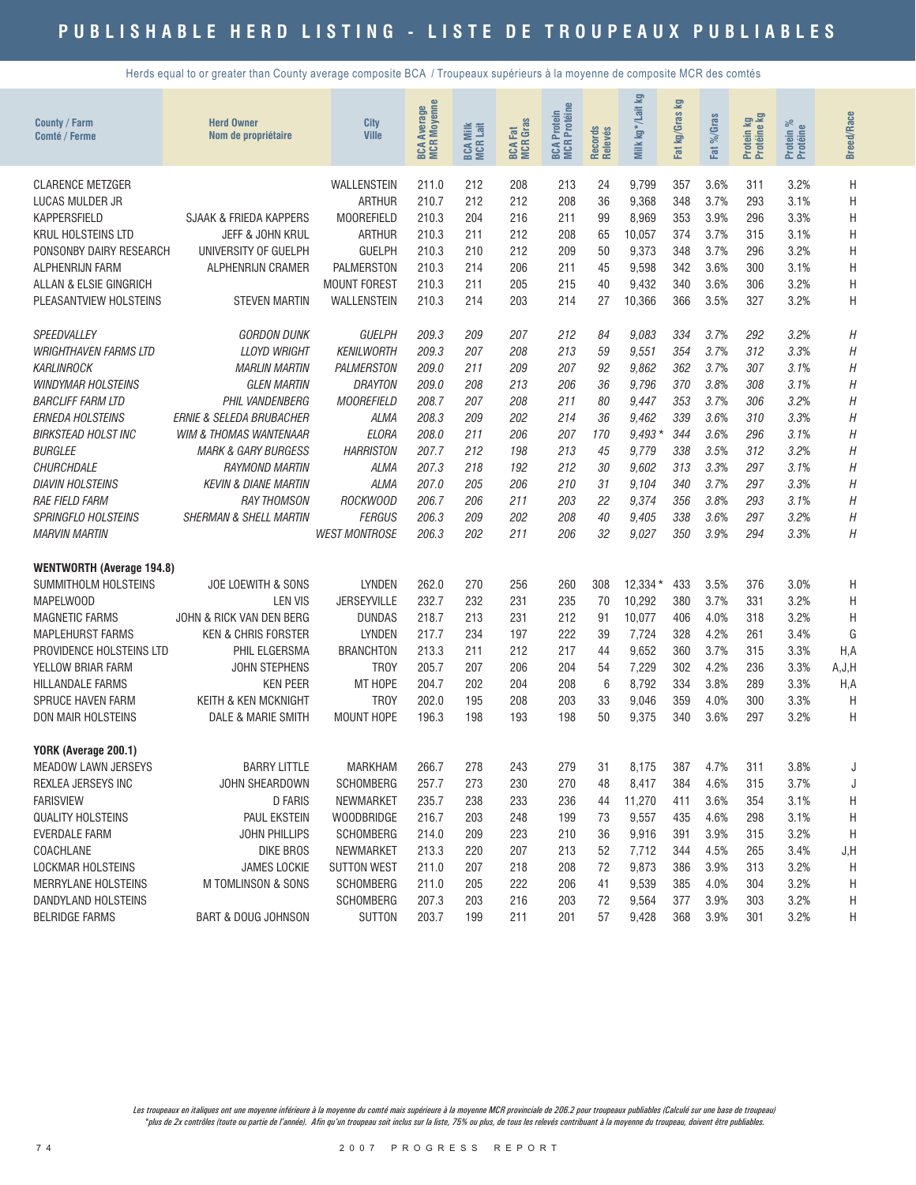# PUBLISHABLE HERD LISTING - LISTE DE TROUPEAUX PUBLIABLES

Herds equal to or greater than County average composite BCA / Troupeaux supérieurs à la moyenne de composite MCR des comtés

| County / Farm<br>Comté / Ferme | Herd Owner<br>Nom de propriétaire | City<br>Ville | BCA Average<br>MCR Moyenne | BCA Milk<br>MCR Lait | BCA Fat<br>MCR Gras | BCA Protein<br>MCR Protéine | Records<br>Relevés | Milk kg*/Lait kg | Fat kg/Gras kg | Fat %/Gras | Protein kg<br>Protéine kg | Protein %<br>Protéine | Breed/Race |
|---|---|---|---|---|---|---|---|---|---|---|---|---|---|
| CLARENCE METZGER | | WALLENSTEIN | 211.0 | 212 | 208 | 213 | 24 | 9,799 | 357 | 3.6% | 311 | 3.2% | H |
| LUCAS MULDER JR | | ARTHUR | 210.7 | 212 | 212 | 208 | 36 | 9,368 | 348 | 3.7% | 293 | 3.1% | H |
| KAPPERSFIELD | SJAAK & FRIEDA KAPPERS | MOOREFIELD | 210.3 | 204 | 216 | 211 | 99 | 8,969 | 353 | 3.9% | 296 | 3.3% | H |
| KRUL HOLSTEINS LTD | JEFF & JOHN KRUL | ARTHUR | 210.3 | 211 | 212 | 208 | 65 | 10,057 | 374 | 3.7% | 315 | 3.1% | H |
| PONSONBY DAIRY RESEARCH | UNIVERSITY OF GUELPH | GUELPH | 210.3 | 210 | 212 | 209 | 50 | 9,373 | 348 | 3.7% | 296 | 3.2% | H |
| ALPHENRIJN FARM | ALPHENRIJN CRAMER | PALMERSTON | 210.3 | 214 | 206 | 211 | 45 | 9,598 | 342 | 3.6% | 300 | 3.1% | H |
| ALLAN & ELSIE GINGRICH | | MOUNT FOREST | 210.3 | 211 | 205 | 215 | 40 | 9,432 | 340 | 3.6% | 306 | 3.2% | H |
| PLEASANTVIEW HOLSTEINS | STEVEN MARTIN | WALLENSTEIN | 210.3 | 214 | 203 | 214 | 27 | 10,366 | 366 | 3.5% | 327 | 3.2% | H |
| *SPEEDVALLEY* | *GORDON DUNK* | *GUELPH* | *209.3* | *209* | *207* | *212* | *84* | *9,083* | *334* | *3.7%* | *292* | *3.2%* | *H* |
| *WRIGHTHAVEN FARMS LTD* | *LLOYD WRIGHT* | *KENILWORTH* | *209.3* | *207* | *208* | *213* | *59* | *9,551* | *354* | *3.7%* | *312* | *3.3%* | *H* |
| *KARLINROCK* | *MARLIN MARTIN* | *PALMERSTON* | *209.0* | *211* | *209* | *207* | *92* | *9,862* | *362* | *3.7%* | *307* | *3.1%* | *H* |
| *WINDYMAR HOLSTEINS* | *GLEN MARTIN* | *DRAYTON* | *209.0* | *208* | *213* | *206* | *36* | *9,796* | *370* | *3.8%* | *308* | *3.1%* | *H* |
| *BARCLIFF FARM LTD* | *PHIL VANDENBERG* | *MOOREFIELD* | *208.7* | *207* | *208* | *211* | *80* | *9,447* | *353* | *3.7%* | *306* | *3.2%* | *H* |
| *ERNEDA HOLSTEINS* | *ERNIE & SELEDA BRUBACHER* | *ALMA* | *208.3* | *209* | *202* | *214* | *36* | *9,462* | *339* | *3.6%* | *310* | *3.3%* | *H* |
| *BIRKSTEAD HOLST INC* | *WIM & THOMAS WANTENAAR* | *ELORA* | *208.0* | *211* | *206* | *207* | *170* | *9,493 ** | *344* | *3.6%* | *296* | *3.1%* | *H* |
| *BURGLEE* | *MARK & GARY BURGESS* | *HARRISTON* | *207.7* | *212* | *198* | *213* | *45* | *9,779* | *338* | *3.5%* | *312* | *3.2%* | *H* |
| *CHURCHDALE* | *RAYMOND MARTIN* | *ALMA* | *207.3* | *218* | *192* | *212* | *30* | *9,602* | *313* | *3.3%* | *297* | *3.1%* | *H* |
| *DIAVIN HOLSTEINS* | *KEVIN & DIANE MARTIN* | *ALMA* | *207.0* | *205* | *206* | *210* | *31* | *9,104* | *340* | *3.7%* | *297* | *3.3%* | *H* |
| *RAE FIELD FARM* | *RAY THOMSON* | *ROCKWOOD* | *206.7* | *206* | *211* | *203* | *22* | *9,374* | *356* | *3.8%* | *293* | *3.1%* | *H* |
| *SPRINGFLO HOLSTEINS* | *SHERMAN & SHELL MARTIN* | *FERGUS* | *206.3* | *209* | *202* | *208* | *40* | *9,405* | *338* | *3.6%* | *297* | *3.2%* | *H* |
| *MARVIN MARTIN* | | *WEST MONTROSE* | *206.3* | *202* | *211* | *206* | *32* | *9,027* | *350* | *3.9%* | *294* | *3.3%* | *H* |
| **WENTWORTH (Average 194.8)** | | | | | | | | | | | | | |
| SUMMITHOLM HOLSTEINS | JOE LOEWITH & SONS | LYNDEN | 262.0 | 270 | 256 | 260 | 308 | 12,334 * | 433 | 3.5% | 376 | 3.0% | H |
| MAPELWOOD | LEN VIS | JERSEYVILLE | 232.7 | 232 | 231 | 235 | 70 | 10,292 | 380 | 3.7% | 331 | 3.2% | H |
| MAGNETIC FARMS | JOHN & RICK VAN DEN BERG | DUNDAS | 218.7 | 213 | 231 | 212 | 91 | 10,077 | 406 | 4.0% | 318 | 3.2% | H |
| MAPLEHURST FARMS | KEN & CHRIS FORSTER | LYNDEN | 217.7 | 234 | 197 | 222 | 39 | 7,724 | 328 | 4.2% | 261 | 3.4% | G |
| PROVIDENCE HOLSTEINS LTD | PHIL ELGERSMA | BRANCHTON | 213.3 | 211 | 212 | 217 | 44 | 9,652 | 360 | 3.7% | 315 | 3.3% | H,A |
| YELLOW BRIAR FARM | JOHN STEPHENS | TROY | 205.7 | 207 | 206 | 204 | 54 | 7,229 | 302 | 4.2% | 236 | 3.3% | A,J,H |
| HILLANDALE FARMS | KEN PEER | MT HOPE | 204.7 | 202 | 204 | 208 | 6 | 8,792 | 334 | 3.8% | 289 | 3.3% | H,A |
| SPRUCE HAVEN FARM | KEITH & KEN MCKNIGHT | TROY | 202.0 | 195 | 208 | 203 | 33 | 9,046 | 359 | 4.0% | 300 | 3.3% | H |
| DON MAIR HOLSTEINS | DALE & MARIE SMITH | MOUNT HOPE | 196.3 | 198 | 193 | 198 | 50 | 9,375 | 340 | 3.6% | 297 | 3.2% | H |
| **YORK (Average 200.1)** | | | | | | | | | | | | | |
| MEADOW LAWN JERSEYS | BARRY LITTLE | MARKHAM | 266.7 | 278 | 243 | 279 | 31 | 8,175 | 387 | 4.7% | 311 | 3.8% | J |
| REXLEA JERSEYS INC | JOHN SHEARDOWN | SCHOMBERG | 257.7 | 273 | 230 | 270 | 48 | 8,417 | 384 | 4.6% | 315 | 3.7% | J |
| FARISVIEW | D FARIS | NEWMARKET | 235.7 | 238 | 233 | 236 | 44 | 11,270 | 411 | 3.6% | 354 | 3.1% | H |
| QUALITY HOLSTEINS | PAUL EKSTEIN | WOODBRIDGE | 216.7 | 203 | 248 | 199 | 73 | 9,557 | 435 | 4.6% | 298 | 3.1% | H |
| EVERDALE FARM | JOHN PHILLIPS | SCHOMBERG | 214.0 | 209 | 223 | 210 | 36 | 9,916 | 391 | 3.9% | 315 | 3.2% | H |
| COACHLANE | DIKE BROS | NEWMARKET | 213.3 | 220 | 207 | 213 | 52 | 7,712 | 344 | 4.5% | 265 | 3.4% | J,H |
| LOCKMAR HOLSTEINS | JAMES LOCKIE | SUTTON WEST | 211.0 | 207 | 218 | 208 | 72 | 9,873 | 386 | 3.9% | 313 | 3.2% | H |
| MERRYLANE HOLSTEINS | M TOMLINSON & SONS | SCHOMBERG | 211.0 | 205 | 222 | 206 | 41 | 9,539 | 385 | 4.0% | 304 | 3.2% | H |
| DANDYLAND HOLSTEINS | | SCHOMBERG | 207.3 | 203 | 216 | 203 | 72 | 9,564 | 377 | 3.9% | 303 | 3.2% | H |
| BELRIDGE FARMS | BART & DOUG JOHNSON | SUTTON | 203.7 | 199 | 211 | 201 | 57 | 9,428 | 368 | 3.9% | 301 | 3.2% | H |

*Les troupeaux en italiques ont une moyenne inférieure à la moyenne du comté mais supérieure à la moyenne MCR provinciale de 206.2 pour troupeaux publiables (Calculé sur une base de troupeau)*
*\*plus de 2x contrôles (toute ou partie de l'année). Afin qu'un troupeau soit inclus sur la liste, 75% ou plus, de tous les relevés contribuant à la moyenne du troupeau, doivent être publiables.*